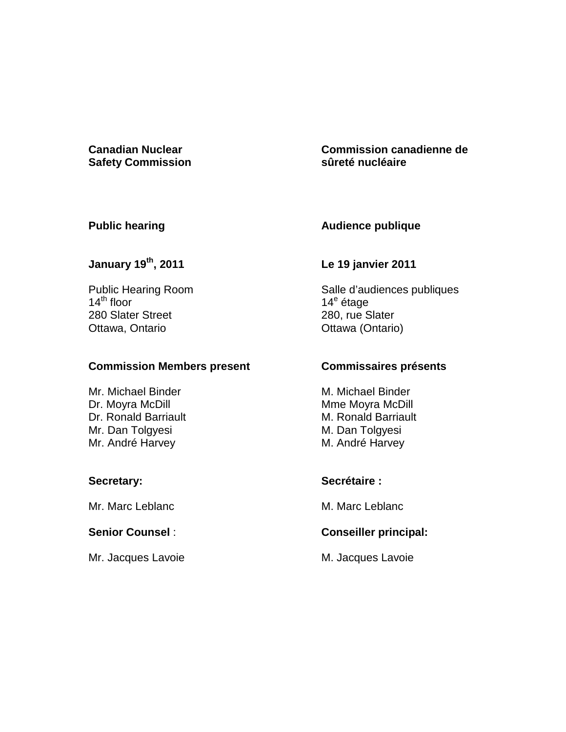**Canadian Nuclear Safety Commission**

**Commission canadienne de sûreté nucléaire**

**Public hearing**

**Audience publique**

**January 19th, 2011**

**Le 19 janvier 2011**

Public Hearing Room
14th floor
280 Slater Street
Ottawa, Ontario

Salle d'audiences publiques
14e étage
280, rue Slater
Ottawa (Ontario)

**Commission Members present**

Mr. Michael Binder
Dr. Moyra McDill
Dr. Ronald Barriault
Mr. Dan Tolgyesi
Mr. André Harvey

**Commissaires présents**

M. Michael Binder
Mme Moyra McDill
M. Ronald Barriault
M. Dan Tolgyesi
M. André Harvey

**Secretary:**

Mr. Marc Leblanc

**Secrétaire :**

M. Marc Leblanc

**Senior Counsel** :

Mr. Jacques Lavoie

**Conseiller principal:**

M. Jacques Lavoie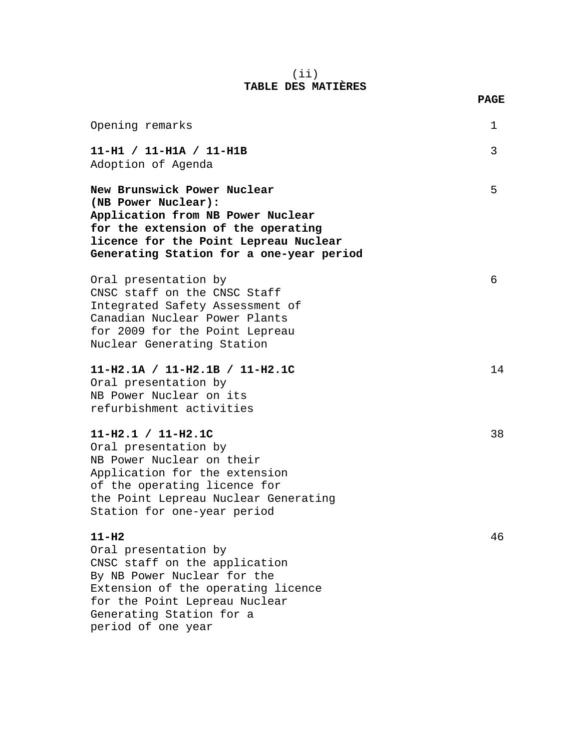# TABLE DES MATIÈRES

| | PAGE |
|---|---|
| Opening remarks | 1 |
| **11-H1 / 11-H1A / 11-H1B**<br>Adoption of Agenda | 3 |
| **New Brunswick Power Nuclear (NB Power Nuclear): Application from NB Power Nuclear for the extension of the operating licence for the Point Lepreau Nuclear Generating Station for a one-year period** | 5 |
| Oral presentation by CNSC staff on the CNSC Staff Integrated Safety Assessment of Canadian Nuclear Power Plants for 2009 for the Point Lepreau Nuclear Generating Station | 6 |
| **11-H2.1A / 11-H2.1B / 11-H2.1C**<br>Oral presentation by NB Power Nuclear on its refurbishment activities | 14 |
| **11-H2.1 / 11-H2.1C**<br>Oral presentation by NB Power Nuclear on their Application for the extension of the operating licence for the Point Lepreau Nuclear Generating Station for one-year period | 38 |
| **11-H2**<br>Oral presentation by CNSC staff on the application By NB Power Nuclear for the Extension of the operating licence for the Point Lepreau Nuclear Generating Station for a period of one year | 46 |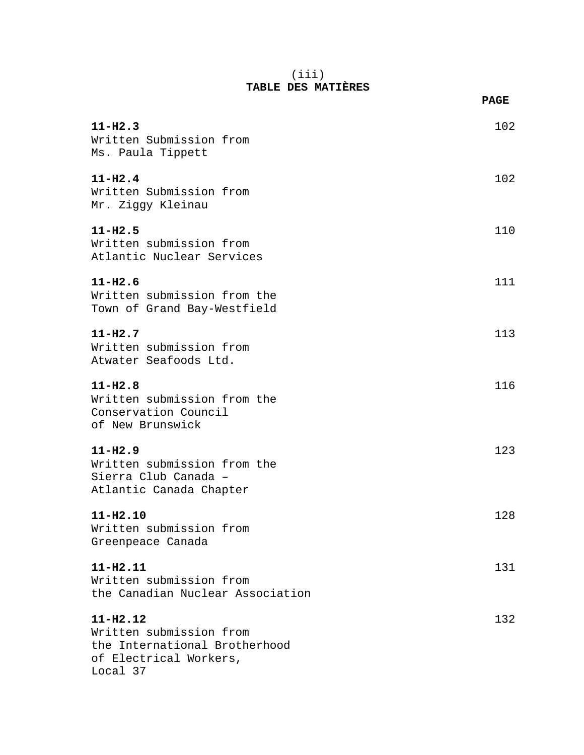# TABLE DES MATIÈRES

| | PAGE |
|---|---|
| **11-H2.3**<br>Written Submission from<br>Ms. Paula Tippett | 102 |
| **11-H2.4**<br>Written Submission from<br>Mr. Ziggy Kleinau | 102 |
| **11-H2.5**<br>Written submission from<br>Atlantic Nuclear Services | 110 |
| **11-H2.6**<br>Written submission from the<br>Town of Grand Bay-Westfield | 111 |
| **11-H2.7**<br>Written submission from<br>Atwater Seafoods Ltd. | 113 |
| **11-H2.8**<br>Written submission from the<br>Conservation Council<br>of New Brunswick | 116 |
| **11-H2.9**<br>Written submission from the<br>Sierra Club Canada –<br>Atlantic Canada Chapter | 123 |
| **11-H2.10**<br>Written submission from<br>Greenpeace Canada | 128 |
| **11-H2.11**<br>Written submission from<br>the Canadian Nuclear Association | 131 |
| **11-H2.12**<br>Written submission from<br>the International Brotherhood<br>of Electrical Workers,<br>Local 37 | 132 |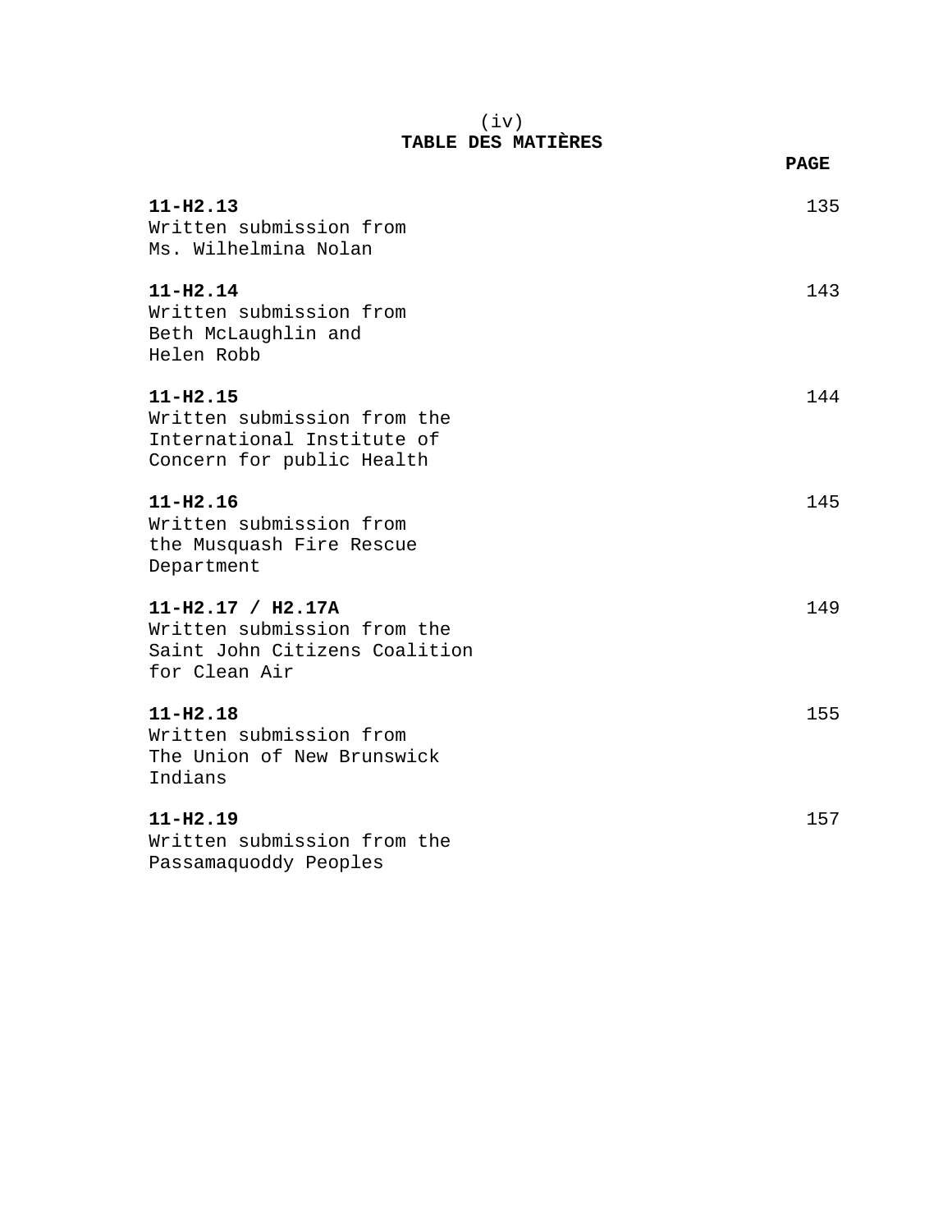(iv)

## TABLE DES MATIÈRES

| | PAGE |
|---|---|
| **11-H2.13**<br>Written submission from<br>Ms. Wilhelmina Nolan | 135 |
| **11-H2.14**<br>Written submission from<br>Beth McLaughlin and<br>Helen Robb | 143 |
| **11-H2.15**<br>Written submission from the<br>International Institute of<br>Concern for public Health | 144 |
| **11-H2.16**<br>Written submission from<br>the Musquash Fire Rescue<br>Department | 145 |
| **11-H2.17 / H2.17A**<br>Written submission from the<br>Saint John Citizens Coalition<br>for Clean Air | 149 |
| **11-H2.18**<br>Written submission from<br>The Union of New Brunswick<br>Indians | 155 |
| **11-H2.19**<br>Written submission from the<br>Passamaquoddy Peoples | 157 |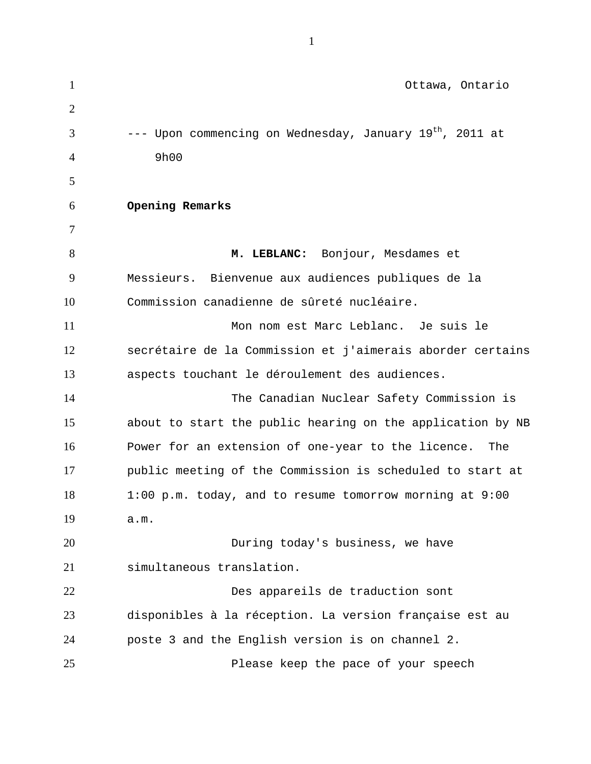Ottawa, Ontario

--- Upon commencing on Wednesday, January 19th, 2011 at 9h00

**Opening Remarks**

**M. LEBLANC:** Bonjour, Mesdames et Messieurs. Bienvenue aux audiences publiques de la Commission canadienne de sûreté nucléaire.

Mon nom est Marc Leblanc. Je suis le secrétaire de la Commission et j'aimerais aborder certains aspects touchant le déroulement des audiences.

The Canadian Nuclear Safety Commission is about to start the public hearing on the application by NB Power for an extension of one-year to the licence. The public meeting of the Commission is scheduled to start at 1:00 p.m. today, and to resume tomorrow morning at 9:00 a.m.

During today's business, we have simultaneous translation.

Des appareils de traduction sont disponibles à la réception. La version française est au poste 3 and the English version is on channel 2.

Please keep the pace of your speech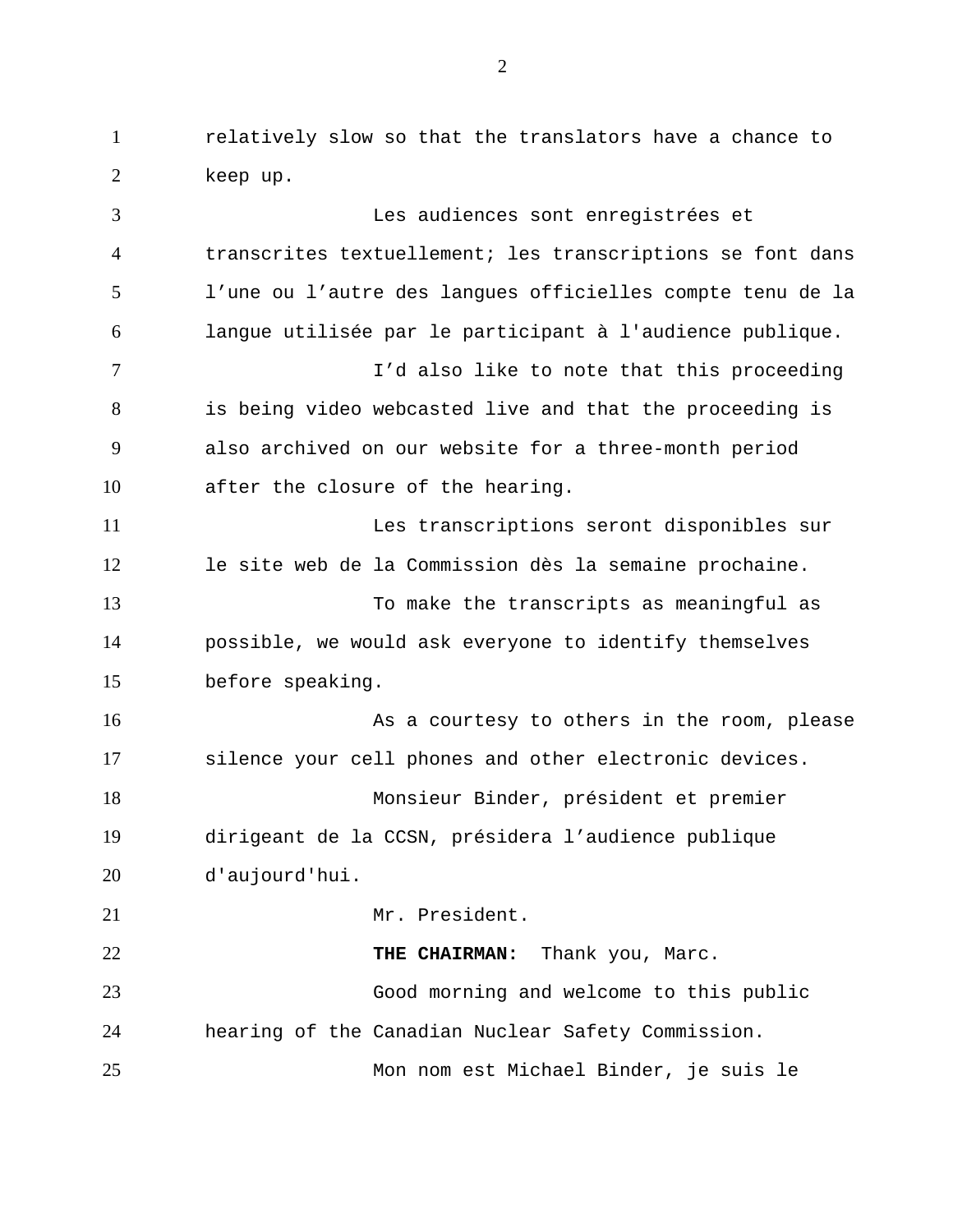relatively slow so that the translators have a chance to keep up.

Les audiences sont enregistrées et transcrites textuellement; les transcriptions se font dans l'une ou l'autre des langues officielles compte tenu de la langue utilisée par le participant à l'audience publique.

I'd also like to note that this proceeding is being video webcasted live and that the proceeding is also archived on our website for a three-month period after the closure of the hearing.

Les transcriptions seront disponibles sur le site web de la Commission dès la semaine prochaine.

To make the transcripts as meaningful as possible, we would ask everyone to identify themselves before speaking.

As a courtesy to others in the room, please silence your cell phones and other electronic devices.

Monsieur Binder, président et premier dirigeant de la CCSN, présidera l'audience publique d'aujourd'hui.

Mr. President.

**THE CHAIRMAN:** Thank you, Marc.

Good morning and welcome to this public hearing of the Canadian Nuclear Safety Commission.

Mon nom est Michael Binder, je suis le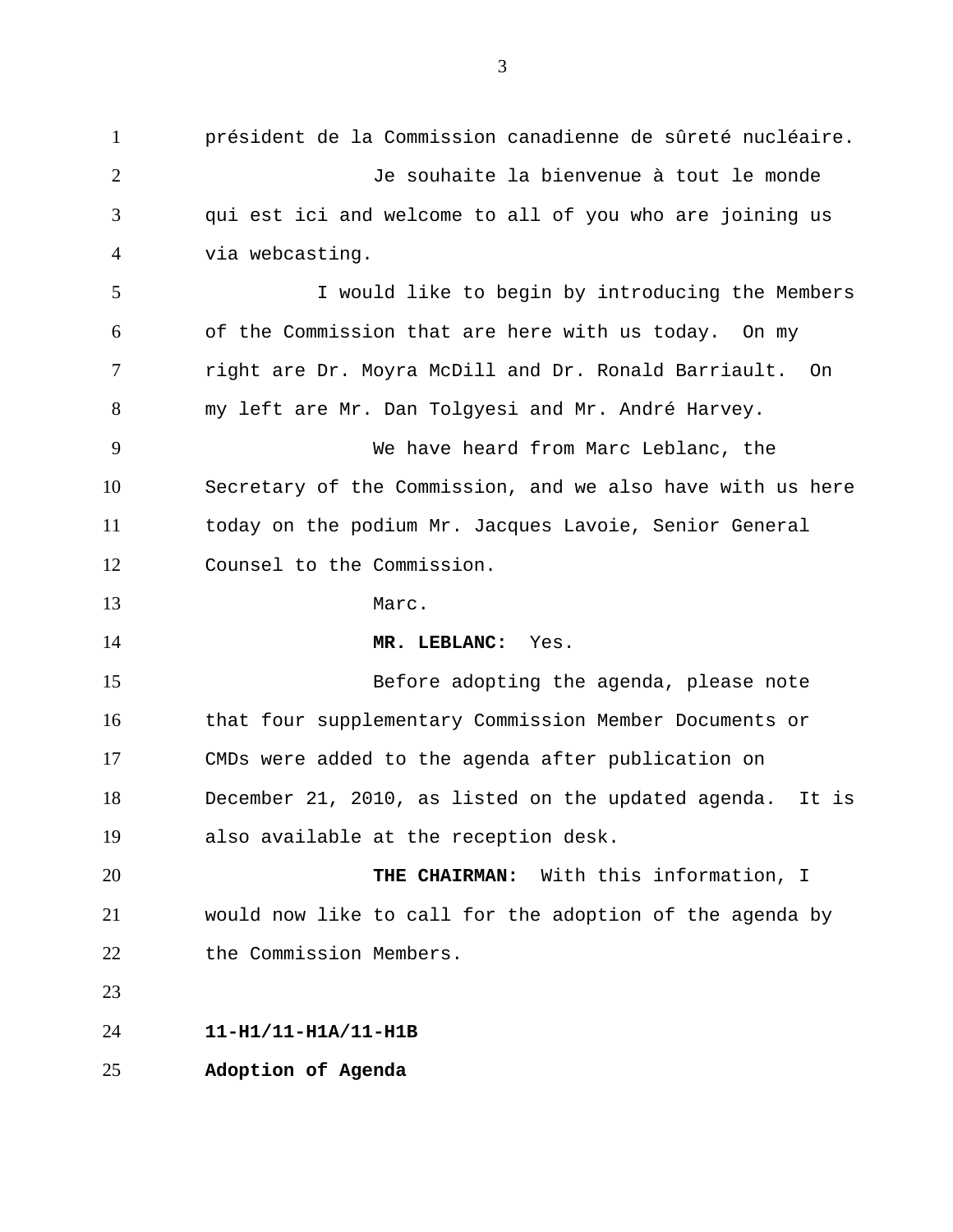président de la Commission canadienne de sûreté nucléaire.

Je souhaite la bienvenue à tout le monde qui est ici and welcome to all of you who are joining us via webcasting.

I would like to begin by introducing the Members of the Commission that are here with us today. On my right are Dr. Moyra McDill and Dr. Ronald Barriault. On my left are Mr. Dan Tolgyesi and Mr. André Harvey.

We have heard from Marc Leblanc, the Secretary of the Commission, and we also have with us here today on the podium Mr. Jacques Lavoie, Senior General Counsel to the Commission.

Marc.

**MR. LEBLANC:** Yes.

Before adopting the agenda, please note that four supplementary Commission Member Documents or CMDs were added to the agenda after publication on December 21, 2010, as listed on the updated agenda. It is also available at the reception desk.

**THE CHAIRMAN:** With this information, I would now like to call for the adoption of the agenda by the Commission Members.

**11-H1/11-H1A/11-H1B**

**Adoption of Agenda**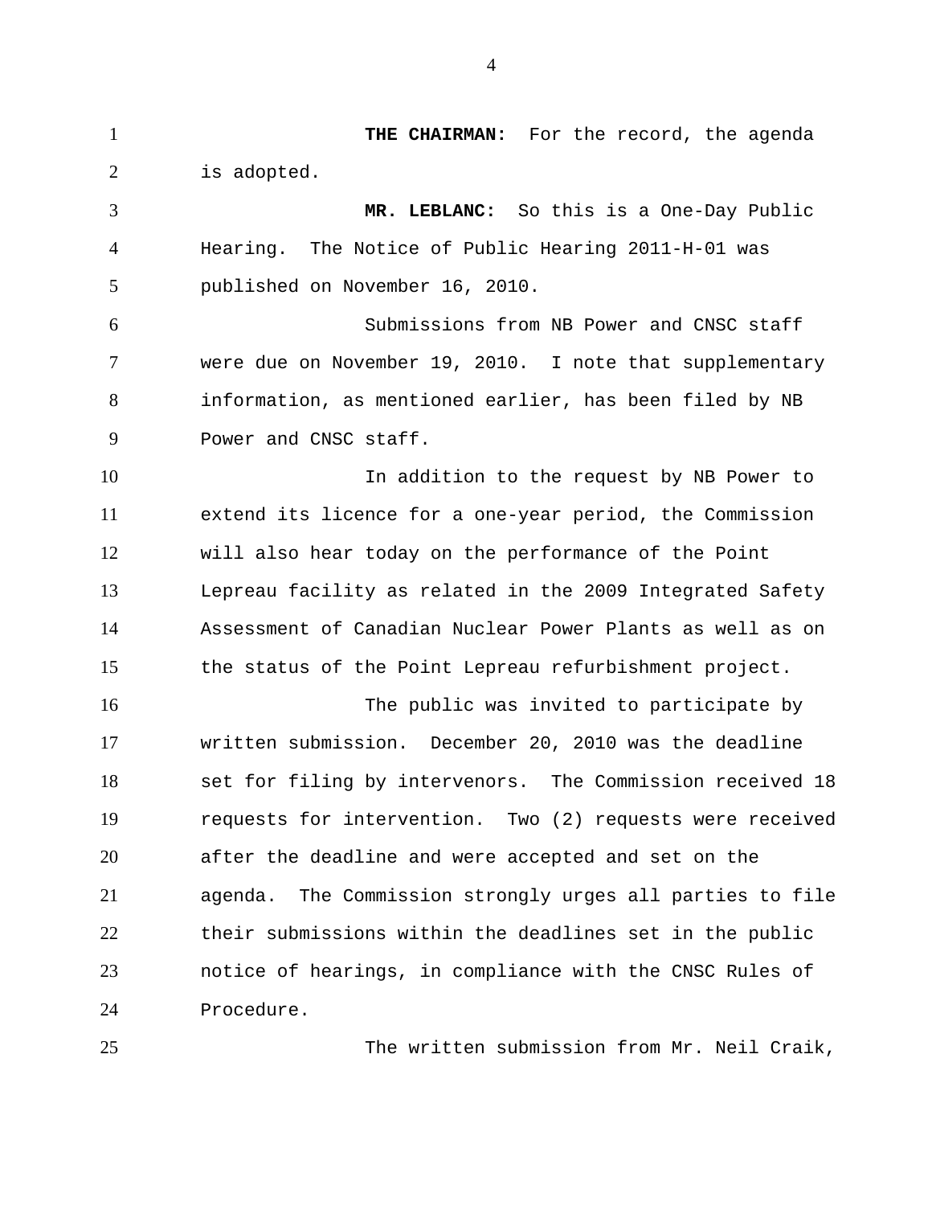**THE CHAIRMAN:** For the record, the agenda is adopted.

**MR. LEBLANC:** So this is a One-Day Public Hearing. The Notice of Public Hearing 2011-H-01 was published on November 16, 2010.

Submissions from NB Power and CNSC staff were due on November 19, 2010. I note that supplementary information, as mentioned earlier, has been filed by NB Power and CNSC staff.

In addition to the request by NB Power to extend its licence for a one-year period, the Commission will also hear today on the performance of the Point Lepreau facility as related in the 2009 Integrated Safety Assessment of Canadian Nuclear Power Plants as well as on the status of the Point Lepreau refurbishment project.

The public was invited to participate by written submission. December 20, 2010 was the deadline set for filing by intervenors. The Commission received 18 requests for intervention. Two (2) requests were received after the deadline and were accepted and set on the agenda. The Commission strongly urges all parties to file their submissions within the deadlines set in the public notice of hearings, in compliance with the CNSC Rules of Procedure.

The written submission from Mr. Neil Craik,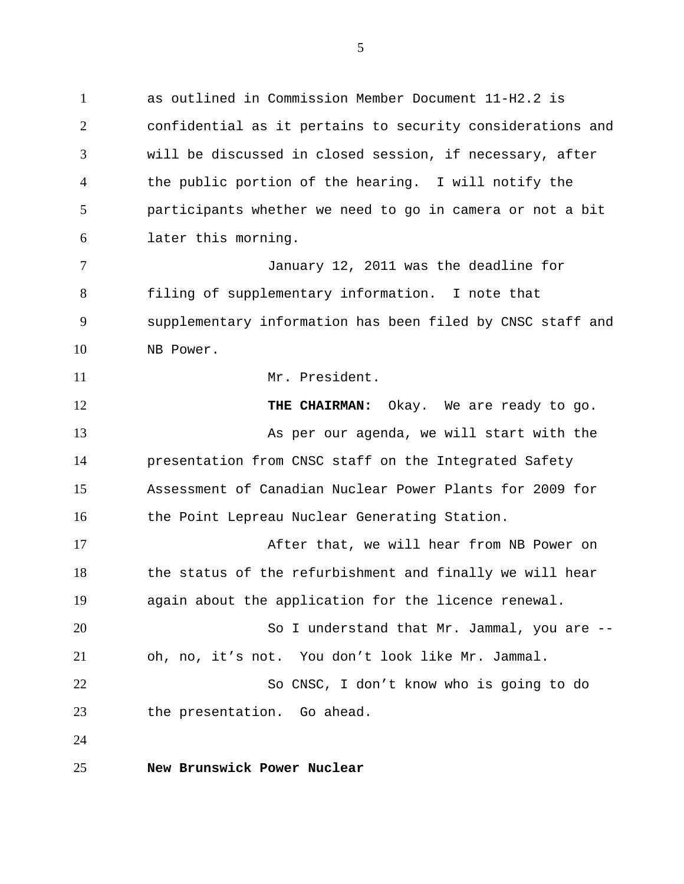as outlined in Commission Member Document 11-H2.2 is confidential as it pertains to security considerations and will be discussed in closed session, if necessary, after the public portion of the hearing. I will notify the participants whether we need to go in camera or not a bit later this morning.

January 12, 2011 was the deadline for filing of supplementary information. I note that supplementary information has been filed by CNSC staff and NB Power.

Mr. President.

**THE CHAIRMAN:** Okay. We are ready to go.

As per our agenda, we will start with the presentation from CNSC staff on the Integrated Safety Assessment of Canadian Nuclear Power Plants for 2009 for the Point Lepreau Nuclear Generating Station.

After that, we will hear from NB Power on the status of the refurbishment and finally we will hear again about the application for the licence renewal.

So I understand that Mr. Jammal, you are -- oh, no, it's not. You don't look like Mr. Jammal.

So CNSC, I don't know who is going to do the presentation. Go ahead.

**New Brunswick Power Nuclear**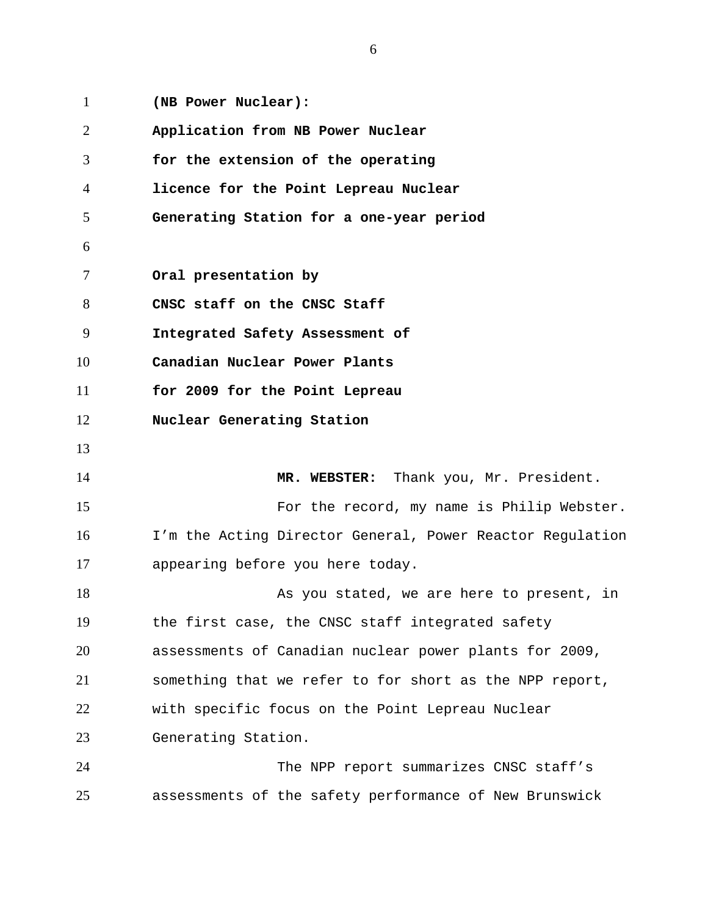**(NB Power Nuclear):**
**Application from NB Power Nuclear for the extension of the operating licence for the Point Lepreau Nuclear Generating Station for a one-year period**

**Oral presentation by CNSC staff on the CNSC Staff Integrated Safety Assessment of Canadian Nuclear Power Plants for 2009 for the Point Lepreau Nuclear Generating Station**

**MR. WEBSTER:** Thank you, Mr. President.

For the record, my name is Philip Webster. I'm the Acting Director General, Power Reactor Regulation appearing before you here today.

As you stated, we are here to present, in the first case, the CNSC staff integrated safety assessments of Canadian nuclear power plants for 2009, something that we refer to for short as the NPP report, with specific focus on the Point Lepreau Nuclear Generating Station.

The NPP report summarizes CNSC staff's assessments of the safety performance of New Brunswick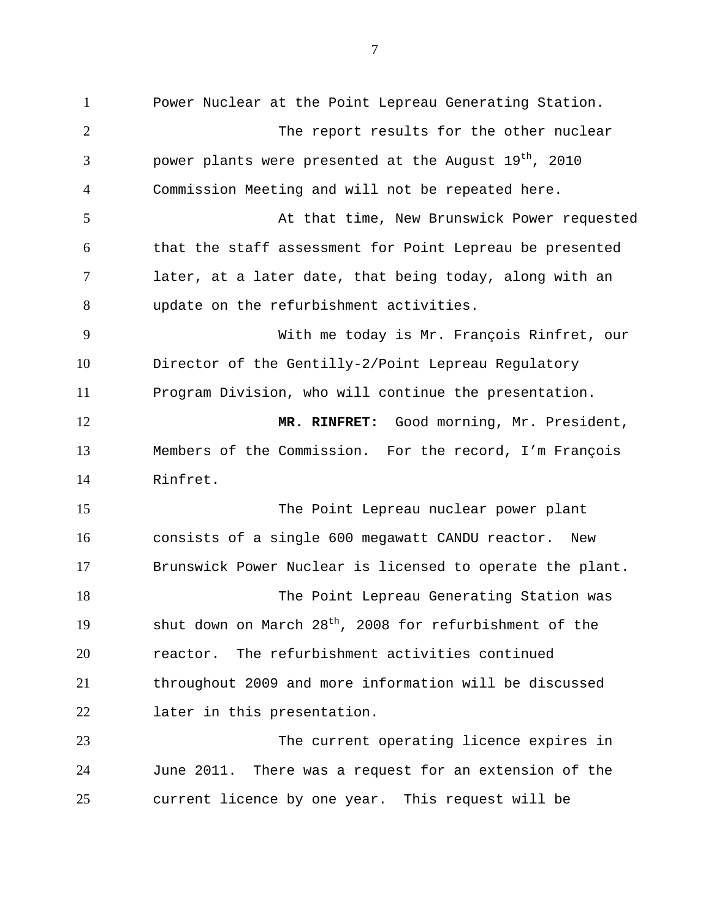Power Nuclear at the Point Lepreau Generating Station.

The report results for the other nuclear power plants were presented at the August 19th, 2010 Commission Meeting and will not be repeated here.

At that time, New Brunswick Power requested that the staff assessment for Point Lepreau be presented later, at a later date, that being today, along with an update on the refurbishment activities.

With me today is Mr. François Rinfret, our Director of the Gentilly-2/Point Lepreau Regulatory Program Division, who will continue the presentation.

**MR. RINFRET:** Good morning, Mr. President, Members of the Commission. For the record, I'm François Rinfret.

The Point Lepreau nuclear power plant consists of a single 600 megawatt CANDU reactor. New Brunswick Power Nuclear is licensed to operate the plant.

The Point Lepreau Generating Station was shut down on March 28th, 2008 for refurbishment of the reactor. The refurbishment activities continued throughout 2009 and more information will be discussed later in this presentation.

The current operating licence expires in June 2011. There was a request for an extension of the current licence by one year. This request will be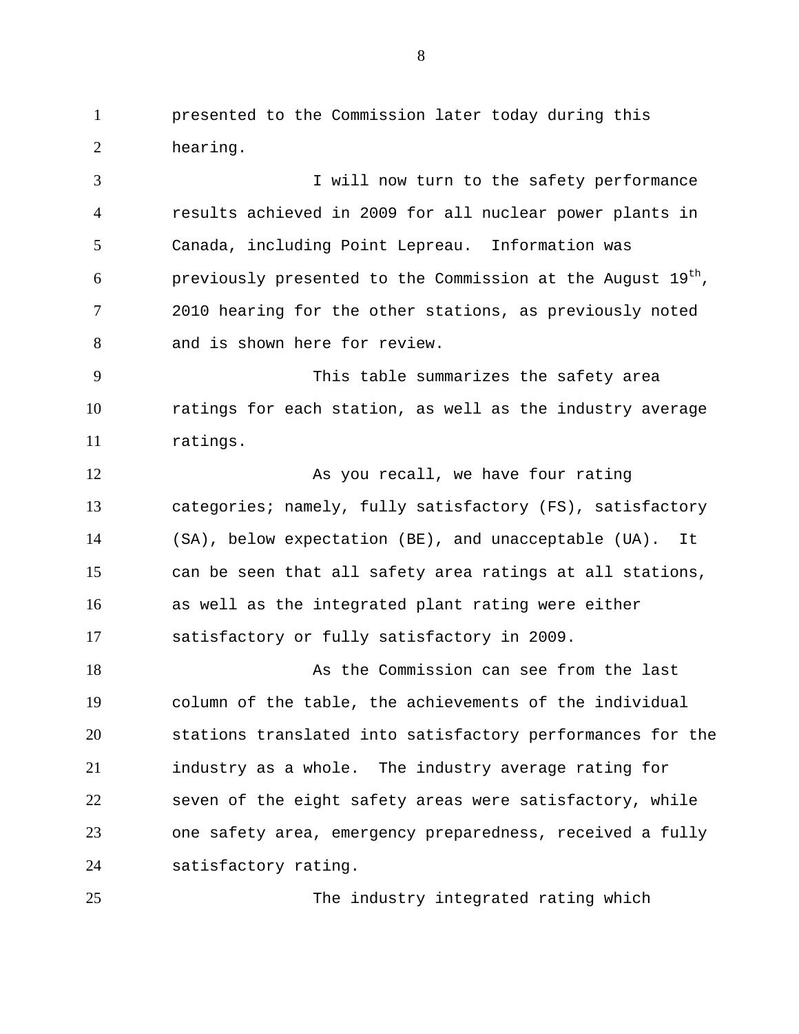presented to the Commission later today during this hearing.

I will now turn to the safety performance results achieved in 2009 for all nuclear power plants in Canada, including Point Lepreau. Information was previously presented to the Commission at the August 19th, 2010 hearing for the other stations, as previously noted and is shown here for review.

This table summarizes the safety area ratings for each station, as well as the industry average ratings.

As you recall, we have four rating categories; namely, fully satisfactory (FS), satisfactory (SA), below expectation (BE), and unacceptable (UA). It can be seen that all safety area ratings at all stations, as well as the integrated plant rating were either satisfactory or fully satisfactory in 2009.

As the Commission can see from the last column of the table, the achievements of the individual stations translated into satisfactory performances for the industry as a whole. The industry average rating for seven of the eight safety areas were satisfactory, while one safety area, emergency preparedness, received a fully satisfactory rating.

The industry integrated rating which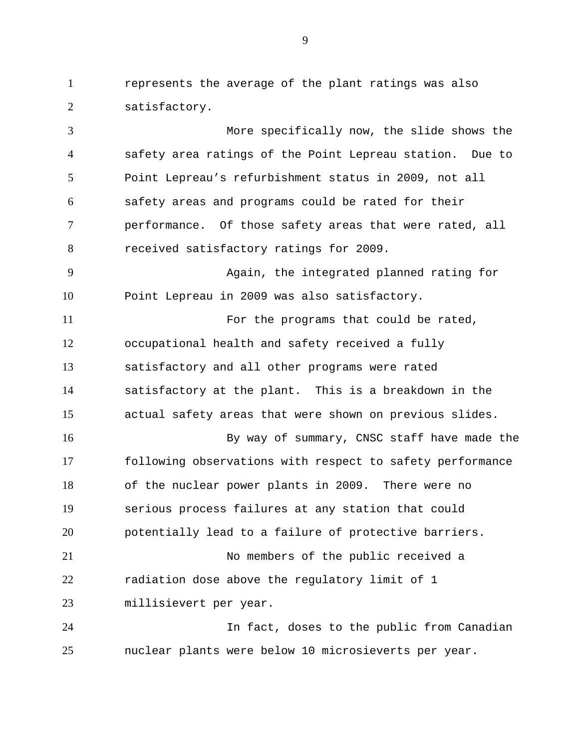represents the average of the plant ratings was also satisfactory.

More specifically now, the slide shows the safety area ratings of the Point Lepreau station. Due to Point Lepreau's refurbishment status in 2009, not all safety areas and programs could be rated for their performance. Of those safety areas that were rated, all received satisfactory ratings for 2009.

Again, the integrated planned rating for Point Lepreau in 2009 was also satisfactory.

For the programs that could be rated, occupational health and safety received a fully satisfactory and all other programs were rated satisfactory at the plant. This is a breakdown in the actual safety areas that were shown on previous slides.

By way of summary, CNSC staff have made the following observations with respect to safety performance of the nuclear power plants in 2009. There were no serious process failures at any station that could potentially lead to a failure of protective barriers.

No members of the public received a radiation dose above the regulatory limit of 1 millisievert per year.

In fact, doses to the public from Canadian nuclear plants were below 10 microsieverts per year.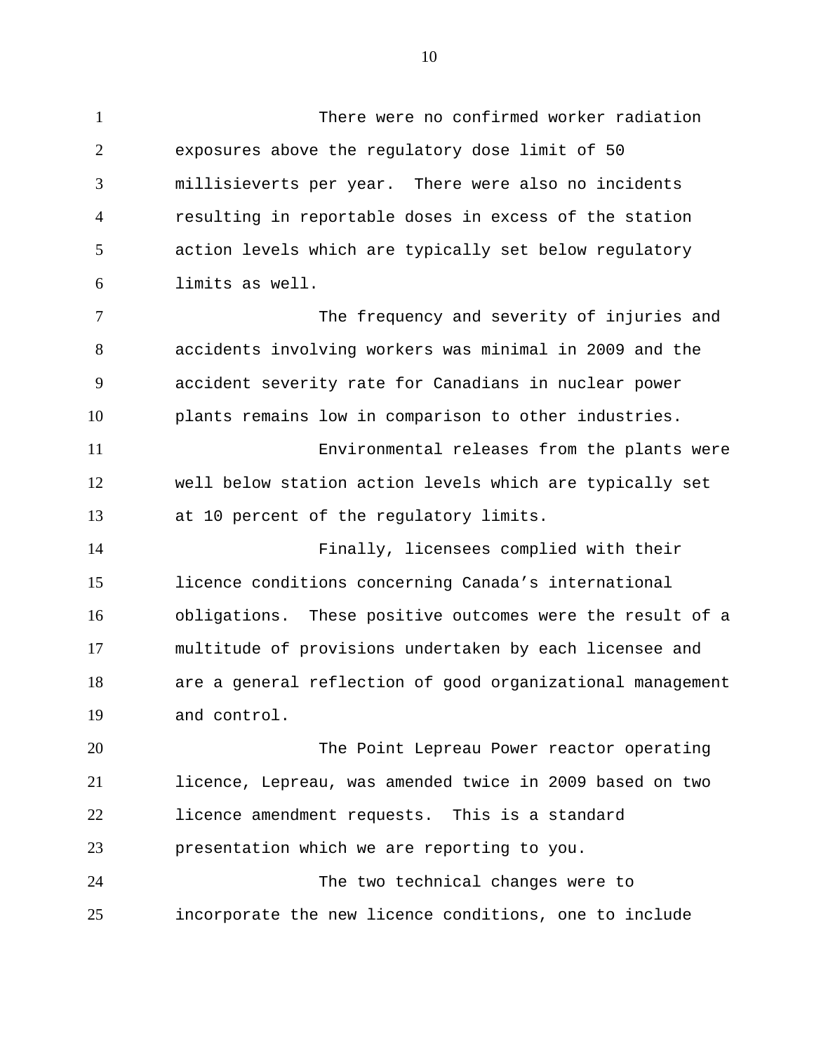There were no confirmed worker radiation exposures above the regulatory dose limit of 50 millisieverts per year. There were also no incidents resulting in reportable doses in excess of the station action levels which are typically set below regulatory limits as well.

The frequency and severity of injuries and accidents involving workers was minimal in 2009 and the accident severity rate for Canadians in nuclear power plants remains low in comparison to other industries.

Environmental releases from the plants were well below station action levels which are typically set at 10 percent of the regulatory limits.

Finally, licensees complied with their licence conditions concerning Canada's international obligations. These positive outcomes were the result of a multitude of provisions undertaken by each licensee and are a general reflection of good organizational management and control.

The Point Lepreau Power reactor operating licence, Lepreau, was amended twice in 2009 based on two licence amendment requests. This is a standard presentation which we are reporting to you.

The two technical changes were to incorporate the new licence conditions, one to include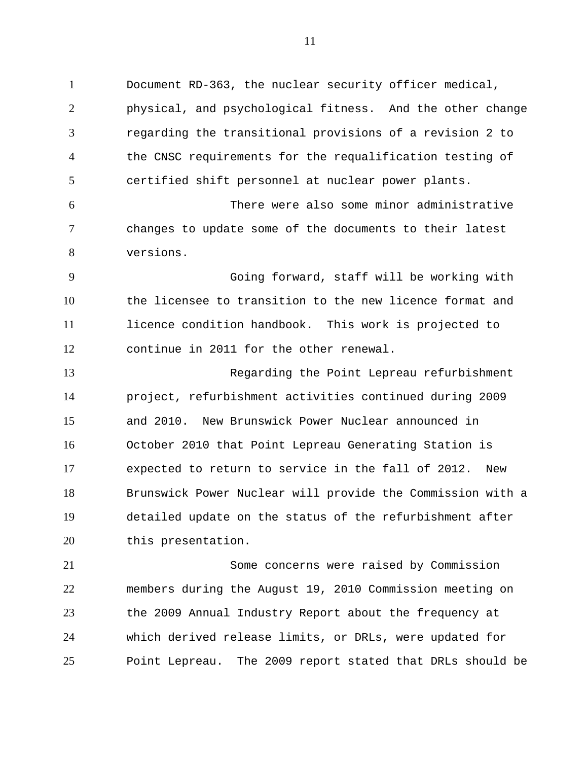Document RD-363, the nuclear security officer medical, physical, and psychological fitness. And the other change regarding the transitional provisions of a revision 2 to the CNSC requirements for the requalification testing of certified shift personnel at nuclear power plants.

There were also some minor administrative changes to update some of the documents to their latest versions.

Going forward, staff will be working with the licensee to transition to the new licence format and licence condition handbook. This work is projected to continue in 2011 for the other renewal.

Regarding the Point Lepreau refurbishment project, refurbishment activities continued during 2009 and 2010. New Brunswick Power Nuclear announced in October 2010 that Point Lepreau Generating Station is expected to return to service in the fall of 2012. New Brunswick Power Nuclear will provide the Commission with a detailed update on the status of the refurbishment after this presentation.

Some concerns were raised by Commission members during the August 19, 2010 Commission meeting on the 2009 Annual Industry Report about the frequency at which derived release limits, or DRLs, were updated for Point Lepreau. The 2009 report stated that DRLs should be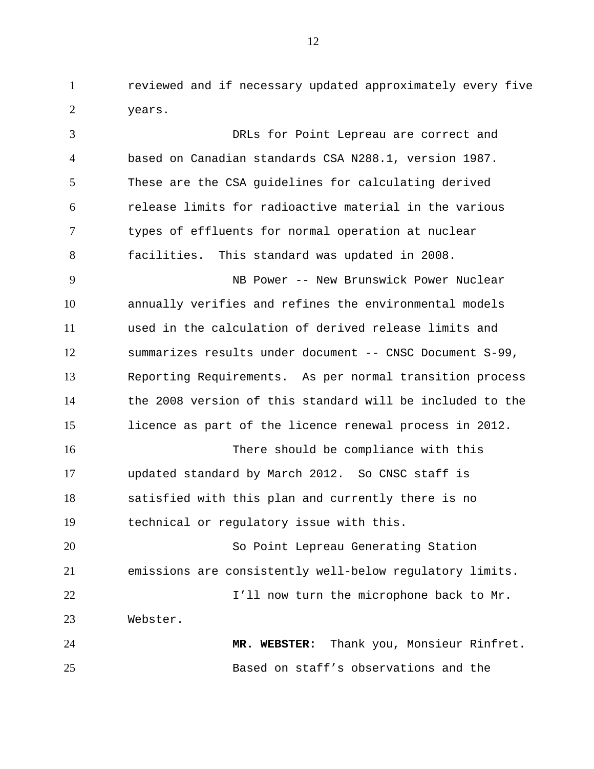reviewed and if necessary updated approximately every five years.

DRLs for Point Lepreau are correct and based on Canadian standards CSA N288.1, version 1987. These are the CSA guidelines for calculating derived release limits for radioactive material in the various types of effluents for normal operation at nuclear facilities. This standard was updated in 2008.

NB Power -- New Brunswick Power Nuclear annually verifies and refines the environmental models used in the calculation of derived release limits and summarizes results under document -- CNSC Document S-99, Reporting Requirements. As per normal transition process the 2008 version of this standard will be included to the licence as part of the licence renewal process in 2012.

There should be compliance with this updated standard by March 2012. So CNSC staff is satisfied with this plan and currently there is no technical or regulatory issue with this.

So Point Lepreau Generating Station emissions are consistently well-below regulatory limits.

I'll now turn the microphone back to Mr. Webster.

**MR. WEBSTER:** Thank you, Monsieur Rinfret.

Based on staff's observations and the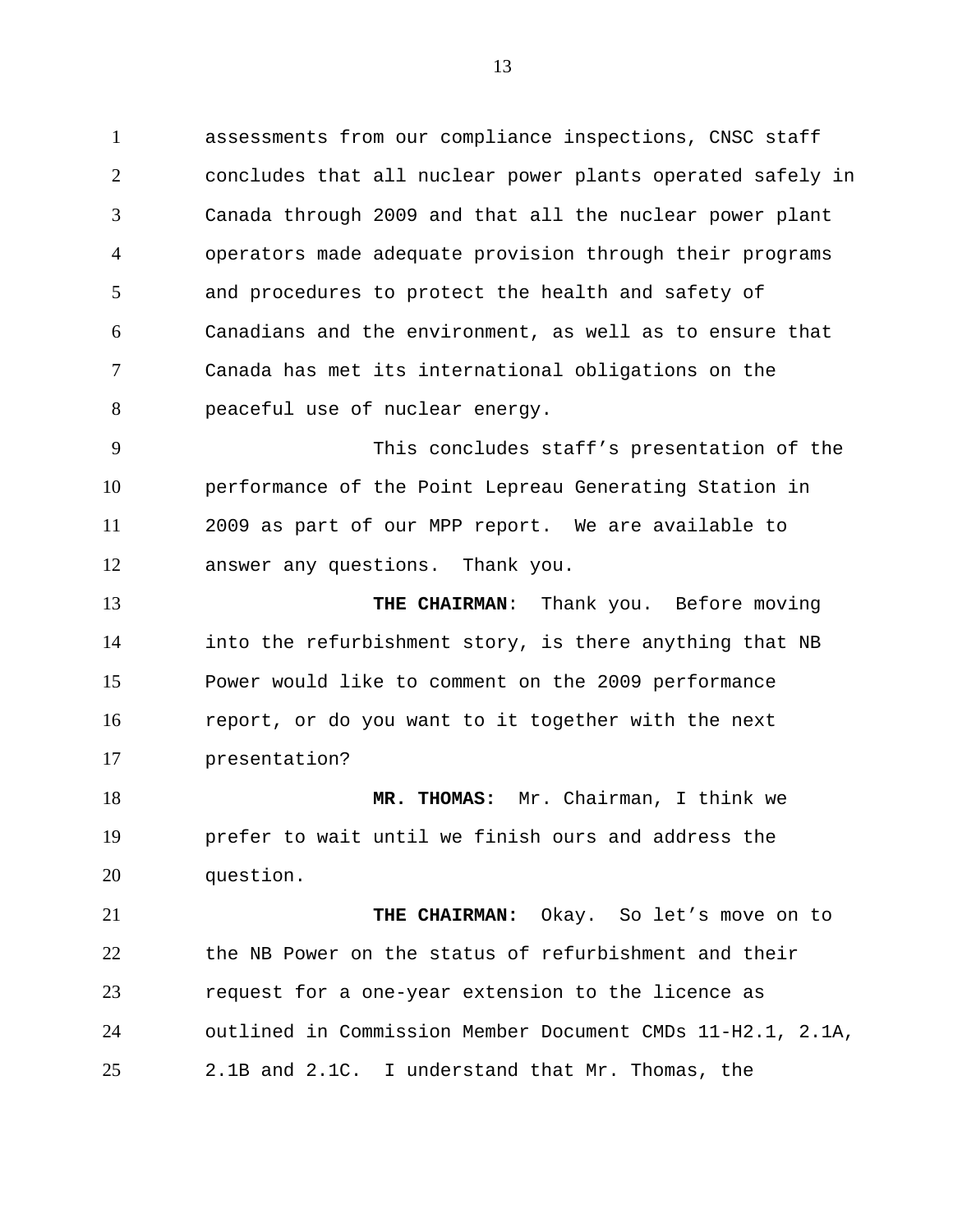assessments from our compliance inspections, CNSC staff concludes that all nuclear power plants operated safely in Canada through 2009 and that all the nuclear power plant operators made adequate provision through their programs and procedures to protect the health and safety of Canadians and the environment, as well as to ensure that Canada has met its international obligations on the peaceful use of nuclear energy.

This concludes staff's presentation of the performance of the Point Lepreau Generating Station in 2009 as part of our MPP report. We are available to answer any questions. Thank you.

**THE CHAIRMAN**: Thank you. Before moving into the refurbishment story, is there anything that NB Power would like to comment on the 2009 performance report, or do you want to it together with the next presentation?

**MR. THOMAS:** Mr. Chairman, I think we prefer to wait until we finish ours and address the question.

**THE CHAIRMAN:** Okay. So let's move on to the NB Power on the status of refurbishment and their request for a one-year extension to the licence as outlined in Commission Member Document CMDs 11-H2.1, 2.1A, 2.1B and 2.1C. I understand that Mr. Thomas, the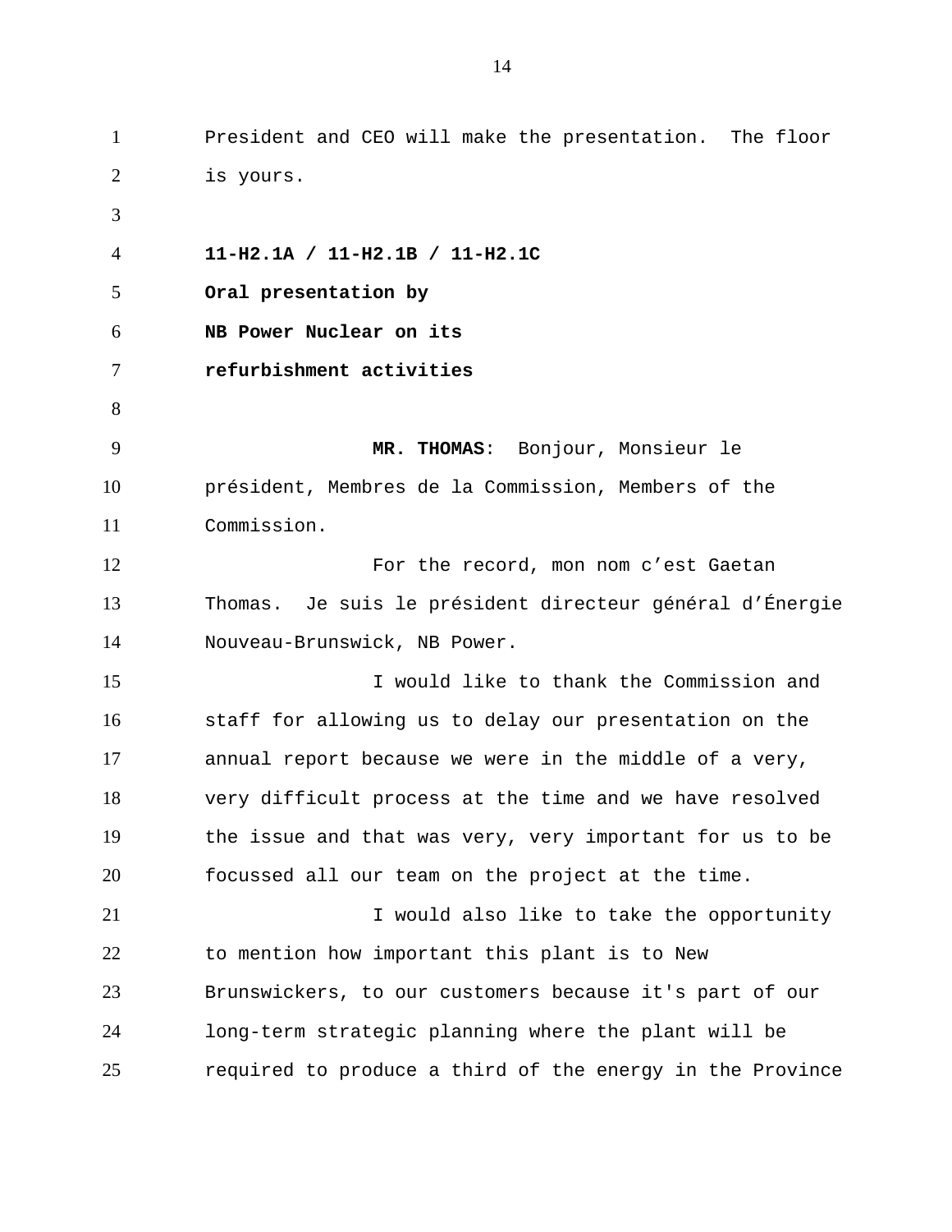President and CEO will make the presentation. The floor is yours.

**11-H2.1A / 11-H2.1B / 11-H2.1C**
**Oral presentation by**
**NB Power Nuclear on its**
**refurbishment activities**

**MR. THOMAS**: Bonjour, Monsieur le président, Membres de la Commission, Members of the Commission.

For the record, mon nom c’est Gaetan Thomas. Je suis le président directeur général d’Énergie Nouveau-Brunswick, NB Power.

I would like to thank the Commission and staff for allowing us to delay our presentation on the annual report because we were in the middle of a very, very difficult process at the time and we have resolved the issue and that was very, very important for us to be focussed all our team on the project at the time.

I would also like to take the opportunity to mention how important this plant is to New Brunswickers, to our customers because it's part of our long-term strategic planning where the plant will be required to produce a third of the energy in the Province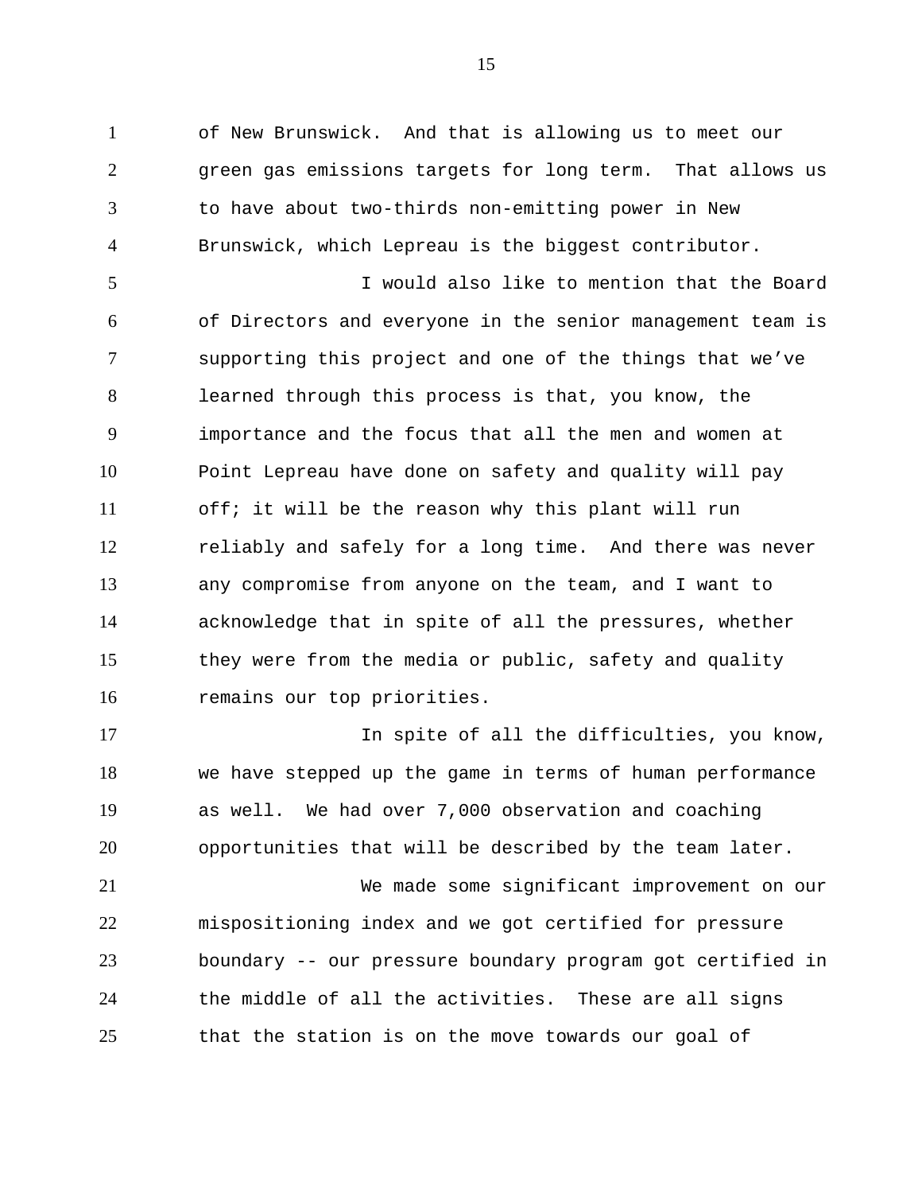of New Brunswick. And that is allowing us to meet our green gas emissions targets for long term. That allows us to have about two-thirds non-emitting power in New Brunswick, which Lepreau is the biggest contributor.

I would also like to mention that the Board of Directors and everyone in the senior management team is supporting this project and one of the things that we've learned through this process is that, you know, the importance and the focus that all the men and women at Point Lepreau have done on safety and quality will pay off; it will be the reason why this plant will run reliably and safely for a long time. And there was never any compromise from anyone on the team, and I want to acknowledge that in spite of all the pressures, whether they were from the media or public, safety and quality remains our top priorities.

In spite of all the difficulties, you know, we have stepped up the game in terms of human performance as well. We had over 7,000 observation and coaching opportunities that will be described by the team later.

We made some significant improvement on our mispositioning index and we got certified for pressure boundary -- our pressure boundary program got certified in the middle of all the activities. These are all signs that the station is on the move towards our goal of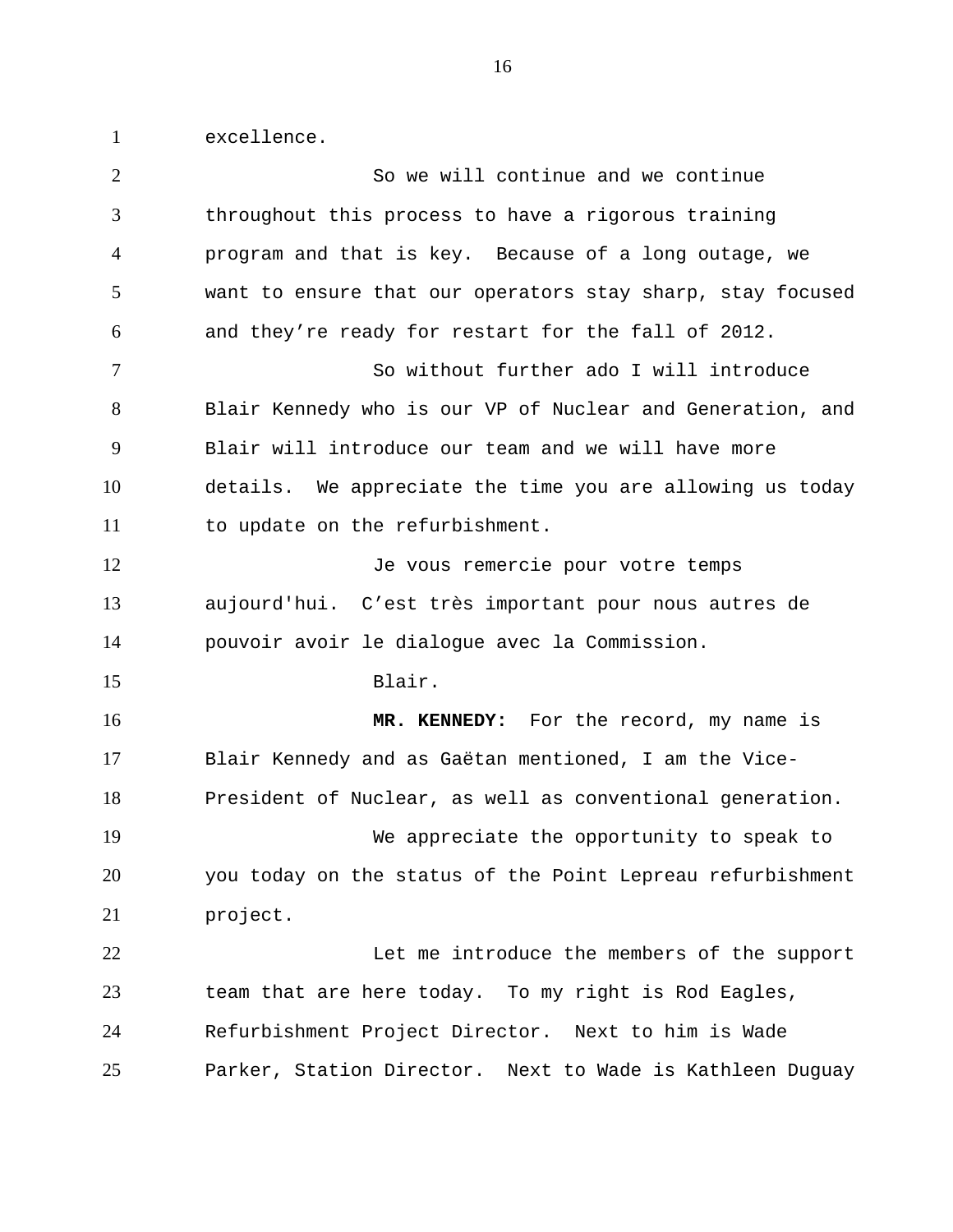excellence.

So we will continue and we continue throughout this process to have a rigorous training program and that is key. Because of a long outage, we want to ensure that our operators stay sharp, stay focused and they're ready for restart for the fall of 2012.

So without further ado I will introduce Blair Kennedy who is our VP of Nuclear and Generation, and Blair will introduce our team and we will have more details. We appreciate the time you are allowing us today to update on the refurbishment.

Je vous remercie pour votre temps aujourd'hui. C'est très important pour nous autres de pouvoir avoir le dialogue avec la Commission.

Blair.

**MR. KENNEDY:** For the record, my name is Blair Kennedy and as Gaëtan mentioned, I am the Vice-President of Nuclear, as well as conventional generation.

We appreciate the opportunity to speak to you today on the status of the Point Lepreau refurbishment project.

Let me introduce the members of the support team that are here today. To my right is Rod Eagles, Refurbishment Project Director. Next to him is Wade Parker, Station Director. Next to Wade is Kathleen Duguay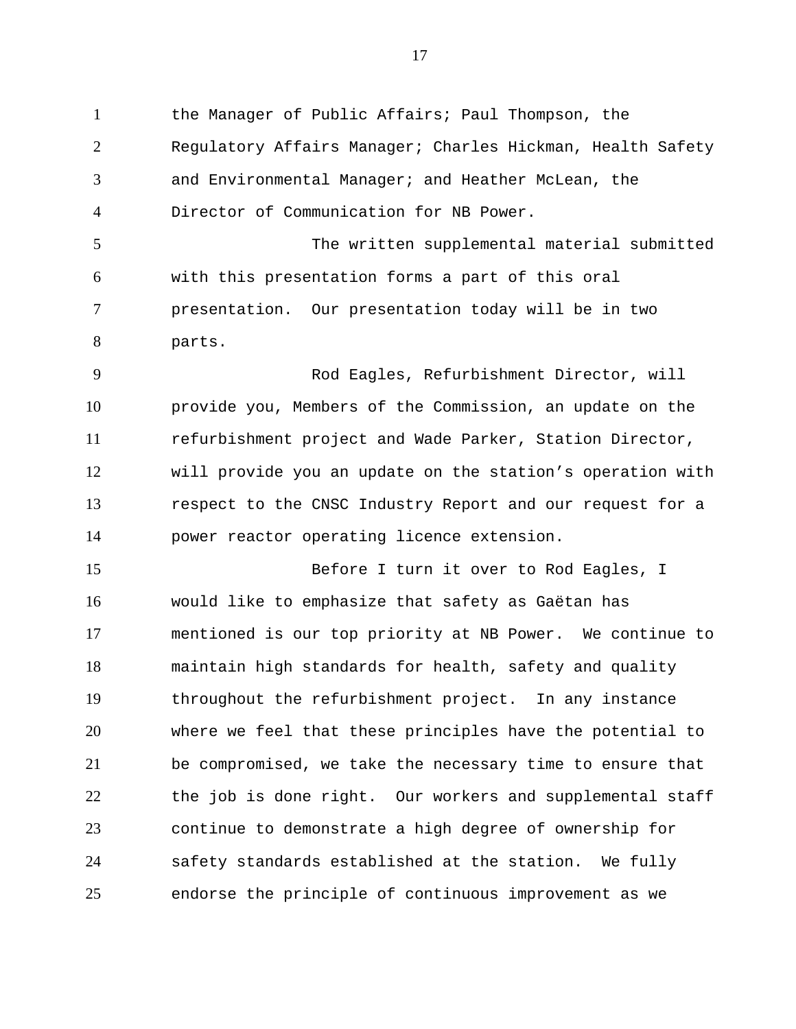the Manager of Public Affairs; Paul Thompson, the Regulatory Affairs Manager; Charles Hickman, Health Safety and Environmental Manager; and Heather McLean, the Director of Communication for NB Power.

The written supplemental material submitted with this presentation forms a part of this oral presentation. Our presentation today will be in two parts.

Rod Eagles, Refurbishment Director, will provide you, Members of the Commission, an update on the refurbishment project and Wade Parker, Station Director, will provide you an update on the station's operation with respect to the CNSC Industry Report and our request for a power reactor operating licence extension.

Before I turn it over to Rod Eagles, I would like to emphasize that safety as Gaëtan has mentioned is our top priority at NB Power. We continue to maintain high standards for health, safety and quality throughout the refurbishment project. In any instance where we feel that these principles have the potential to be compromised, we take the necessary time to ensure that the job is done right. Our workers and supplemental staff continue to demonstrate a high degree of ownership for safety standards established at the station. We fully endorse the principle of continuous improvement as we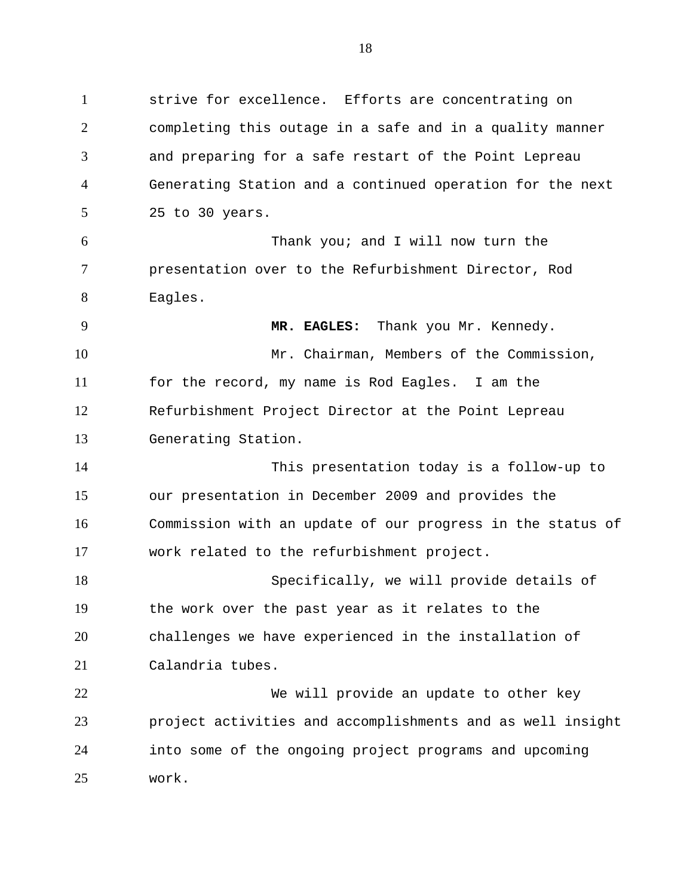strive for excellence. Efforts are concentrating on completing this outage in a safe and in a quality manner and preparing for a safe restart of the Point Lepreau Generating Station and a continued operation for the next 25 to 30 years.

Thank you; and I will now turn the presentation over to the Refurbishment Director, Rod Eagles.

**MR. EAGLES:** Thank you Mr. Kennedy.

Mr. Chairman, Members of the Commission, for the record, my name is Rod Eagles. I am the Refurbishment Project Director at the Point Lepreau Generating Station.

This presentation today is a follow-up to our presentation in December 2009 and provides the Commission with an update of our progress in the status of work related to the refurbishment project.

Specifically, we will provide details of the work over the past year as it relates to the challenges we have experienced in the installation of Calandria tubes.

We will provide an update to other key project activities and accomplishments and as well insight into some of the ongoing project programs and upcoming work.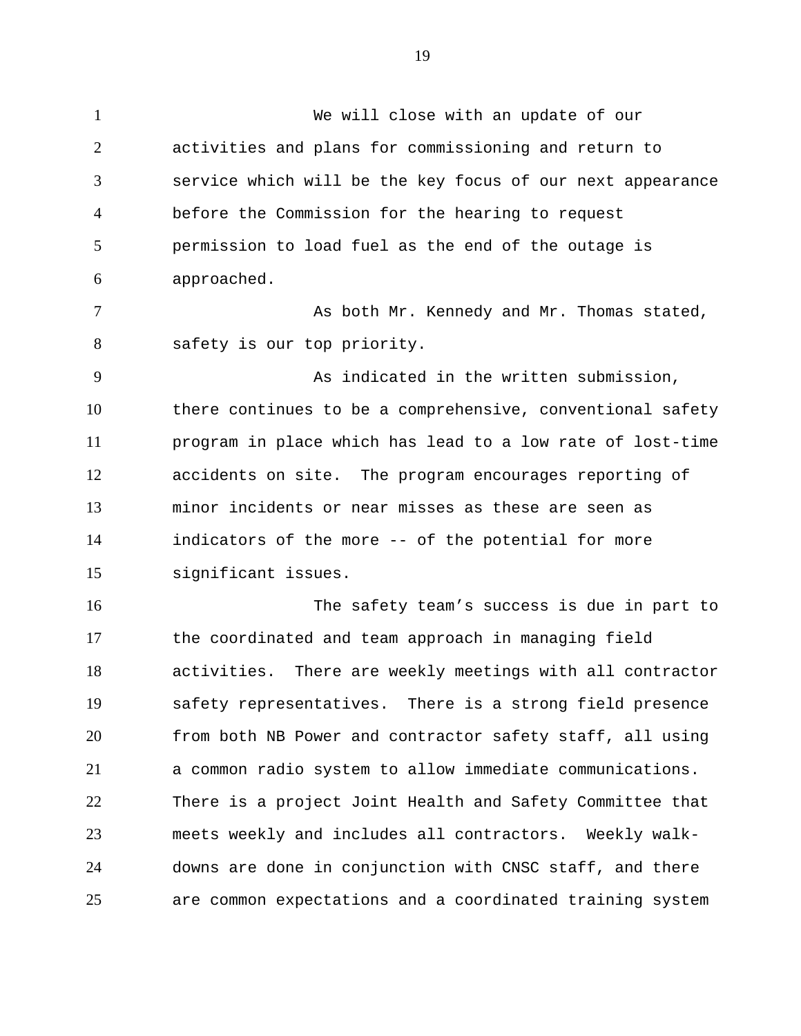We will close with an update of our activities and plans for commissioning and return to service which will be the key focus of our next appearance before the Commission for the hearing to request permission to load fuel as the end of the outage is approached.

As both Mr. Kennedy and Mr. Thomas stated, safety is our top priority.

As indicated in the written submission, there continues to be a comprehensive, conventional safety program in place which has lead to a low rate of lost-time accidents on site. The program encourages reporting of minor incidents or near misses as these are seen as indicators of the more -- of the potential for more significant issues.

The safety team's success is due in part to the coordinated and team approach in managing field activities. There are weekly meetings with all contractor safety representatives. There is a strong field presence from both NB Power and contractor safety staff, all using a common radio system to allow immediate communications. There is a project Joint Health and Safety Committee that meets weekly and includes all contractors. Weekly walk-downs are done in conjunction with CNSC staff, and there are common expectations and a coordinated training system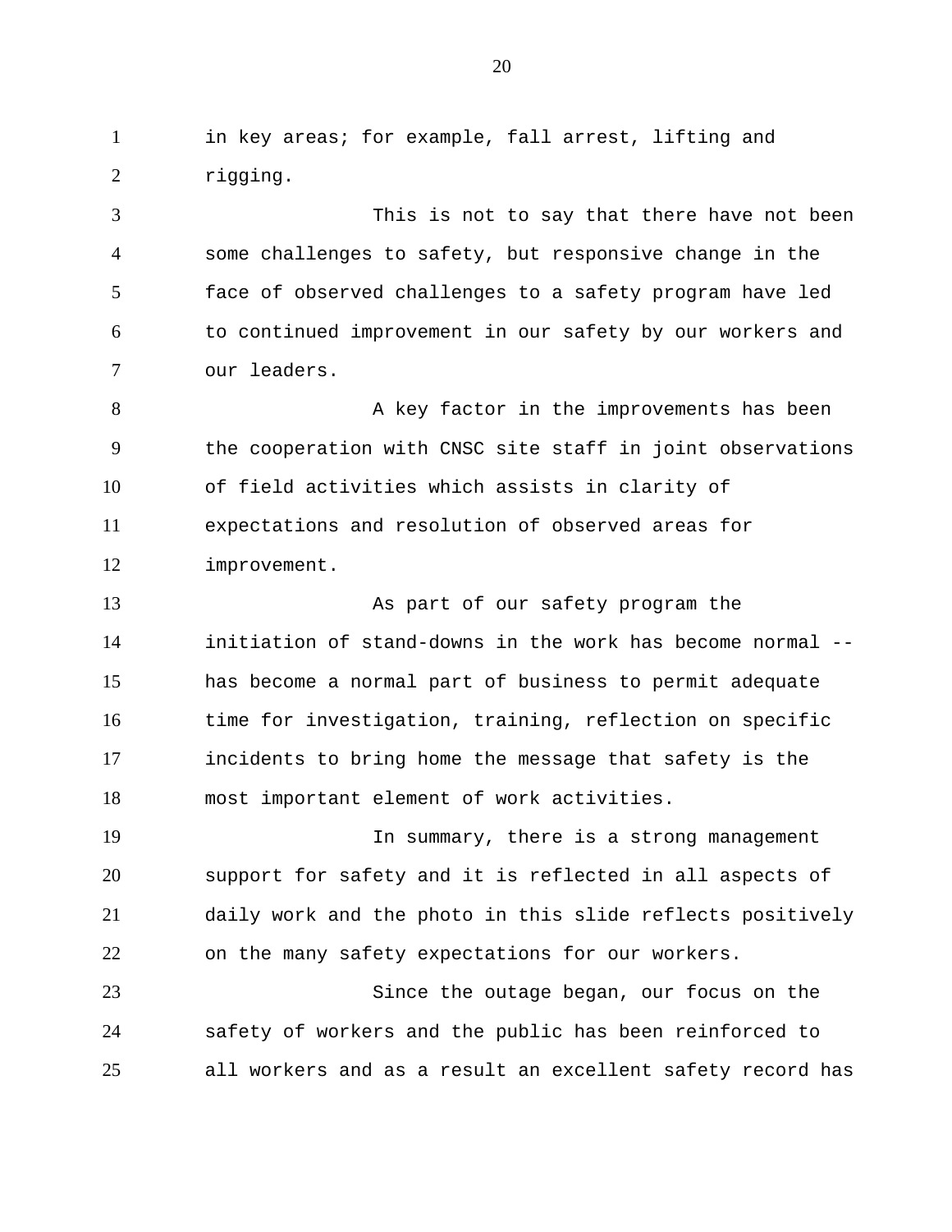in key areas; for example, fall arrest, lifting and rigging.

This is not to say that there have not been some challenges to safety, but responsive change in the face of observed challenges to a safety program have led to continued improvement in our safety by our workers and our leaders.

A key factor in the improvements has been the cooperation with CNSC site staff in joint observations of field activities which assists in clarity of expectations and resolution of observed areas for improvement.

As part of our safety program the initiation of stand-downs in the work has become normal -- has become a normal part of business to permit adequate time for investigation, training, reflection on specific incidents to bring home the message that safety is the most important element of work activities.

In summary, there is a strong management support for safety and it is reflected in all aspects of daily work and the photo in this slide reflects positively on the many safety expectations for our workers.

Since the outage began, our focus on the safety of workers and the public has been reinforced to all workers and as a result an excellent safety record has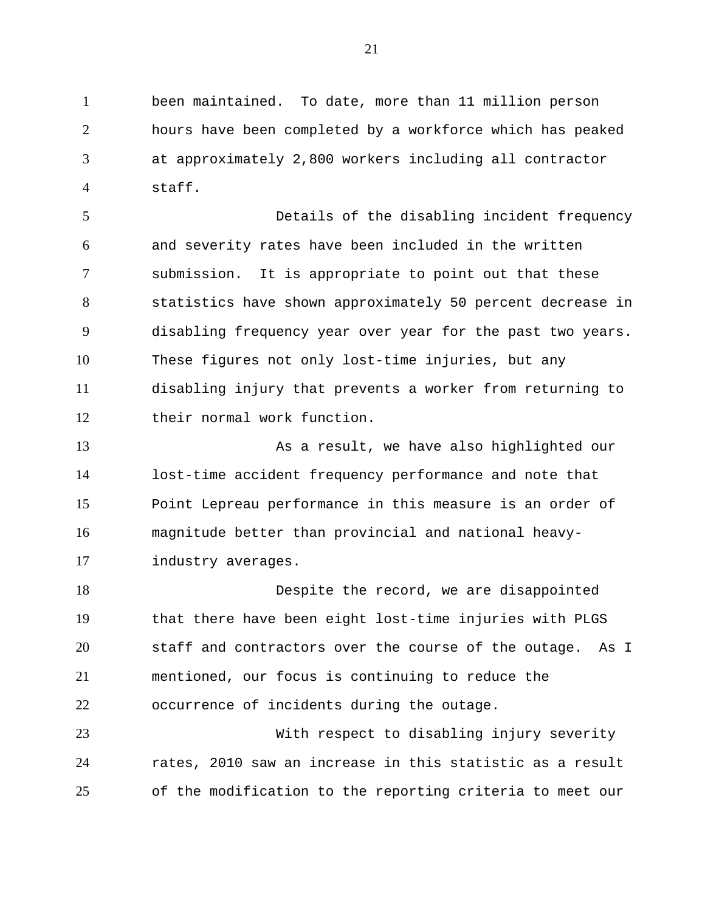been maintained. To date, more than 11 million person hours have been completed by a workforce which has peaked at approximately 2,800 workers including all contractor staff.

Details of the disabling incident frequency and severity rates have been included in the written submission. It is appropriate to point out that these statistics have shown approximately 50 percent decrease in disabling frequency year over year for the past two years. These figures not only lost-time injuries, but any disabling injury that prevents a worker from returning to their normal work function.

As a result, we have also highlighted our lost-time accident frequency performance and note that Point Lepreau performance in this measure is an order of magnitude better than provincial and national heavy-industry averages.

Despite the record, we are disappointed that there have been eight lost-time injuries with PLGS staff and contractors over the course of the outage. As I mentioned, our focus is continuing to reduce the occurrence of incidents during the outage.

With respect to disabling injury severity rates, 2010 saw an increase in this statistic as a result of the modification to the reporting criteria to meet our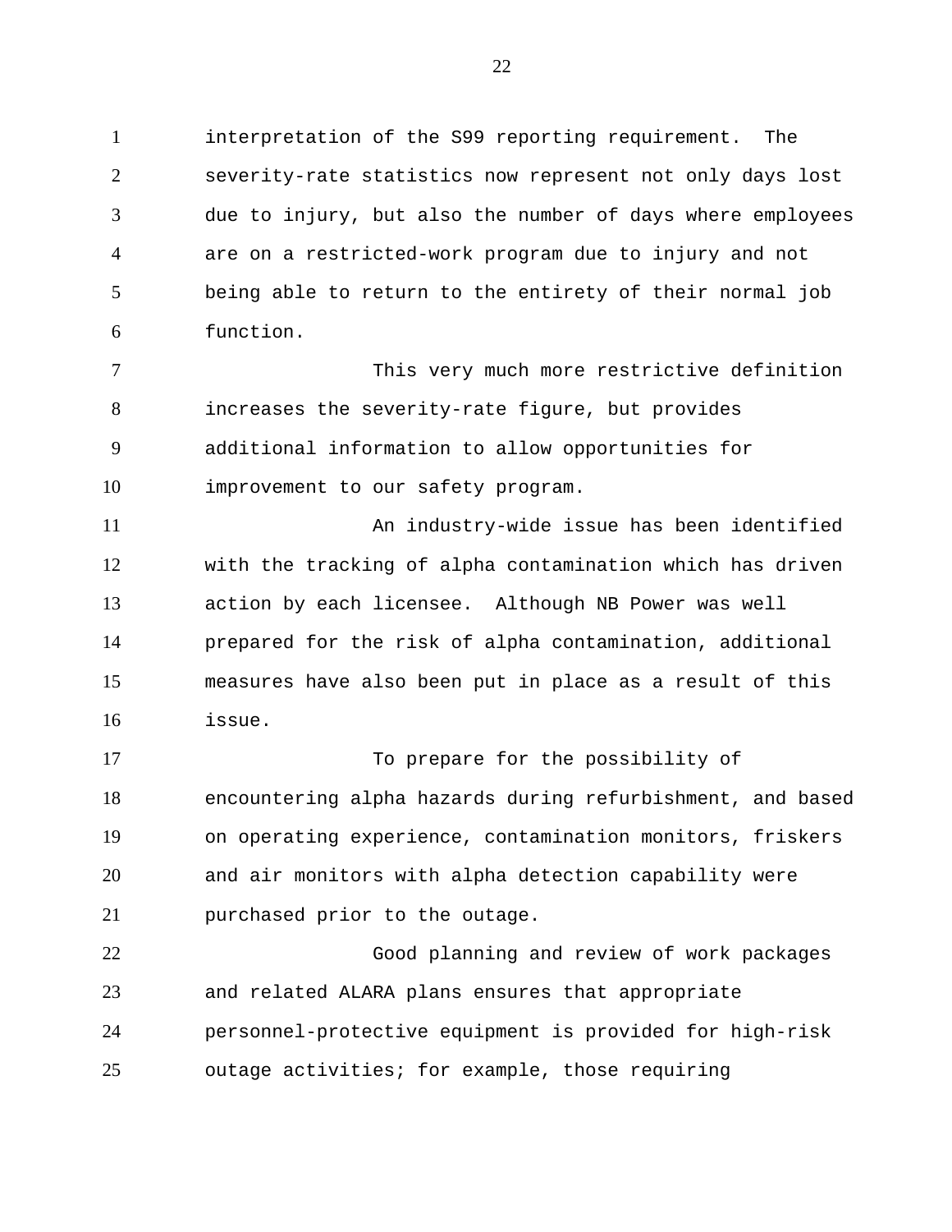interpretation of the S99 reporting requirement. The severity-rate statistics now represent not only days lost due to injury, but also the number of days where employees are on a restricted-work program due to injury and not being able to return to the entirety of their normal job function.

This very much more restrictive definition increases the severity-rate figure, but provides additional information to allow opportunities for improvement to our safety program.

An industry-wide issue has been identified with the tracking of alpha contamination which has driven action by each licensee. Although NB Power was well prepared for the risk of alpha contamination, additional measures have also been put in place as a result of this issue.

To prepare for the possibility of encountering alpha hazards during refurbishment, and based on operating experience, contamination monitors, friskers and air monitors with alpha detection capability were purchased prior to the outage.

Good planning and review of work packages and related ALARA plans ensures that appropriate personnel-protective equipment is provided for high-risk outage activities; for example, those requiring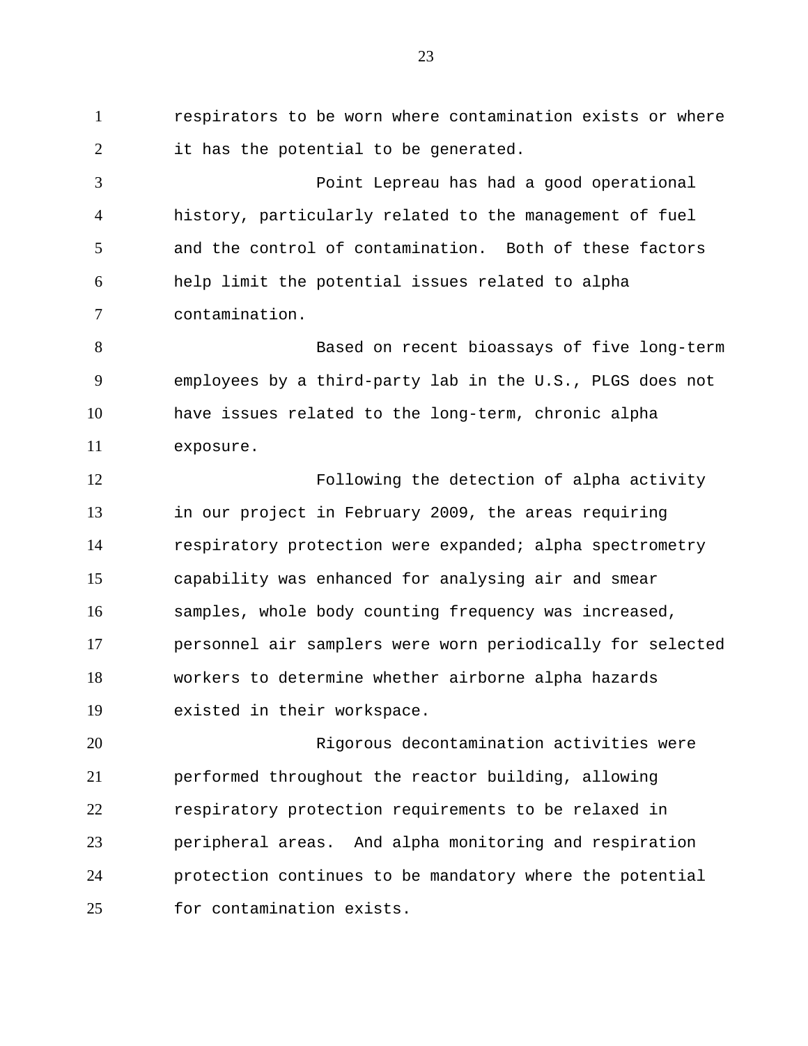respirators to be worn where contamination exists or where it has the potential to be generated.

Point Lepreau has had a good operational history, particularly related to the management of fuel and the control of contamination. Both of these factors help limit the potential issues related to alpha contamination.

Based on recent bioassays of five long-term employees by a third-party lab in the U.S., PLGS does not have issues related to the long-term, chronic alpha exposure.

Following the detection of alpha activity in our project in February 2009, the areas requiring respiratory protection were expanded; alpha spectrometry capability was enhanced for analysing air and smear samples, whole body counting frequency was increased, personnel air samplers were worn periodically for selected workers to determine whether airborne alpha hazards existed in their workspace.

Rigorous decontamination activities were performed throughout the reactor building, allowing respiratory protection requirements to be relaxed in peripheral areas. And alpha monitoring and respiration protection continues to be mandatory where the potential for contamination exists.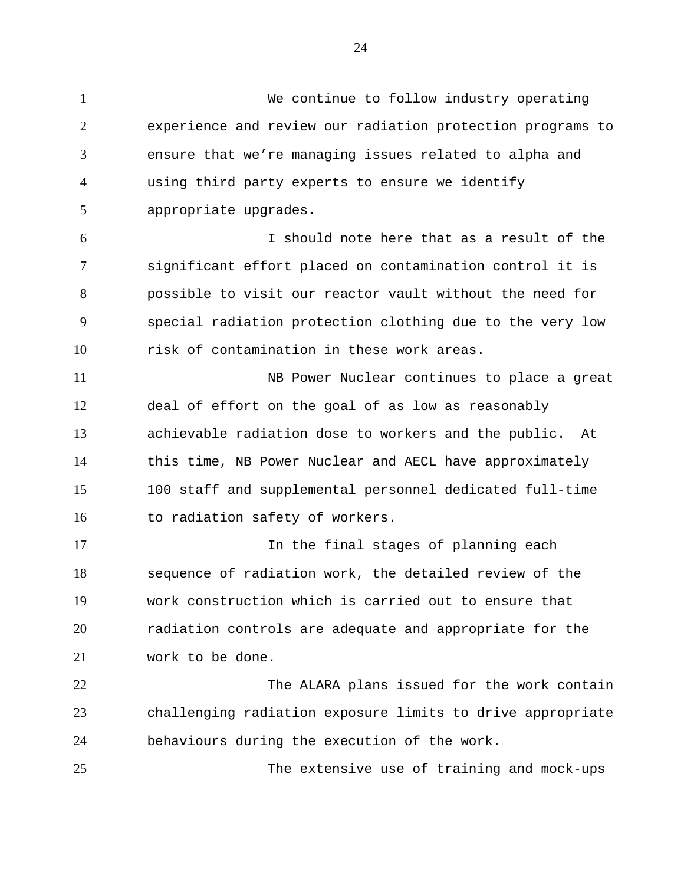We continue to follow industry operating experience and review our radiation protection programs to ensure that we're managing issues related to alpha and using third party experts to ensure we identify appropriate upgrades.

I should note here that as a result of the significant effort placed on contamination control it is possible to visit our reactor vault without the need for special radiation protection clothing due to the very low risk of contamination in these work areas.

NB Power Nuclear continues to place a great deal of effort on the goal of as low as reasonably achievable radiation dose to workers and the public. At this time, NB Power Nuclear and AECL have approximately 100 staff and supplemental personnel dedicated full-time to radiation safety of workers.

In the final stages of planning each sequence of radiation work, the detailed review of the work construction which is carried out to ensure that radiation controls are adequate and appropriate for the work to be done.

The ALARA plans issued for the work contain challenging radiation exposure limits to drive appropriate behaviours during the execution of the work.

The extensive use of training and mock-ups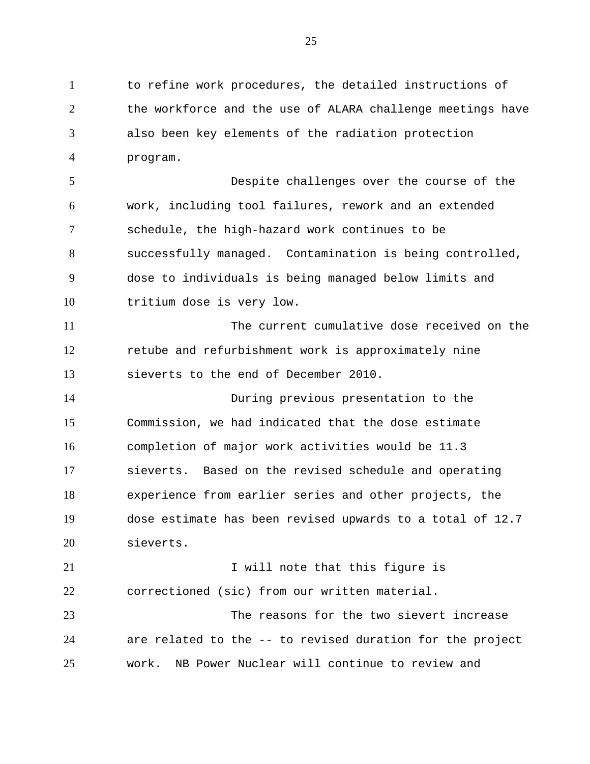to refine work procedures, the detailed instructions of the workforce and the use of ALARA challenge meetings have also been key elements of the radiation protection program.

Despite challenges over the course of the work, including tool failures, rework and an extended schedule, the high-hazard work continues to be successfully managed. Contamination is being controlled, dose to individuals is being managed below limits and tritium dose is very low.

The current cumulative dose received on the retube and refurbishment work is approximately nine sieverts to the end of December 2010.

During previous presentation to the Commission, we had indicated that the dose estimate completion of major work activities would be 11.3 sieverts. Based on the revised schedule and operating experience from earlier series and other projects, the dose estimate has been revised upwards to a total of 12.7 sieverts.

I will note that this figure is correctioned (sic) from our written material.

The reasons for the two sievert increase are related to the -- to revised duration for the project work. NB Power Nuclear will continue to review and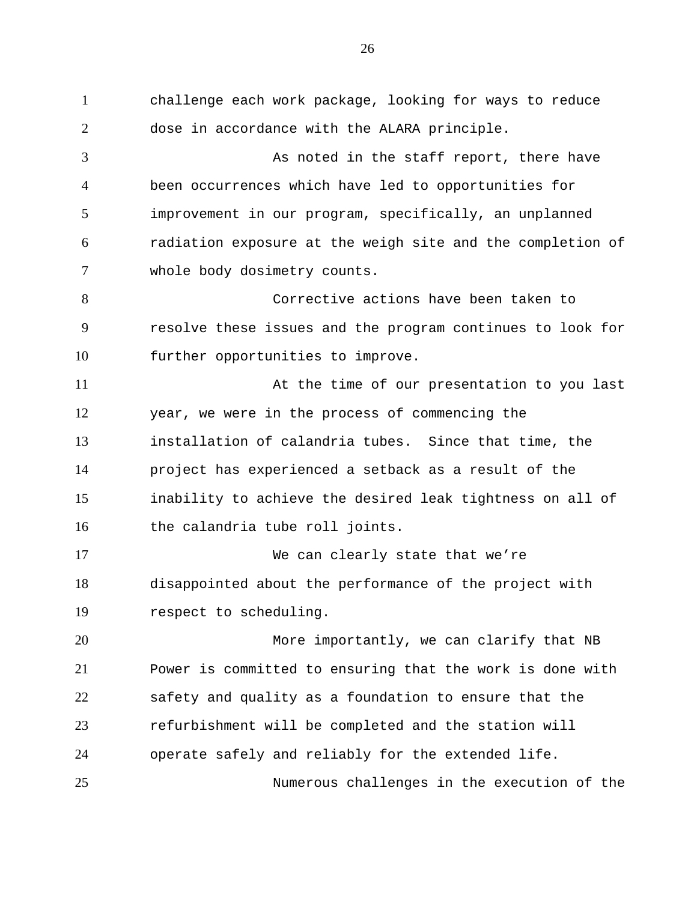challenge each work package, looking for ways to reduce dose in accordance with the ALARA principle.

As noted in the staff report, there have been occurrences which have led to opportunities for improvement in our program, specifically, an unplanned radiation exposure at the weigh site and the completion of whole body dosimetry counts.

Corrective actions have been taken to resolve these issues and the program continues to look for further opportunities to improve.

At the time of our presentation to you last year, we were in the process of commencing the installation of calandria tubes. Since that time, the project has experienced a setback as a result of the inability to achieve the desired leak tightness on all of the calandria tube roll joints.

We can clearly state that we're disappointed about the performance of the project with respect to scheduling.

More importantly, we can clarify that NB Power is committed to ensuring that the work is done with safety and quality as a foundation to ensure that the refurbishment will be completed and the station will operate safely and reliably for the extended life.

Numerous challenges in the execution of the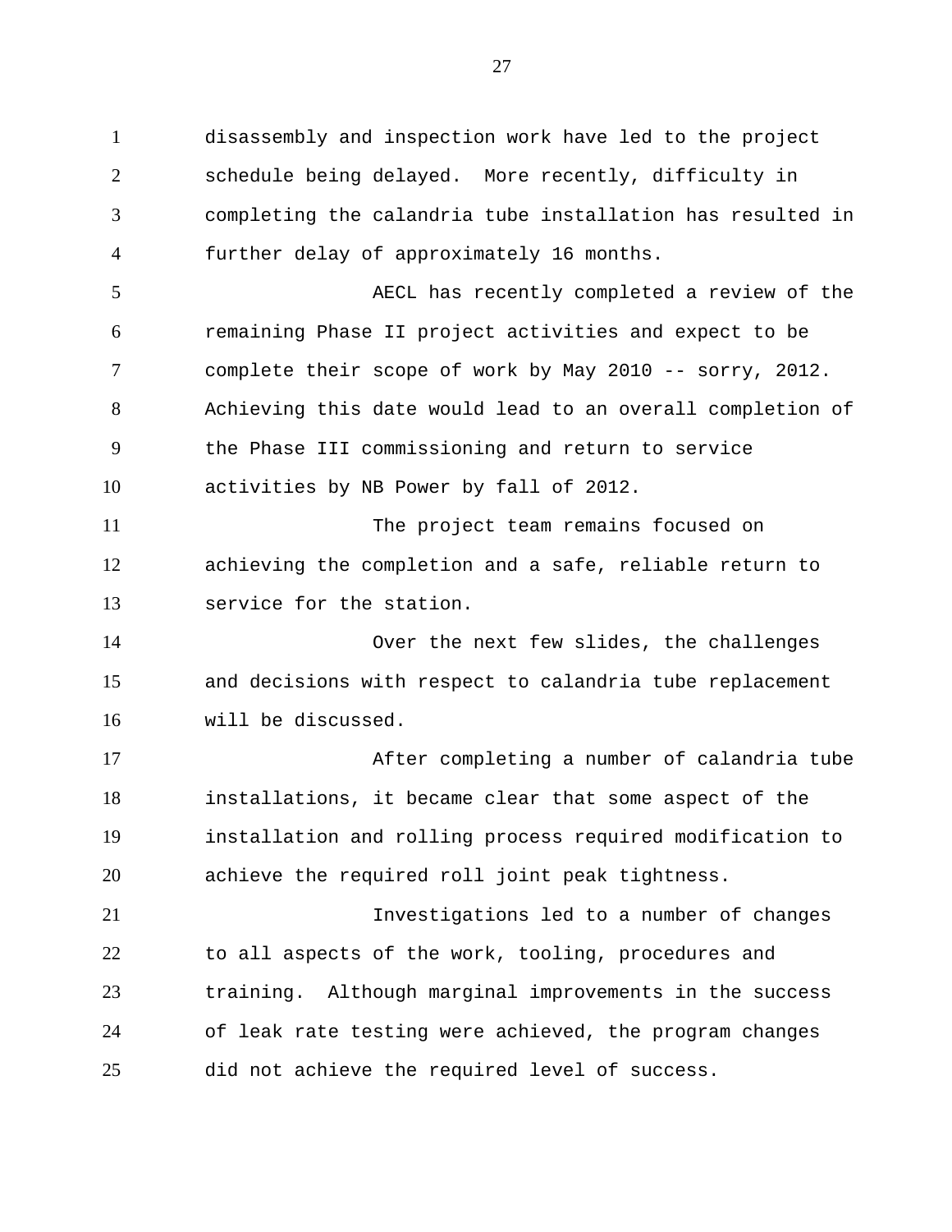disassembly and inspection work have led to the project schedule being delayed. More recently, difficulty in completing the calandria tube installation has resulted in further delay of approximately 16 months.

AECL has recently completed a review of the remaining Phase II project activities and expect to be complete their scope of work by May 2010 -- sorry, 2012. Achieving this date would lead to an overall completion of the Phase III commissioning and return to service activities by NB Power by fall of 2012.

The project team remains focused on achieving the completion and a safe, reliable return to service for the station.

Over the next few slides, the challenges and decisions with respect to calandria tube replacement will be discussed.

After completing a number of calandria tube installations, it became clear that some aspect of the installation and rolling process required modification to achieve the required roll joint peak tightness.

Investigations led to a number of changes to all aspects of the work, tooling, procedures and training. Although marginal improvements in the success of leak rate testing were achieved, the program changes did not achieve the required level of success.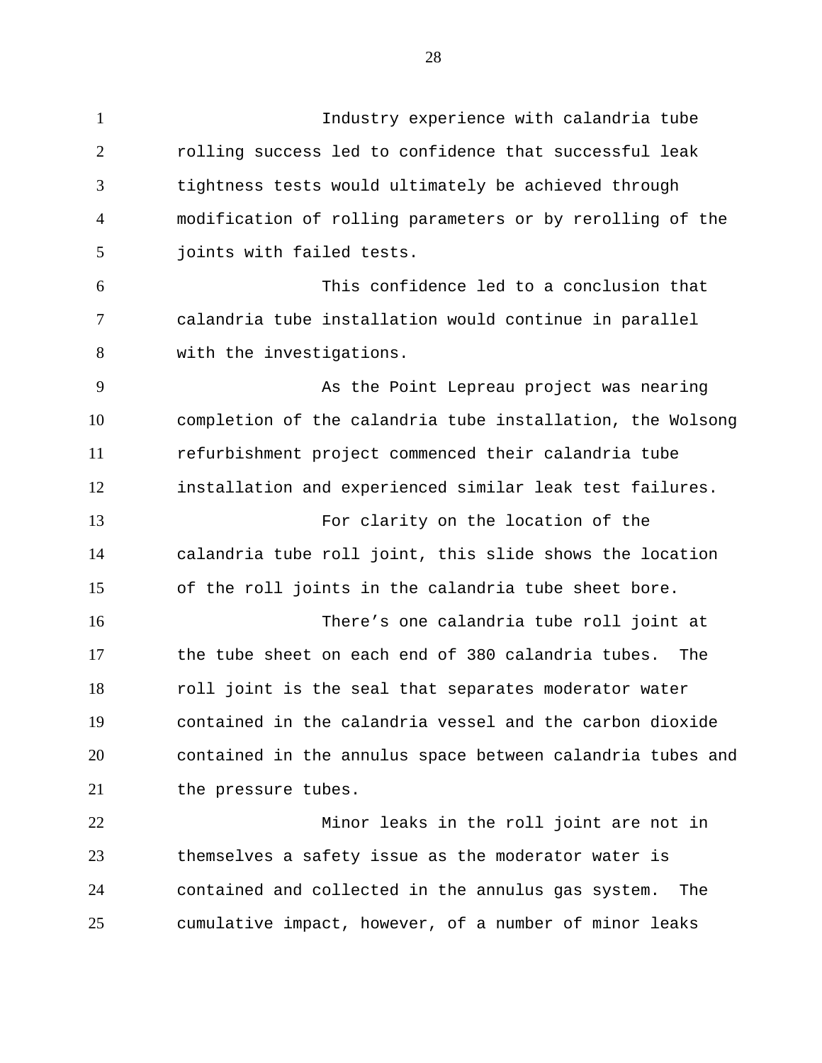Industry experience with calandria tube rolling success led to confidence that successful leak tightness tests would ultimately be achieved through modification of rolling parameters or by rerolling of the joints with failed tests.

This confidence led to a conclusion that calandria tube installation would continue in parallel with the investigations.

As the Point Lepreau project was nearing completion of the calandria tube installation, the Wolsong refurbishment project commenced their calandria tube installation and experienced similar leak test failures.

For clarity on the location of the calandria tube roll joint, this slide shows the location of the roll joints in the calandria tube sheet bore.

There's one calandria tube roll joint at the tube sheet on each end of 380 calandria tubes. The roll joint is the seal that separates moderator water contained in the calandria vessel and the carbon dioxide contained in the annulus space between calandria tubes and the pressure tubes.

Minor leaks in the roll joint are not in themselves a safety issue as the moderator water is contained and collected in the annulus gas system. The cumulative impact, however, of a number of minor leaks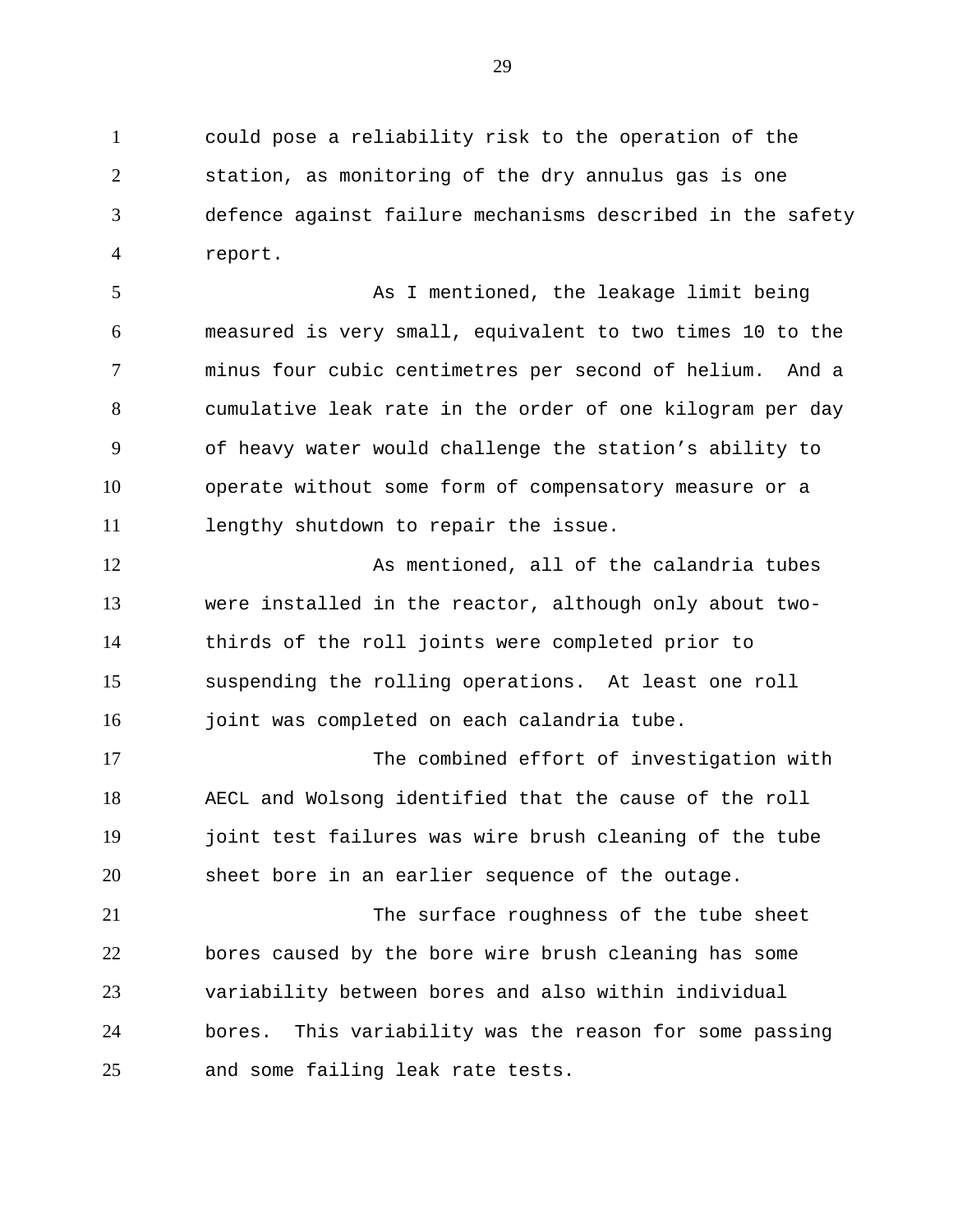could pose a reliability risk to the operation of the station, as monitoring of the dry annulus gas is one defence against failure mechanisms described in the safety report.

As I mentioned, the leakage limit being measured is very small, equivalent to two times 10 to the minus four cubic centimetres per second of helium. And a cumulative leak rate in the order of one kilogram per day of heavy water would challenge the station's ability to operate without some form of compensatory measure or a lengthy shutdown to repair the issue.

As mentioned, all of the calandria tubes were installed in the reactor, although only about two-thirds of the roll joints were completed prior to suspending the rolling operations. At least one roll joint was completed on each calandria tube.

The combined effort of investigation with AECL and Wolsong identified that the cause of the roll joint test failures was wire brush cleaning of the tube sheet bore in an earlier sequence of the outage.

The surface roughness of the tube sheet bores caused by the bore wire brush cleaning has some variability between bores and also within individual bores. This variability was the reason for some passing and some failing leak rate tests.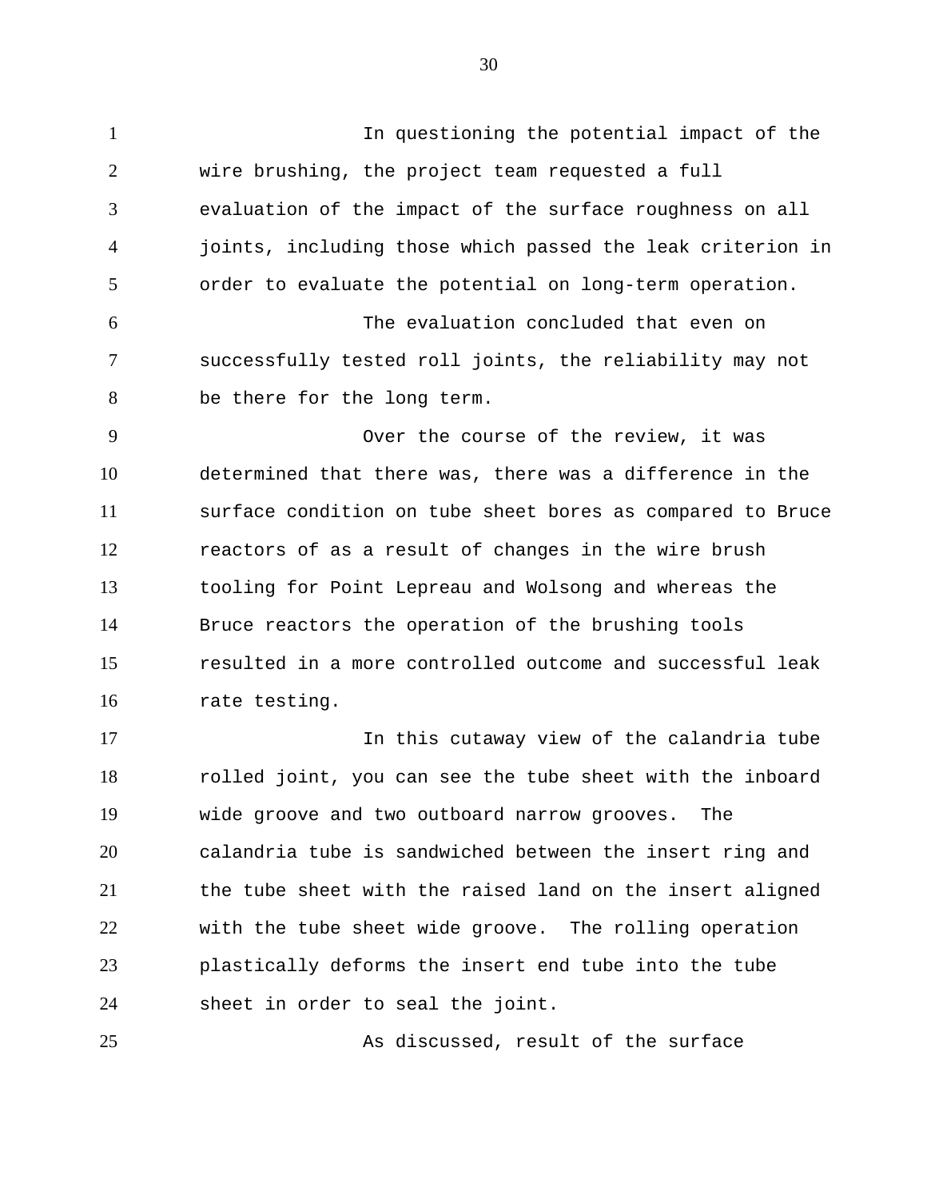In questioning the potential impact of the wire brushing, the project team requested a full evaluation of the impact of the surface roughness on all joints, including those which passed the leak criterion in order to evaluate the potential on long-term operation.

The evaluation concluded that even on successfully tested roll joints, the reliability may not be there for the long term.

Over the course of the review, it was determined that there was, there was a difference in the surface condition on tube sheet bores as compared to Bruce reactors of as a result of changes in the wire brush tooling for Point Lepreau and Wolsong and whereas the Bruce reactors the operation of the brushing tools resulted in a more controlled outcome and successful leak rate testing.

In this cutaway view of the calandria tube rolled joint, you can see the tube sheet with the inboard wide groove and two outboard narrow grooves. The calandria tube is sandwiched between the insert ring and the tube sheet with the raised land on the insert aligned with the tube sheet wide groove. The rolling operation plastically deforms the insert end tube into the tube sheet in order to seal the joint.

As discussed, result of the surface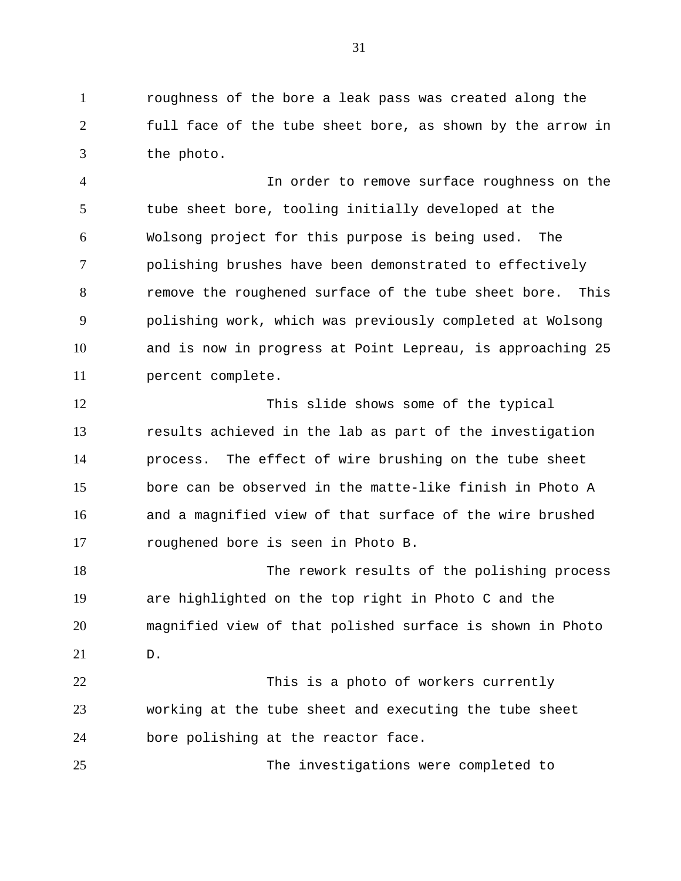roughness of the bore a leak pass was created along the full face of the tube sheet bore, as shown by the arrow in the photo.

In order to remove surface roughness on the tube sheet bore, tooling initially developed at the Wolsong project for this purpose is being used. The polishing brushes have been demonstrated to effectively remove the roughened surface of the tube sheet bore. This polishing work, which was previously completed at Wolsong and is now in progress at Point Lepreau, is approaching 25 percent complete.

This slide shows some of the typical results achieved in the lab as part of the investigation process. The effect of wire brushing on the tube sheet bore can be observed in the matte-like finish in Photo A and a magnified view of that surface of the wire brushed roughened bore is seen in Photo B.

The rework results of the polishing process are highlighted on the top right in Photo C and the magnified view of that polished surface is shown in Photo D.

This is a photo of workers currently working at the tube sheet and executing the tube sheet bore polishing at the reactor face.

The investigations were completed to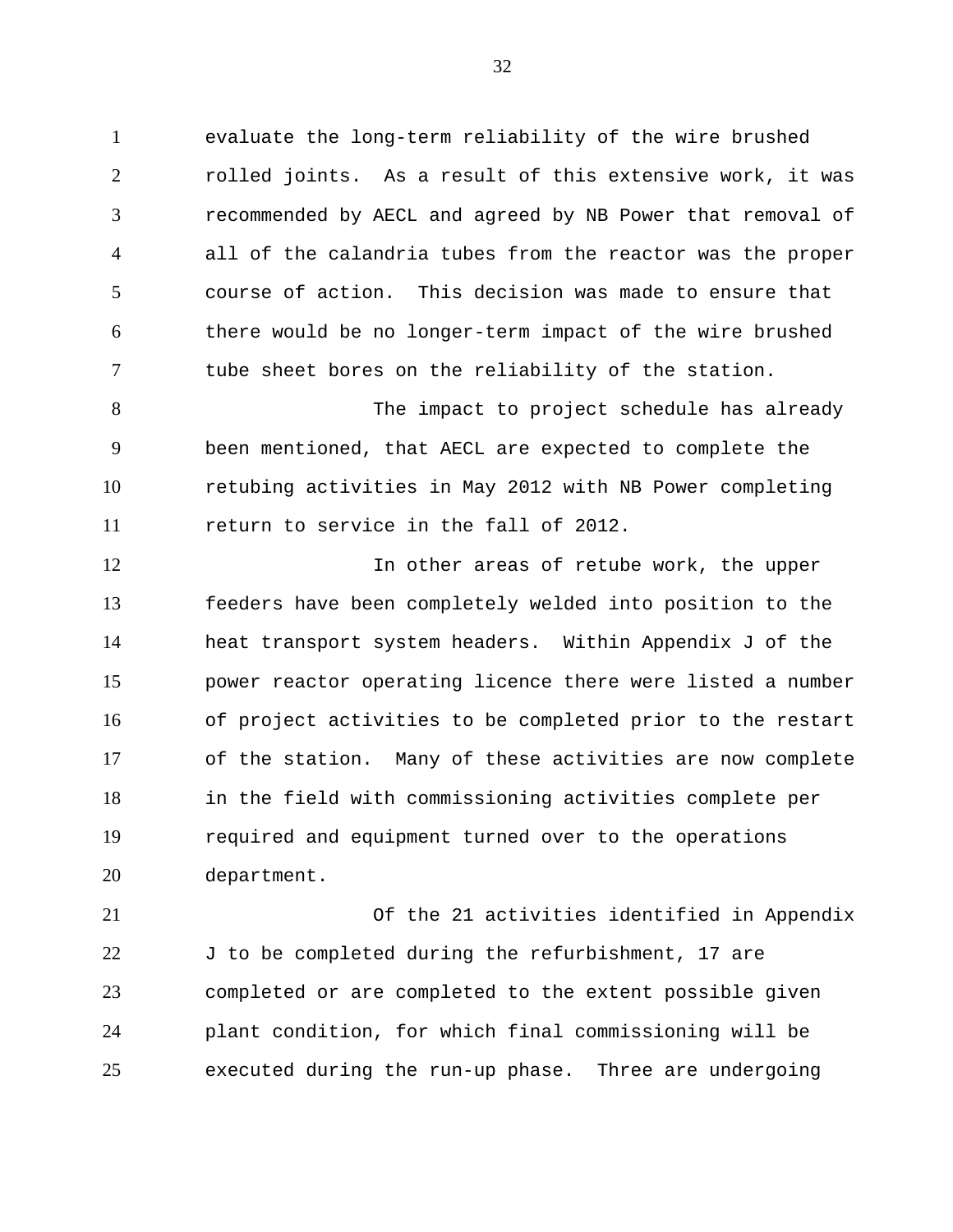evaluate the long-term reliability of the wire brushed rolled joints. As a result of this extensive work, it was recommended by AECL and agreed by NB Power that removal of all of the calandria tubes from the reactor was the proper course of action. This decision was made to ensure that there would be no longer-term impact of the wire brushed tube sheet bores on the reliability of the station.

The impact to project schedule has already been mentioned, that AECL are expected to complete the retubing activities in May 2012 with NB Power completing return to service in the fall of 2012.

In other areas of retube work, the upper feeders have been completely welded into position to the heat transport system headers. Within Appendix J of the power reactor operating licence there were listed a number of project activities to be completed prior to the restart of the station. Many of these activities are now complete in the field with commissioning activities complete per required and equipment turned over to the operations department.

Of the 21 activities identified in Appendix J to be completed during the refurbishment, 17 are completed or are completed to the extent possible given plant condition, for which final commissioning will be executed during the run-up phase. Three are undergoing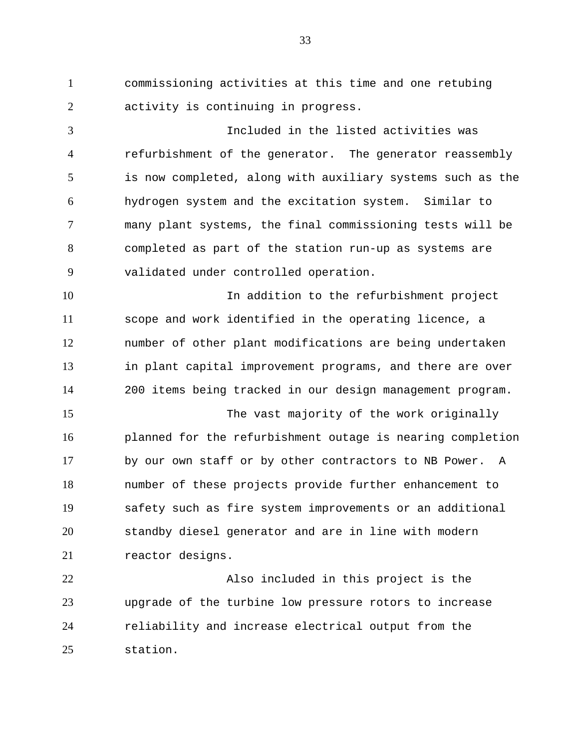commissioning activities at this time and one retubing activity is continuing in progress.

Included in the listed activities was refurbishment of the generator. The generator reassembly is now completed, along with auxiliary systems such as the hydrogen system and the excitation system. Similar to many plant systems, the final commissioning tests will be completed as part of the station run-up as systems are validated under controlled operation.

In addition to the refurbishment project scope and work identified in the operating licence, a number of other plant modifications are being undertaken in plant capital improvement programs, and there are over 200 items being tracked in our design management program.

The vast majority of the work originally planned for the refurbishment outage is nearing completion by our own staff or by other contractors to NB Power. A number of these projects provide further enhancement to safety such as fire system improvements or an additional standby diesel generator and are in line with modern reactor designs.

Also included in this project is the upgrade of the turbine low pressure rotors to increase reliability and increase electrical output from the station.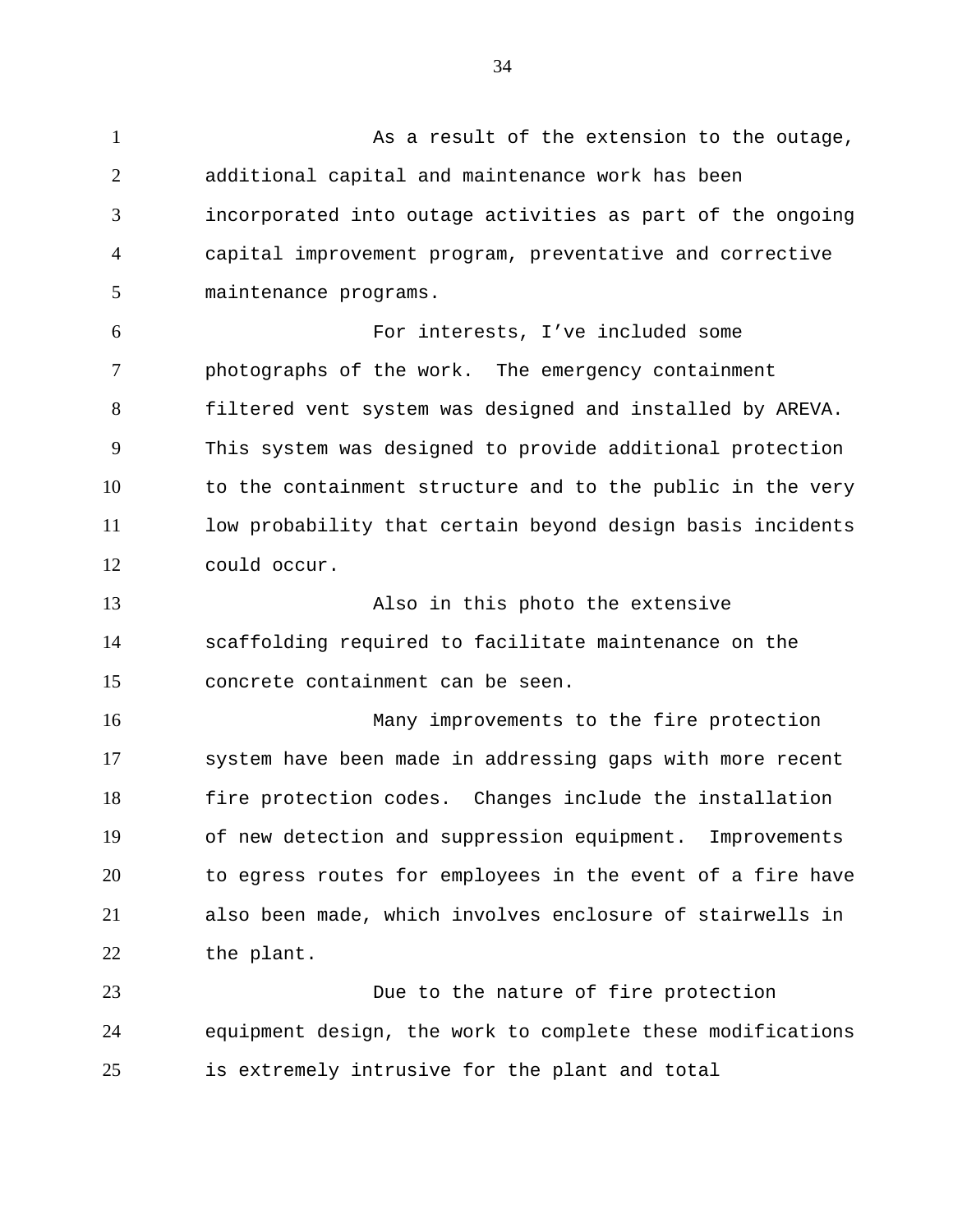As a result of the extension to the outage, additional capital and maintenance work has been incorporated into outage activities as part of the ongoing capital improvement program, preventative and corrective maintenance programs.

For interests, I’ve included some photographs of the work. The emergency containment filtered vent system was designed and installed by AREVA. This system was designed to provide additional protection to the containment structure and to the public in the very low probability that certain beyond design basis incidents could occur.

Also in this photo the extensive scaffolding required to facilitate maintenance on the concrete containment can be seen.

Many improvements to the fire protection system have been made in addressing gaps with more recent fire protection codes. Changes include the installation of new detection and suppression equipment. Improvements to egress routes for employees in the event of a fire have also been made, which involves enclosure of stairwells in the plant.

Due to the nature of fire protection equipment design, the work to complete these modifications is extremely intrusive for the plant and total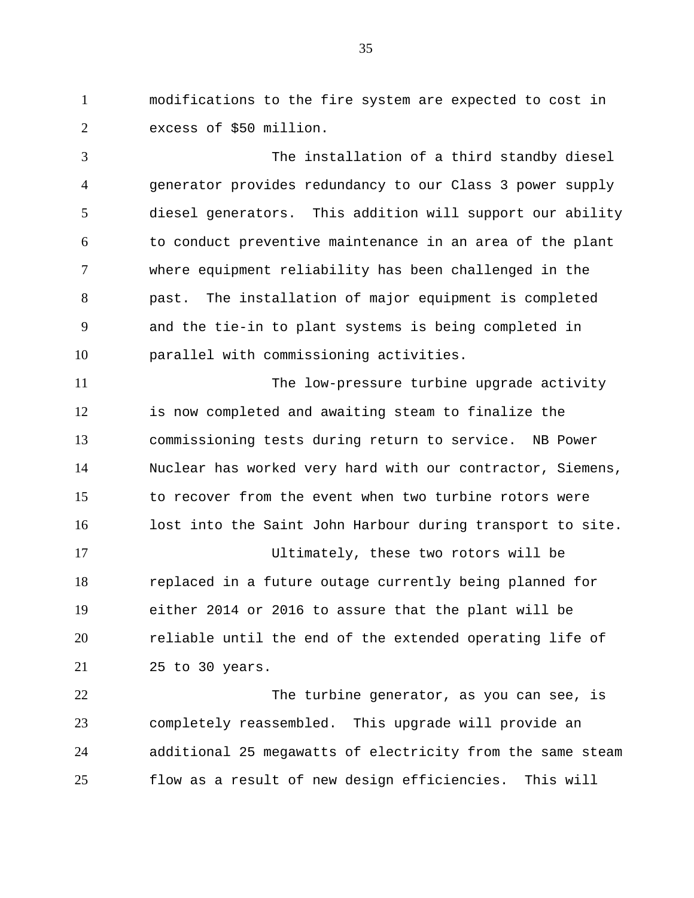modifications to the fire system are expected to cost in excess of $50 million.

The installation of a third standby diesel generator provides redundancy to our Class 3 power supply diesel generators. This addition will support our ability to conduct preventive maintenance in an area of the plant where equipment reliability has been challenged in the past. The installation of major equipment is completed and the tie-in to plant systems is being completed in parallel with commissioning activities.

The low-pressure turbine upgrade activity is now completed and awaiting steam to finalize the commissioning tests during return to service. NB Power Nuclear has worked very hard with our contractor, Siemens, to recover from the event when two turbine rotors were lost into the Saint John Harbour during transport to site.

Ultimately, these two rotors will be replaced in a future outage currently being planned for either 2014 or 2016 to assure that the plant will be reliable until the end of the extended operating life of 25 to 30 years.

The turbine generator, as you can see, is completely reassembled. This upgrade will provide an additional 25 megawatts of electricity from the same steam flow as a result of new design efficiencies. This will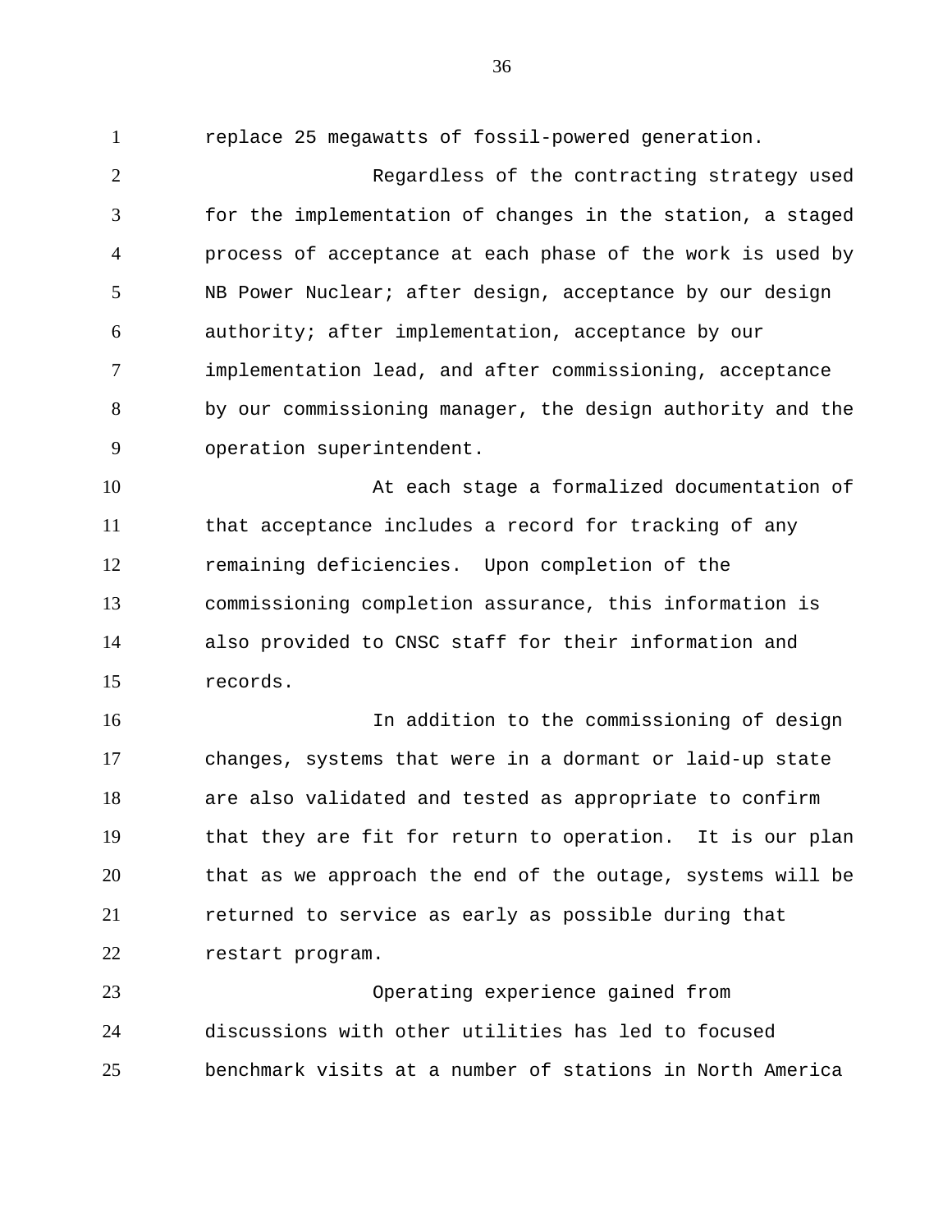replace 25 megawatts of fossil-powered generation.

Regardless of the contracting strategy used for the implementation of changes in the station, a staged process of acceptance at each phase of the work is used by NB Power Nuclear; after design, acceptance by our design authority; after implementation, acceptance by our implementation lead, and after commissioning, acceptance by our commissioning manager, the design authority and the operation superintendent.

At each stage a formalized documentation of that acceptance includes a record for tracking of any remaining deficiencies. Upon completion of the commissioning completion assurance, this information is also provided to CNSC staff for their information and records.

In addition to the commissioning of design changes, systems that were in a dormant or laid-up state are also validated and tested as appropriate to confirm that they are fit for return to operation. It is our plan that as we approach the end of the outage, systems will be returned to service as early as possible during that restart program.

Operating experience gained from discussions with other utilities has led to focused benchmark visits at a number of stations in North America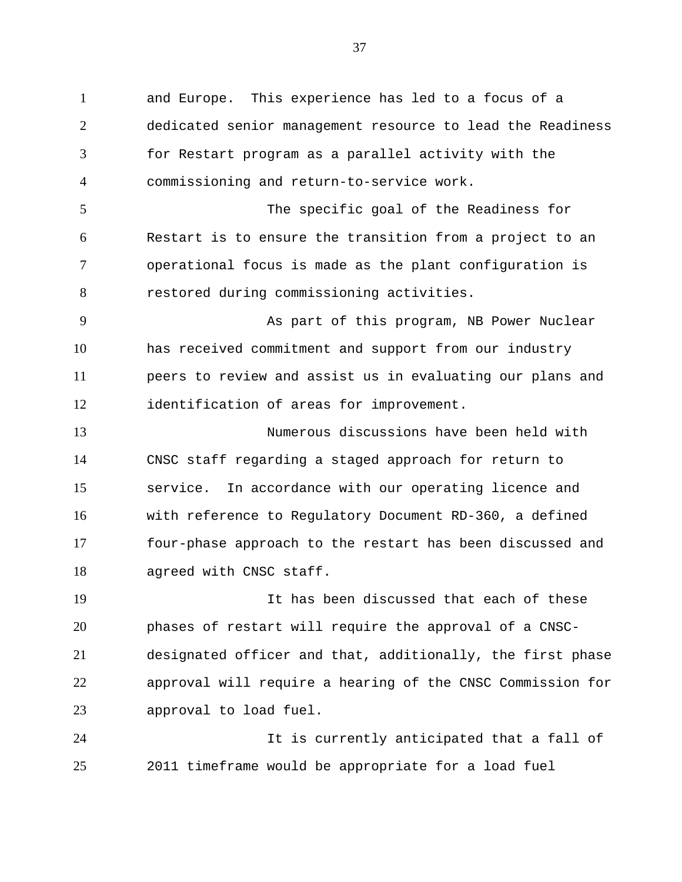and Europe. This experience has led to a focus of a dedicated senior management resource to lead the Readiness for Restart program as a parallel activity with the commissioning and return-to-service work.

The specific goal of the Readiness for Restart is to ensure the transition from a project to an operational focus is made as the plant configuration is restored during commissioning activities.

As part of this program, NB Power Nuclear has received commitment and support from our industry peers to review and assist us in evaluating our plans and identification of areas for improvement.

Numerous discussions have been held with CNSC staff regarding a staged approach for return to service. In accordance with our operating licence and with reference to Regulatory Document RD-360, a defined four-phase approach to the restart has been discussed and agreed with CNSC staff.

It has been discussed that each of these phases of restart will require the approval of a CNSC-designated officer and that, additionally, the first phase approval will require a hearing of the CNSC Commission for approval to load fuel.

It is currently anticipated that a fall of 2011 timeframe would be appropriate for a load fuel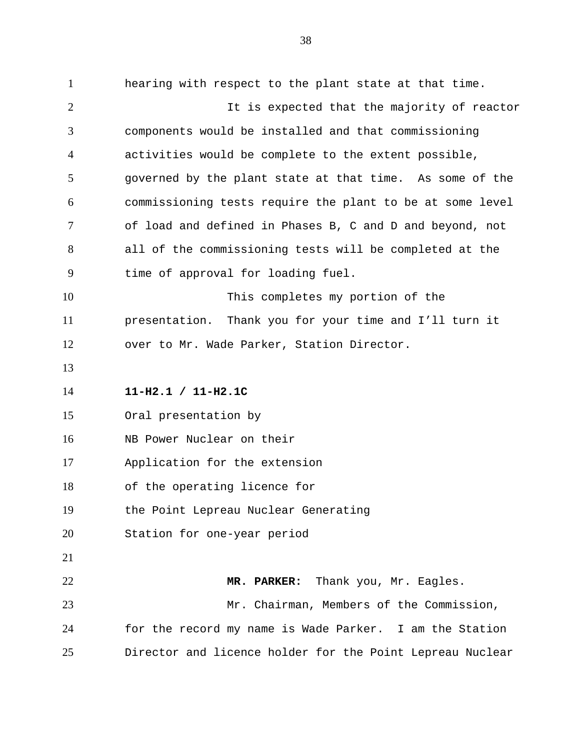hearing with respect to the plant state at that time.

It is expected that the majority of reactor components would be installed and that commissioning activities would be complete to the extent possible, governed by the plant state at that time. As some of the commissioning tests require the plant to be at some level of load and defined in Phases B, C and D and beyond, not all of the commissioning tests will be completed at the time of approval for loading fuel.

This completes my portion of the presentation. Thank you for your time and I'll turn it over to Mr. Wade Parker, Station Director.

**11-H2.1 / 11-H2.1C**

Oral presentation by
NB Power Nuclear on their
Application for the extension
of the operating licence for
the Point Lepreau Nuclear Generating
Station for one-year period

**MR. PARKER:** Thank you, Mr. Eagles.

Mr. Chairman, Members of the Commission, for the record my name is Wade Parker. I am the Station Director and licence holder for the Point Lepreau Nuclear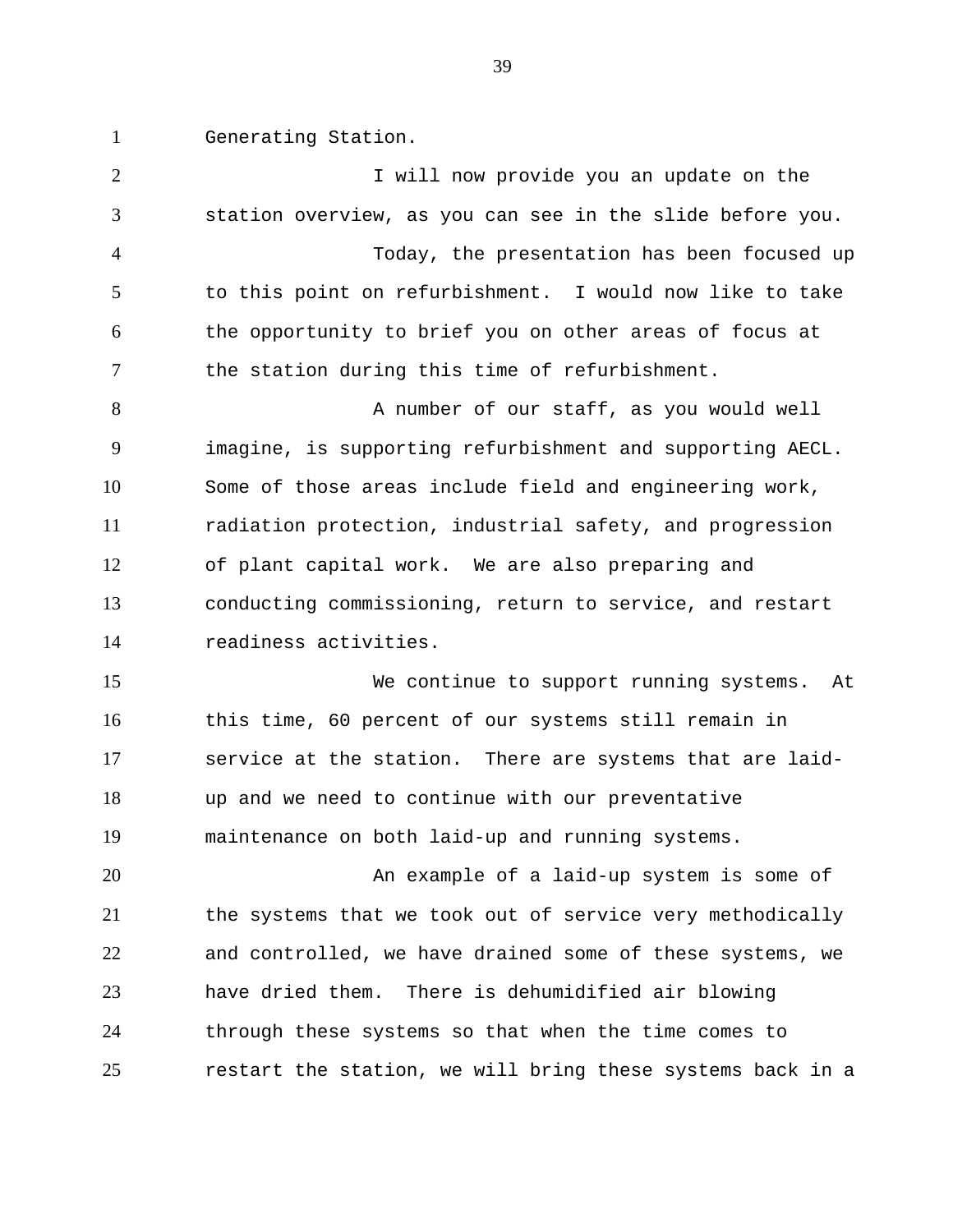Generating Station.

I will now provide you an update on the station overview, as you can see in the slide before you.

Today, the presentation has been focused up to this point on refurbishment. I would now like to take the opportunity to brief you on other areas of focus at the station during this time of refurbishment.

A number of our staff, as you would well imagine, is supporting refurbishment and supporting AECL. Some of those areas include field and engineering work, radiation protection, industrial safety, and progression of plant capital work. We are also preparing and conducting commissioning, return to service, and restart readiness activities.

We continue to support running systems. At this time, 60 percent of our systems still remain in service at the station. There are systems that are laid-up and we need to continue with our preventative maintenance on both laid-up and running systems.

An example of a laid-up system is some of the systems that we took out of service very methodically and controlled, we have drained some of these systems, we have dried them. There is dehumidified air blowing through these systems so that when the time comes to restart the station, we will bring these systems back in a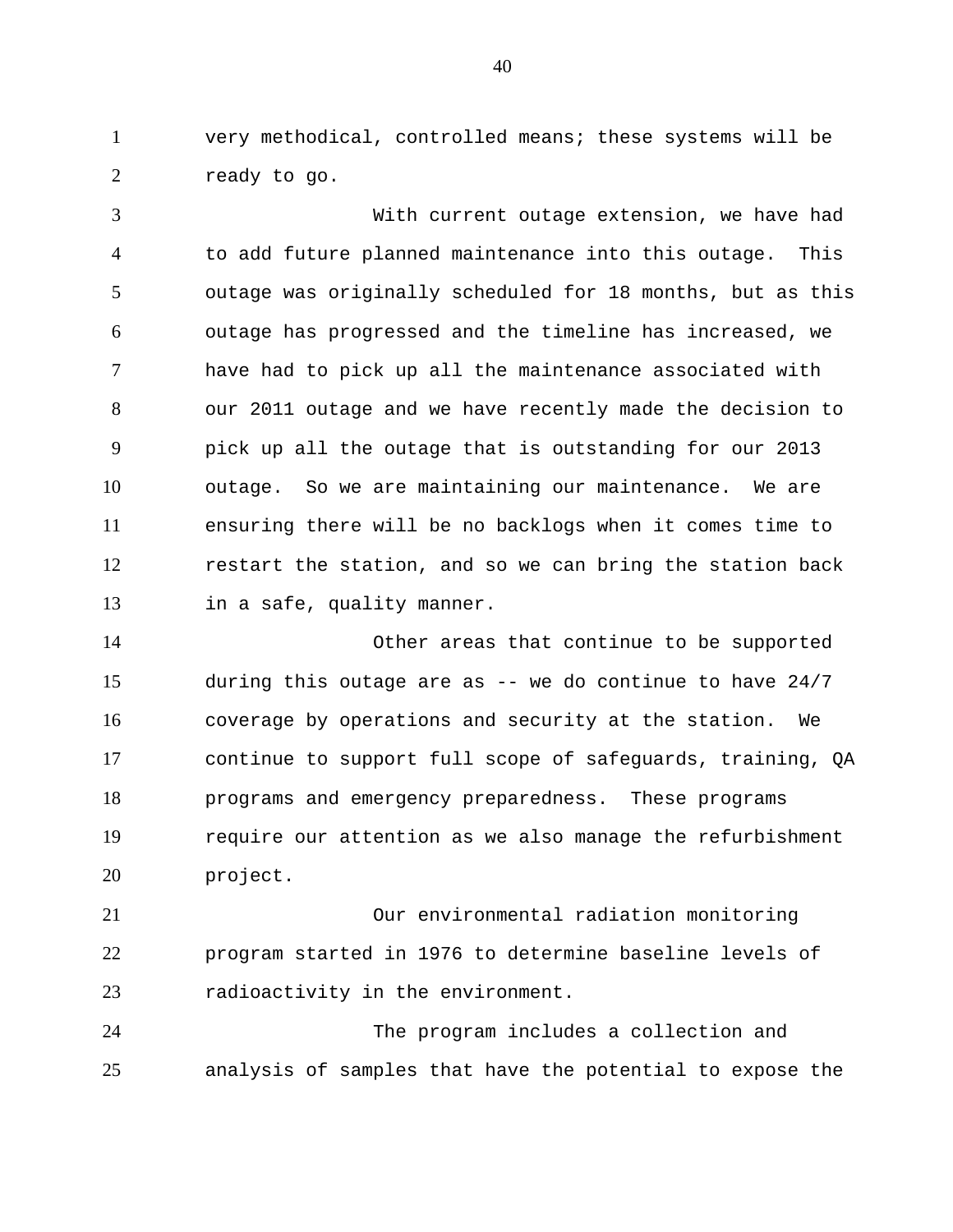very methodical, controlled means; these systems will be ready to go.

With current outage extension, we have had to add future planned maintenance into this outage. This outage was originally scheduled for 18 months, but as this outage has progressed and the timeline has increased, we have had to pick up all the maintenance associated with our 2011 outage and we have recently made the decision to pick up all the outage that is outstanding for our 2013 outage. So we are maintaining our maintenance. We are ensuring there will be no backlogs when it comes time to restart the station, and so we can bring the station back in a safe, quality manner.

Other areas that continue to be supported during this outage are as -- we do continue to have 24/7 coverage by operations and security at the station. We continue to support full scope of safeguards, training, QA programs and emergency preparedness. These programs require our attention as we also manage the refurbishment project.

Our environmental radiation monitoring program started in 1976 to determine baseline levels of radioactivity in the environment.

The program includes a collection and analysis of samples that have the potential to expose the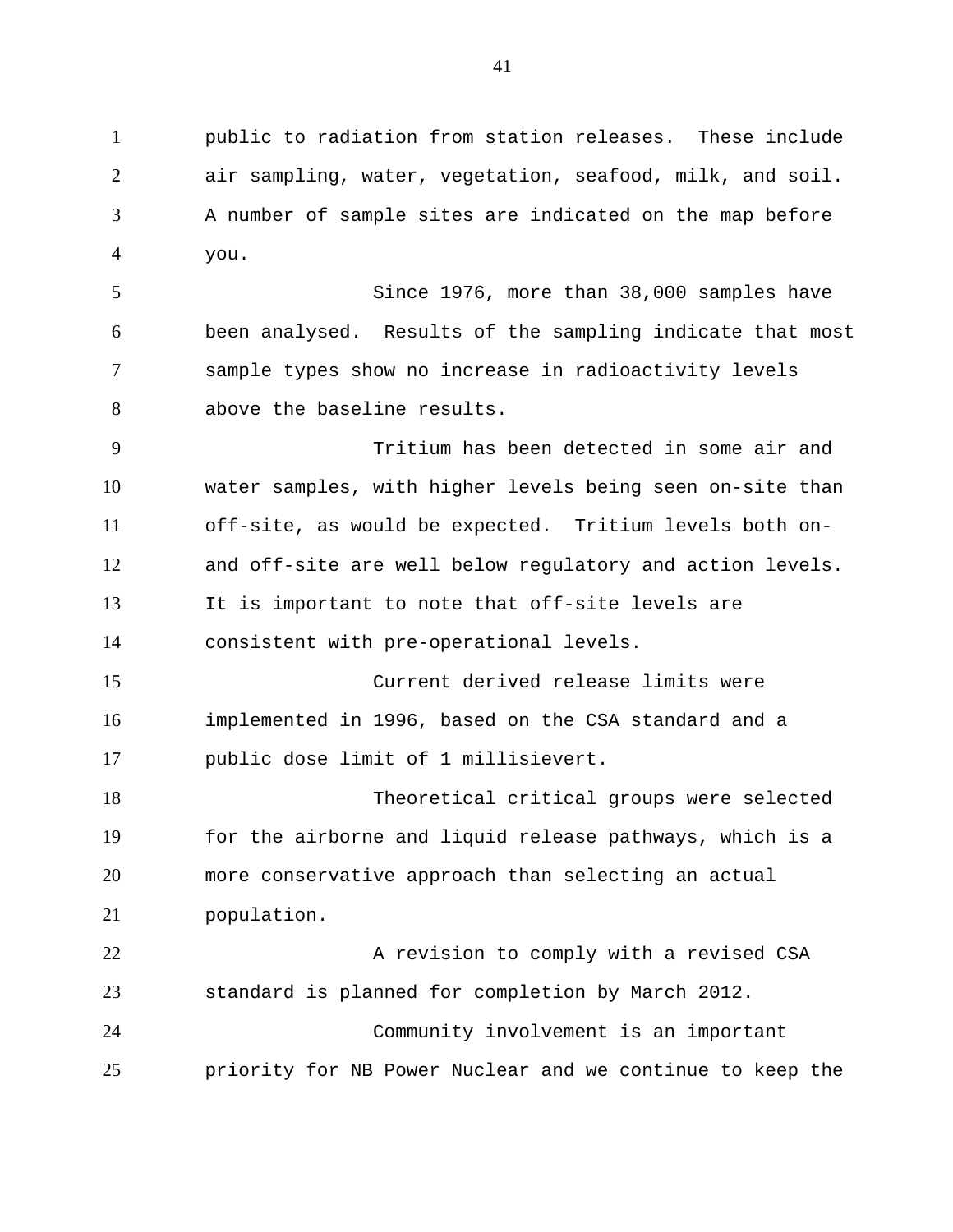public to radiation from station releases. These include air sampling, water, vegetation, seafood, milk, and soil. A number of sample sites are indicated on the map before you.

Since 1976, more than 38,000 samples have been analysed. Results of the sampling indicate that most sample types show no increase in radioactivity levels above the baseline results.

Tritium has been detected in some air and water samples, with higher levels being seen on-site than off-site, as would be expected. Tritium levels both on- and off-site are well below regulatory and action levels. It is important to note that off-site levels are consistent with pre-operational levels.

Current derived release limits were implemented in 1996, based on the CSA standard and a public dose limit of 1 millisievert.

Theoretical critical groups were selected for the airborne and liquid release pathways, which is a more conservative approach than selecting an actual population.

A revision to comply with a revised CSA standard is planned for completion by March 2012.

Community involvement is an important priority for NB Power Nuclear and we continue to keep the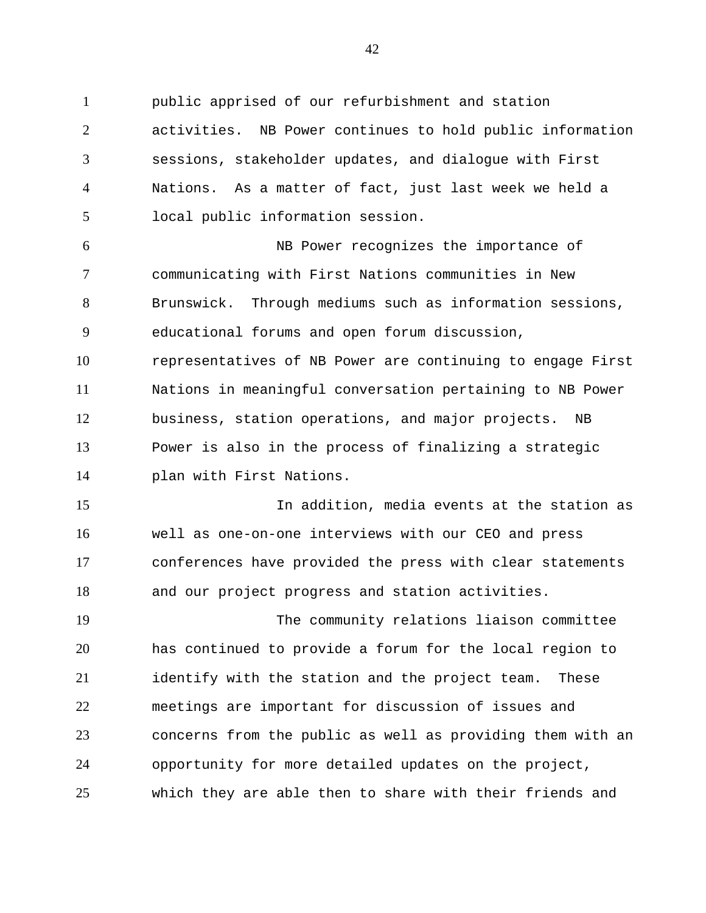public apprised of our refurbishment and station activities. NB Power continues to hold public information sessions, stakeholder updates, and dialogue with First Nations. As a matter of fact, just last week we held a local public information session.

NB Power recognizes the importance of communicating with First Nations communities in New Brunswick. Through mediums such as information sessions, educational forums and open forum discussion, representatives of NB Power are continuing to engage First Nations in meaningful conversation pertaining to NB Power business, station operations, and major projects. NB Power is also in the process of finalizing a strategic plan with First Nations.

In addition, media events at the station as well as one-on-one interviews with our CEO and press conferences have provided the press with clear statements and our project progress and station activities.

The community relations liaison committee has continued to provide a forum for the local region to identify with the station and the project team. These meetings are important for discussion of issues and concerns from the public as well as providing them with an opportunity for more detailed updates on the project, which they are able then to share with their friends and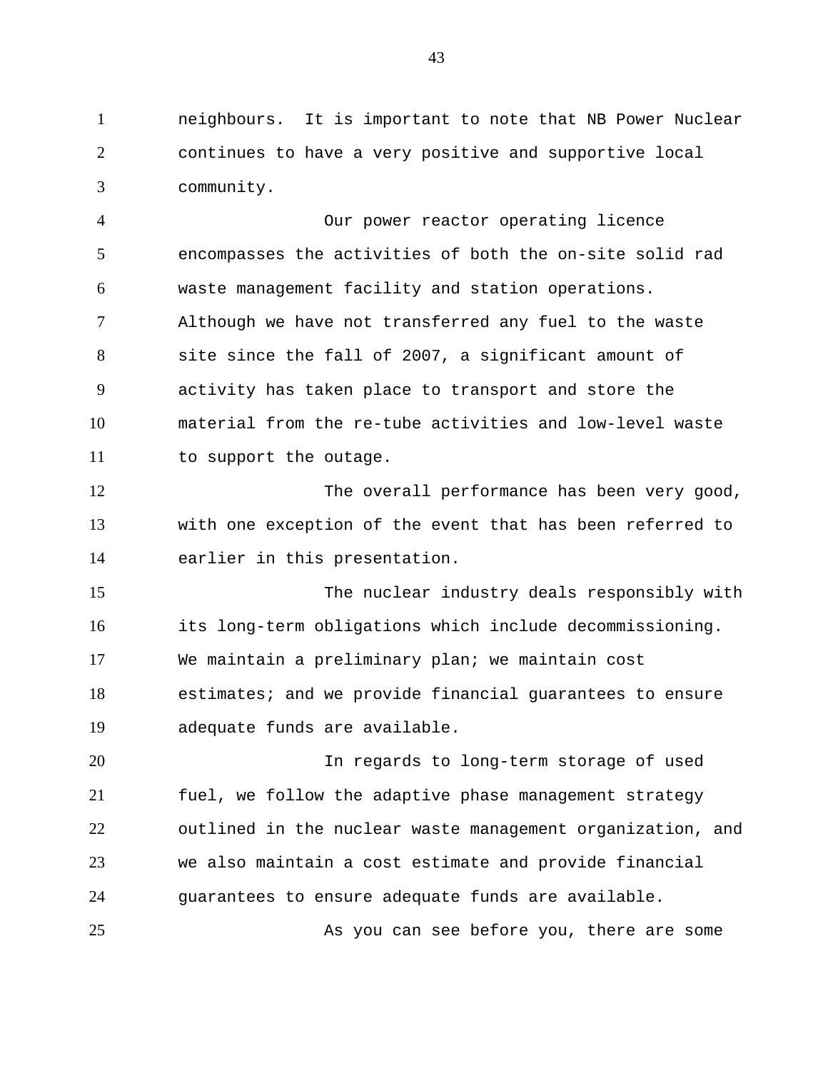neighbours. It is important to note that NB Power Nuclear continues to have a very positive and supportive local community.

Our power reactor operating licence encompasses the activities of both the on-site solid rad waste management facility and station operations. Although we have not transferred any fuel to the waste site since the fall of 2007, a significant amount of activity has taken place to transport and store the material from the re-tube activities and low-level waste to support the outage.

The overall performance has been very good, with one exception of the event that has been referred to earlier in this presentation.

The nuclear industry deals responsibly with its long-term obligations which include decommissioning. We maintain a preliminary plan; we maintain cost estimates; and we provide financial guarantees to ensure adequate funds are available.

In regards to long-term storage of used fuel, we follow the adaptive phase management strategy outlined in the nuclear waste management organization, and we also maintain a cost estimate and provide financial guarantees to ensure adequate funds are available.

As you can see before you, there are some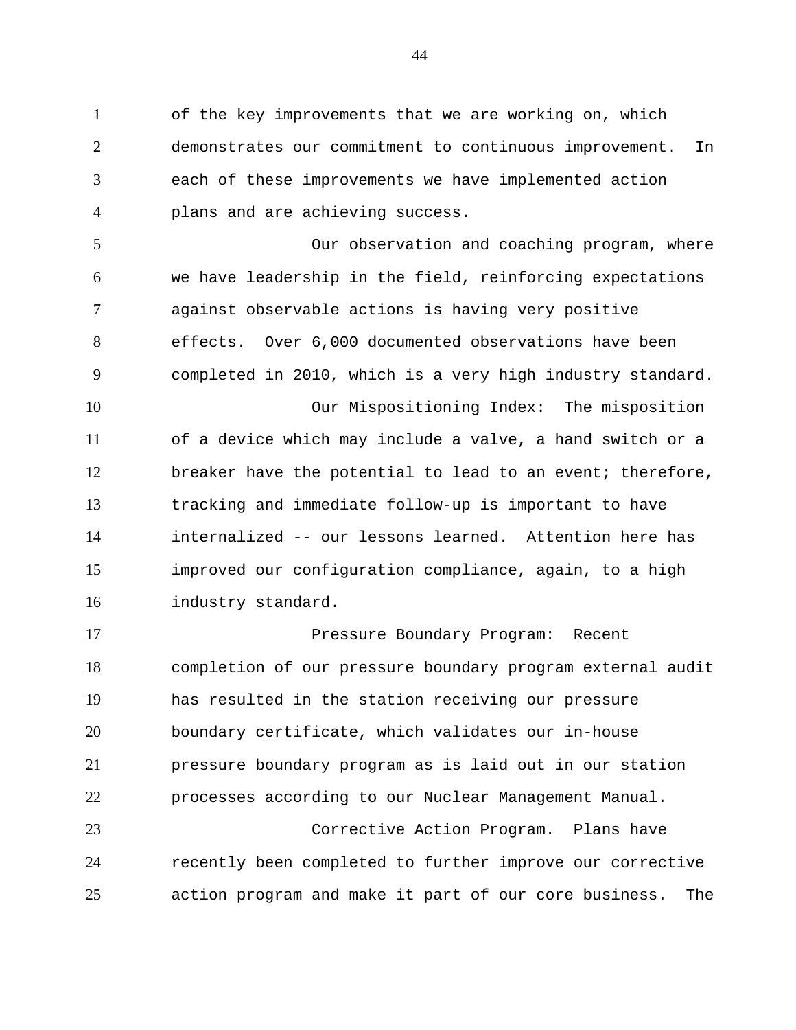of the key improvements that we are working on, which demonstrates our commitment to continuous improvement. In each of these improvements we have implemented action plans and are achieving success.

Our observation and coaching program, where we have leadership in the field, reinforcing expectations against observable actions is having very positive effects. Over 6,000 documented observations have been completed in 2010, which is a very high industry standard.

Our Mispositioning Index: The misposition of a device which may include a valve, a hand switch or a breaker have the potential to lead to an event; therefore, tracking and immediate follow-up is important to have internalized -- our lessons learned. Attention here has improved our configuration compliance, again, to a high industry standard.

Pressure Boundary Program: Recent completion of our pressure boundary program external audit has resulted in the station receiving our pressure boundary certificate, which validates our in-house pressure boundary program as is laid out in our station processes according to our Nuclear Management Manual.

Corrective Action Program. Plans have recently been completed to further improve our corrective action program and make it part of our core business. The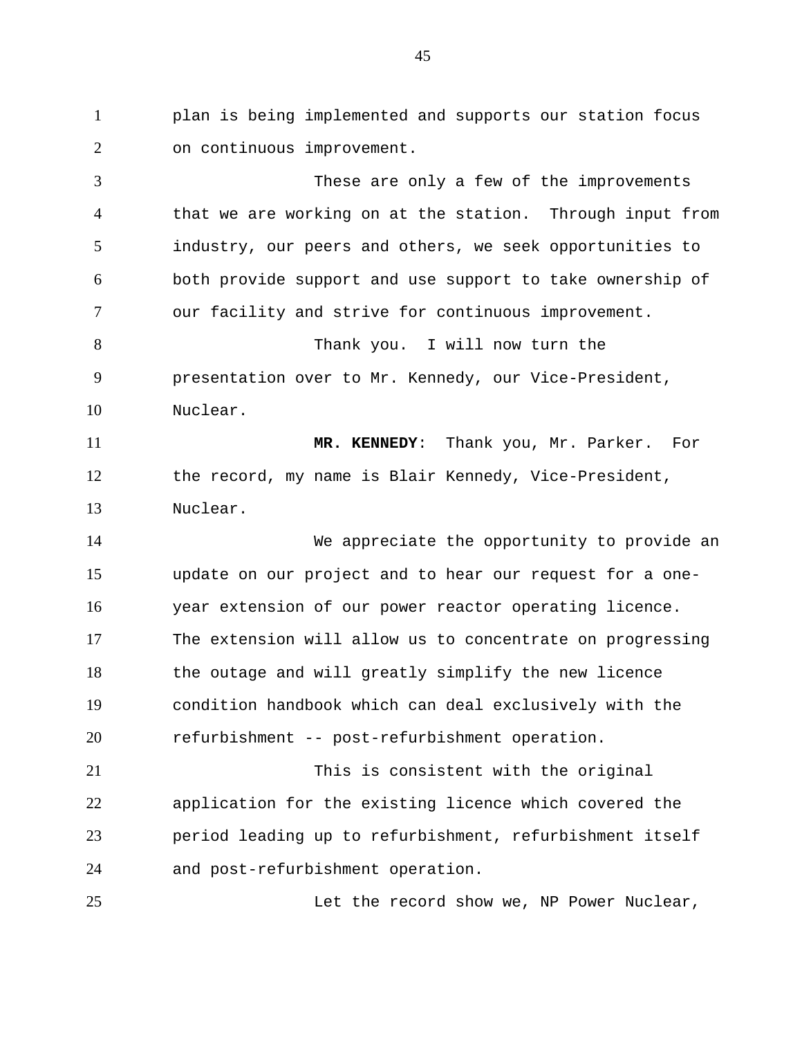plan is being implemented and supports our station focus on continuous improvement.

These are only a few of the improvements that we are working on at the station. Through input from industry, our peers and others, we seek opportunities to both provide support and use support to take ownership of our facility and strive for continuous improvement.

Thank you. I will now turn the presentation over to Mr. Kennedy, our Vice-President, Nuclear.

**MR. KENNEDY**: Thank you, Mr. Parker. For the record, my name is Blair Kennedy, Vice-President, Nuclear.

We appreciate the opportunity to provide an update on our project and to hear our request for a one-year extension of our power reactor operating licence. The extension will allow us to concentrate on progressing the outage and will greatly simplify the new licence condition handbook which can deal exclusively with the refurbishment -- post-refurbishment operation.

This is consistent with the original application for the existing licence which covered the period leading up to refurbishment, refurbishment itself and post-refurbishment operation.

Let the record show we, NP Power Nuclear,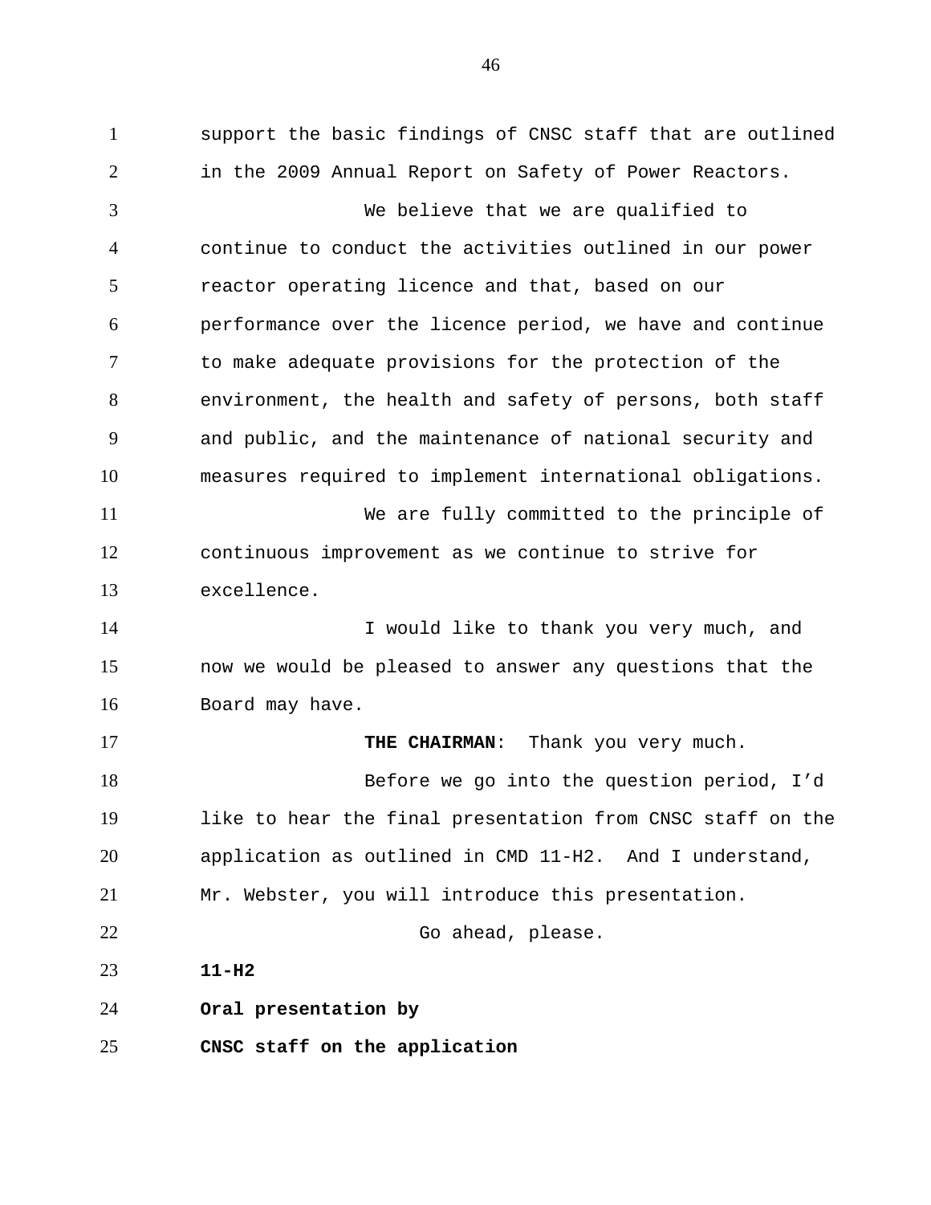support the basic findings of CNSC staff that are outlined in the 2009 Annual Report on Safety of Power Reactors.

We believe that we are qualified to continue to conduct the activities outlined in our power reactor operating licence and that, based on our performance over the licence period, we have and continue to make adequate provisions for the protection of the environment, the health and safety of persons, both staff and public, and the maintenance of national security and measures required to implement international obligations.

We are fully committed to the principle of continuous improvement as we continue to strive for excellence.

I would like to thank you very much, and now we would be pleased to answer any questions that the Board may have.

**THE CHAIRMAN**: Thank you very much.

Before we go into the question period, I'd like to hear the final presentation from CNSC staff on the application as outlined in CMD 11-H2. And I understand, Mr. Webster, you will introduce this presentation.

Go ahead, please.

**11-H2**

**Oral presentation by**

**CNSC staff on the application**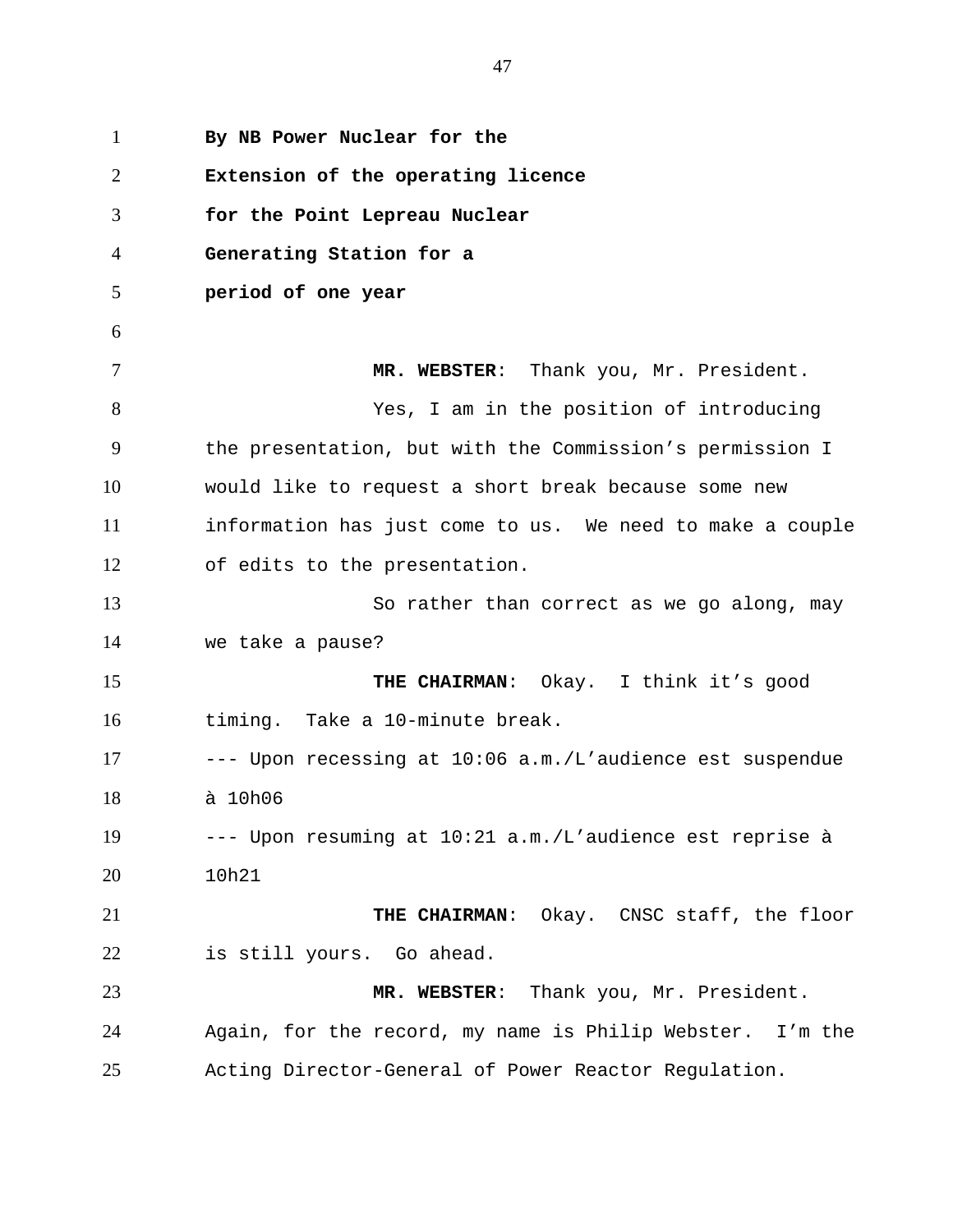**By NB Power Nuclear for the Extension of the operating licence for the Point Lepreau Nuclear Generating Station for a period of one year**

**MR. WEBSTER**: Thank you, Mr. President.

Yes, I am in the position of introducing the presentation, but with the Commission's permission I would like to request a short break because some new information has just come to us. We need to make a couple of edits to the presentation.

So rather than correct as we go along, may we take a pause?

**THE CHAIRMAN**: Okay. I think it's good timing. Take a 10-minute break.

--- Upon recessing at 10:06 a.m./L'audience est suspendue à 10h06

--- Upon resuming at 10:21 a.m./L'audience est reprise à 10h21

**THE CHAIRMAN**: Okay. CNSC staff, the floor is still yours. Go ahead.

**MR. WEBSTER**: Thank you, Mr. President. Again, for the record, my name is Philip Webster. I'm the Acting Director-General of Power Reactor Regulation.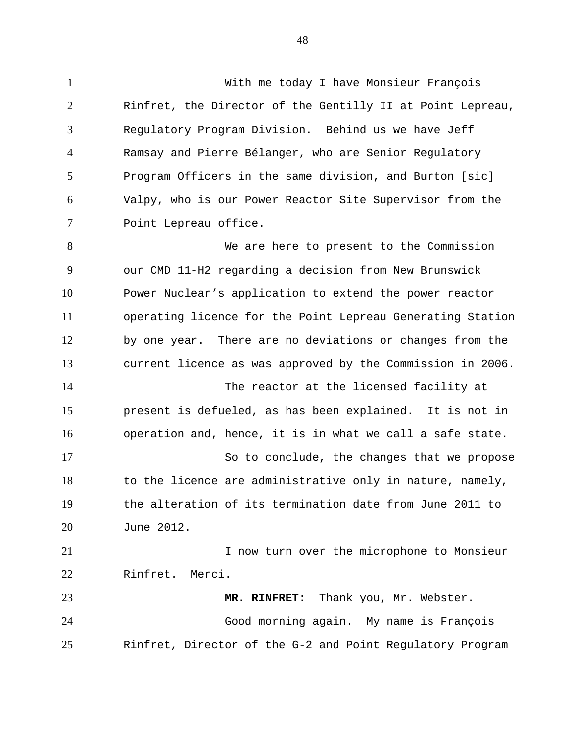With me today I have Monsieur François Rinfret, the Director of the Gentilly II at Point Lepreau, Regulatory Program Division. Behind us we have Jeff Ramsay and Pierre Bélanger, who are Senior Regulatory Program Officers in the same division, and Burton [sic] Valpy, who is our Power Reactor Site Supervisor from the Point Lepreau office.

We are here to present to the Commission our CMD 11-H2 regarding a decision from New Brunswick Power Nuclear's application to extend the power reactor operating licence for the Point Lepreau Generating Station by one year. There are no deviations or changes from the current licence as was approved by the Commission in 2006.

The reactor at the licensed facility at present is defueled, as has been explained. It is not in operation and, hence, it is in what we call a safe state.

So to conclude, the changes that we propose to the licence are administrative only in nature, namely, the alteration of its termination date from June 2011 to June 2012.

I now turn over the microphone to Monsieur Rinfret. Merci.

**MR. RINFRET**: Thank you, Mr. Webster.

Good morning again. My name is François Rinfret, Director of the G-2 and Point Regulatory Program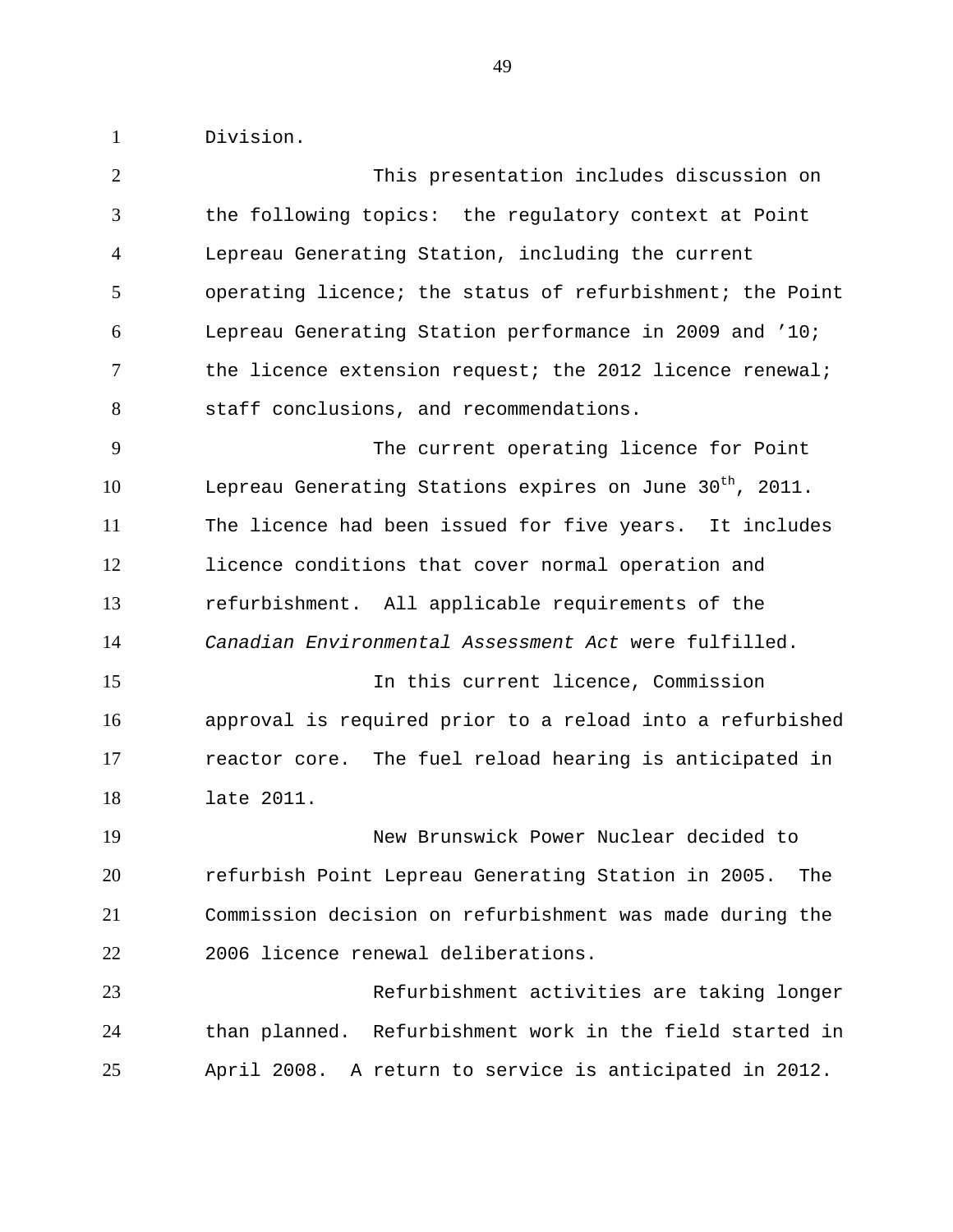Division.

This presentation includes discussion on the following topics: the regulatory context at Point Lepreau Generating Station, including the current operating licence; the status of refurbishment; the Point Lepreau Generating Station performance in 2009 and '10; the licence extension request; the 2012 licence renewal; staff conclusions, and recommendations.

The current operating licence for Point Lepreau Generating Stations expires on June 30th, 2011. The licence had been issued for five years. It includes licence conditions that cover normal operation and refurbishment. All applicable requirements of the *Canadian Environmental Assessment Act* were fulfilled.

In this current licence, Commission approval is required prior to a reload into a refurbished reactor core. The fuel reload hearing is anticipated in late 2011.

New Brunswick Power Nuclear decided to refurbish Point Lepreau Generating Station in 2005. The Commission decision on refurbishment was made during the 2006 licence renewal deliberations.

Refurbishment activities are taking longer than planned. Refurbishment work in the field started in April 2008. A return to service is anticipated in 2012.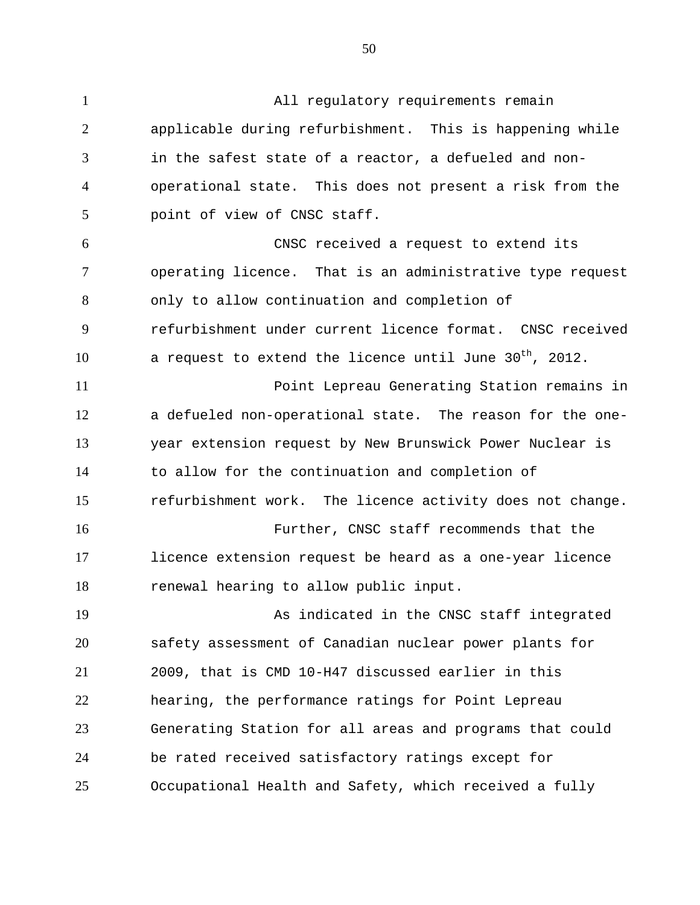All regulatory requirements remain applicable during refurbishment. This is happening while in the safest state of a reactor, a defueled and non-operational state. This does not present a risk from the point of view of CNSC staff.

CNSC received a request to extend its operating licence. That is an administrative type request only to allow continuation and completion of refurbishment under current licence format. CNSC received a request to extend the licence until June 30th, 2012.

Point Lepreau Generating Station remains in a defueled non-operational state. The reason for the one-year extension request by New Brunswick Power Nuclear is to allow for the continuation and completion of refurbishment work. The licence activity does not change.

Further, CNSC staff recommends that the licence extension request be heard as a one-year licence renewal hearing to allow public input.

As indicated in the CNSC staff integrated safety assessment of Canadian nuclear power plants for 2009, that is CMD 10-H47 discussed earlier in this hearing, the performance ratings for Point Lepreau Generating Station for all areas and programs that could be rated received satisfactory ratings except for Occupational Health and Safety, which received a fully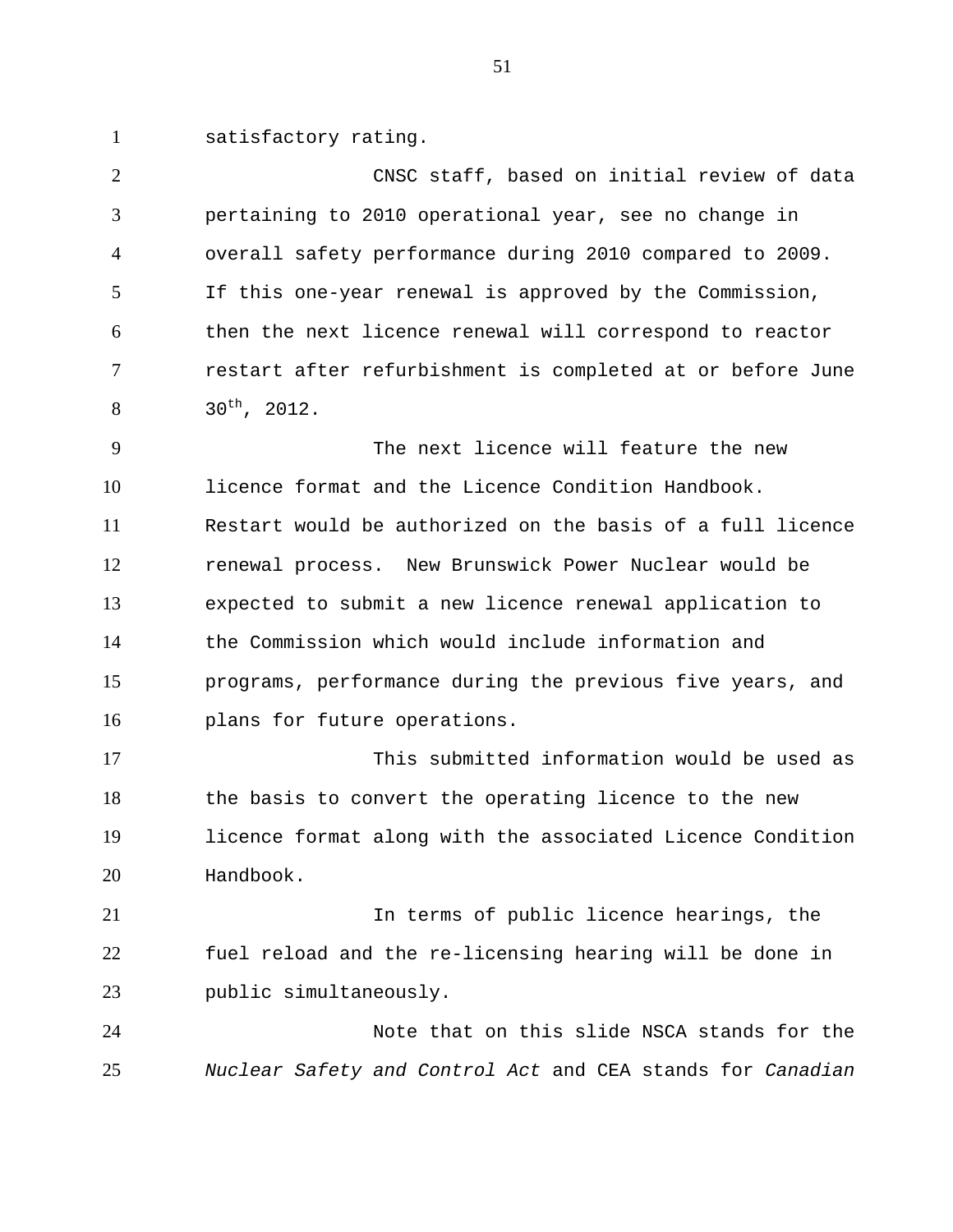satisfactory rating.

CNSC staff, based on initial review of data pertaining to 2010 operational year, see no change in overall safety performance during 2010 compared to 2009. If this one-year renewal is approved by the Commission, then the next licence renewal will correspond to reactor restart after refurbishment is completed at or before June 30th, 2012.

The next licence will feature the new licence format and the Licence Condition Handbook. Restart would be authorized on the basis of a full licence renewal process. New Brunswick Power Nuclear would be expected to submit a new licence renewal application to the Commission which would include information and programs, performance during the previous five years, and plans for future operations.

This submitted information would be used as the basis to convert the operating licence to the new licence format along with the associated Licence Condition Handbook.

In terms of public licence hearings, the fuel reload and the re-licensing hearing will be done in public simultaneously.

Note that on this slide NSCA stands for the *Nuclear Safety and Control Act* and CEA stands for *Canadian*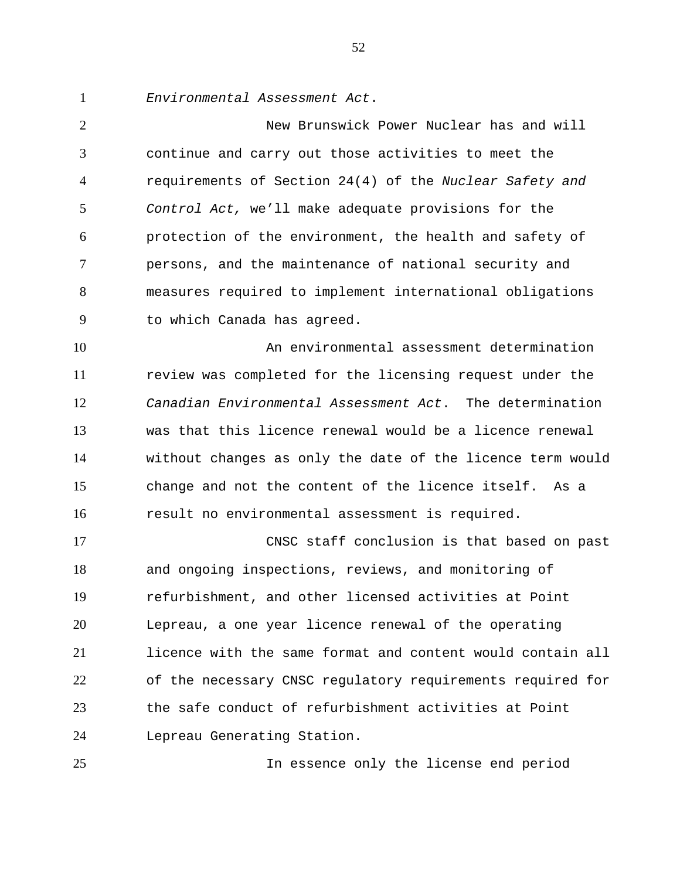*Environmental Assessment Act*.

New Brunswick Power Nuclear has and will continue and carry out those activities to meet the requirements of Section 24(4) of the *Nuclear Safety and Control Act,* we'll make adequate provisions for the protection of the environment, the health and safety of persons, and the maintenance of national security and measures required to implement international obligations to which Canada has agreed.

An environmental assessment determination review was completed for the licensing request under the *Canadian Environmental Assessment Act*. The determination was that this licence renewal would be a licence renewal without changes as only the date of the licence term would change and not the content of the licence itself. As a result no environmental assessment is required.

CNSC staff conclusion is that based on past and ongoing inspections, reviews, and monitoring of refurbishment, and other licensed activities at Point Lepreau, a one year licence renewal of the operating licence with the same format and content would contain all of the necessary CNSC regulatory requirements required for the safe conduct of refurbishment activities at Point Lepreau Generating Station.

In essence only the license end period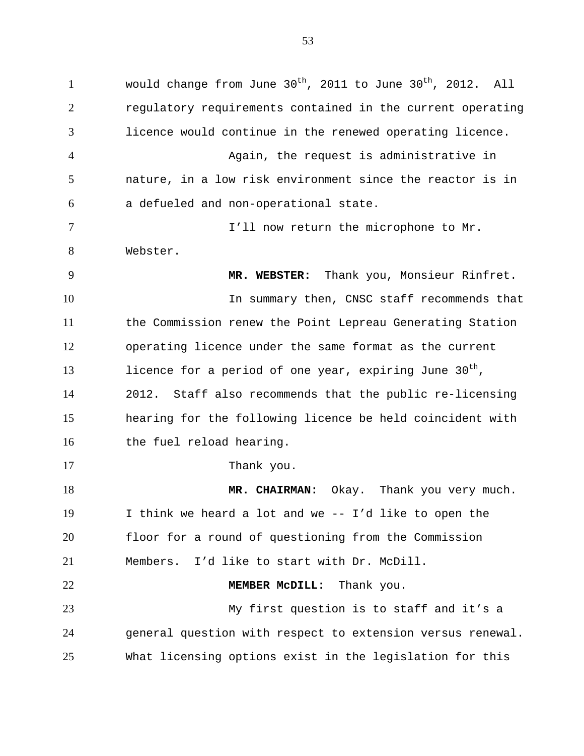would change from June 30th, 2011 to June 30th, 2012. All regulatory requirements contained in the current operating licence would continue in the renewed operating licence.

Again, the request is administrative in nature, in a low risk environment since the reactor is in a defueled and non-operational state.

I'll now return the microphone to Mr. Webster.

**MR. WEBSTER:** Thank you, Monsieur Rinfret.

In summary then, CNSC staff recommends that the Commission renew the Point Lepreau Generating Station operating licence under the same format as the current licence for a period of one year, expiring June 30th, 2012. Staff also recommends that the public re-licensing hearing for the following licence be held coincident with the fuel reload hearing.

Thank you.

**MR. CHAIRMAN:** Okay. Thank you very much. I think we heard a lot and we -- I'd like to open the floor for a round of questioning from the Commission Members. I'd like to start with Dr. McDill.

**MEMBER McDILL:** Thank you.

My first question is to staff and it's a general question with respect to extension versus renewal. What licensing options exist in the legislation for this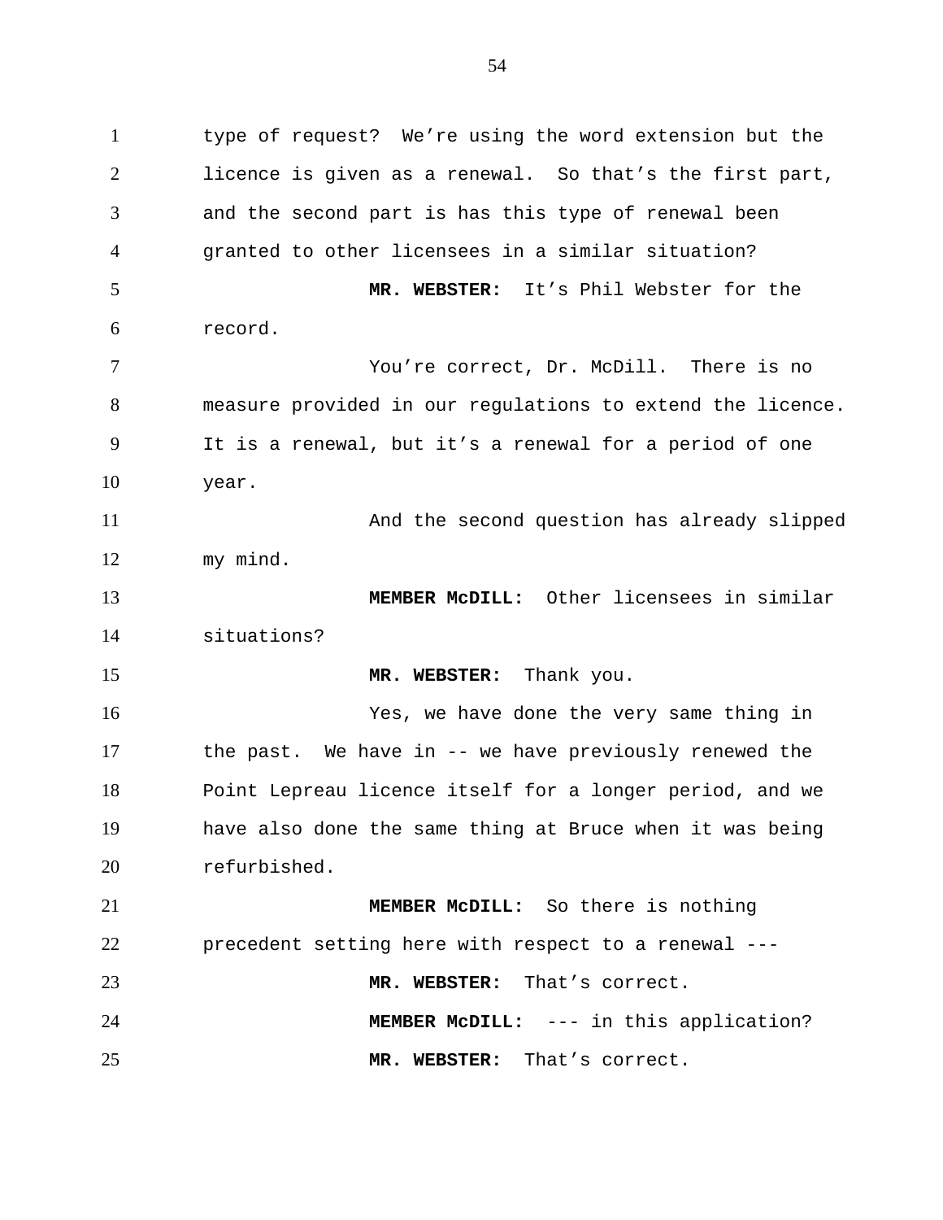type of request? We’re using the word extension but the licence is given as a renewal. So that’s the first part, and the second part is has this type of renewal been granted to other licensees in a similar situation?

**MR. WEBSTER:** It’s Phil Webster for the record.

You’re correct, Dr. McDill. There is no measure provided in our regulations to extend the licence. It is a renewal, but it’s a renewal for a period of one year.

And the second question has already slipped my mind.

**MEMBER McDILL:** Other licensees in similar situations?

**MR. WEBSTER:** Thank you.

Yes, we have done the very same thing in the past. We have in -- we have previously renewed the Point Lepreau licence itself for a longer period, and we have also done the same thing at Bruce when it was being refurbished.

**MEMBER McDILL:** So there is nothing precedent setting here with respect to a renewal ---

**MR. WEBSTER:** That’s correct.

**MEMBER McDILL:** --- in this application?

**MR. WEBSTER:** That’s correct.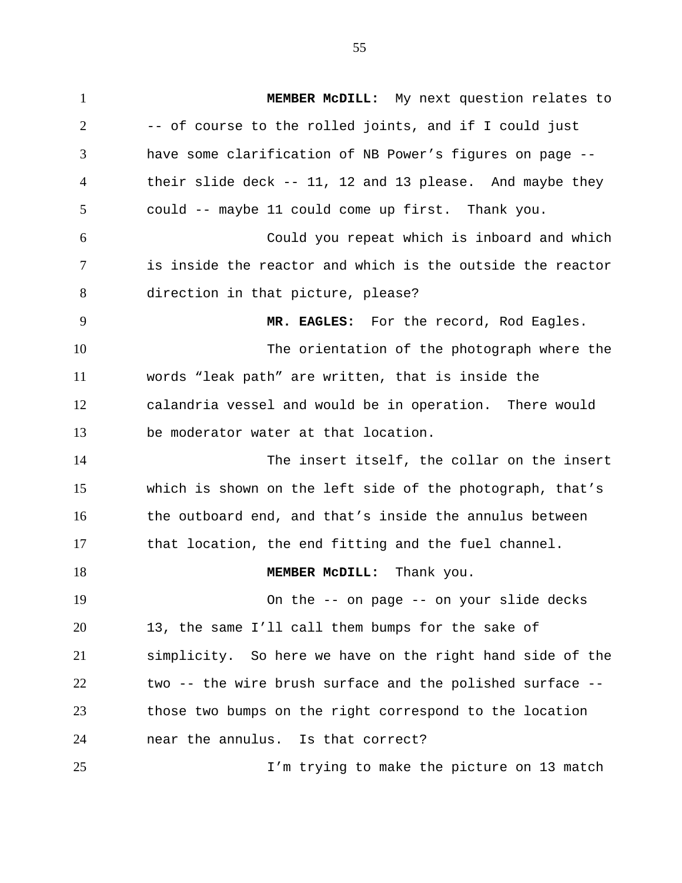**MEMBER McDILL:** My next question relates to -- of course to the rolled joints, and if I could just have some clarification of NB Power's figures on page -- their slide deck -- 11, 12 and 13 please. And maybe they could -- maybe 11 could come up first. Thank you.

Could you repeat which is inboard and which is inside the reactor and which is the outside the reactor direction in that picture, please?

**MR. EAGLES:** For the record, Rod Eagles.

The orientation of the photograph where the words "leak path" are written, that is inside the calandria vessel and would be in operation. There would be moderator water at that location.

The insert itself, the collar on the insert which is shown on the left side of the photograph, that's the outboard end, and that's inside the annulus between that location, the end fitting and the fuel channel.

**MEMBER McDILL:** Thank you.

On the -- on page -- on your slide decks 13, the same I'll call them bumps for the sake of simplicity. So here we have on the right hand side of the two -- the wire brush surface and the polished surface -- those two bumps on the right correspond to the location near the annulus. Is that correct?

I'm trying to make the picture on 13 match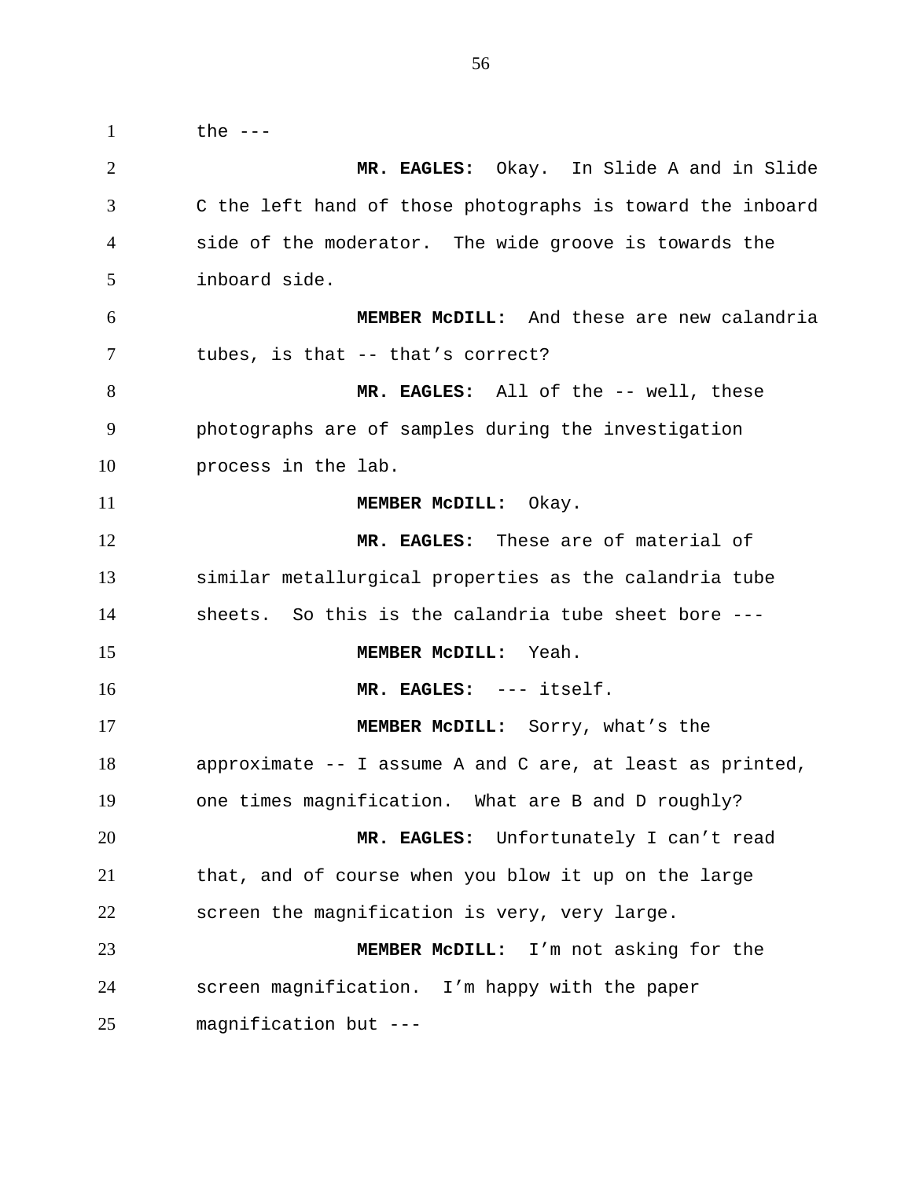the ---

**MR. EAGLES:** Okay. In Slide A and in Slide C the left hand of those photographs is toward the inboard side of the moderator. The wide groove is towards the inboard side.

**MEMBER McDILL:** And these are new calandria tubes, is that -- that's correct?

**MR. EAGLES:** All of the -- well, these photographs are of samples during the investigation process in the lab.

**MEMBER McDILL:** Okay.

**MR. EAGLES:** These are of material of similar metallurgical properties as the calandria tube sheets. So this is the calandria tube sheet bore ---

**MEMBER McDILL:** Yeah.

**MR. EAGLES:** --- itself.

**MEMBER McDILL:** Sorry, what's the approximate -- I assume A and C are, at least as printed, one times magnification. What are B and D roughly?

**MR. EAGLES:** Unfortunately I can't read that, and of course when you blow it up on the large screen the magnification is very, very large.

**MEMBER McDILL:** I'm not asking for the screen magnification. I'm happy with the paper magnification but ---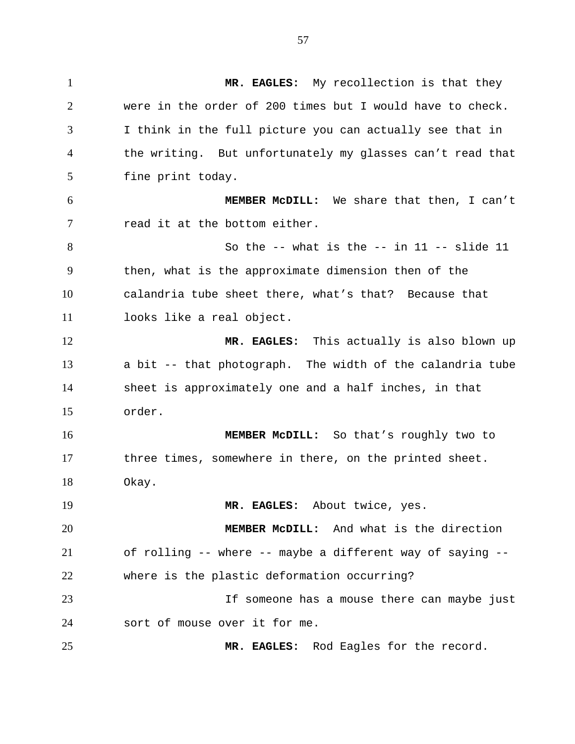**MR. EAGLES:** My recollection is that they were in the order of 200 times but I would have to check. I think in the full picture you can actually see that in the writing. But unfortunately my glasses can't read that fine print today.

**MEMBER McDILL:** We share that then, I can't read it at the bottom either.

So the -- what is the -- in 11 -- slide 11 then, what is the approximate dimension then of the calandria tube sheet there, what's that? Because that looks like a real object.

**MR. EAGLES:** This actually is also blown up a bit -- that photograph. The width of the calandria tube sheet is approximately one and a half inches, in that order.

**MEMBER McDILL:** So that's roughly two to three times, somewhere in there, on the printed sheet. Okay.

**MR. EAGLES:** About twice, yes.

**MEMBER McDILL:** And what is the direction of rolling -- where -- maybe a different way of saying -- where is the plastic deformation occurring?

If someone has a mouse there can maybe just sort of mouse over it for me.

**MR. EAGLES:** Rod Eagles for the record.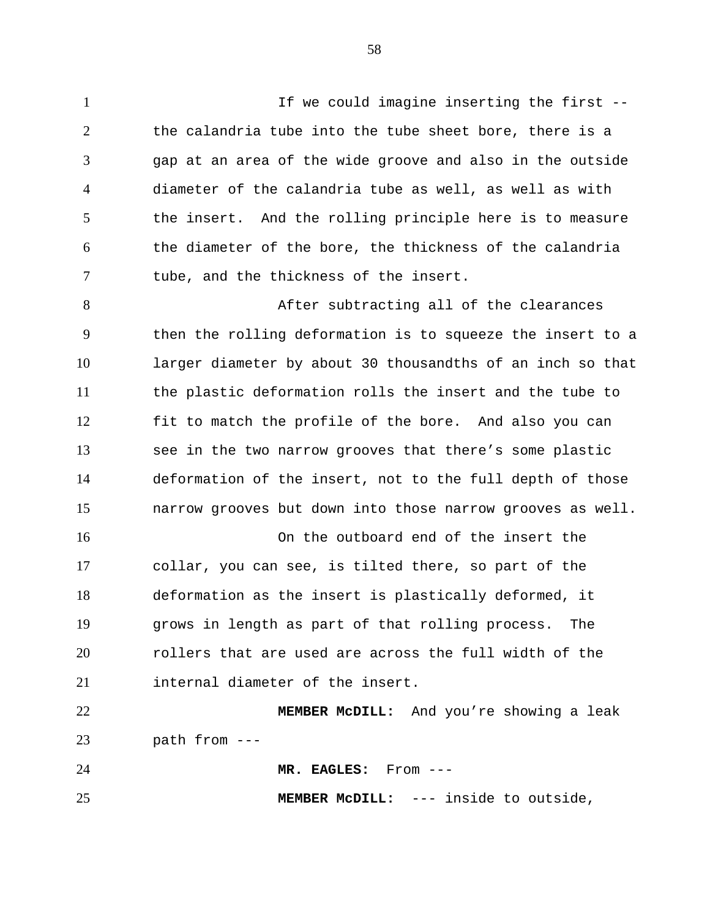If we could imagine inserting the first -- the calandria tube into the tube sheet bore, there is a gap at an area of the wide groove and also in the outside diameter of the calandria tube as well, as well as with the insert. And the rolling principle here is to measure the diameter of the bore, the thickness of the calandria tube, and the thickness of the insert.

After subtracting all of the clearances then the rolling deformation is to squeeze the insert to a larger diameter by about 30 thousandths of an inch so that the plastic deformation rolls the insert and the tube to fit to match the profile of the bore. And also you can see in the two narrow grooves that there's some plastic deformation of the insert, not to the full depth of those narrow grooves but down into those narrow grooves as well.

On the outboard end of the insert the collar, you can see, is tilted there, so part of the deformation as the insert is plastically deformed, it grows in length as part of that rolling process. The rollers that are used are across the full width of the internal diameter of the insert.

**MEMBER McDILL:** And you're showing a leak path from ---

**MR. EAGLES:** From ---

**MEMBER McDILL:** --- inside to outside,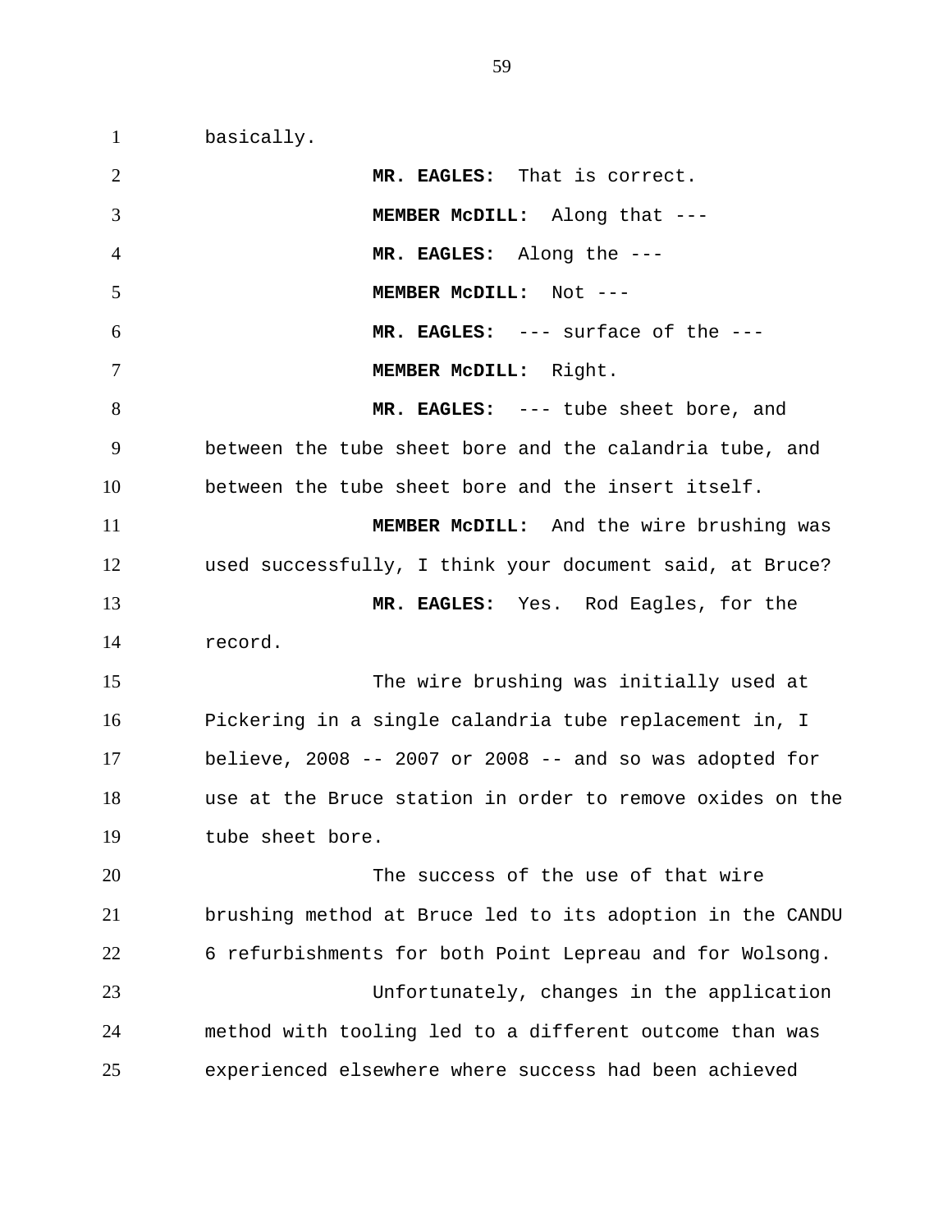basically.

**MR. EAGLES:** That is correct.

**MEMBER McDILL:** Along that ---

**MR. EAGLES:** Along the ---

**MEMBER McDILL:** Not ---

**MR. EAGLES:** --- surface of the ---

**MEMBER McDILL:** Right.

**MR. EAGLES:** --- tube sheet bore, and between the tube sheet bore and the calandria tube, and between the tube sheet bore and the insert itself.

**MEMBER McDILL:** And the wire brushing was used successfully, I think your document said, at Bruce?

**MR. EAGLES:** Yes. Rod Eagles, for the record.

The wire brushing was initially used at Pickering in a single calandria tube replacement in, I believe, 2008 -- 2007 or 2008 -- and so was adopted for use at the Bruce station in order to remove oxides on the tube sheet bore.

The success of the use of that wire brushing method at Bruce led to its adoption in the CANDU 6 refurbishments for both Point Lepreau and for Wolsong.

Unfortunately, changes in the application method with tooling led to a different outcome than was experienced elsewhere where success had been achieved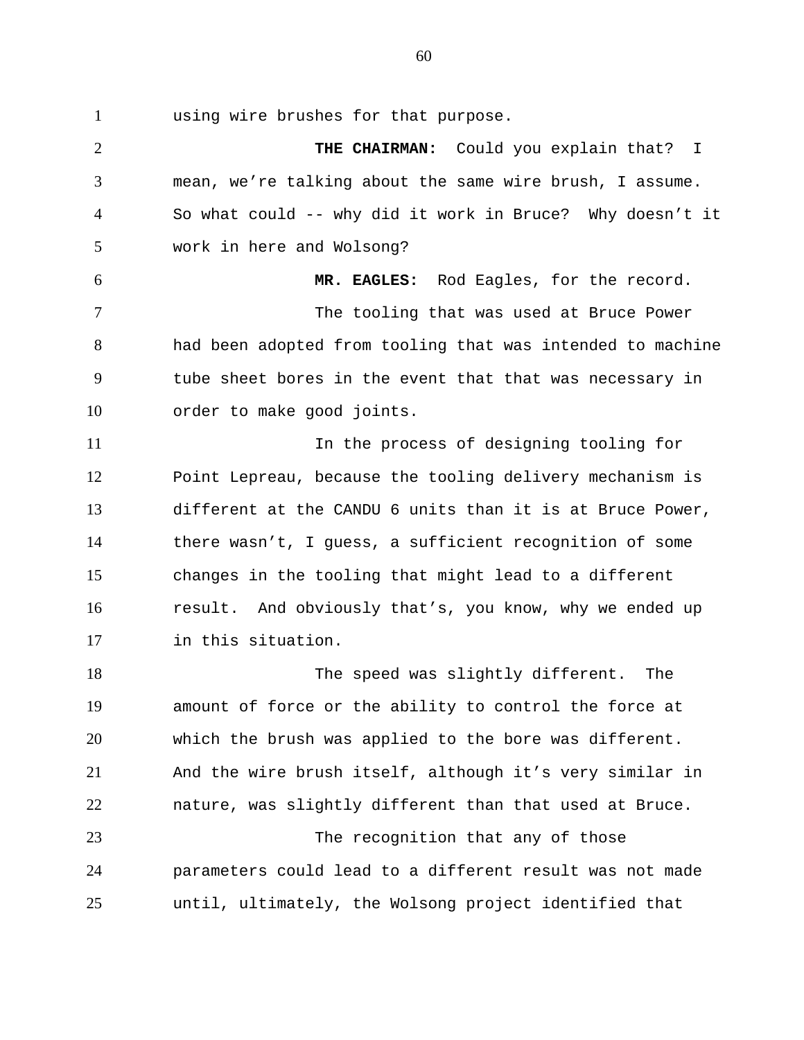using wire brushes for that purpose.

**THE CHAIRMAN:** Could you explain that? I mean, we're talking about the same wire brush, I assume. So what could -- why did it work in Bruce? Why doesn't it work in here and Wolsong?

**MR. EAGLES:** Rod Eagles, for the record.

The tooling that was used at Bruce Power had been adopted from tooling that was intended to machine tube sheet bores in the event that that was necessary in order to make good joints.

In the process of designing tooling for Point Lepreau, because the tooling delivery mechanism is different at the CANDU 6 units than it is at Bruce Power, there wasn't, I guess, a sufficient recognition of some changes in the tooling that might lead to a different result. And obviously that's, you know, why we ended up in this situation.

The speed was slightly different. The amount of force or the ability to control the force at which the brush was applied to the bore was different. And the wire brush itself, although it's very similar in nature, was slightly different than that used at Bruce.

The recognition that any of those parameters could lead to a different result was not made until, ultimately, the Wolsong project identified that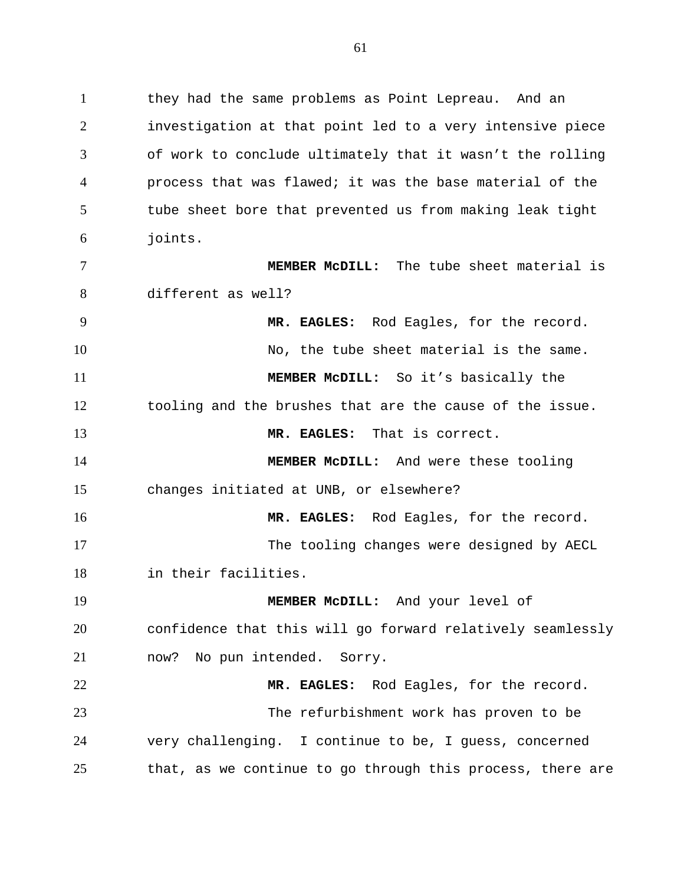they had the same problems as Point Lepreau. And an investigation at that point led to a very intensive piece of work to conclude ultimately that it wasn't the rolling process that was flawed; it was the base material of the tube sheet bore that prevented us from making leak tight joints.

**MEMBER McDILL:** The tube sheet material is different as well?

**MR. EAGLES:** Rod Eagles, for the record.

No, the tube sheet material is the same.

**MEMBER McDILL:** So it's basically the tooling and the brushes that are the cause of the issue.

**MR. EAGLES:** That is correct.

**MEMBER McDILL:** And were these tooling changes initiated at UNB, or elsewhere?

**MR. EAGLES:** Rod Eagles, for the record.

The tooling changes were designed by AECL in their facilities.

**MEMBER McDILL:** And your level of confidence that this will go forward relatively seamlessly now? No pun intended. Sorry.

**MR. EAGLES:** Rod Eagles, for the record.

The refurbishment work has proven to be very challenging. I continue to be, I guess, concerned that, as we continue to go through this process, there are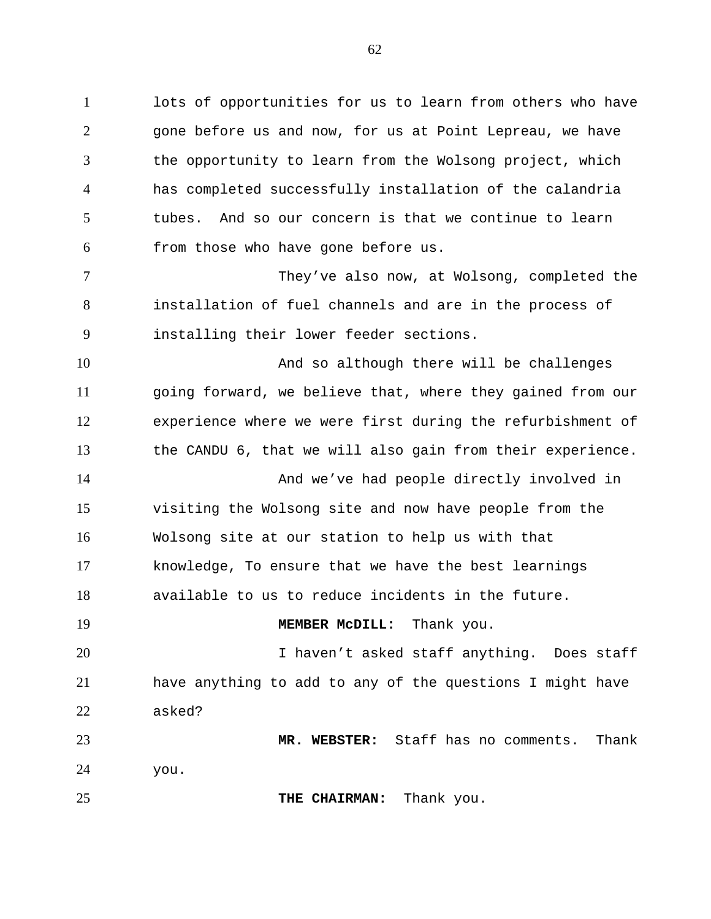lots of opportunities for us to learn from others who have gone before us and now, for us at Point Lepreau, we have the opportunity to learn from the Wolsong project, which has completed successfully installation of the calandria tubes. And so our concern is that we continue to learn from those who have gone before us.

They've also now, at Wolsong, completed the installation of fuel channels and are in the process of installing their lower feeder sections.

And so although there will be challenges going forward, we believe that, where they gained from our experience where we were first during the refurbishment of the CANDU 6, that we will also gain from their experience.

And we've had people directly involved in visiting the Wolsong site and now have people from the Wolsong site at our station to help us with that knowledge, To ensure that we have the best learnings available to us to reduce incidents in the future.

**MEMBER McDILL:** Thank you.

I haven't asked staff anything. Does staff have anything to add to any of the questions I might have asked?

**MR. WEBSTER:** Staff has no comments. Thank you.

**THE CHAIRMAN:** Thank you.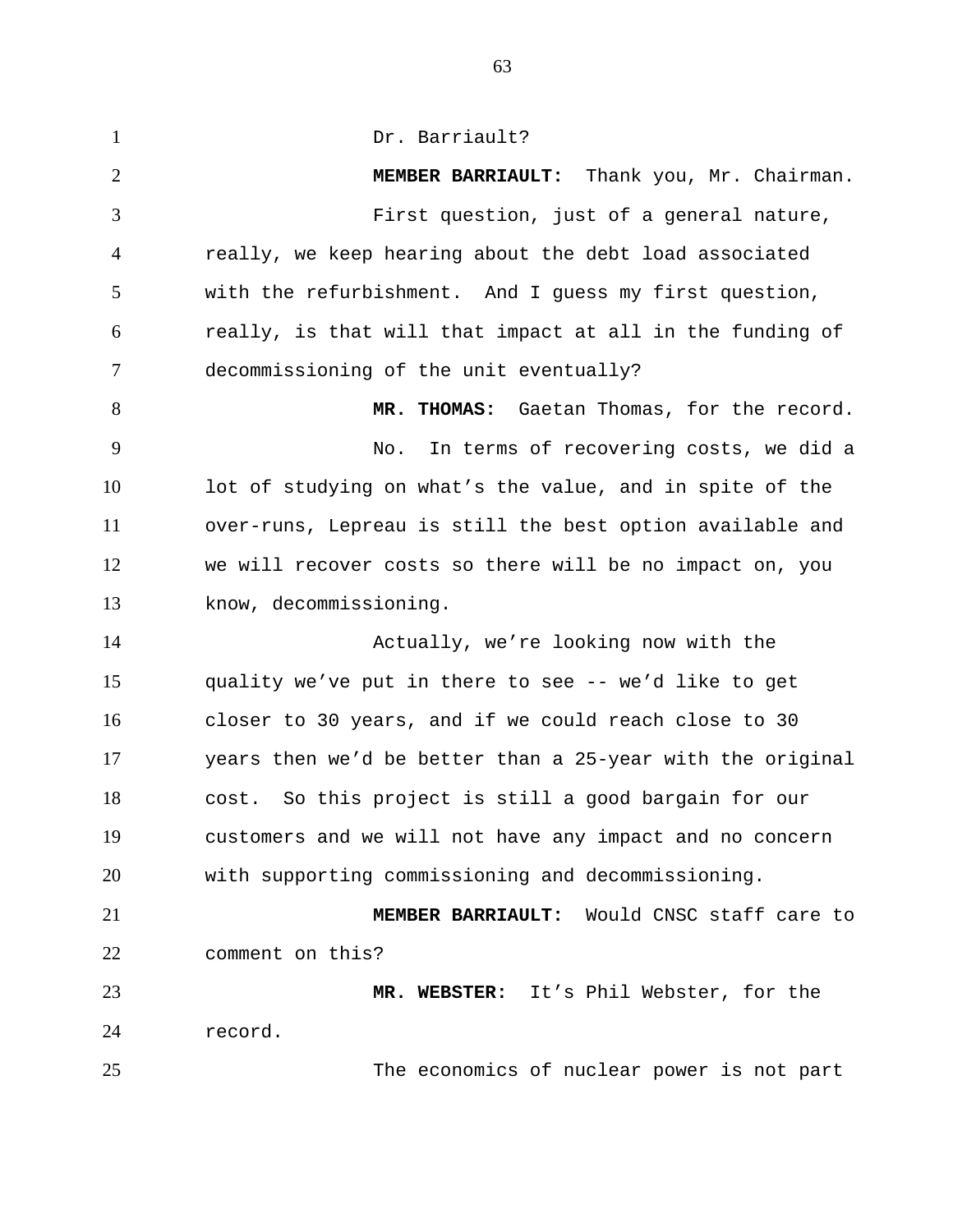Dr. Barriault?

**MEMBER BARRIAULT:** Thank you, Mr. Chairman.

First question, just of a general nature, really, we keep hearing about the debt load associated with the refurbishment. And I guess my first question, really, is that will that impact at all in the funding of decommissioning of the unit eventually?

**MR. THOMAS:** Gaetan Thomas, for the record.

No. In terms of recovering costs, we did a lot of studying on what's the value, and in spite of the over-runs, Lepreau is still the best option available and we will recover costs so there will be no impact on, you know, decommissioning.

Actually, we're looking now with the quality we've put in there to see -- we'd like to get closer to 30 years, and if we could reach close to 30 years then we'd be better than a 25-year with the original cost. So this project is still a good bargain for our customers and we will not have any impact and no concern with supporting commissioning and decommissioning.

**MEMBER BARRIAULT:** Would CNSC staff care to comment on this?

**MR. WEBSTER:** It's Phil Webster, for the record.

The economics of nuclear power is not part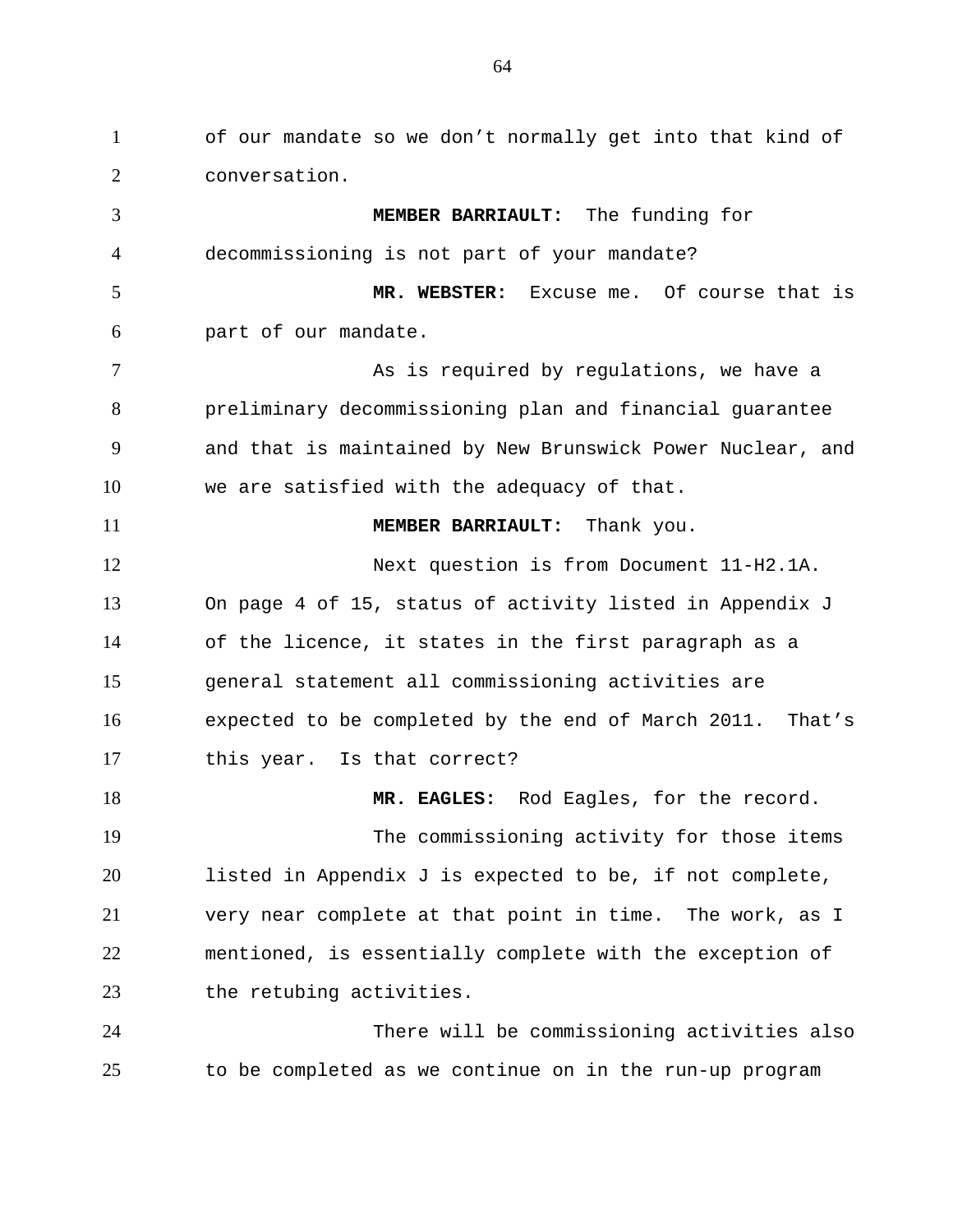of our mandate so we don’t normally get into that kind of conversation.

**MEMBER BARRIAULT:** The funding for decommissioning is not part of your mandate?

**MR. WEBSTER:** Excuse me. Of course that is part of our mandate.

As is required by regulations, we have a preliminary decommissioning plan and financial guarantee and that is maintained by New Brunswick Power Nuclear, and we are satisfied with the adequacy of that.

**MEMBER BARRIAULT:** Thank you.

Next question is from Document 11-H2.1A. On page 4 of 15, status of activity listed in Appendix J of the licence, it states in the first paragraph as a general statement all commissioning activities are expected to be completed by the end of March 2011. That’s this year. Is that correct?

**MR. EAGLES:** Rod Eagles, for the record.

The commissioning activity for those items listed in Appendix J is expected to be, if not complete, very near complete at that point in time. The work, as I mentioned, is essentially complete with the exception of the retubing activities.

There will be commissioning activities also to be completed as we continue on in the run-up program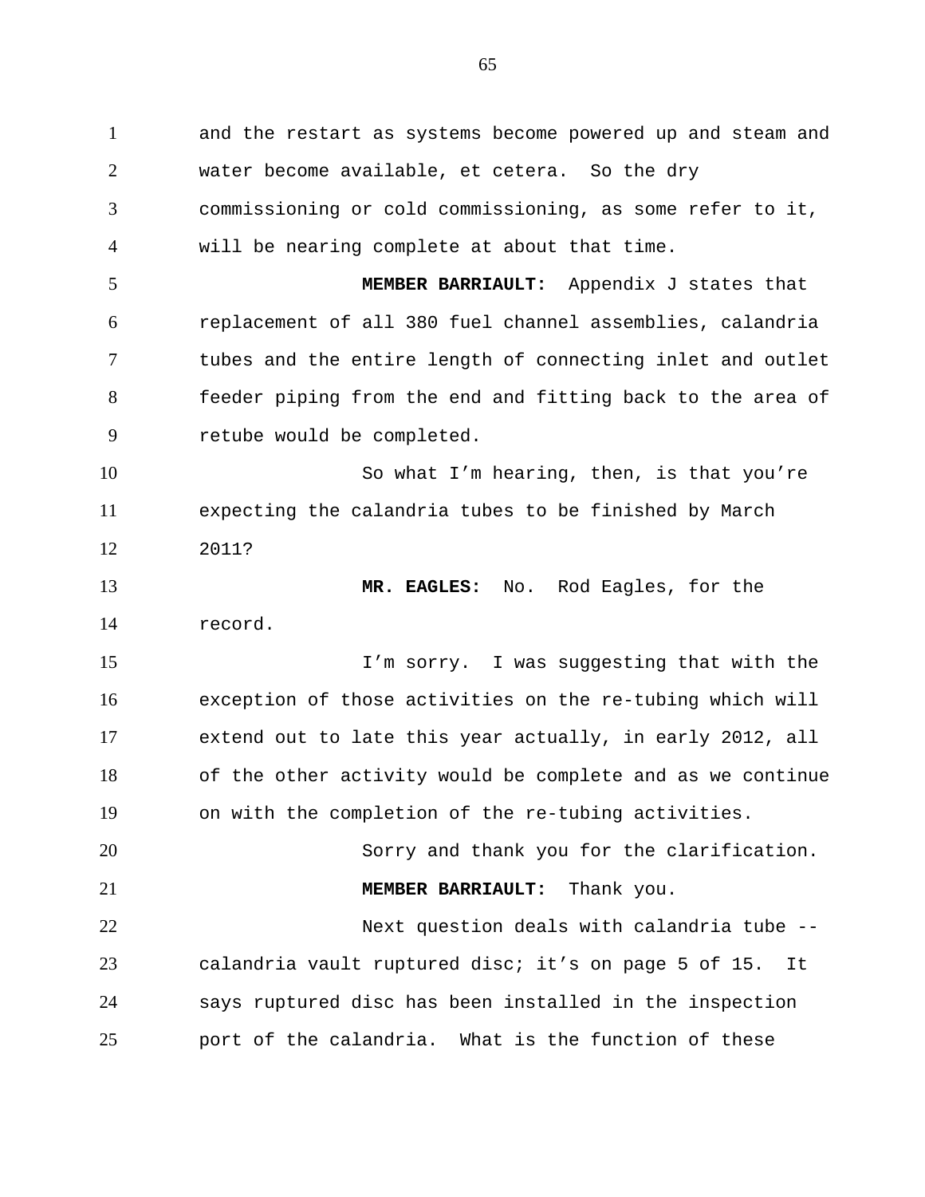and the restart as systems become powered up and steam and water become available, et cetera. So the dry commissioning or cold commissioning, as some refer to it, will be nearing complete at about that time.

**MEMBER BARRIAULT:** Appendix J states that replacement of all 380 fuel channel assemblies, calandria tubes and the entire length of connecting inlet and outlet feeder piping from the end and fitting back to the area of retube would be completed.

So what I'm hearing, then, is that you're expecting the calandria tubes to be finished by March 2011?

**MR. EAGLES:** No. Rod Eagles, for the record.

I'm sorry. I was suggesting that with the exception of those activities on the re-tubing which will extend out to late this year actually, in early 2012, all of the other activity would be complete and as we continue on with the completion of the re-tubing activities.

Sorry and thank you for the clarification.

**MEMBER BARRIAULT:** Thank you.

Next question deals with calandria tube -- calandria vault ruptured disc; it's on page 5 of 15. It says ruptured disc has been installed in the inspection port of the calandria. What is the function of these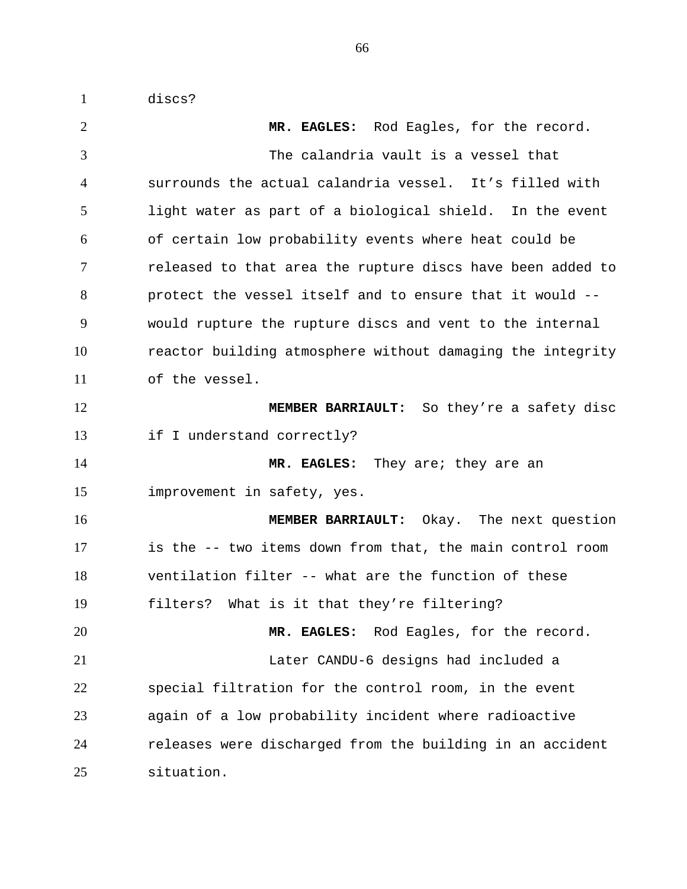discs?

**MR. EAGLES:** Rod Eagles, for the record.

The calandria vault is a vessel that surrounds the actual calandria vessel. It’s filled with light water as part of a biological shield. In the event of certain low probability events where heat could be released to that area the rupture discs have been added to protect the vessel itself and to ensure that it would -- would rupture the rupture discs and vent to the internal reactor building atmosphere without damaging the integrity of the vessel.

**MEMBER BARRIAULT:** So they’re a safety disc if I understand correctly?

**MR. EAGLES:** They are; they are an improvement in safety, yes.

**MEMBER BARRIAULT:** Okay. The next question is the -- two items down from that, the main control room ventilation filter -- what are the function of these filters? What is it that they’re filtering?

**MR. EAGLES:** Rod Eagles, for the record.

Later CANDU-6 designs had included a special filtration for the control room, in the event again of a low probability incident where radioactive releases were discharged from the building in an accident situation.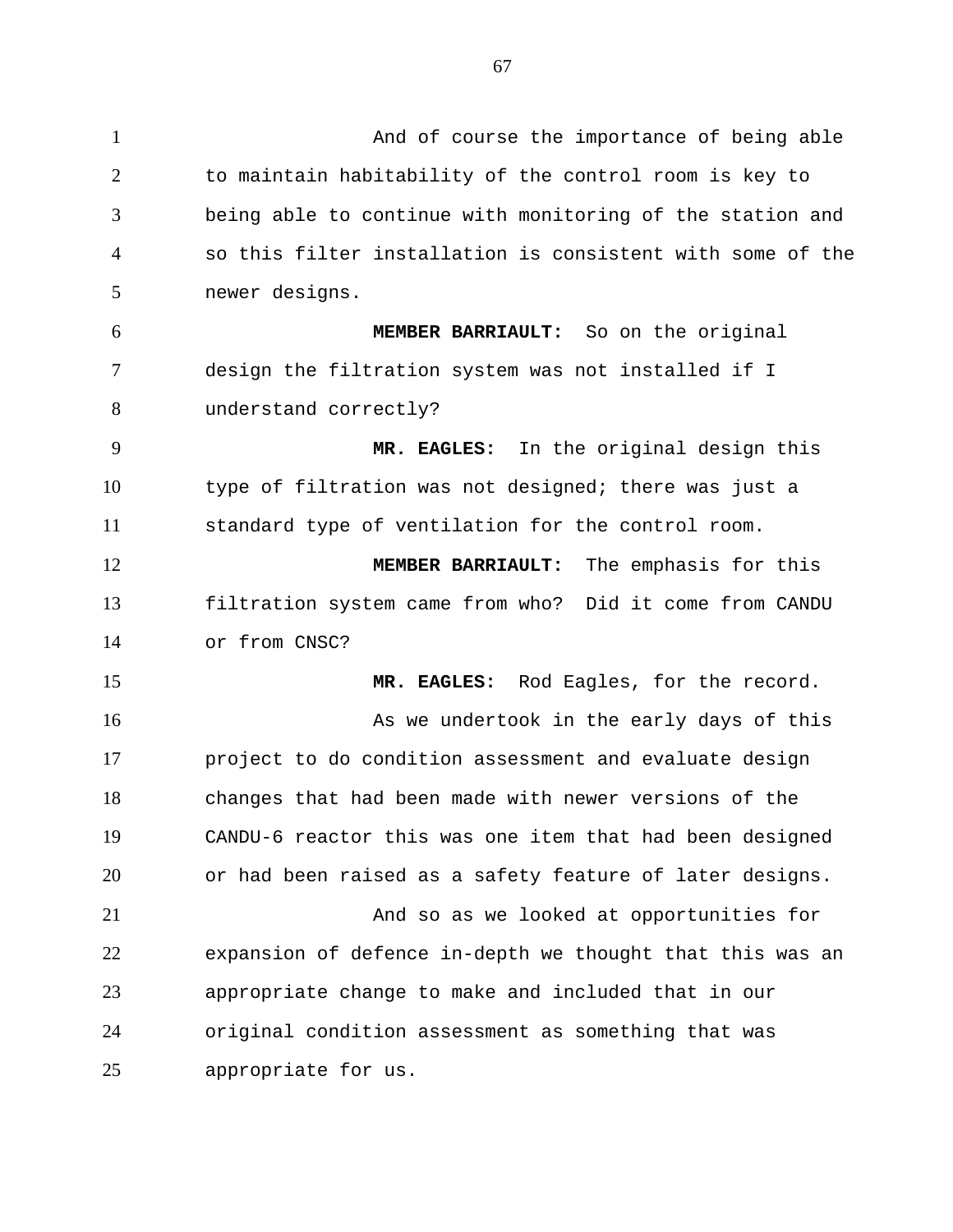And of course the importance of being able to maintain habitability of the control room is key to being able to continue with monitoring of the station and so this filter installation is consistent with some of the newer designs.

**MEMBER BARRIAULT:** So on the original design the filtration system was not installed if I understand correctly?

**MR. EAGLES:** In the original design this type of filtration was not designed; there was just a standard type of ventilation for the control room.

**MEMBER BARRIAULT:** The emphasis for this filtration system came from who? Did it come from CANDU or from CNSC?

**MR. EAGLES:** Rod Eagles, for the record.

As we undertook in the early days of this project to do condition assessment and evaluate design changes that had been made with newer versions of the CANDU-6 reactor this was one item that had been designed or had been raised as a safety feature of later designs.

And so as we looked at opportunities for expansion of defence in-depth we thought that this was an appropriate change to make and included that in our original condition assessment as something that was appropriate for us.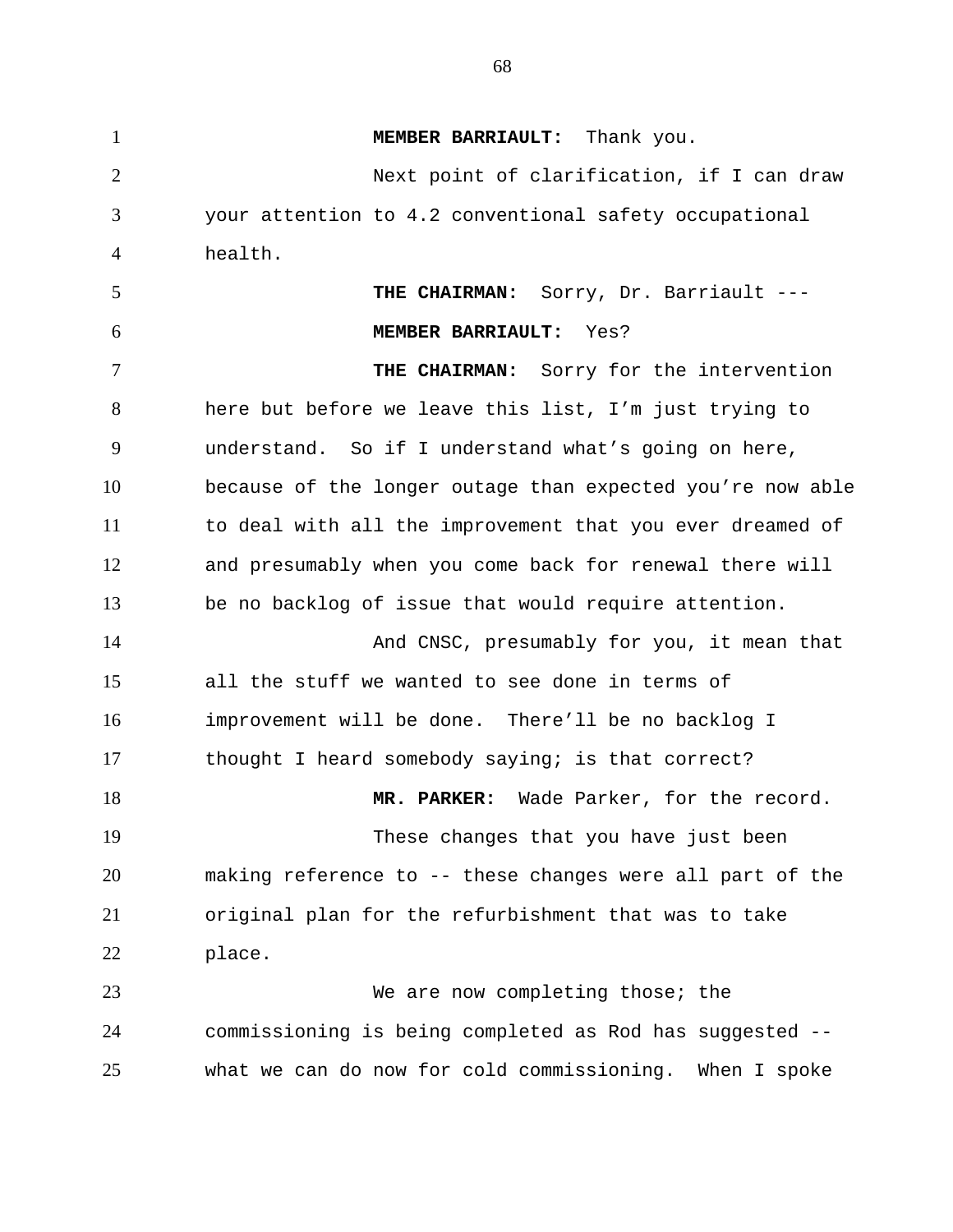**MEMBER BARRIAULT:** Thank you.

Next point of clarification, if I can draw your attention to 4.2 conventional safety occupational health.

**THE CHAIRMAN:** Sorry, Dr. Barriault ---

**MEMBER BARRIAULT:** Yes?

**THE CHAIRMAN:** Sorry for the intervention here but before we leave this list, I'm just trying to understand. So if I understand what's going on here, because of the longer outage than expected you're now able to deal with all the improvement that you ever dreamed of and presumably when you come back for renewal there will be no backlog of issue that would require attention.

And CNSC, presumably for you, it mean that all the stuff we wanted to see done in terms of improvement will be done. There'll be no backlog I thought I heard somebody saying; is that correct?

**MR. PARKER:** Wade Parker, for the record.

These changes that you have just been making reference to -- these changes were all part of the original plan for the refurbishment that was to take place.

We are now completing those; the commissioning is being completed as Rod has suggested -- what we can do now for cold commissioning. When I spoke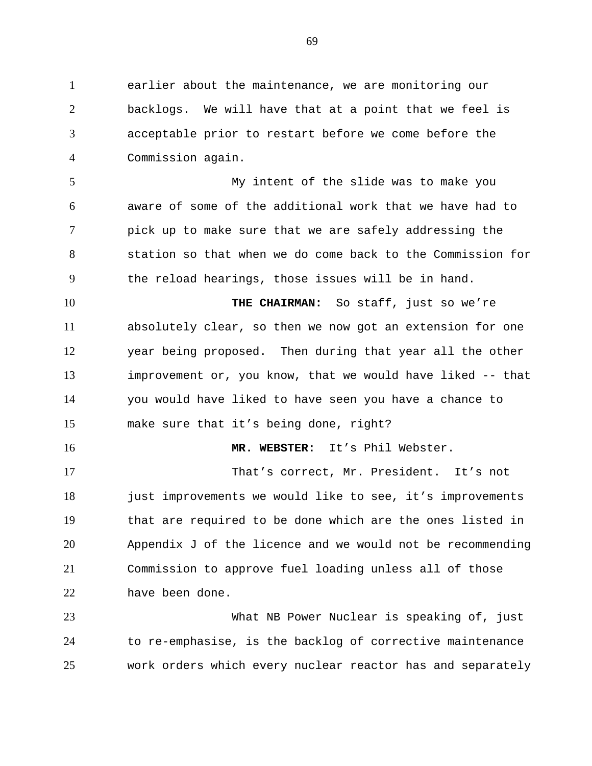earlier about the maintenance, we are monitoring our backlogs. We will have that at a point that we feel is acceptable prior to restart before we come before the Commission again.

My intent of the slide was to make you aware of some of the additional work that we have had to pick up to make sure that we are safely addressing the station so that when we do come back to the Commission for the reload hearings, those issues will be in hand.

**THE CHAIRMAN:** So staff, just so we're absolutely clear, so then we now got an extension for one year being proposed. Then during that year all the other improvement or, you know, that we would have liked -- that you would have liked to have seen you have a chance to make sure that it's being done, right?

**MR. WEBSTER:** It's Phil Webster.

That's correct, Mr. President. It's not just improvements we would like to see, it's improvements that are required to be done which are the ones listed in Appendix J of the licence and we would not be recommending Commission to approve fuel loading unless all of those have been done.

What NB Power Nuclear is speaking of, just to re-emphasise, is the backlog of corrective maintenance work orders which every nuclear reactor has and separately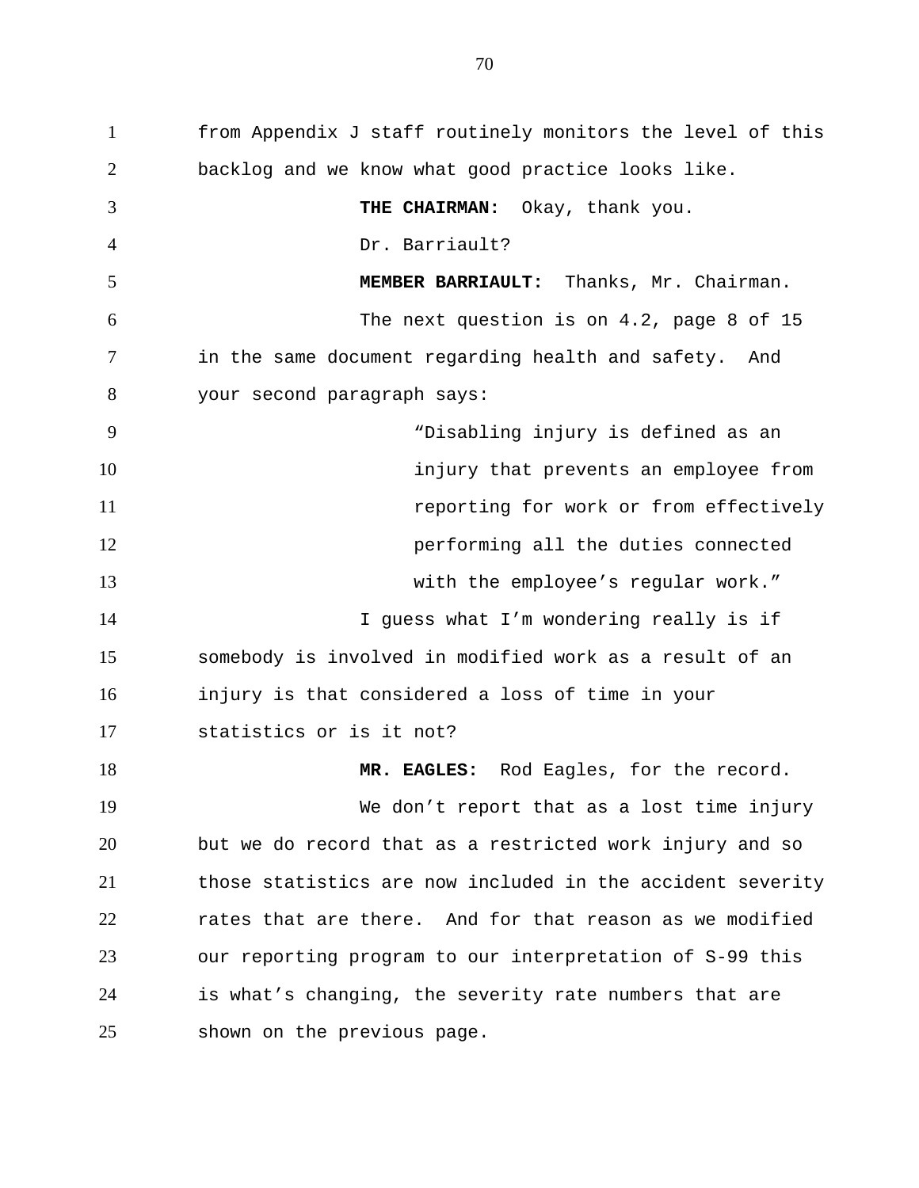from Appendix J staff routinely monitors the level of this backlog and we know what good practice looks like.

**THE CHAIRMAN:** Okay, thank you.

Dr. Barriault?

**MEMBER BARRIAULT:** Thanks, Mr. Chairman.

The next question is on 4.2, page 8 of 15 in the same document regarding health and safety. And your second paragraph says:

> "Disabling injury is defined as an injury that prevents an employee from reporting for work or from effectively performing all the duties connected with the employee's regular work."

I guess what I'm wondering really is if somebody is involved in modified work as a result of an injury is that considered a loss of time in your statistics or is it not?

**MR. EAGLES:** Rod Eagles, for the record.

We don't report that as a lost time injury but we do record that as a restricted work injury and so those statistics are now included in the accident severity rates that are there. And for that reason as we modified our reporting program to our interpretation of S-99 this is what's changing, the severity rate numbers that are shown on the previous page.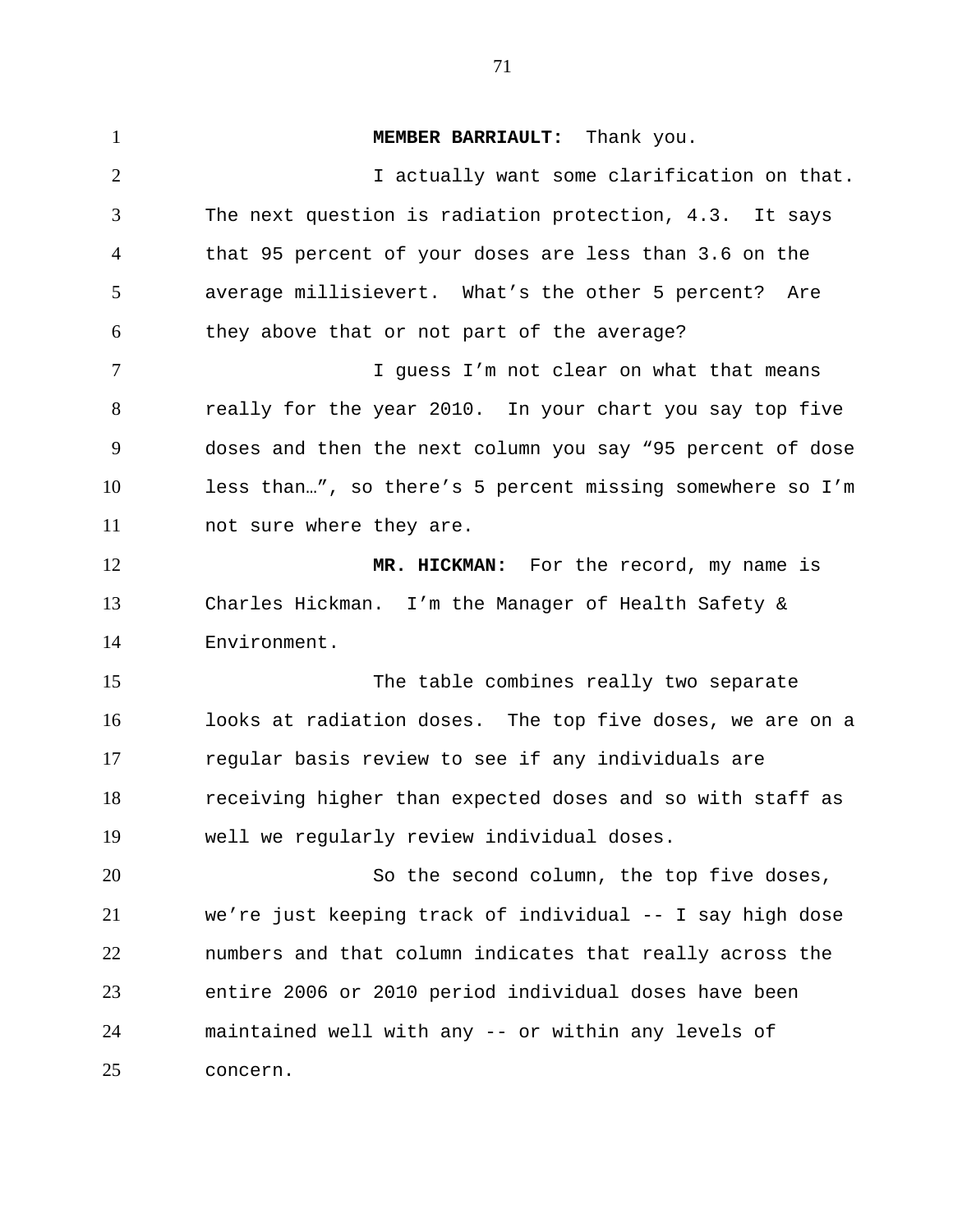**MEMBER BARRIAULT:** Thank you.

I actually want some clarification on that. The next question is radiation protection, 4.3. It says that 95 percent of your doses are less than 3.6 on the average millisievert. What’s the other 5 percent? Are they above that or not part of the average?

I guess I’m not clear on what that means really for the year 2010. In your chart you say top five doses and then the next column you say “95 percent of dose less than…”, so there’s 5 percent missing somewhere so I’m not sure where they are.

**MR. HICKMAN:** For the record, my name is Charles Hickman. I’m the Manager of Health Safety & Environment.

The table combines really two separate looks at radiation doses. The top five doses, we are on a regular basis review to see if any individuals are receiving higher than expected doses and so with staff as well we regularly review individual doses.

So the second column, the top five doses, we’re just keeping track of individual -- I say high dose numbers and that column indicates that really across the entire 2006 or 2010 period individual doses have been maintained well with any -- or within any levels of concern.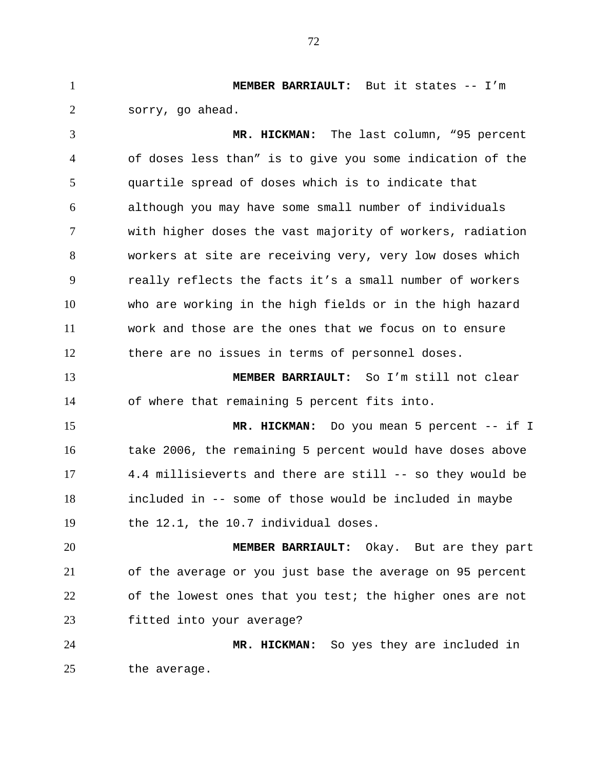**MEMBER BARRIAULT:** But it states -- I'm sorry, go ahead.

**MR. HICKMAN:** The last column, "95 percent of doses less than" is to give you some indication of the quartile spread of doses which is to indicate that although you may have some small number of individuals with higher doses the vast majority of workers, radiation workers at site are receiving very, very low doses which really reflects the facts it's a small number of workers who are working in the high fields or in the high hazard work and those are the ones that we focus on to ensure there are no issues in terms of personnel doses.

**MEMBER BARRIAULT:** So I'm still not clear of where that remaining 5 percent fits into.

**MR. HICKMAN:** Do you mean 5 percent -- if I take 2006, the remaining 5 percent would have doses above 4.4 millisieverts and there are still -- so they would be included in -- some of those would be included in maybe the 12.1, the 10.7 individual doses.

**MEMBER BARRIAULT:** Okay. But are they part of the average or you just base the average on 95 percent of the lowest ones that you test; the higher ones are not fitted into your average?

**MR. HICKMAN:** So yes they are included in the average.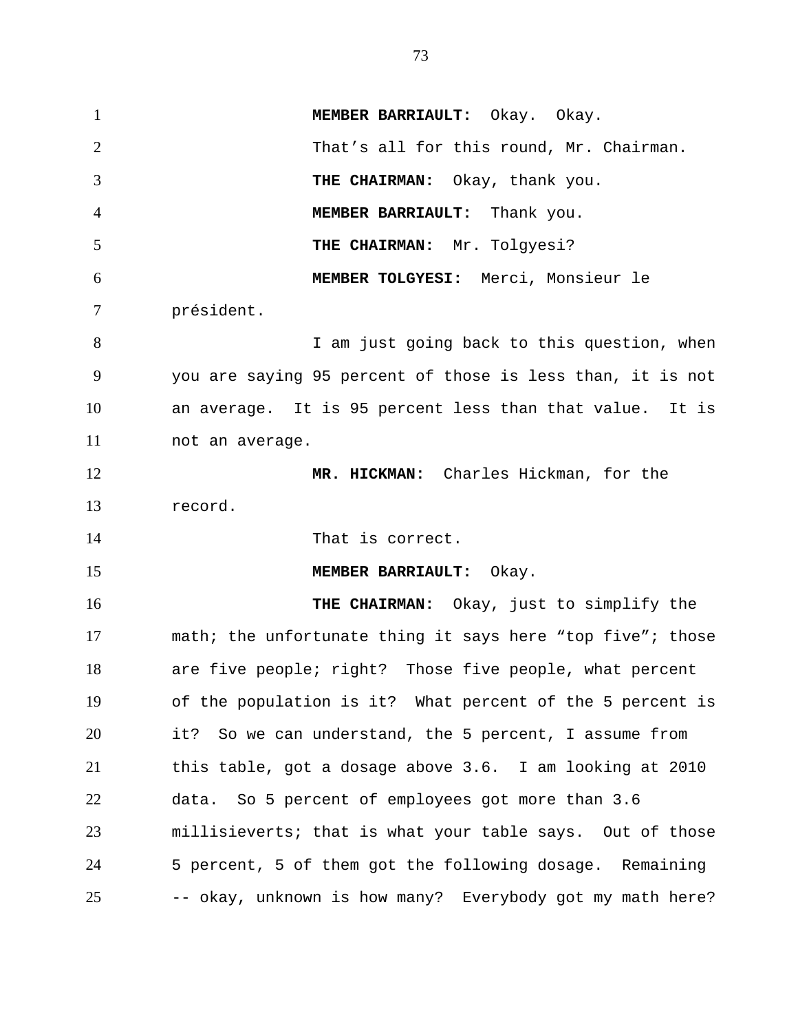**MEMBER BARRIAULT:** Okay. Okay.

That's all for this round, Mr. Chairman.

**THE CHAIRMAN:** Okay, thank you.

**MEMBER BARRIAULT:** Thank you.

**THE CHAIRMAN:** Mr. Tolgyesi?

**MEMBER TOLGYESI:** Merci, Monsieur le président.

I am just going back to this question, when you are saying 95 percent of those is less than, it is not an average. It is 95 percent less than that value. It is not an average.

**MR. HICKMAN:** Charles Hickman, for the record.

That is correct.

**MEMBER BARRIAULT:** Okay.

**THE CHAIRMAN:** Okay, just to simplify the math; the unfortunate thing it says here "top five"; those are five people; right? Those five people, what percent of the population is it? What percent of the 5 percent is it? So we can understand, the 5 percent, I assume from this table, got a dosage above 3.6. I am looking at 2010 data. So 5 percent of employees got more than 3.6 millisieverts; that is what your table says. Out of those 5 percent, 5 of them got the following dosage. Remaining -- okay, unknown is how many? Everybody got my math here?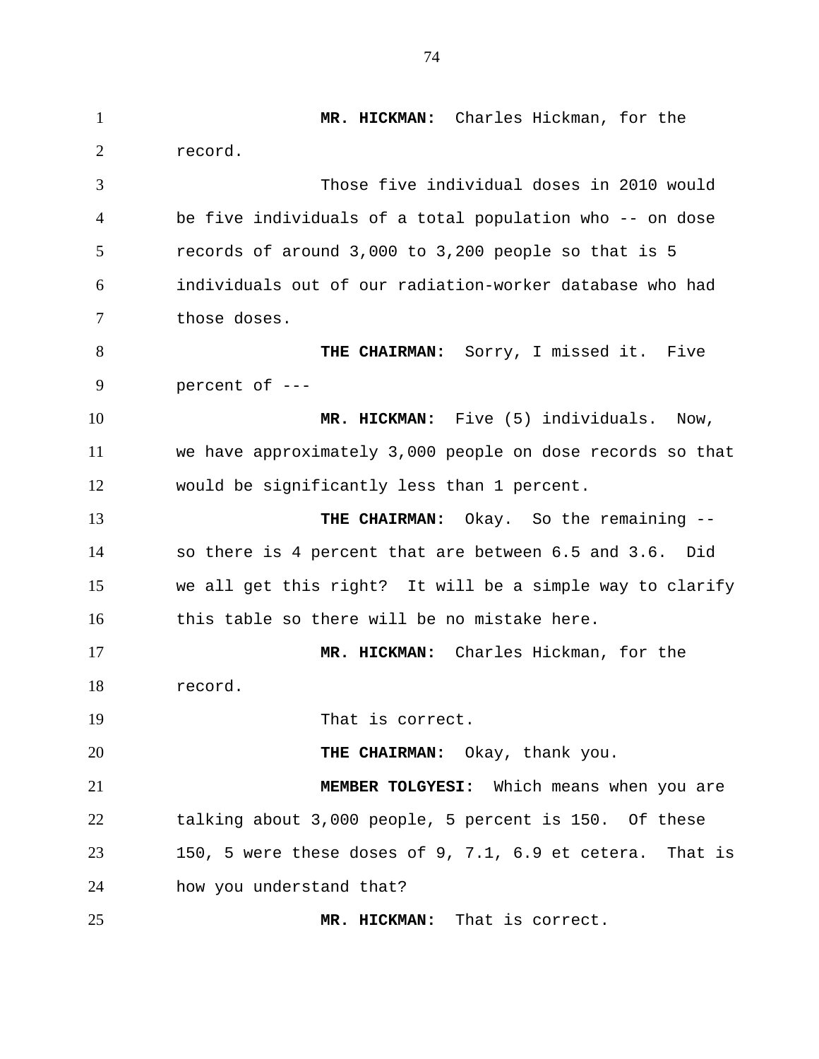**MR. HICKMAN:** Charles Hickman, for the record.

Those five individual doses in 2010 would be five individuals of a total population who -- on dose records of around 3,000 to 3,200 people so that is 5 individuals out of our radiation-worker database who had those doses.

**THE CHAIRMAN:** Sorry, I missed it. Five percent of ---

**MR. HICKMAN:** Five (5) individuals. Now, we have approximately 3,000 people on dose records so that would be significantly less than 1 percent.

**THE CHAIRMAN:** Okay. So the remaining -- so there is 4 percent that are between 6.5 and 3.6. Did we all get this right? It will be a simple way to clarify this table so there will be no mistake here.

**MR. HICKMAN:** Charles Hickman, for the record.

That is correct.

**THE CHAIRMAN:** Okay, thank you.

**MEMBER TOLGYESI:** Which means when you are talking about 3,000 people, 5 percent is 150. Of these 150, 5 were these doses of 9, 7.1, 6.9 et cetera. That is how you understand that?

**MR. HICKMAN:** That is correct.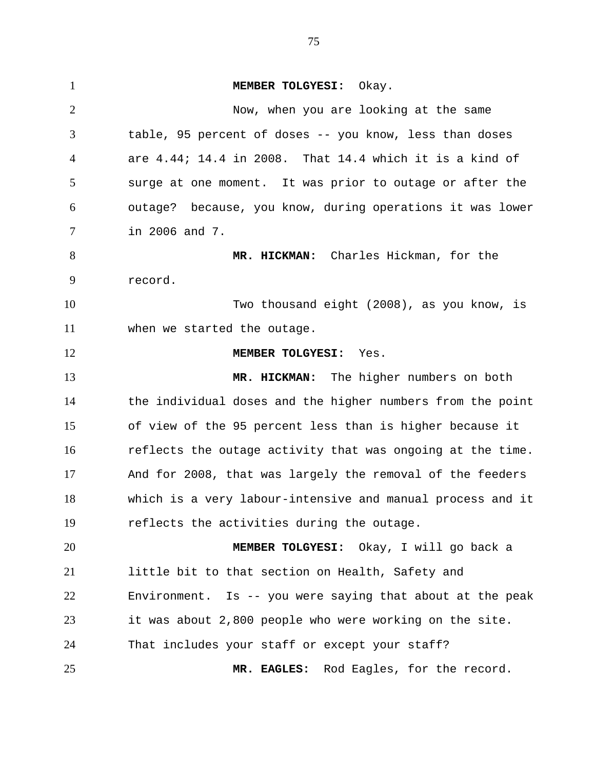**MEMBER TOLGYESI:** Okay.

Now, when you are looking at the same table, 95 percent of doses -- you know, less than doses are 4.44; 14.4 in 2008. That 14.4 which it is a kind of surge at one moment. It was prior to outage or after the outage? because, you know, during operations it was lower in 2006 and 7.

**MR. HICKMAN:** Charles Hickman, for the record.

Two thousand eight (2008), as you know, is when we started the outage.

**MEMBER TOLGYESI:** Yes.

**MR. HICKMAN:** The higher numbers on both the individual doses and the higher numbers from the point of view of the 95 percent less than is higher because it reflects the outage activity that was ongoing at the time. And for 2008, that was largely the removal of the feeders which is a very labour-intensive and manual process and it reflects the activities during the outage.

**MEMBER TOLGYESI:** Okay, I will go back a little bit to that section on Health, Safety and Environment. Is -- you were saying that about at the peak it was about 2,800 people who were working on the site. That includes your staff or except your staff?

**MR. EAGLES:** Rod Eagles, for the record.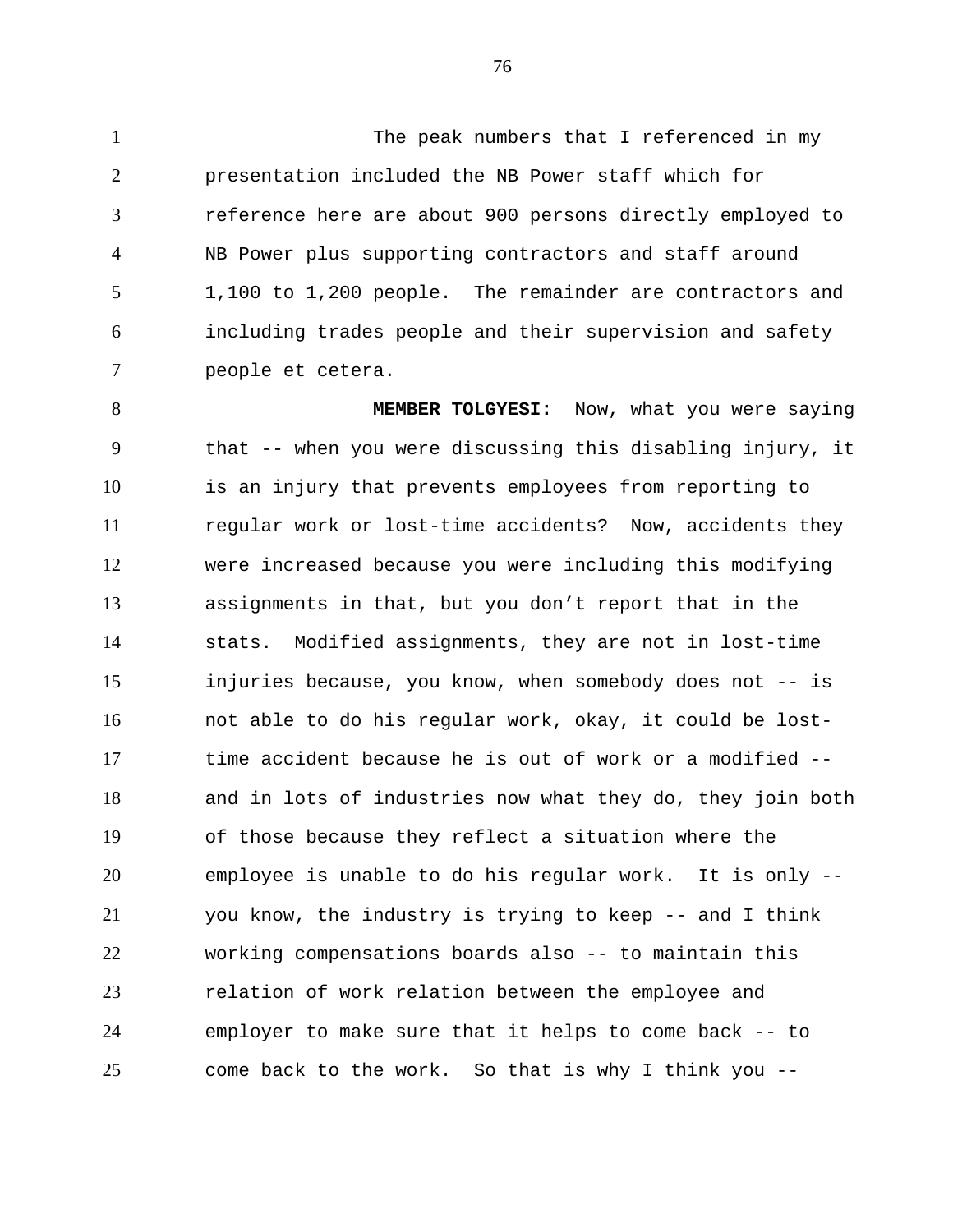The peak numbers that I referenced in my presentation included the NB Power staff which for reference here are about 900 persons directly employed to NB Power plus supporting contractors and staff around 1,100 to 1,200 people. The remainder are contractors and including trades people and their supervision and safety people et cetera.

**MEMBER TOLGYESI:** Now, what you were saying that -- when you were discussing this disabling injury, it is an injury that prevents employees from reporting to regular work or lost-time accidents? Now, accidents they were increased because you were including this modifying assignments in that, but you don't report that in the stats. Modified assignments, they are not in lost-time injuries because, you know, when somebody does not -- is not able to do his regular work, okay, it could be lost-time accident because he is out of work or a modified -- and in lots of industries now what they do, they join both of those because they reflect a situation where the employee is unable to do his regular work. It is only -- you know, the industry is trying to keep -- and I think working compensations boards also -- to maintain this relation of work relation between the employee and employer to make sure that it helps to come back -- to come back to the work. So that is why I think you --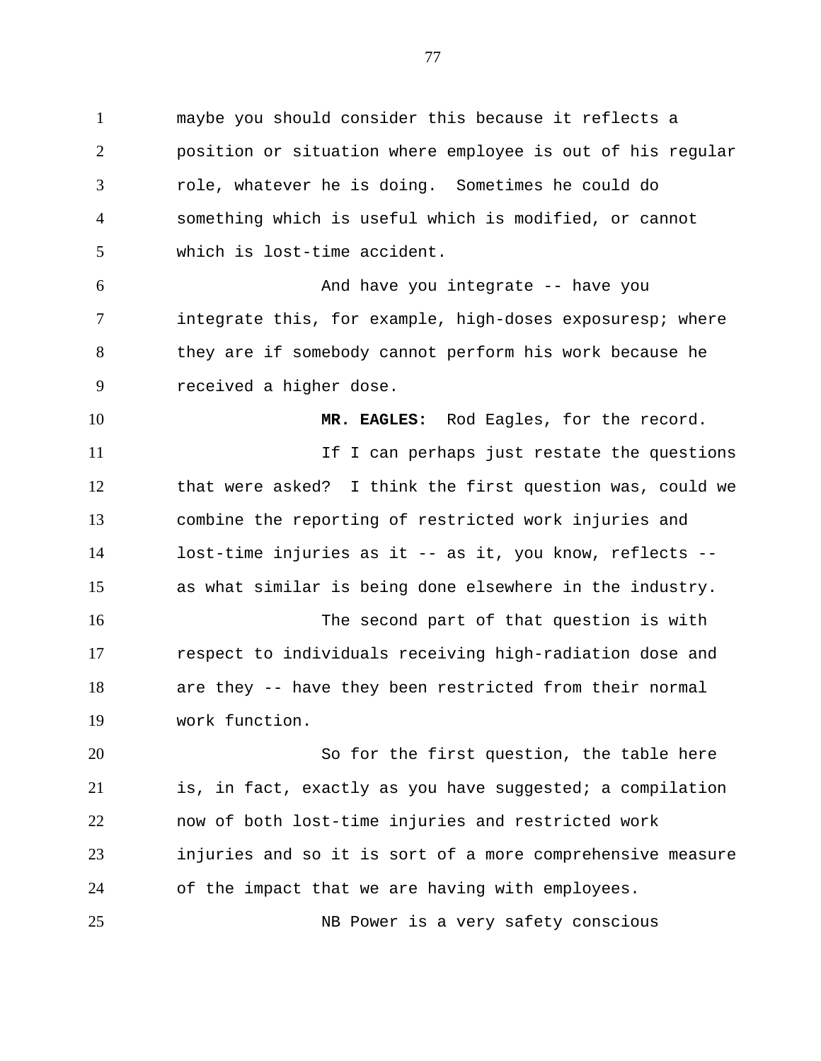maybe you should consider this because it reflects a position or situation where employee is out of his regular role, whatever he is doing. Sometimes he could do something which is useful which is modified, or cannot which is lost-time accident.

And have you integrate -- have you integrate this, for example, high-doses exposuresp; where they are if somebody cannot perform his work because he received a higher dose.

**MR. EAGLES:** Rod Eagles, for the record.

If I can perhaps just restate the questions that were asked? I think the first question was, could we combine the reporting of restricted work injuries and lost-time injuries as it -- as it, you know, reflects -- as what similar is being done elsewhere in the industry.

The second part of that question is with respect to individuals receiving high-radiation dose and are they -- have they been restricted from their normal work function.

So for the first question, the table here is, in fact, exactly as you have suggested; a compilation now of both lost-time injuries and restricted work injuries and so it is sort of a more comprehensive measure of the impact that we are having with employees.

NB Power is a very safety conscious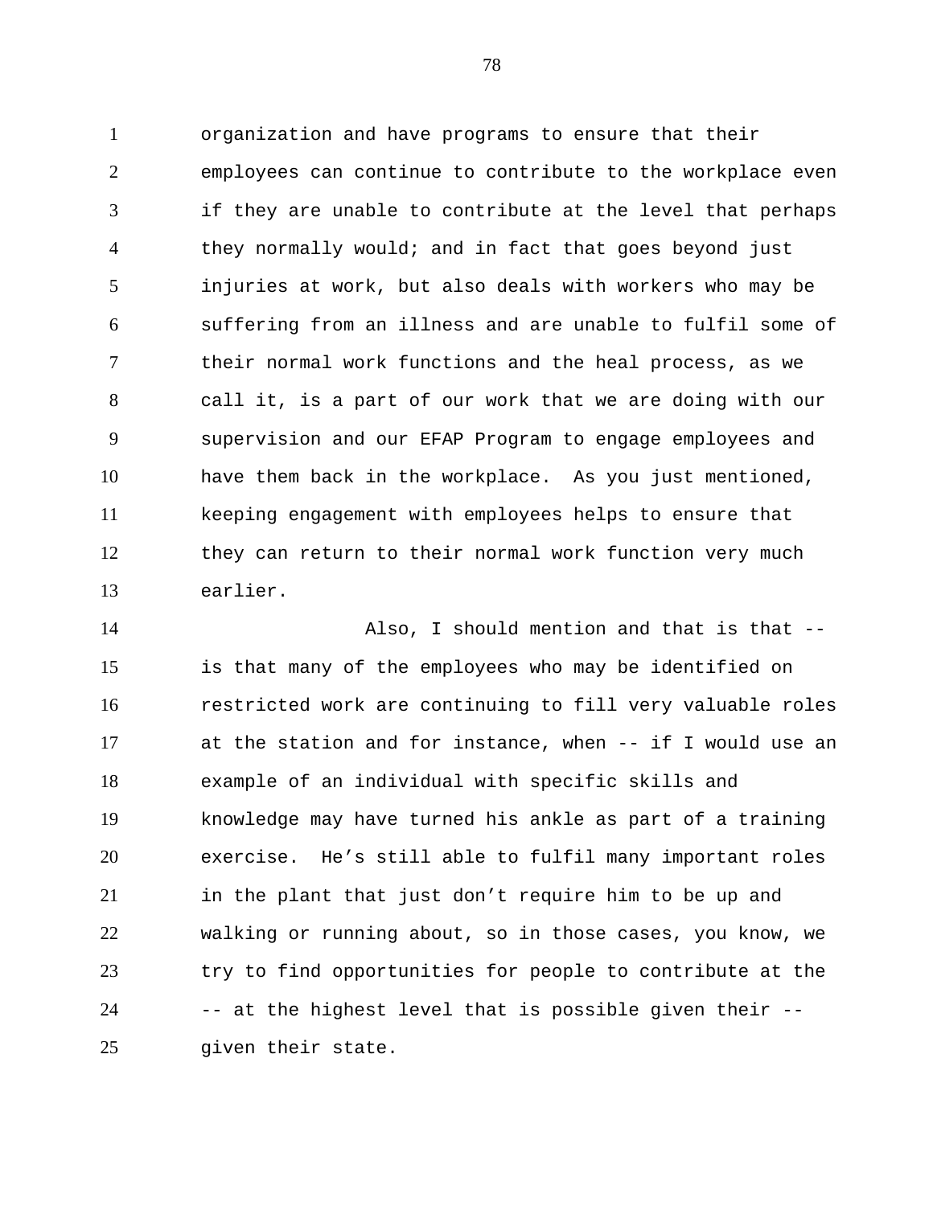organization and have programs to ensure that their employees can continue to contribute to the workplace even if they are unable to contribute at the level that perhaps they normally would; and in fact that goes beyond just injuries at work, but also deals with workers who may be suffering from an illness and are unable to fulfil some of their normal work functions and the heal process, as we call it, is a part of our work that we are doing with our supervision and our EFAP Program to engage employees and have them back in the workplace.  As you just mentioned, keeping engagement with employees helps to ensure that they can return to their normal work function very much earlier.

Also, I should mention and that is that -- is that many of the employees who may be identified on restricted work are continuing to fill very valuable roles at the station and for instance, when -- if I would use an example of an individual with specific skills and knowledge may have turned his ankle as part of a training exercise.  He's still able to fulfil many important roles in the plant that just don't require him to be up and walking or running about, so in those cases, you know, we try to find opportunities for people to contribute at the -- at the highest level that is possible given their -- given their state.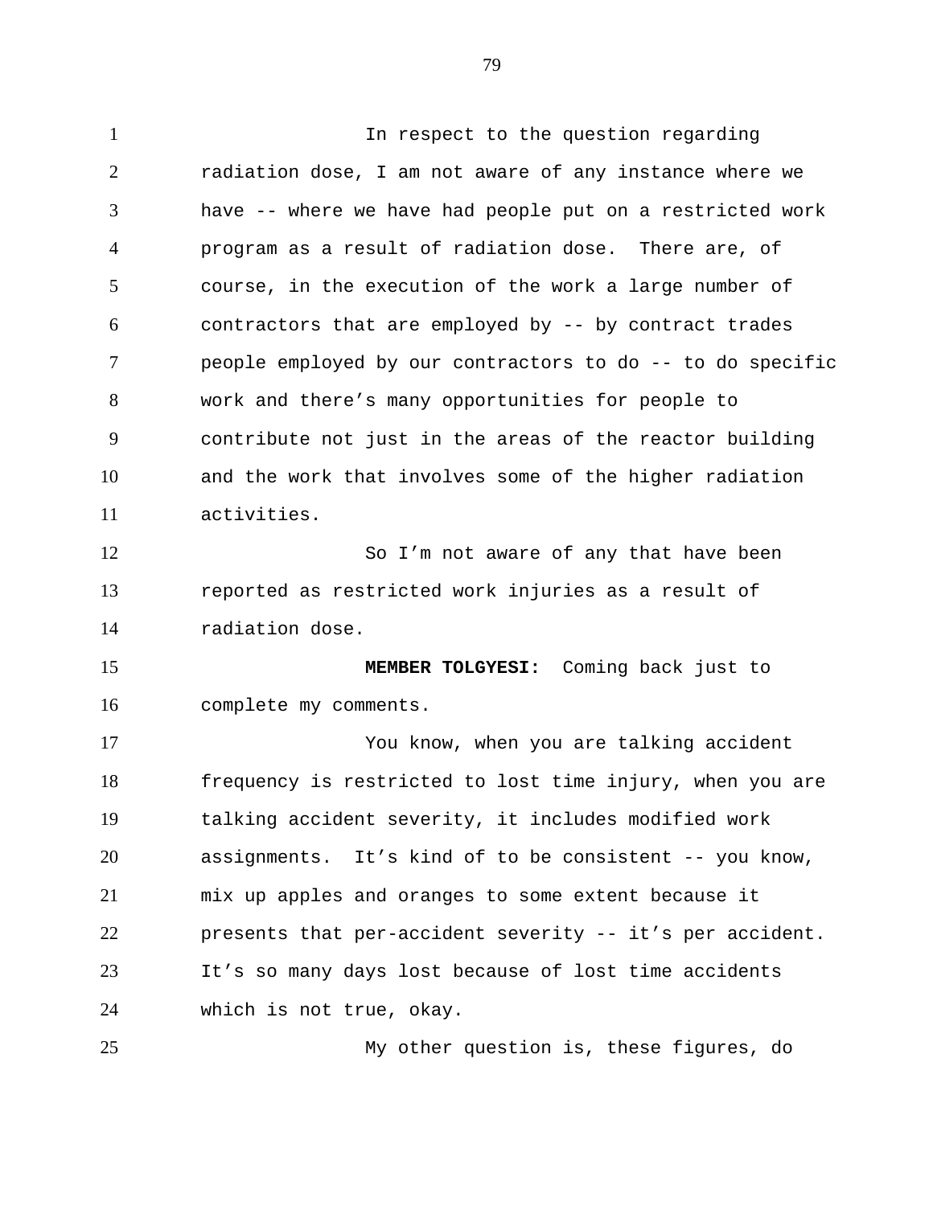In respect to the question regarding radiation dose, I am not aware of any instance where we have -- where we have had people put on a restricted work program as a result of radiation dose. There are, of course, in the execution of the work a large number of contractors that are employed by -- by contract trades people employed by our contractors to do -- to do specific work and there's many opportunities for people to contribute not just in the areas of the reactor building and the work that involves some of the higher radiation activities.

So I'm not aware of any that have been reported as restricted work injuries as a result of radiation dose.

**MEMBER TOLGYESI:** Coming back just to complete my comments.

You know, when you are talking accident frequency is restricted to lost time injury, when you are talking accident severity, it includes modified work assignments. It's kind of to be consistent -- you know, mix up apples and oranges to some extent because it presents that per-accident severity -- it's per accident. It's so many days lost because of lost time accidents which is not true, okay.

My other question is, these figures, do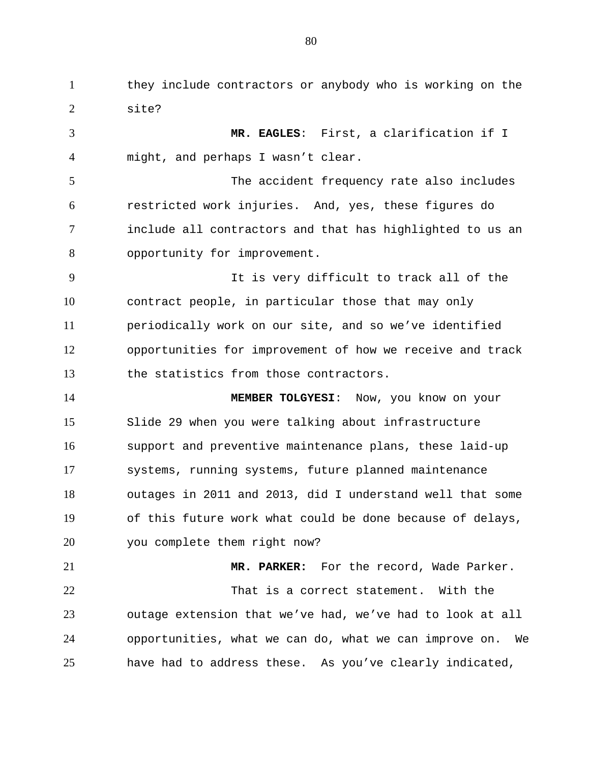they include contractors or anybody who is working on the site?

**MR. EAGLES**: First, a clarification if I might, and perhaps I wasn't clear.

The accident frequency rate also includes restricted work injuries. And, yes, these figures do include all contractors and that has highlighted to us an opportunity for improvement.

It is very difficult to track all of the contract people, in particular those that may only periodically work on our site, and so we've identified opportunities for improvement of how we receive and track the statistics from those contractors.

**MEMBER TOLGYESI**: Now, you know on your Slide 29 when you were talking about infrastructure support and preventive maintenance plans, these laid-up systems, running systems, future planned maintenance outages in 2011 and 2013, did I understand well that some of this future work what could be done because of delays, you complete them right now?

**MR. PARKER:** For the record, Wade Parker.

That is a correct statement. With the outage extension that we've had, we've had to look at all opportunities, what we can do, what we can improve on. We have had to address these. As you've clearly indicated,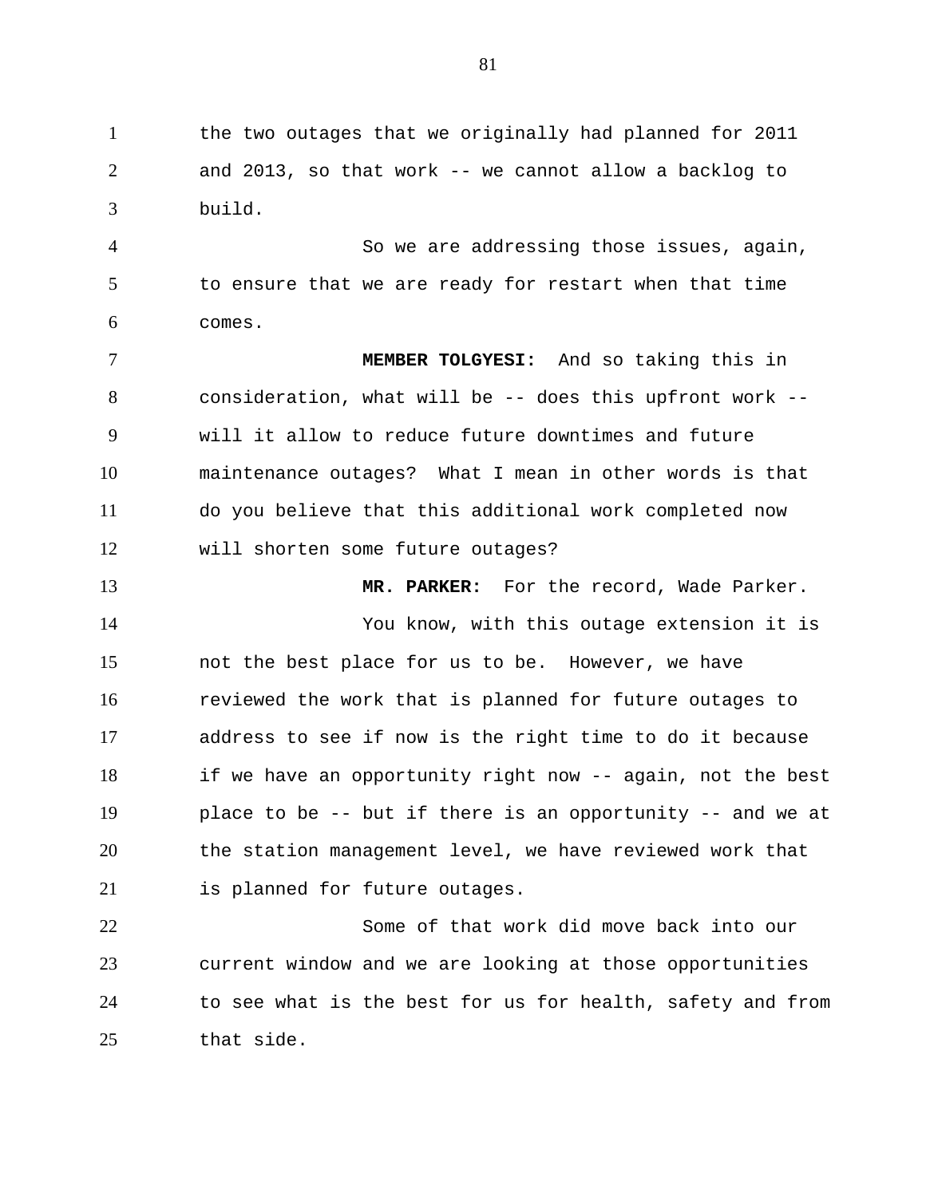the two outages that we originally had planned for 2011 and 2013, so that work -- we cannot allow a backlog to build.

So we are addressing those issues, again, to ensure that we are ready for restart when that time comes.

**MEMBER TOLGYESI:** And so taking this in consideration, what will be -- does this upfront work -- will it allow to reduce future downtimes and future maintenance outages? What I mean in other words is that do you believe that this additional work completed now will shorten some future outages?

**MR. PARKER:** For the record, Wade Parker.

You know, with this outage extension it is not the best place for us to be. However, we have reviewed the work that is planned for future outages to address to see if now is the right time to do it because if we have an opportunity right now -- again, not the best place to be -- but if there is an opportunity -- and we at the station management level, we have reviewed work that is planned for future outages.

Some of that work did move back into our current window and we are looking at those opportunities to see what is the best for us for health, safety and from that side.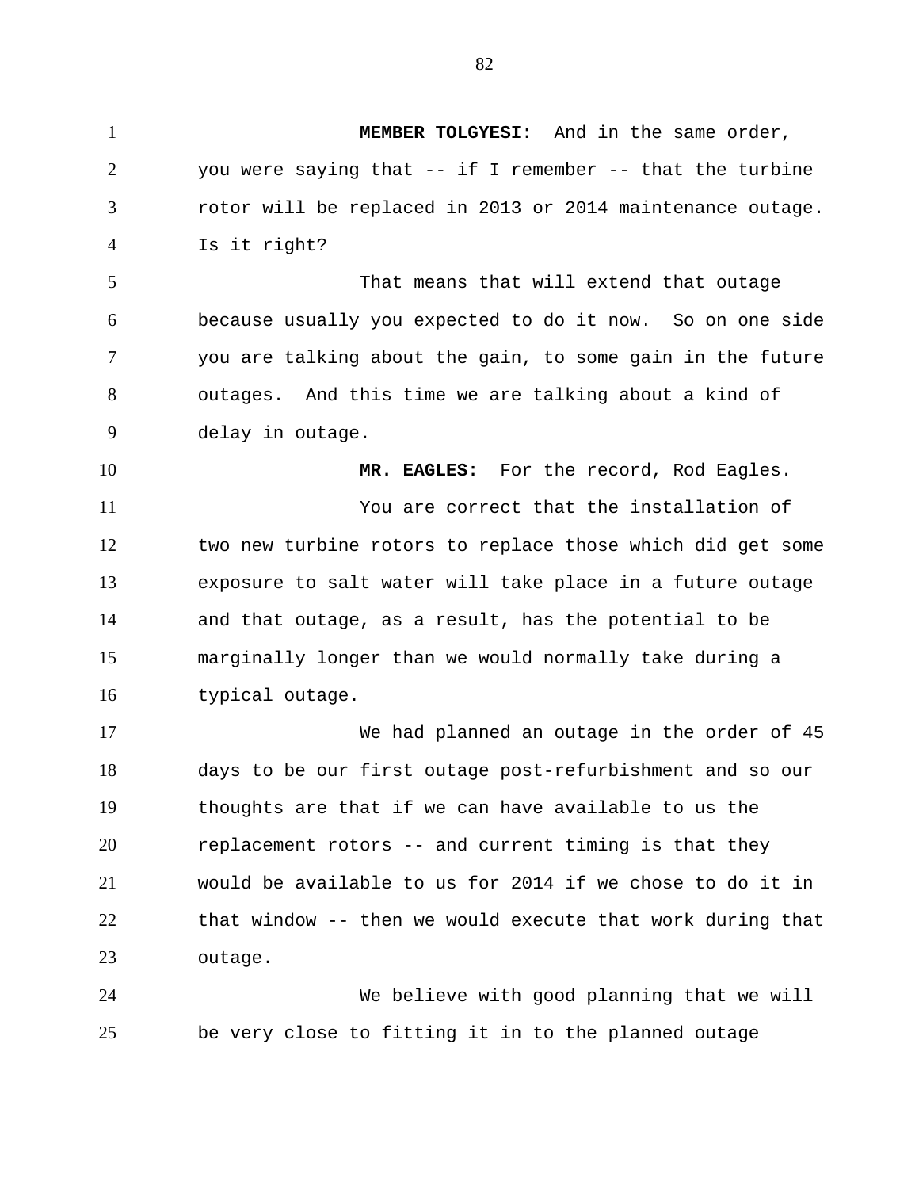**MEMBER TOLGYESI:** And in the same order, you were saying that -- if I remember -- that the turbine rotor will be replaced in 2013 or 2014 maintenance outage. Is it right?

That means that will extend that outage because usually you expected to do it now. So on one side you are talking about the gain, to some gain in the future outages. And this time we are talking about a kind of delay in outage.

**MR. EAGLES:** For the record, Rod Eagles.

You are correct that the installation of two new turbine rotors to replace those which did get some exposure to salt water will take place in a future outage and that outage, as a result, has the potential to be marginally longer than we would normally take during a typical outage.

We had planned an outage in the order of 45 days to be our first outage post-refurbishment and so our thoughts are that if we can have available to us the replacement rotors -- and current timing is that they would be available to us for 2014 if we chose to do it in that window -- then we would execute that work during that outage.

We believe with good planning that we will be very close to fitting it in to the planned outage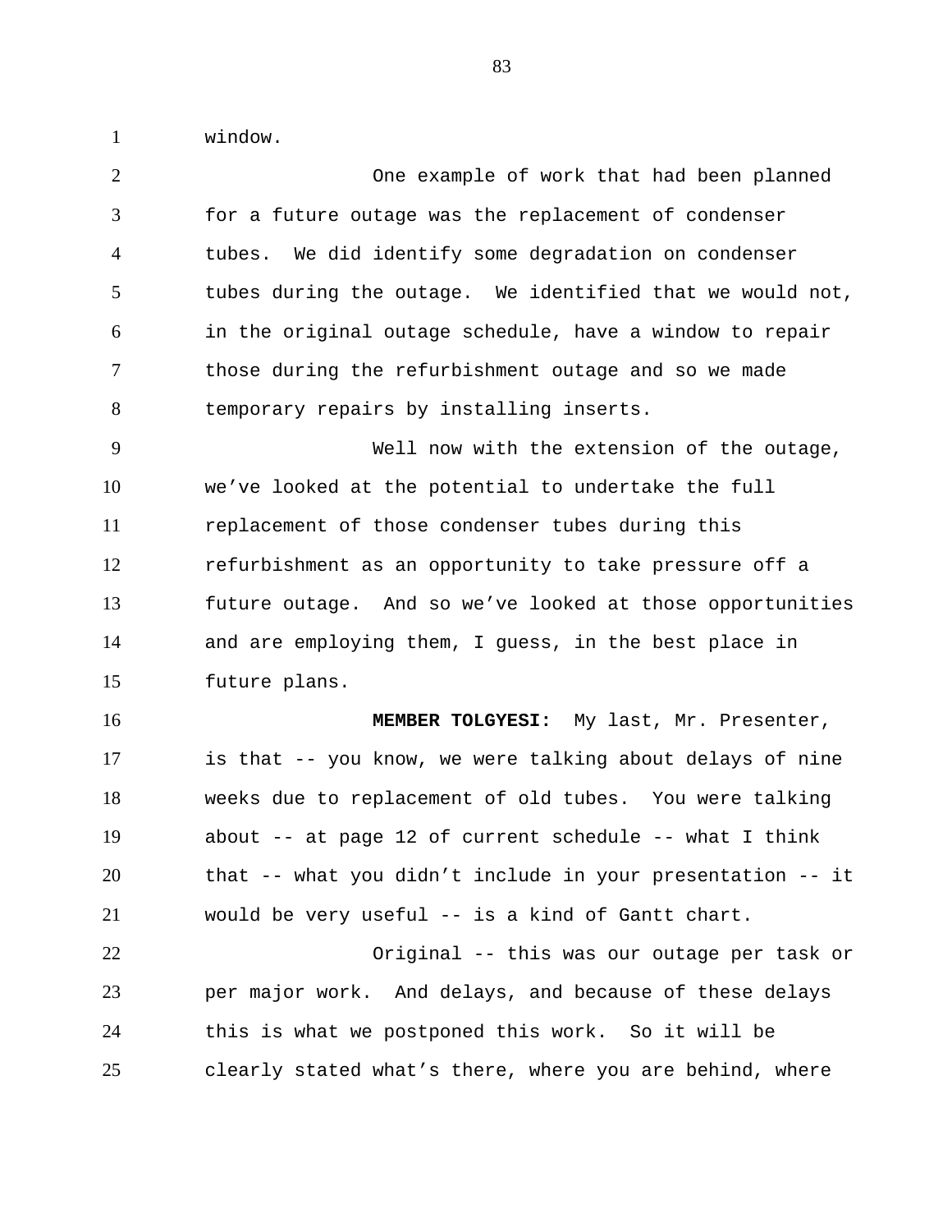window.

One example of work that had been planned for a future outage was the replacement of condenser tubes. We did identify some degradation on condenser tubes during the outage. We identified that we would not, in the original outage schedule, have a window to repair those during the refurbishment outage and so we made temporary repairs by installing inserts.

Well now with the extension of the outage, we've looked at the potential to undertake the full replacement of those condenser tubes during this refurbishment as an opportunity to take pressure off a future outage. And so we've looked at those opportunities and are employing them, I guess, in the best place in future plans.

**MEMBER TOLGYESI:** My last, Mr. Presenter, is that -- you know, we were talking about delays of nine weeks due to replacement of old tubes. You were talking about -- at page 12 of current schedule -- what I think that -- what you didn't include in your presentation -- it would be very useful -- is a kind of Gantt chart.

Original -- this was our outage per task or per major work. And delays, and because of these delays this is what we postponed this work. So it will be clearly stated what's there, where you are behind, where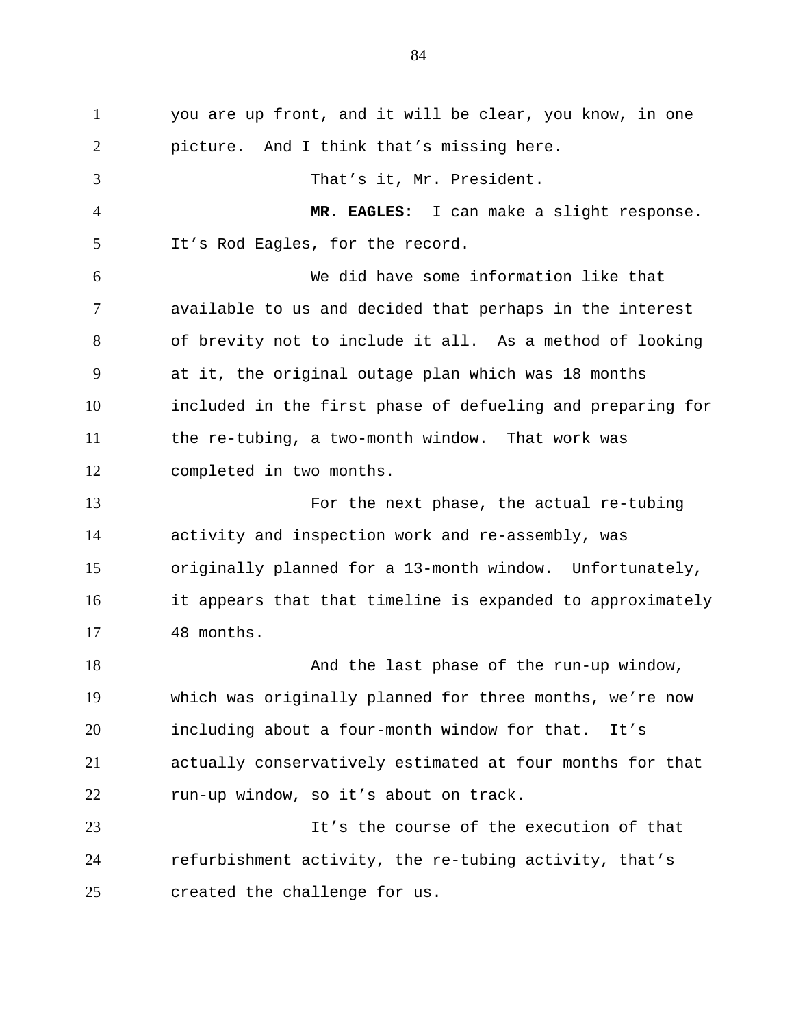you are up front, and it will be clear, you know, in one picture.  And I think that's missing here.

That's it, Mr. President.

**MR. EAGLES:**  I can make a slight response. It's Rod Eagles, for the record.

We did have some information like that available to us and decided that perhaps in the interest of brevity not to include it all.  As a method of looking at it, the original outage plan which was 18 months included in the first phase of defueling and preparing for the re-tubing, a two-month window.  That work was completed in two months.

For the next phase, the actual re-tubing activity and inspection work and re-assembly, was originally planned for a 13-month window.  Unfortunately, it appears that that timeline is expanded to approximately 48 months.

And the last phase of the run-up window, which was originally planned for three months, we're now including about a four-month window for that.  It's actually conservatively estimated at four months for that run-up window, so it's about on track.

It's the course of the execution of that refurbishment activity, the re-tubing activity, that's created the challenge for us.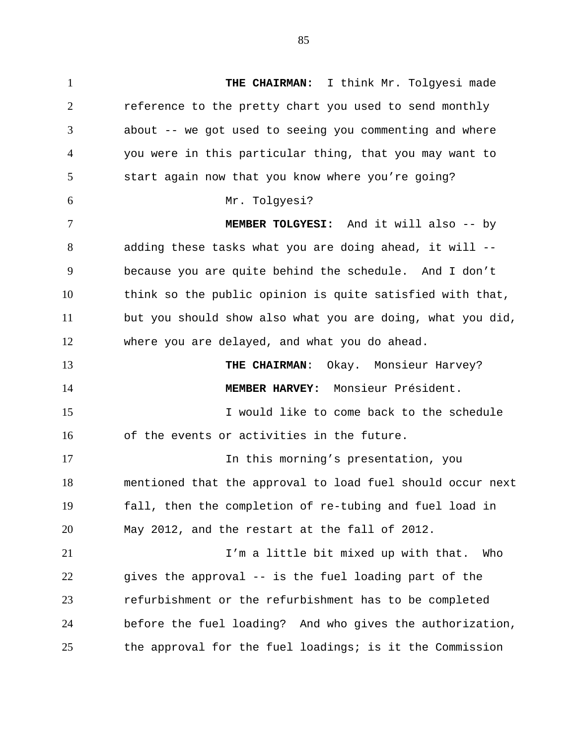**THE CHAIRMAN:** I think Mr. Tolgyesi made reference to the pretty chart you used to send monthly about -- we got used to seeing you commenting and where you were in this particular thing, that you may want to start again now that you know where you're going?

Mr. Tolgyesi?

**MEMBER TOLGYESI:** And it will also -- by adding these tasks what you are doing ahead, it will -- because you are quite behind the schedule. And I don't think so the public opinion is quite satisfied with that, but you should show also what you are doing, what you did, where you are delayed, and what you do ahead.

**THE CHAIRMAN**: Okay. Monsieur Harvey?

**MEMBER HARVEY:** Monsieur Président.

I would like to come back to the schedule of the events or activities in the future.

In this morning's presentation, you mentioned that the approval to load fuel should occur next fall, then the completion of re-tubing and fuel load in May 2012, and the restart at the fall of 2012.

I'm a little bit mixed up with that. Who gives the approval -- is the fuel loading part of the refurbishment or the refurbishment has to be completed before the fuel loading? And who gives the authorization, the approval for the fuel loadings; is it the Commission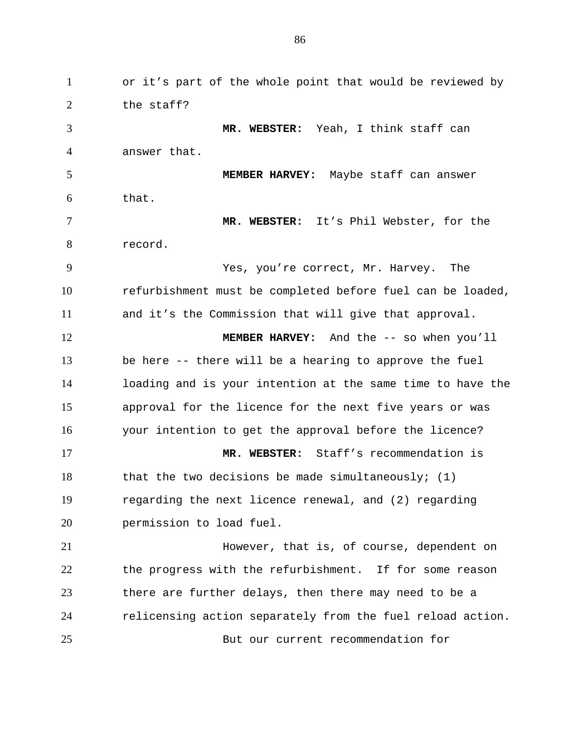or it's part of the whole point that would be reviewed by the staff?

**MR. WEBSTER:** Yeah, I think staff can answer that.

**MEMBER HARVEY:** Maybe staff can answer that.

**MR. WEBSTER:** It's Phil Webster, for the record.

Yes, you're correct, Mr. Harvey. The refurbishment must be completed before fuel can be loaded, and it's the Commission that will give that approval.

**MEMBER HARVEY:** And the -- so when you'll be here -- there will be a hearing to approve the fuel loading and is your intention at the same time to have the approval for the licence for the next five years or was your intention to get the approval before the licence?

**MR. WEBSTER:** Staff's recommendation is that the two decisions be made simultaneously; (1) regarding the next licence renewal, and (2) regarding permission to load fuel.

However, that is, of course, dependent on the progress with the refurbishment. If for some reason there are further delays, then there may need to be a relicensing action separately from the fuel reload action.

But our current recommendation for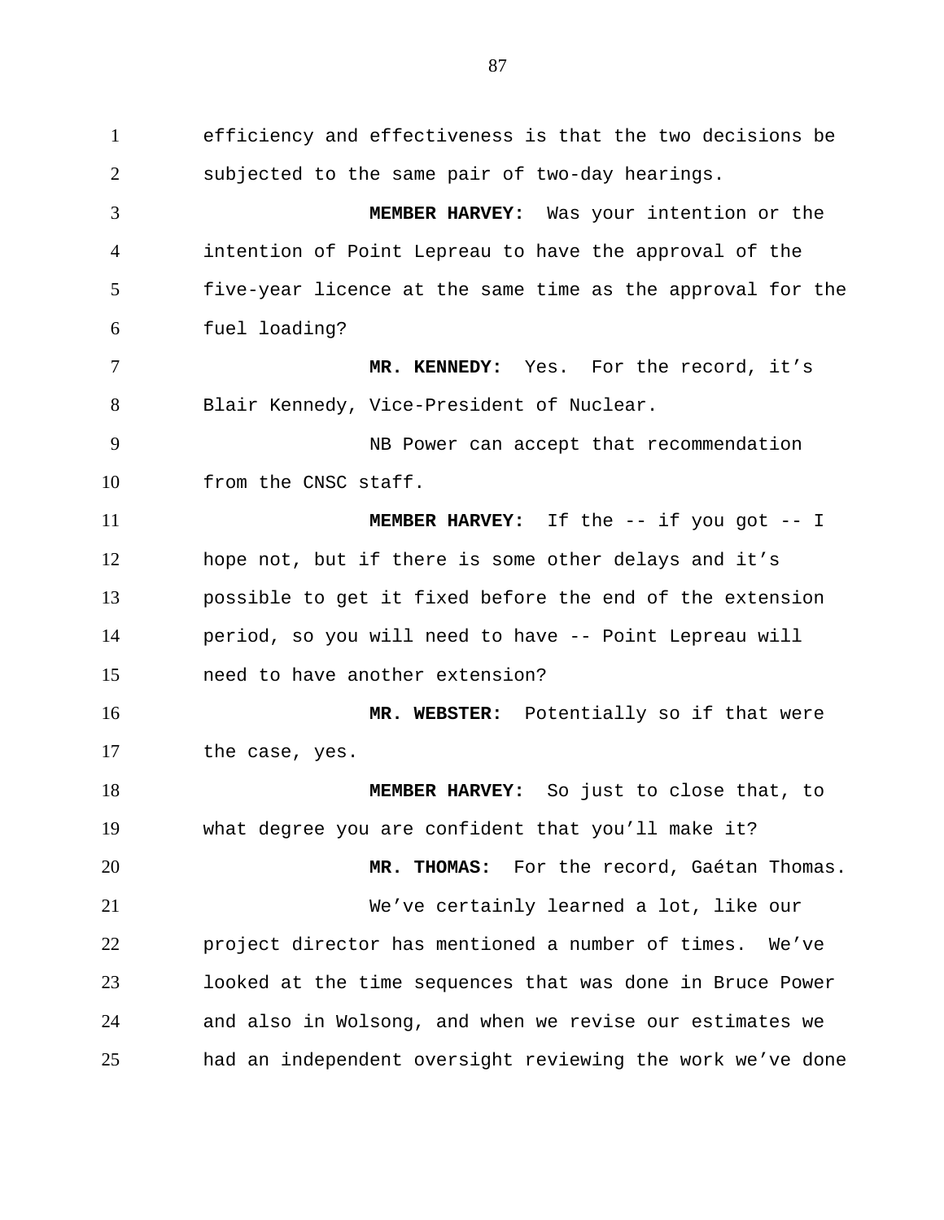efficiency and effectiveness is that the two decisions be subjected to the same pair of two-day hearings.

**MEMBER HARVEY:** Was your intention or the intention of Point Lepreau to have the approval of the five-year licence at the same time as the approval for the fuel loading?

**MR. KENNEDY:** Yes. For the record, it’s Blair Kennedy, Vice-President of Nuclear.

NB Power can accept that recommendation from the CNSC staff.

**MEMBER HARVEY:** If the -- if you got -- I hope not, but if there is some other delays and it’s possible to get it fixed before the end of the extension period, so you will need to have -- Point Lepreau will need to have another extension?

**MR. WEBSTER:** Potentially so if that were the case, yes.

**MEMBER HARVEY:** So just to close that, to what degree you are confident that you’ll make it?

**MR. THOMAS:** For the record, Gaétan Thomas.

We’ve certainly learned a lot, like our project director has mentioned a number of times. We’ve looked at the time sequences that was done in Bruce Power and also in Wolsong, and when we revise our estimates we had an independent oversight reviewing the work we’ve done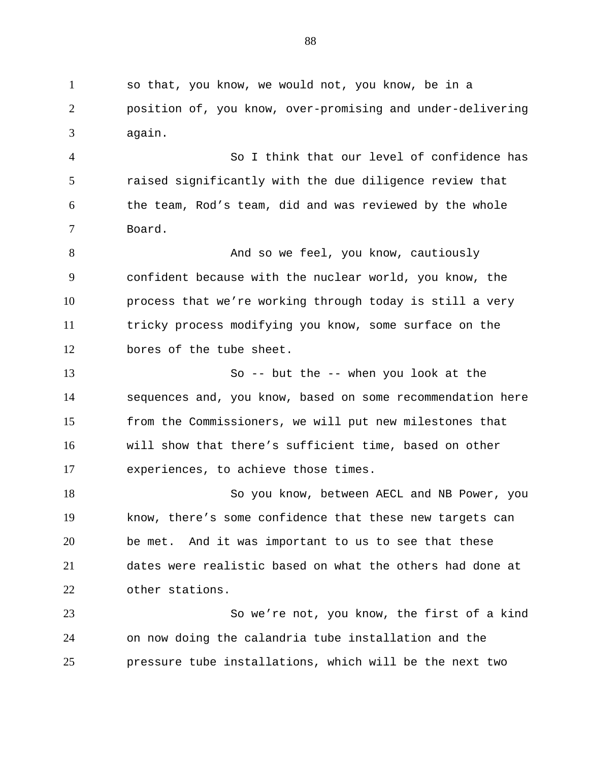so that, you know, we would not, you know, be in a position of, you know, over-promising and under-delivering again.

So I think that our level of confidence has raised significantly with the due diligence review that the team, Rod's team, did and was reviewed by the whole Board.

And so we feel, you know, cautiously confident because with the nuclear world, you know, the process that we're working through today is still a very tricky process modifying you know, some surface on the bores of the tube sheet.

So -- but the -- when you look at the sequences and, you know, based on some recommendation here from the Commissioners, we will put new milestones that will show that there's sufficient time, based on other experiences, to achieve those times.

So you know, between AECL and NB Power, you know, there's some confidence that these new targets can be met. And it was important to us to see that these dates were realistic based on what the others had done at other stations.

So we're not, you know, the first of a kind on now doing the calandria tube installation and the pressure tube installations, which will be the next two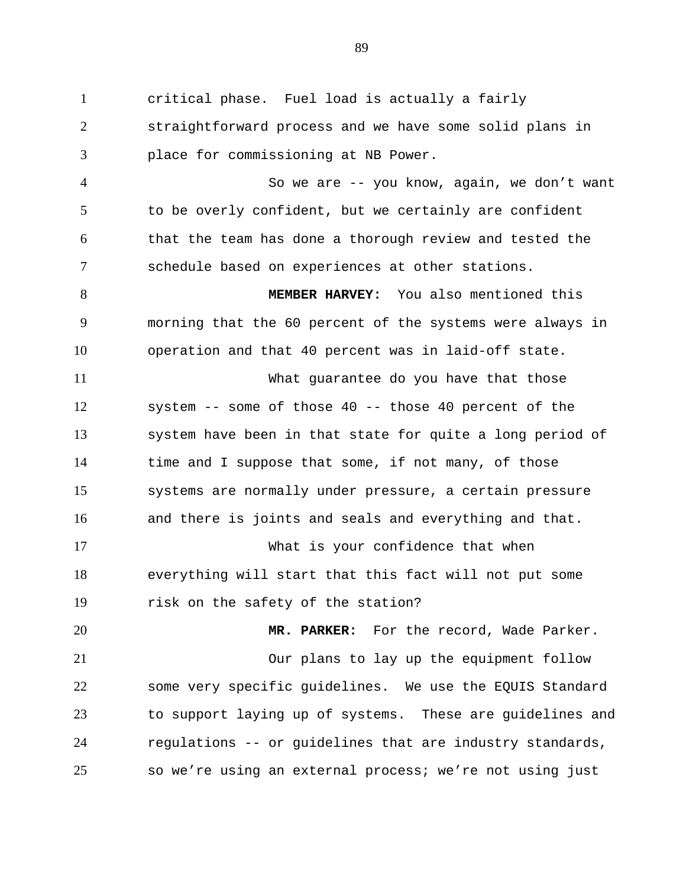critical phase. Fuel load is actually a fairly straightforward process and we have some solid plans in place for commissioning at NB Power.

So we are -- you know, again, we don't want to be overly confident, but we certainly are confident that the team has done a thorough review and tested the schedule based on experiences at other stations.

**MEMBER HARVEY:** You also mentioned this morning that the 60 percent of the systems were always in operation and that 40 percent was in laid-off state.

What guarantee do you have that those system -- some of those 40 -- those 40 percent of the system have been in that state for quite a long period of time and I suppose that some, if not many, of those systems are normally under pressure, a certain pressure and there is joints and seals and everything and that.

What is your confidence that when everything will start that this fact will not put some risk on the safety of the station?

**MR. PARKER:** For the record, Wade Parker.

Our plans to lay up the equipment follow some very specific guidelines. We use the EQUIS Standard to support laying up of systems. These are guidelines and regulations -- or guidelines that are industry standards, so we're using an external process; we're not using just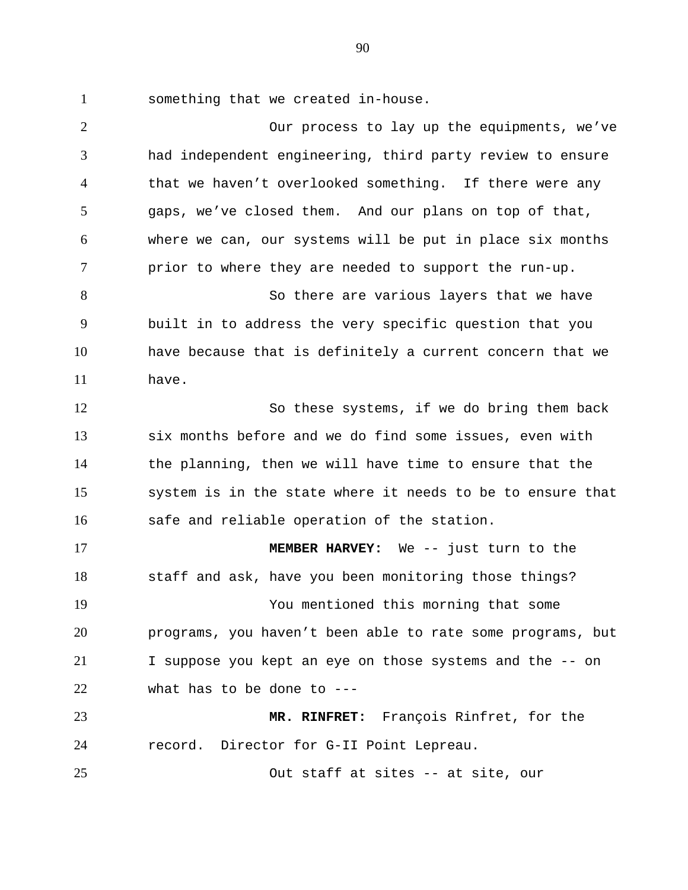something that we created in-house.

Our process to lay up the equipments, we've had independent engineering, third party review to ensure that we haven't overlooked something. If there were any gaps, we've closed them. And our plans on top of that, where we can, our systems will be put in place six months prior to where they are needed to support the run-up.

So there are various layers that we have built in to address the very specific question that you have because that is definitely a current concern that we have.

So these systems, if we do bring them back six months before and we do find some issues, even with the planning, then we will have time to ensure that the system is in the state where it needs to be to ensure that safe and reliable operation of the station.

**MEMBER HARVEY:** We -- just turn to the staff and ask, have you been monitoring those things?

You mentioned this morning that some programs, you haven't been able to rate some programs, but I suppose you kept an eye on those systems and the -- on what has to be done to ---

**MR. RINFRET:** François Rinfret, for the record. Director for G-II Point Lepreau.

Out staff at sites -- at site, our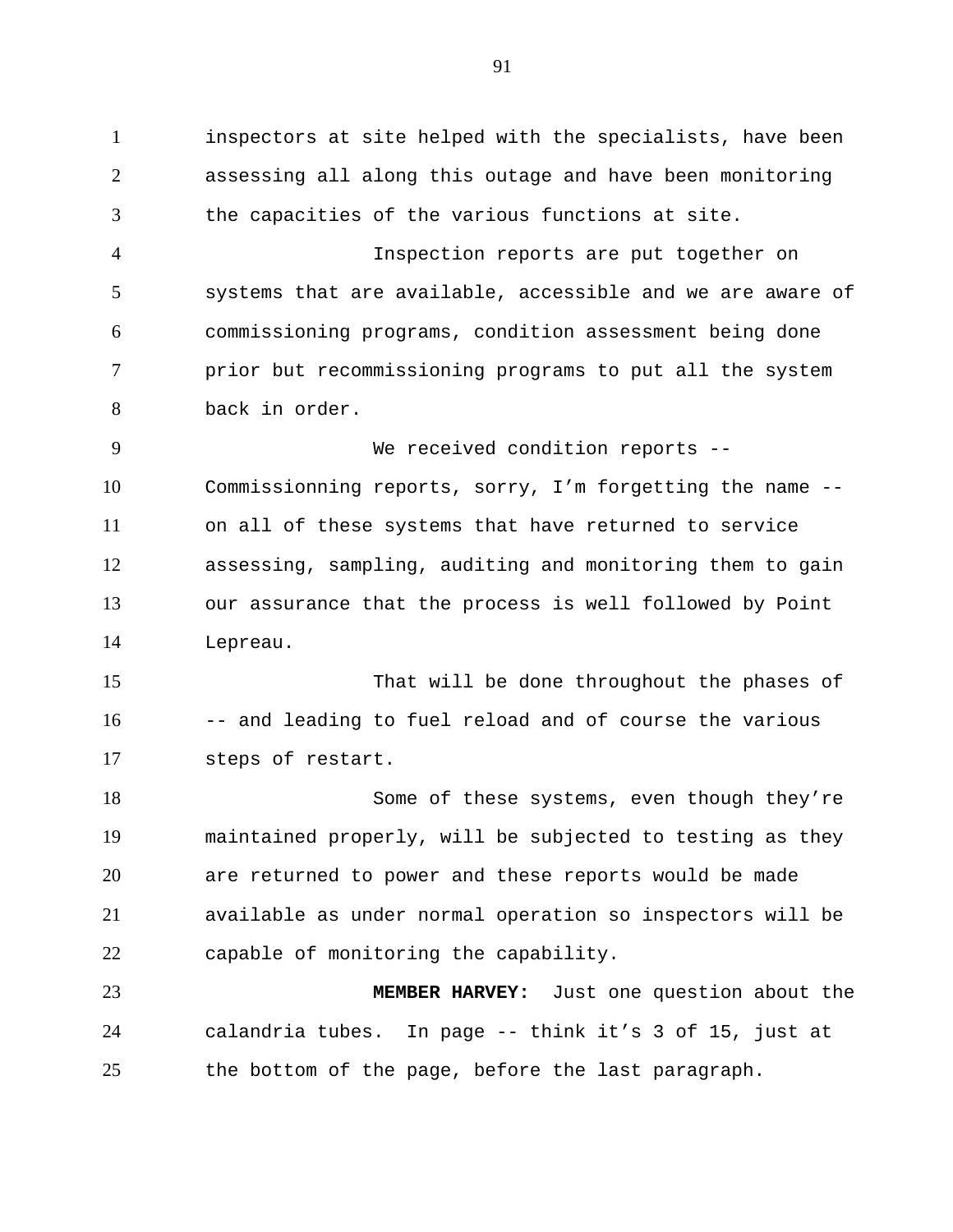inspectors at site helped with the specialists, have been assessing all along this outage and have been monitoring the capacities of the various functions at site.

Inspection reports are put together on systems that are available, accessible and we are aware of commissioning programs, condition assessment being done prior but recommissioning programs to put all the system back in order.

We received condition reports -- Commissionning reports, sorry, I'm forgetting the name -- on all of these systems that have returned to service assessing, sampling, auditing and monitoring them to gain our assurance that the process is well followed by Point Lepreau.

That will be done throughout the phases of -- and leading to fuel reload and of course the various steps of restart.

Some of these systems, even though they're maintained properly, will be subjected to testing as they are returned to power and these reports would be made available as under normal operation so inspectors will be capable of monitoring the capability.

**MEMBER HARVEY:** Just one question about the calandria tubes. In page -- think it's 3 of 15, just at the bottom of the page, before the last paragraph.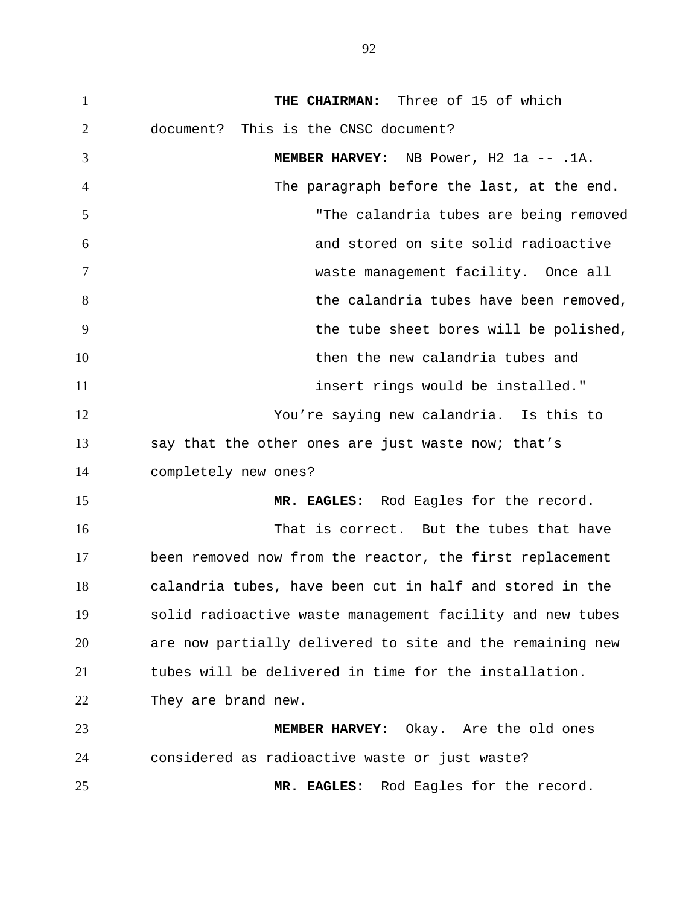**THE CHAIRMAN:** Three of 15 of which document? This is the CNSC document?

**MEMBER HARVEY:** NB Power, H2 1a -- .1A. The paragraph before the last, at the end.

> "The calandria tubes are being removed and stored on site solid radioactive waste management facility. Once all the calandria tubes have been removed, the tube sheet bores will be polished, then the new calandria tubes and insert rings would be installed."

You're saying new calandria. Is this to say that the other ones are just waste now; that's completely new ones?

**MR. EAGLES:** Rod Eagles for the record.

That is correct. But the tubes that have been removed now from the reactor, the first replacement calandria tubes, have been cut in half and stored in the solid radioactive waste management facility and new tubes are now partially delivered to site and the remaining new tubes will be delivered in time for the installation. They are brand new.

**MEMBER HARVEY:** Okay. Are the old ones considered as radioactive waste or just waste?

**MR. EAGLES:** Rod Eagles for the record.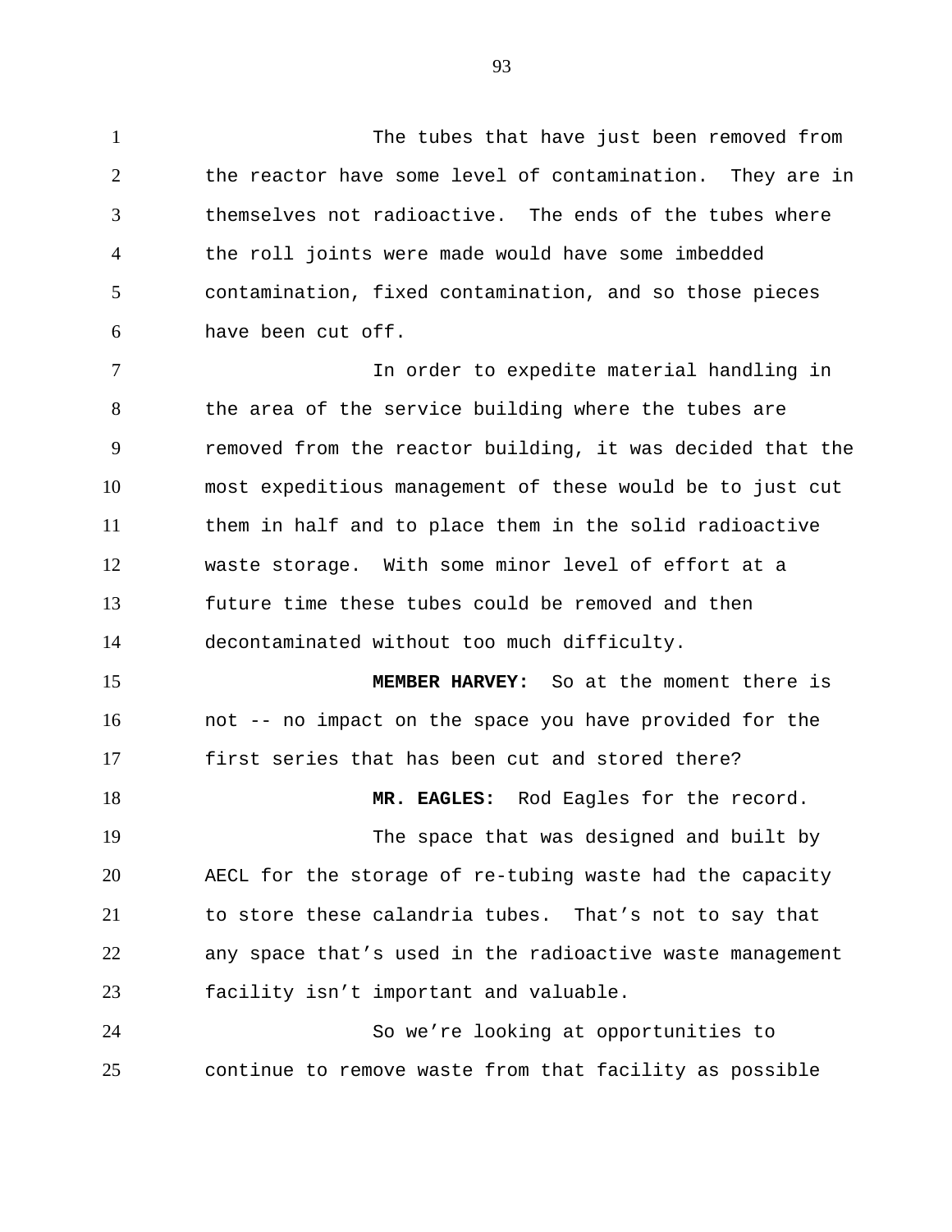The tubes that have just been removed from the reactor have some level of contamination. They are in themselves not radioactive. The ends of the tubes where the roll joints were made would have some imbedded contamination, fixed contamination, and so those pieces have been cut off.

In order to expedite material handling in the area of the service building where the tubes are removed from the reactor building, it was decided that the most expeditious management of these would be to just cut them in half and to place them in the solid radioactive waste storage. With some minor level of effort at a future time these tubes could be removed and then decontaminated without too much difficulty.

**MEMBER HARVEY:** So at the moment there is not -- no impact on the space you have provided for the first series that has been cut and stored there?

**MR. EAGLES:** Rod Eagles for the record.

The space that was designed and built by AECL for the storage of re-tubing waste had the capacity to store these calandria tubes. That's not to say that any space that's used in the radioactive waste management facility isn't important and valuable.

So we're looking at opportunities to continue to remove waste from that facility as possible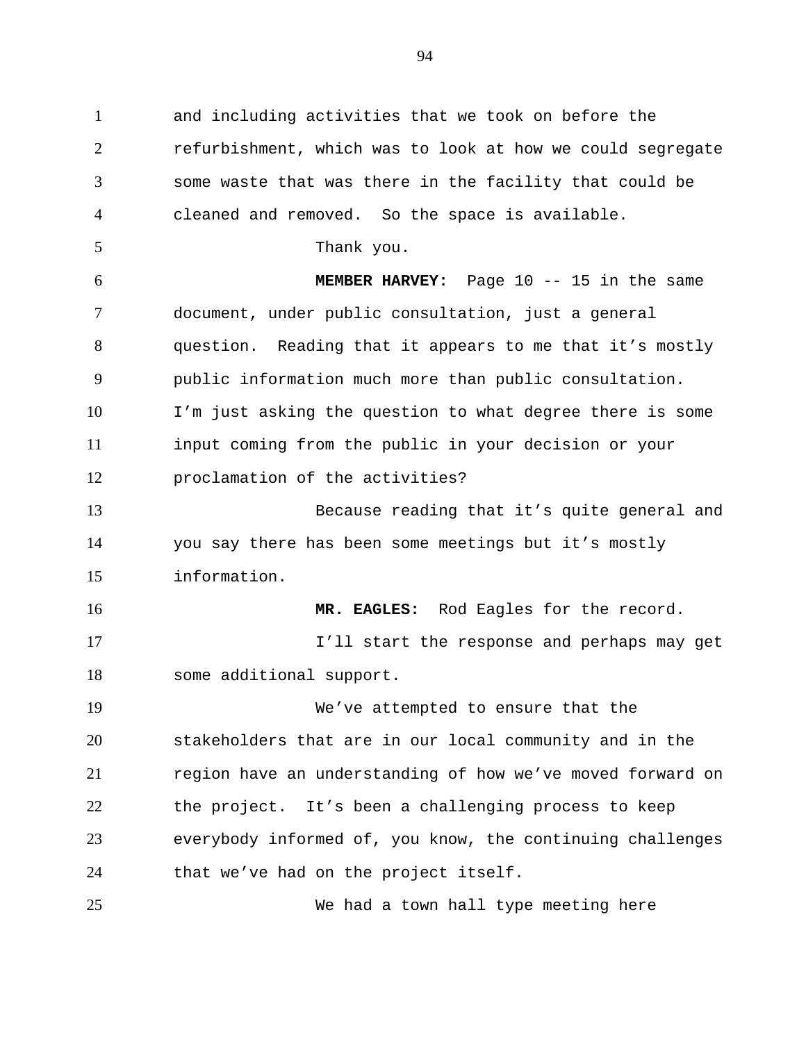and including activities that we took on before the refurbishment, which was to look at how we could segregate some waste that was there in the facility that could be cleaned and removed. So the space is available.

Thank you.

**MEMBER HARVEY:** Page 10 -- 15 in the same document, under public consultation, just a general question. Reading that it appears to me that it's mostly public information much more than public consultation. I'm just asking the question to what degree there is some input coming from the public in your decision or your proclamation of the activities?

Because reading that it's quite general and you say there has been some meetings but it's mostly information.

**MR. EAGLES:** Rod Eagles for the record.

I'll start the response and perhaps may get some additional support.

We've attempted to ensure that the stakeholders that are in our local community and in the region have an understanding of how we've moved forward on the project. It's been a challenging process to keep everybody informed of, you know, the continuing challenges that we've had on the project itself.

We had a town hall type meeting here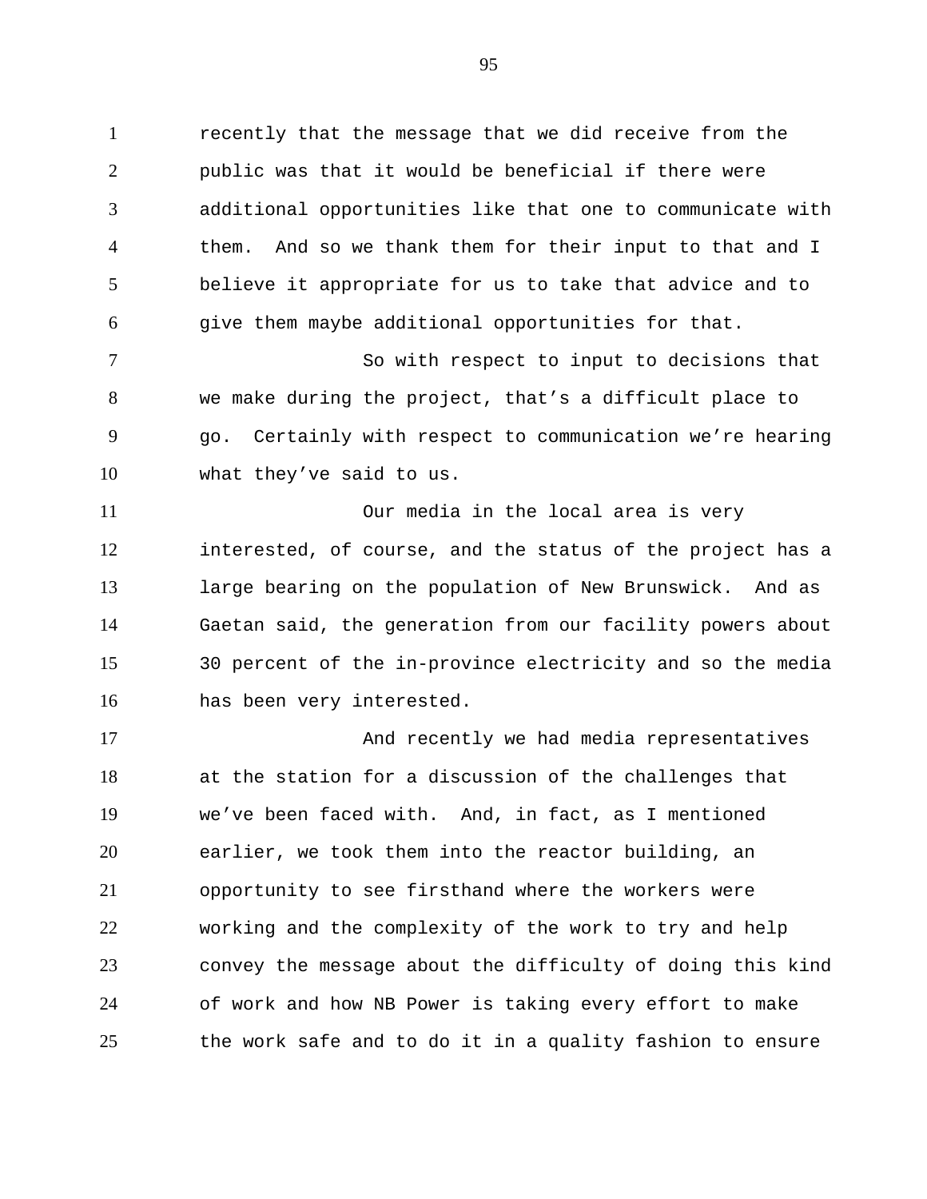recently that the message that we did receive from the public was that it would be beneficial if there were additional opportunities like that one to communicate with them. And so we thank them for their input to that and I believe it appropriate for us to take that advice and to give them maybe additional opportunities for that.

So with respect to input to decisions that we make during the project, that's a difficult place to go. Certainly with respect to communication we're hearing what they've said to us.

Our media in the local area is very interested, of course, and the status of the project has a large bearing on the population of New Brunswick. And as Gaetan said, the generation from our facility powers about 30 percent of the in-province electricity and so the media has been very interested.

And recently we had media representatives at the station for a discussion of the challenges that we've been faced with. And, in fact, as I mentioned earlier, we took them into the reactor building, an opportunity to see firsthand where the workers were working and the complexity of the work to try and help convey the message about the difficulty of doing this kind of work and how NB Power is taking every effort to make the work safe and to do it in a quality fashion to ensure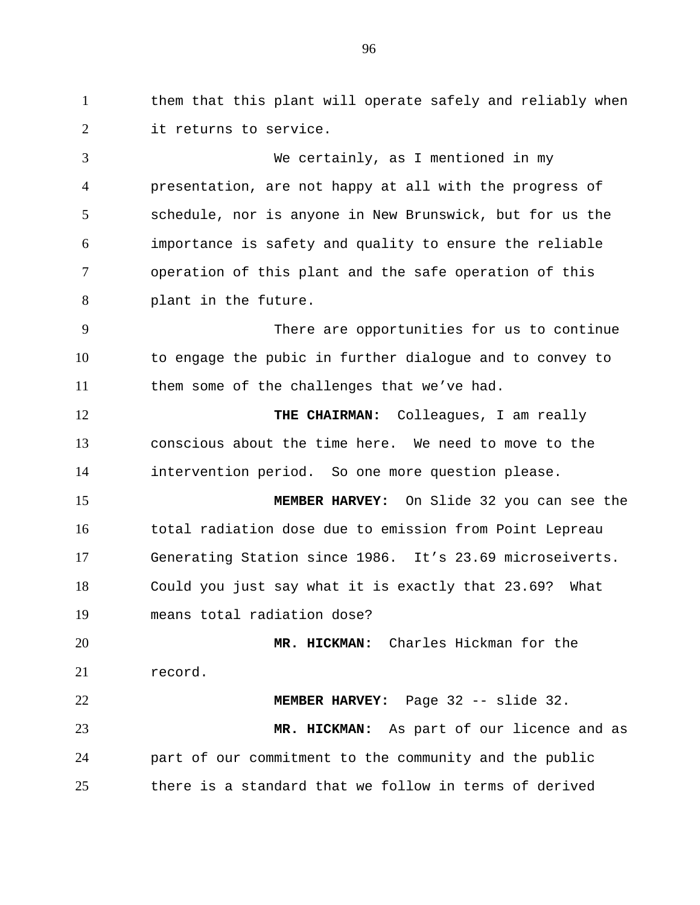them that this plant will operate safely and reliably when it returns to service.

We certainly, as I mentioned in my presentation, are not happy at all with the progress of schedule, nor is anyone in New Brunswick, but for us the importance is safety and quality to ensure the reliable operation of this plant and the safe operation of this plant in the future.

There are opportunities for us to continue to engage the pubic in further dialogue and to convey to them some of the challenges that we've had.

**THE CHAIRMAN:** Colleagues, I am really conscious about the time here. We need to move to the intervention period. So one more question please.

**MEMBER HARVEY:** On Slide 32 you can see the total radiation dose due to emission from Point Lepreau Generating Station since 1986. It's 23.69 microseiverts. Could you just say what it is exactly that 23.69? What means total radiation dose?

**MR. HICKMAN:** Charles Hickman for the record.

**MEMBER HARVEY:** Page 32 -- slide 32.

**MR. HICKMAN:** As part of our licence and as part of our commitment to the community and the public there is a standard that we follow in terms of derived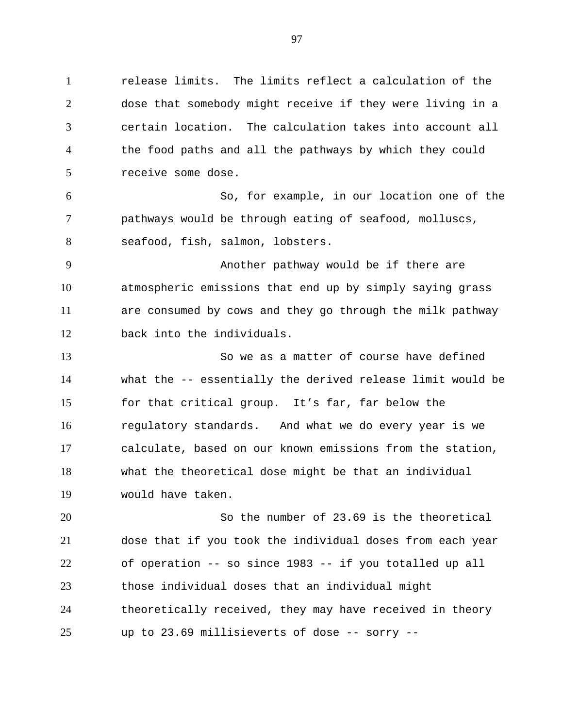release limits.  The limits reflect a calculation of the dose that somebody might receive if they were living in a certain location.  The calculation takes into account all the food paths and all the pathways by which they could receive some dose.

So, for example, in our location one of the pathways would be through eating of seafood, molluscs, seafood, fish, salmon, lobsters.

Another pathway would be if there are atmospheric emissions that end up by simply saying grass are consumed by cows and they go through the milk pathway back into the individuals.

So we as a matter of course have defined what the -- essentially the derived release limit would be for that critical group.  It's far, far below the regulatory standards.   And what we do every year is we calculate, based on our known emissions from the station, what the theoretical dose might be that an individual would have taken.

So the number of 23.69 is the theoretical dose that if you took the individual doses from each year of operation -- so since 1983 -- if you totalled up all those individual doses that an individual might theoretically received, they may have received in theory up to 23.69 millisieverts of dose -- sorry --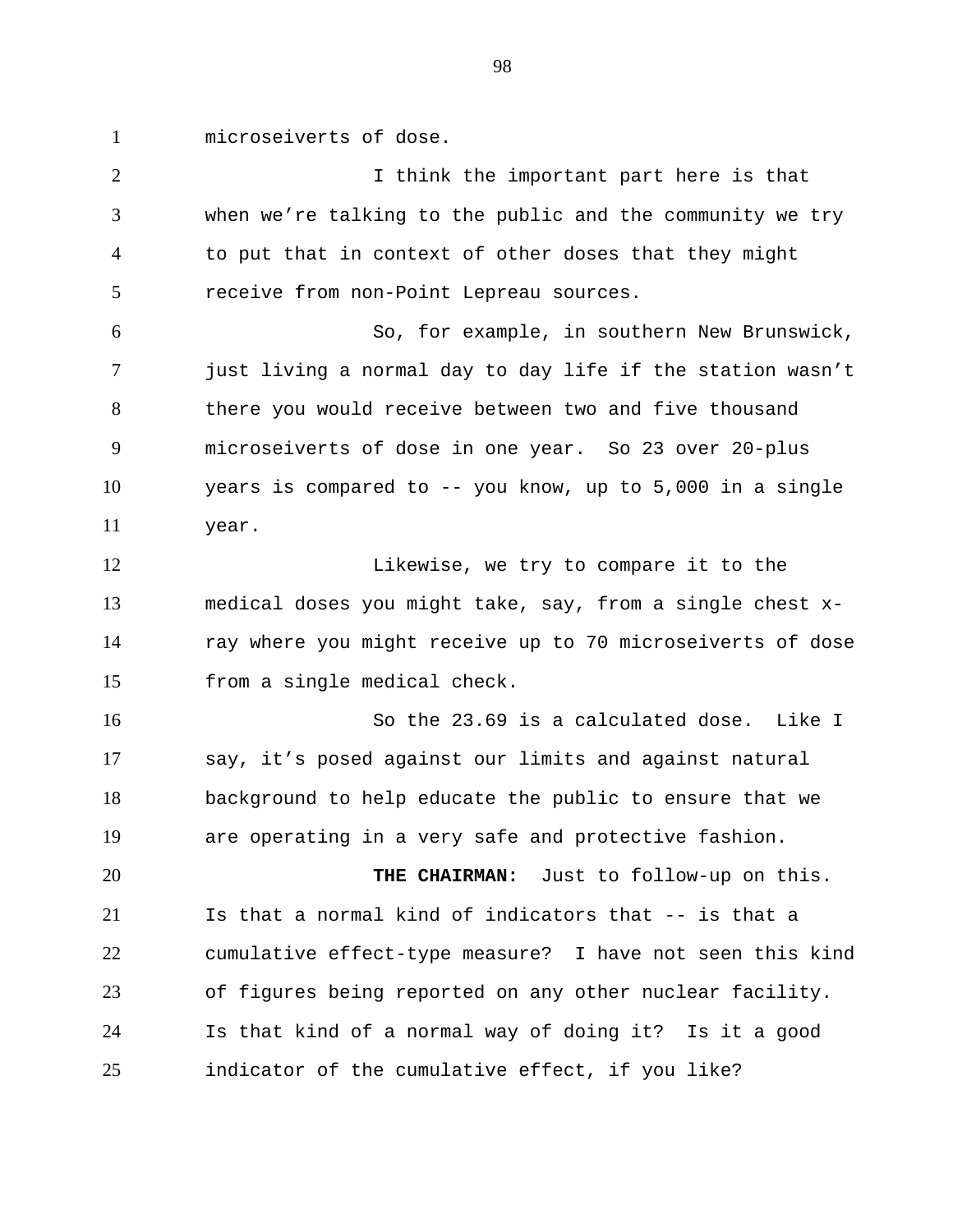microseiverts of dose.

I think the important part here is that when we're talking to the public and the community we try to put that in context of other doses that they might receive from non-Point Lepreau sources.

So, for example, in southern New Brunswick, just living a normal day to day life if the station wasn't there you would receive between two and five thousand microseiverts of dose in one year. So 23 over 20-plus years is compared to -- you know, up to 5,000 in a single year.

Likewise, we try to compare it to the medical doses you might take, say, from a single chest x-ray where you might receive up to 70 microseiverts of dose from a single medical check.

So the 23.69 is a calculated dose. Like I say, it's posed against our limits and against natural background to help educate the public to ensure that we are operating in a very safe and protective fashion.

**THE CHAIRMAN:** Just to follow-up on this. Is that a normal kind of indicators that -- is that a cumulative effect-type measure? I have not seen this kind of figures being reported on any other nuclear facility. Is that kind of a normal way of doing it? Is it a good indicator of the cumulative effect, if you like?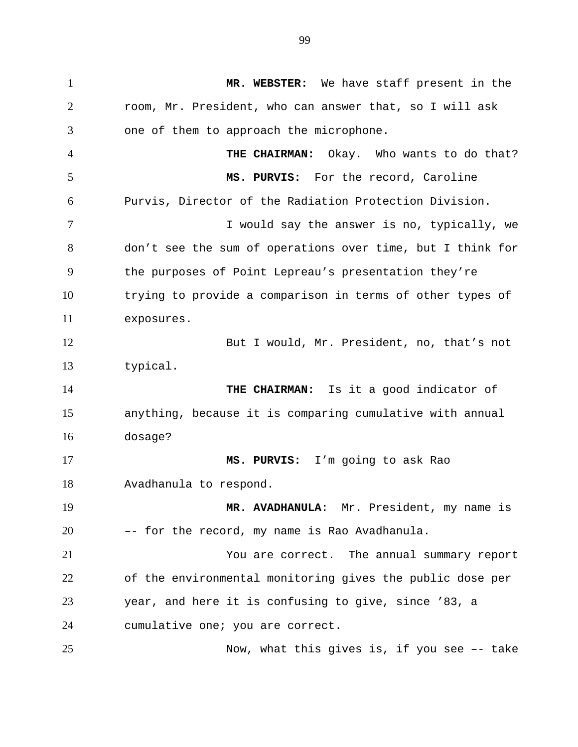**MR. WEBSTER:** We have staff present in the room, Mr. President, who can answer that, so I will ask one of them to approach the microphone.

**THE CHAIRMAN:** Okay. Who wants to do that?

**MS. PURVIS:** For the record, Caroline Purvis, Director of the Radiation Protection Division.

I would say the answer is no, typically, we don't see the sum of operations over time, but I think for the purposes of Point Lepreau's presentation they're trying to provide a comparison in terms of other types of exposures.

But I would, Mr. President, no, that's not typical.

**THE CHAIRMAN:** Is it a good indicator of anything, because it is comparing cumulative with annual dosage?

**MS. PURVIS:** I'm going to ask Rao Avadhanula to respond.

**MR. AVADHANULA:** Mr. President, my name is –- for the record, my name is Rao Avadhanula.

You are correct. The annual summary report of the environmental monitoring gives the public dose per year, and here it is confusing to give, since '83, a cumulative one; you are correct.

Now, what this gives is, if you see –- take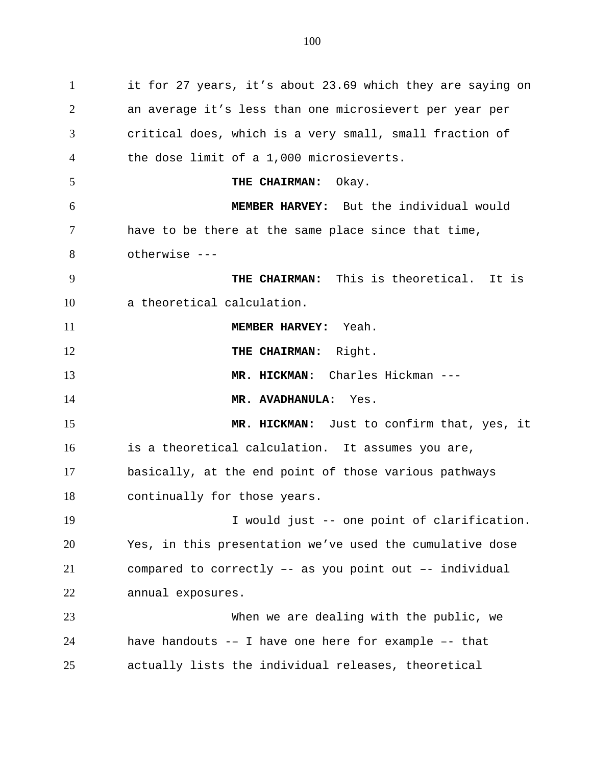it for 27 years, it’s about 23.69 which they are saying on an average it’s less than one microsievert per year per critical does, which is a very small, small fraction of the dose limit of a 1,000 microsieverts.

**THE CHAIRMAN:** Okay.

**MEMBER HARVEY:** But the individual would have to be there at the same place since that time, otherwise ---

**THE CHAIRMAN:** This is theoretical. It is a theoretical calculation.

**MEMBER HARVEY:** Yeah.

**THE CHAIRMAN:** Right.

**MR. HICKMAN:** Charles Hickman ---

**MR. AVADHANULA:** Yes.

**MR. HICKMAN:** Just to confirm that, yes, it is a theoretical calculation. It assumes you are, basically, at the end point of those various pathways continually for those years.

I would just -- one point of clarification. Yes, in this presentation we’ve used the cumulative dose compared to correctly –- as you point out –- individual annual exposures.

When we are dealing with the public, we have handouts -– I have one here for example –- that actually lists the individual releases, theoretical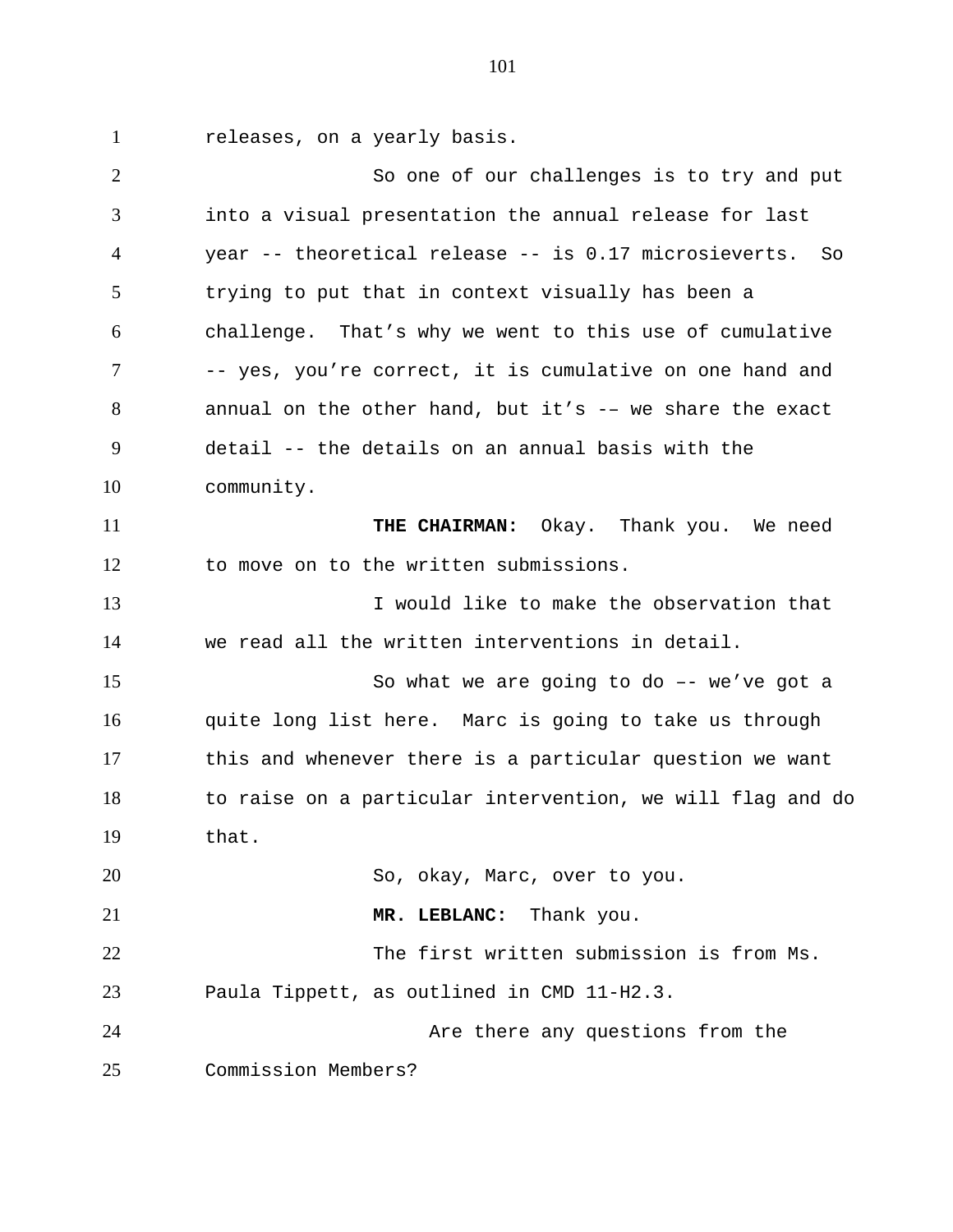releases, on a yearly basis.

So one of our challenges is to try and put into a visual presentation the annual release for last year -- theoretical release -- is 0.17 microsieverts. So trying to put that in context visually has been a challenge. That's why we went to this use of cumulative -- yes, you're correct, it is cumulative on one hand and annual on the other hand, but it's -– we share the exact detail -- the details on an annual basis with the community.

**THE CHAIRMAN:** Okay. Thank you. We need to move on to the written submissions.

I would like to make the observation that we read all the written interventions in detail.

So what we are going to do –- we've got a quite long list here. Marc is going to take us through this and whenever there is a particular question we want to raise on a particular intervention, we will flag and do that.

So, okay, Marc, over to you.

**MR. LEBLANC:** Thank you.

The first written submission is from Ms. Paula Tippett, as outlined in CMD 11-H2.3.

Are there any questions from the Commission Members?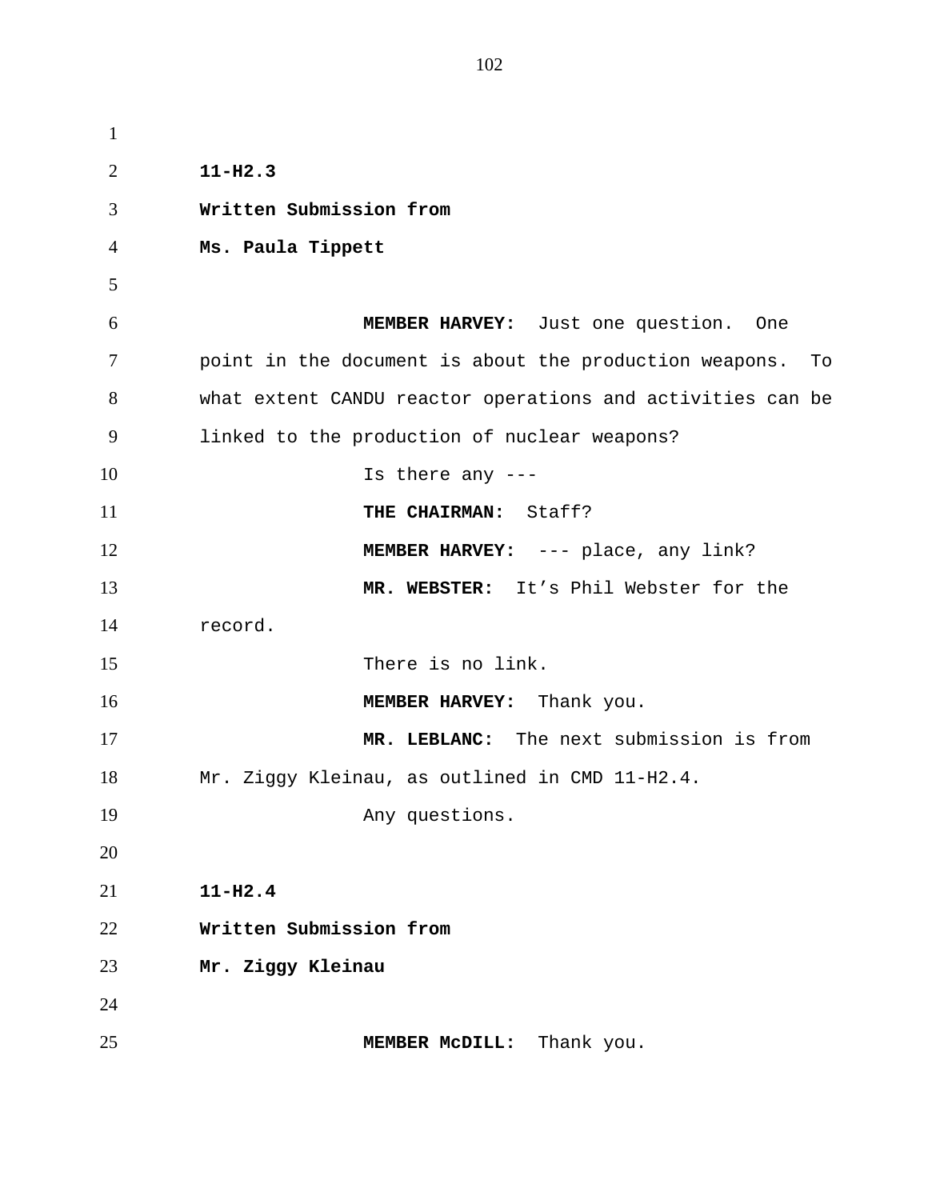**11-H2.3**

**Written Submission from**

**Ms. Paula Tippett**

**MEMBER HARVEY:** Just one question. One point in the document is about the production weapons. To what extent CANDU reactor operations and activities can be linked to the production of nuclear weapons?

Is there any ---

**THE CHAIRMAN:** Staff?

**MEMBER HARVEY:** --- place, any link?

**MR. WEBSTER:** It's Phil Webster for the record.

There is no link.

**MEMBER HARVEY:** Thank you.

**MR. LEBLANC:** The next submission is from Mr. Ziggy Kleinau, as outlined in CMD 11-H2.4.

Any questions.

**11-H2.4**

**Written Submission from**

**Mr. Ziggy Kleinau**

**MEMBER McDILL:** Thank you.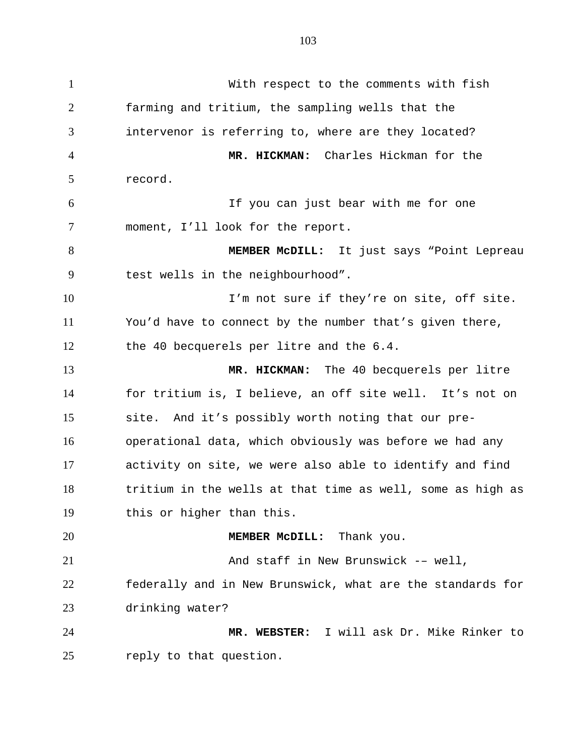With respect to the comments with fish farming and tritium, the sampling wells that the intervenor is referring to, where are they located?

**MR. HICKMAN:** Charles Hickman for the record.

If you can just bear with me for one moment, I'll look for the report.

**MEMBER McDILL:** It just says "Point Lepreau test wells in the neighbourhood".

I'm not sure if they're on site, off site. You'd have to connect by the number that's given there, the 40 becquerels per litre and the 6.4.

**MR. HICKMAN:** The 40 becquerels per litre for tritium is, I believe, an off site well. It's not on site. And it's possibly worth noting that our pre-operational data, which obviously was before we had any activity on site, we were also able to identify and find tritium in the wells at that time as well, some as high as this or higher than this.

**MEMBER McDILL:** Thank you.

And staff in New Brunswick -– well, federally and in New Brunswick, what are the standards for drinking water?

**MR. WEBSTER:** I will ask Dr. Mike Rinker to reply to that question.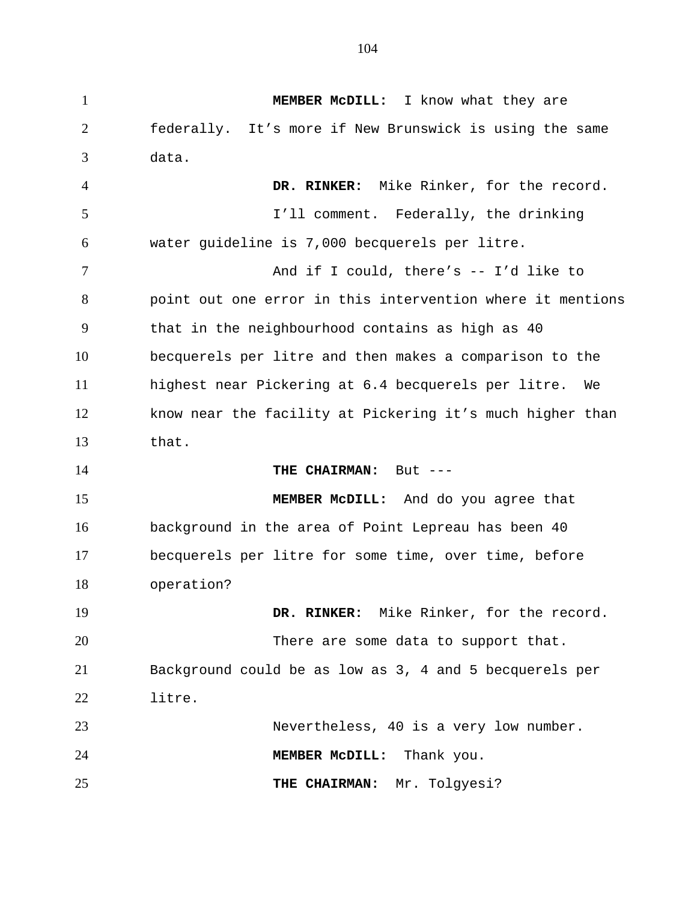**MEMBER McDILL:** I know what they are federally. It's more if New Brunswick is using the same data.

**DR. RINKER:** Mike Rinker, for the record.

I'll comment. Federally, the drinking water guideline is 7,000 becquerels per litre.

And if I could, there's -- I'd like to point out one error in this intervention where it mentions that in the neighbourhood contains as high as 40 becquerels per litre and then makes a comparison to the highest near Pickering at 6.4 becquerels per litre. We know near the facility at Pickering it's much higher than that.

**THE CHAIRMAN:** But ---

**MEMBER McDILL:** And do you agree that background in the area of Point Lepreau has been 40 becquerels per litre for some time, over time, before operation?

**DR. RINKER:** Mike Rinker, for the record.

There are some data to support that. Background could be as low as 3, 4 and 5 becquerels per litre.

Nevertheless, 40 is a very low number.

**MEMBER McDILL:** Thank you.

**THE CHAIRMAN:** Mr. Tolgyesi?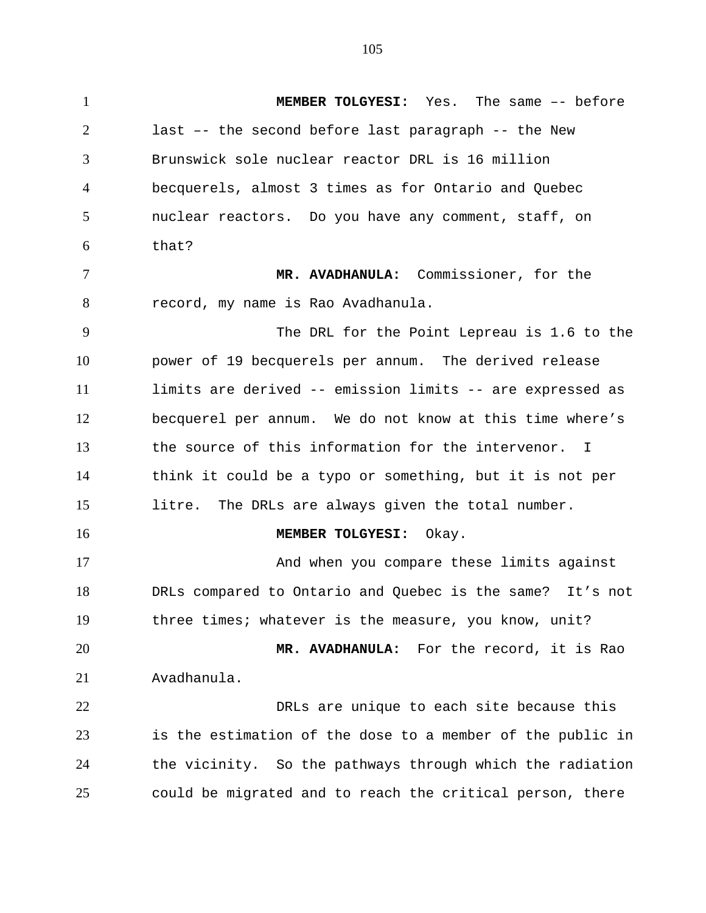**MEMBER TOLGYESI:** Yes. The same –- before last –- the second before last paragraph -- the New Brunswick sole nuclear reactor DRL is 16 million becquerels, almost 3 times as for Ontario and Quebec nuclear reactors. Do you have any comment, staff, on that?

**MR. AVADHANULA:** Commissioner, for the record, my name is Rao Avadhanula.

The DRL for the Point Lepreau is 1.6 to the power of 19 becquerels per annum. The derived release limits are derived -- emission limits -- are expressed as becquerel per annum. We do not know at this time where's the source of this information for the intervenor. I think it could be a typo or something, but it is not per litre. The DRLs are always given the total number.

**MEMBER TOLGYESI:** Okay.

And when you compare these limits against DRLs compared to Ontario and Quebec is the same? It's not three times; whatever is the measure, you know, unit?

**MR. AVADHANULA:** For the record, it is Rao Avadhanula.

DRLs are unique to each site because this is the estimation of the dose to a member of the public in the vicinity. So the pathways through which the radiation could be migrated and to reach the critical person, there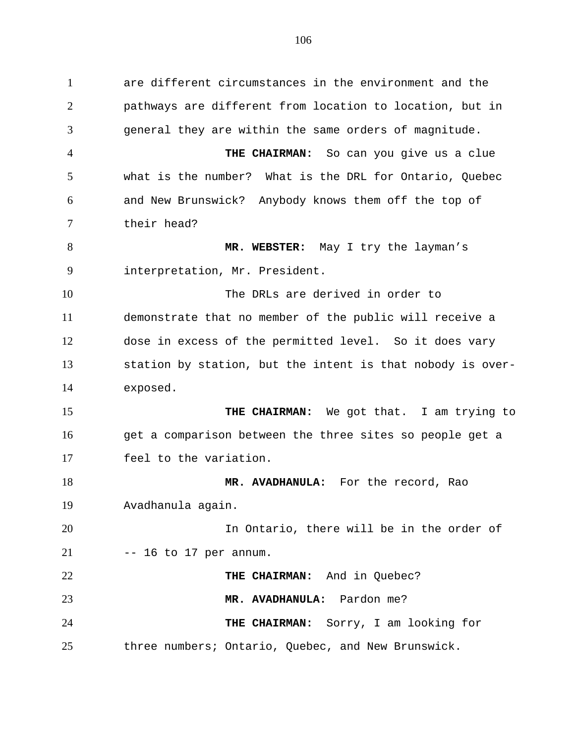are different circumstances in the environment and the pathways are different from location to location, but in general they are within the same orders of magnitude.

**THE CHAIRMAN:** So can you give us a clue what is the number? What is the DRL for Ontario, Quebec and New Brunswick? Anybody knows them off the top of their head?

**MR. WEBSTER:** May I try the layman's interpretation, Mr. President.

The DRLs are derived in order to demonstrate that no member of the public will receive a dose in excess of the permitted level. So it does vary station by station, but the intent is that nobody is over-exposed.

**THE CHAIRMAN:** We got that. I am trying to get a comparison between the three sites so people get a feel to the variation.

**MR. AVADHANULA:** For the record, Rao Avadhanula again.

In Ontario, there will be in the order of -- 16 to 17 per annum.

**THE CHAIRMAN:** And in Quebec?

**MR. AVADHANULA:** Pardon me?

**THE CHAIRMAN:** Sorry, I am looking for three numbers; Ontario, Quebec, and New Brunswick.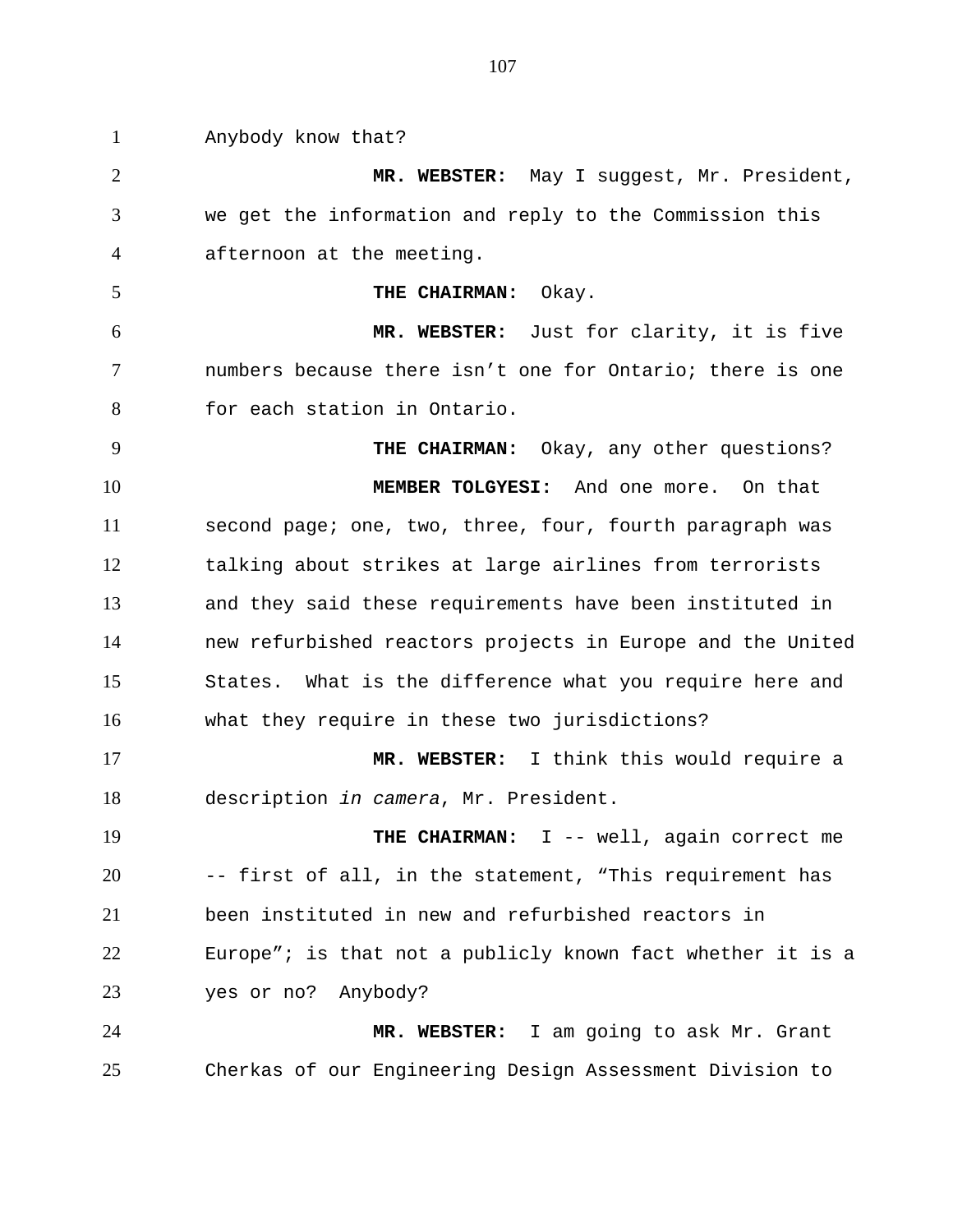Anybody know that?

**MR. WEBSTER:** May I suggest, Mr. President, we get the information and reply to the Commission this afternoon at the meeting.

**THE CHAIRMAN:** Okay.

**MR. WEBSTER:** Just for clarity, it is five numbers because there isn't one for Ontario; there is one for each station in Ontario.

**THE CHAIRMAN:** Okay, any other questions?

**MEMBER TOLGYESI:** And one more. On that second page; one, two, three, four, fourth paragraph was talking about strikes at large airlines from terrorists and they said these requirements have been instituted in new refurbished reactors projects in Europe and the United States. What is the difference what you require here and what they require in these two jurisdictions?

**MR. WEBSTER:** I think this would require a description *in camera*, Mr. President.

**THE CHAIRMAN:** I -- well, again correct me -- first of all, in the statement, "This requirement has been instituted in new and refurbished reactors in Europe"; is that not a publicly known fact whether it is a yes or no? Anybody?

**MR. WEBSTER:** I am going to ask Mr. Grant Cherkas of our Engineering Design Assessment Division to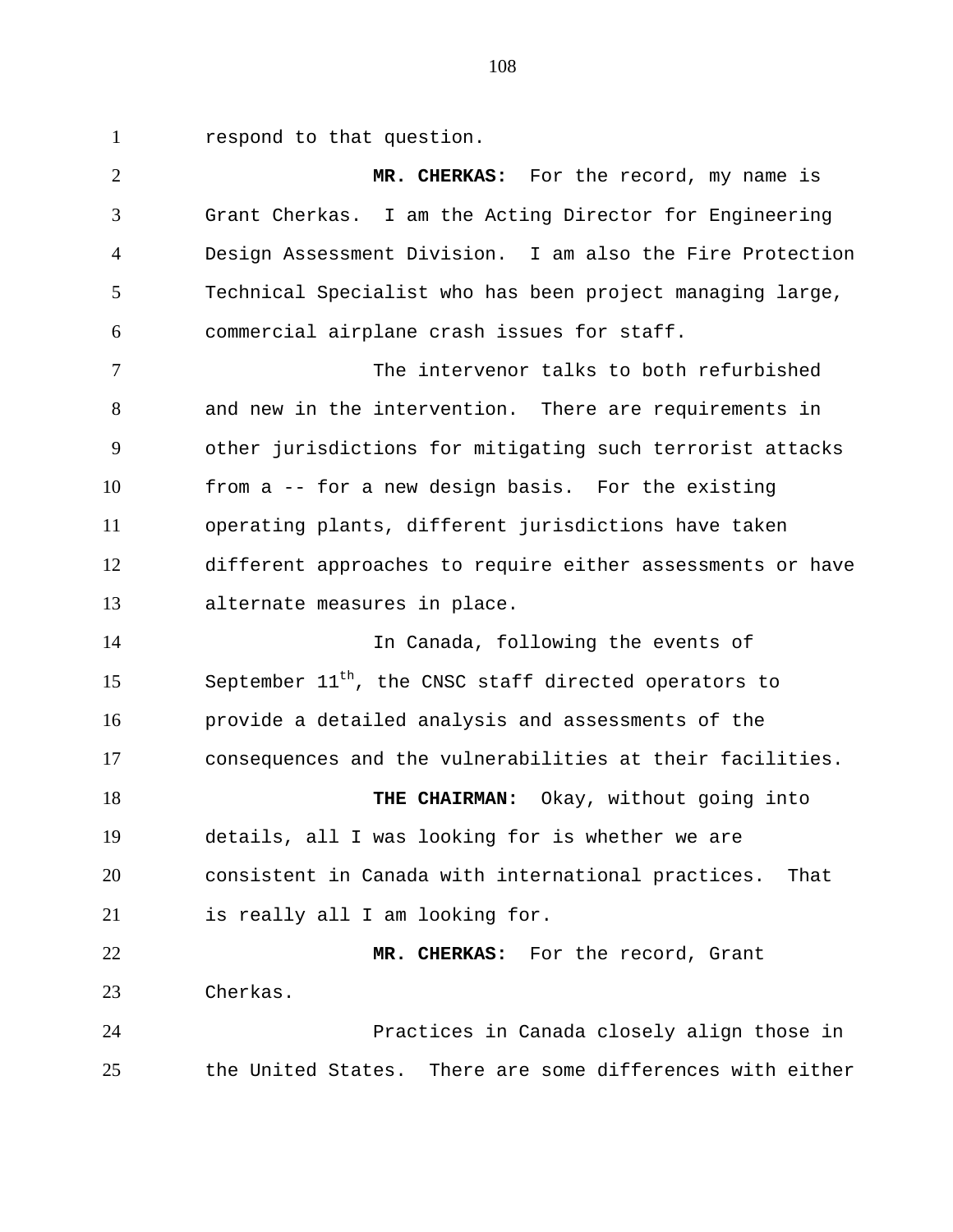respond to that question.

**MR. CHERKAS:** For the record, my name is Grant Cherkas. I am the Acting Director for Engineering Design Assessment Division. I am also the Fire Protection Technical Specialist who has been project managing large, commercial airplane crash issues for staff.

The intervenor talks to both refurbished and new in the intervention. There are requirements in other jurisdictions for mitigating such terrorist attacks from a -- for a new design basis. For the existing operating plants, different jurisdictions have taken different approaches to require either assessments or have alternate measures in place.

In Canada, following the events of September 11th, the CNSC staff directed operators to provide a detailed analysis and assessments of the consequences and the vulnerabilities at their facilities.

**THE CHAIRMAN:** Okay, without going into details, all I was looking for is whether we are consistent in Canada with international practices. That is really all I am looking for.

**MR. CHERKAS:** For the record, Grant Cherkas.

Practices in Canada closely align those in the United States. There are some differences with either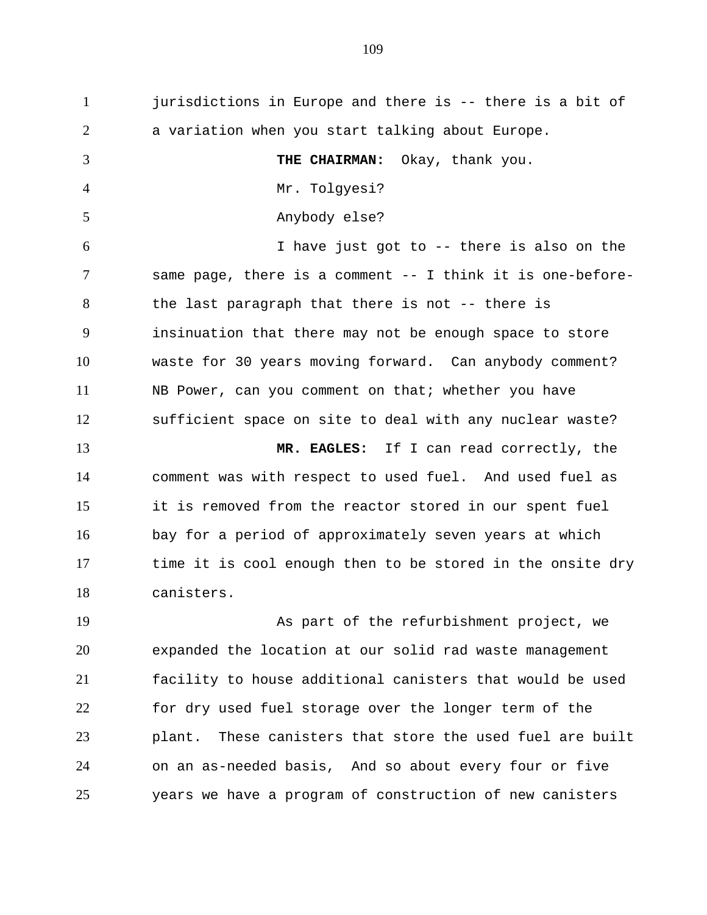jurisdictions in Europe and there is -- there is a bit of a variation when you start talking about Europe.

**THE CHAIRMAN:** Okay, thank you.

Mr. Tolgyesi?

Anybody else?

I have just got to -- there is also on the same page, there is a comment -- I think it is one-before-the last paragraph that there is not -- there is insinuation that there may not be enough space to store waste for 30 years moving forward. Can anybody comment? NB Power, can you comment on that; whether you have sufficient space on site to deal with any nuclear waste?

**MR. EAGLES:** If I can read correctly, the comment was with respect to used fuel. And used fuel as it is removed from the reactor stored in our spent fuel bay for a period of approximately seven years at which time it is cool enough then to be stored in the onsite dry canisters.

As part of the refurbishment project, we expanded the location at our solid rad waste management facility to house additional canisters that would be used for dry used fuel storage over the longer term of the plant. These canisters that store the used fuel are built on an as-needed basis, And so about every four or five years we have a program of construction of new canisters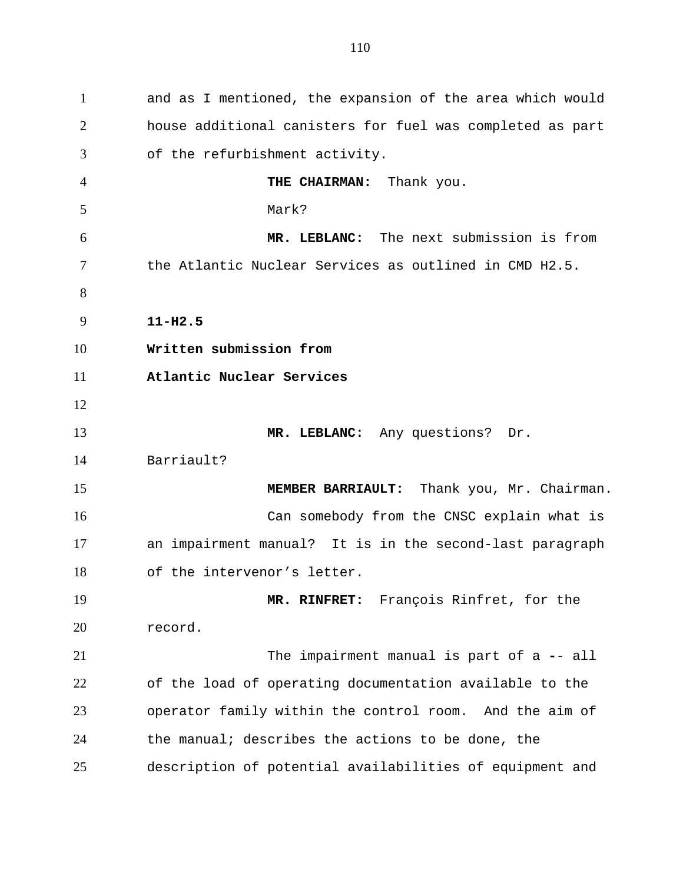and as I mentioned, the expansion of the area which would house additional canisters for fuel was completed as part of the refurbishment activity.

**THE CHAIRMAN:** Thank you.

Mark?

**MR. LEBLANC:** The next submission is from the Atlantic Nuclear Services as outlined in CMD H2.5.

**11-H2.5**
**Written submission from**
**Atlantic Nuclear Services**

**MR. LEBLANC:** Any questions? Dr. Barriault?

**MEMBER BARRIAULT:** Thank you, Mr. Chairman.

Can somebody from the CNSC explain what is an impairment manual? It is in the second-last paragraph of the intervenor's letter.

**MR. RINFRET:** François Rinfret, for the record.

The impairment manual is part of a -- all of the load of operating documentation available to the operator family within the control room. And the aim of the manual; describes the actions to be done, the description of potential availabilities of equipment and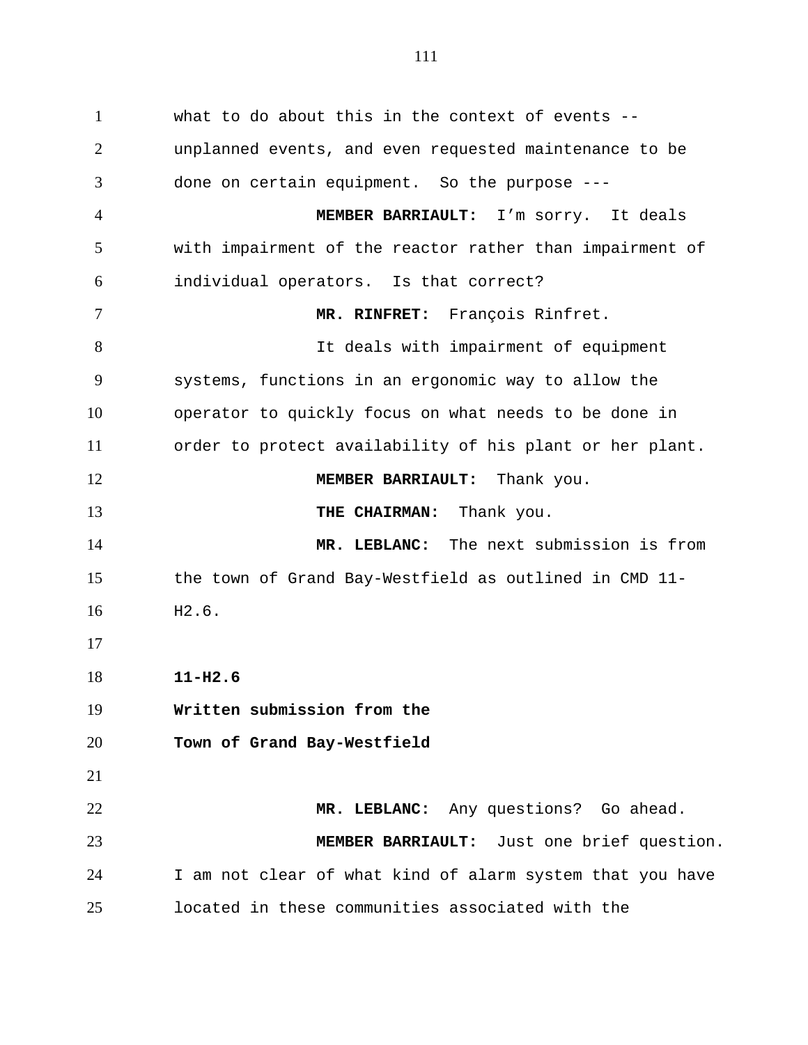what to do about this in the context of events -- unplanned events, and even requested maintenance to be done on certain equipment. So the purpose ---

**MEMBER BARRIAULT:** I'm sorry. It deals with impairment of the reactor rather than impairment of individual operators. Is that correct?

**MR. RINFRET:** François Rinfret.

It deals with impairment of equipment systems, functions in an ergonomic way to allow the operator to quickly focus on what needs to be done in order to protect availability of his plant or her plant.

**MEMBER BARRIAULT:** Thank you.

**THE CHAIRMAN:** Thank you.

**MR. LEBLANC:** The next submission is from the town of Grand Bay-Westfield as outlined in CMD 11-H2.6.

**11-H2.6**

**Written submission from the**

**Town of Grand Bay-Westfield**

**MR. LEBLANC:** Any questions? Go ahead.

**MEMBER BARRIAULT:** Just one brief question. I am not clear of what kind of alarm system that you have located in these communities associated with the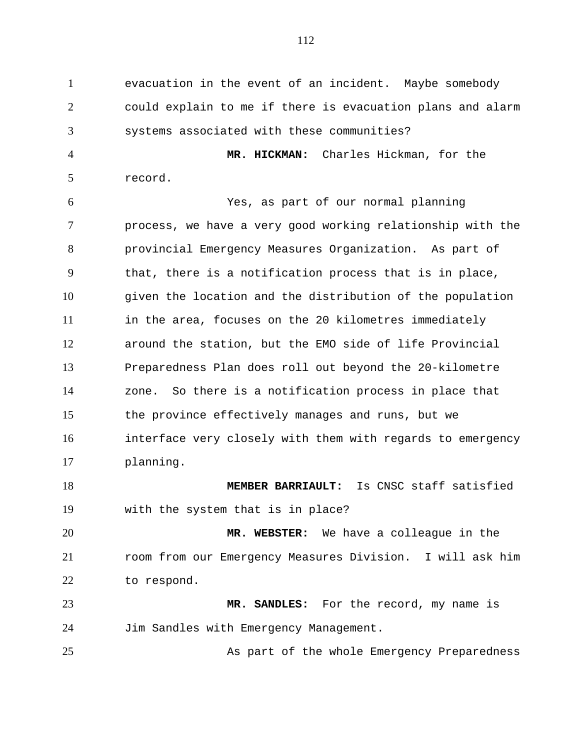evacuation in the event of an incident. Maybe somebody could explain to me if there is evacuation plans and alarm systems associated with these communities?

**MR. HICKMAN:** Charles Hickman, for the record.

Yes, as part of our normal planning process, we have a very good working relationship with the provincial Emergency Measures Organization. As part of that, there is a notification process that is in place, given the location and the distribution of the population in the area, focuses on the 20 kilometres immediately around the station, but the EMO side of life Provincial Preparedness Plan does roll out beyond the 20-kilometre zone. So there is a notification process in place that the province effectively manages and runs, but we interface very closely with them with regards to emergency planning.

**MEMBER BARRIAULT:** Is CNSC staff satisfied with the system that is in place?

**MR. WEBSTER:** We have a colleague in the room from our Emergency Measures Division. I will ask him to respond.

**MR. SANDLES:** For the record, my name is Jim Sandles with Emergency Management.

As part of the whole Emergency Preparedness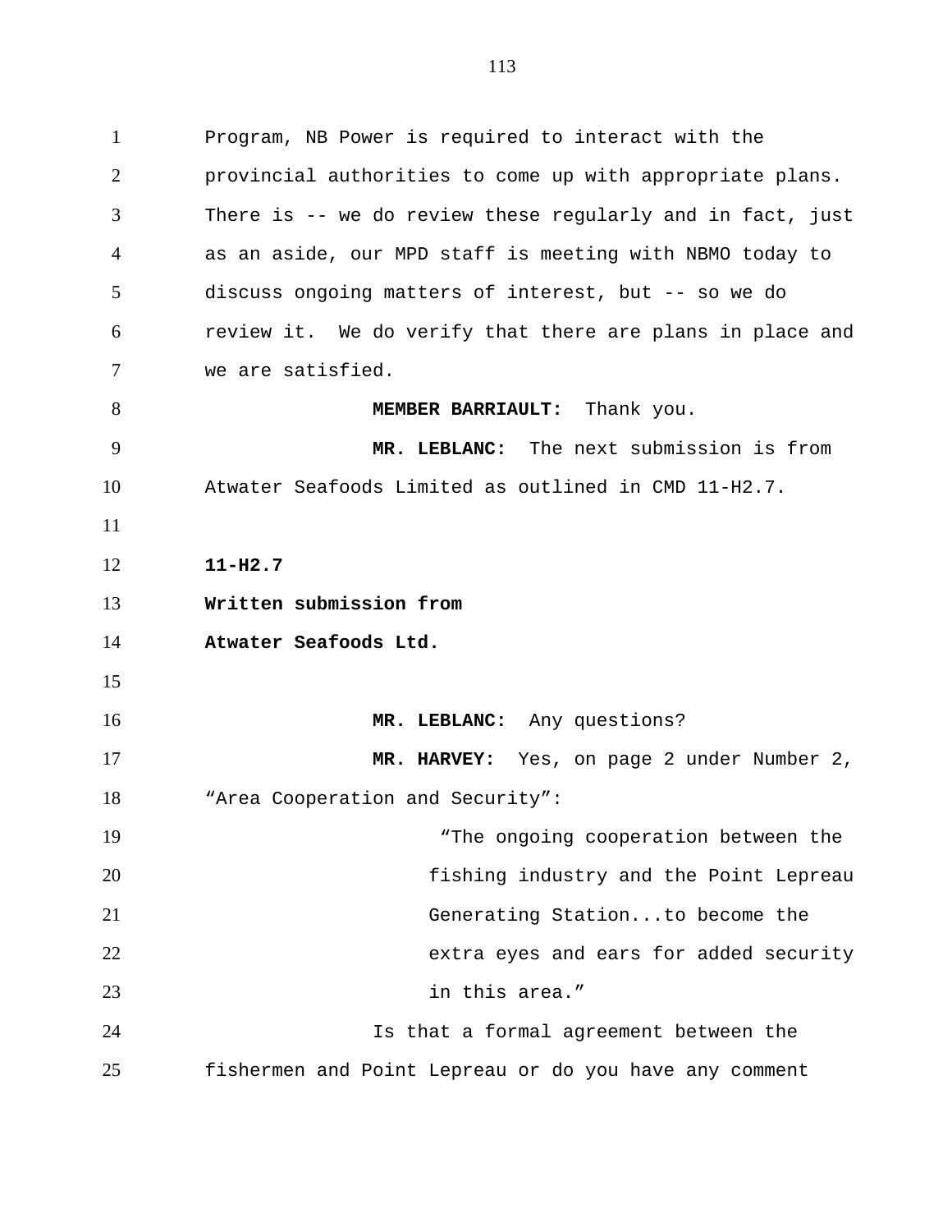Program, NB Power is required to interact with the provincial authorities to come up with appropriate plans. There is -- we do review these regularly and in fact, just as an aside, our MPD staff is meeting with NBMO today to discuss ongoing matters of interest, but -- so we do review it. We do verify that there are plans in place and we are satisfied.

**MEMBER BARRIAULT:** Thank you.

**MR. LEBLANC:** The next submission is from Atwater Seafoods Limited as outlined in CMD 11-H2.7.

**11-H2.7**

**Written submission from**

**Atwater Seafoods Ltd.**

**MR. LEBLANC:** Any questions?

**MR. HARVEY:** Yes, on page 2 under Number 2, "Area Cooperation and Security":

> "The ongoing cooperation between the fishing industry and the Point Lepreau Generating Station...to become the extra eyes and ears for added security in this area."

Is that a formal agreement between the fishermen and Point Lepreau or do you have any comment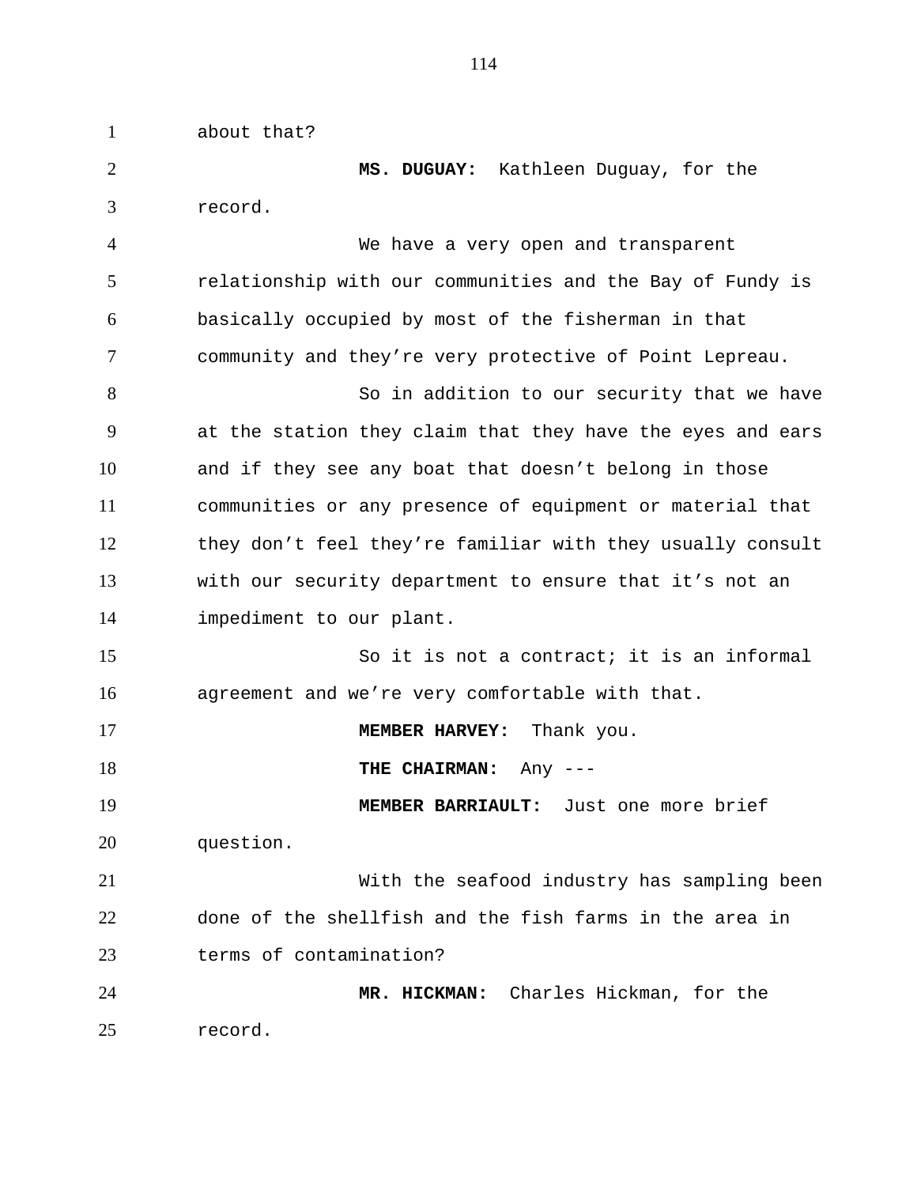about that?

**MS. DUGUAY:** Kathleen Duguay, for the record.

We have a very open and transparent relationship with our communities and the Bay of Fundy is basically occupied by most of the fisherman in that community and they're very protective of Point Lepreau.

So in addition to our security that we have at the station they claim that they have the eyes and ears and if they see any boat that doesn't belong in those communities or any presence of equipment or material that they don't feel they're familiar with they usually consult with our security department to ensure that it's not an impediment to our plant.

So it is not a contract; it is an informal agreement and we're very comfortable with that.

**MEMBER HARVEY:** Thank you.

**THE CHAIRMAN:** Any ---

**MEMBER BARRIAULT:** Just one more brief question.

With the seafood industry has sampling been done of the shellfish and the fish farms in the area in terms of contamination?

**MR. HICKMAN:** Charles Hickman, for the record.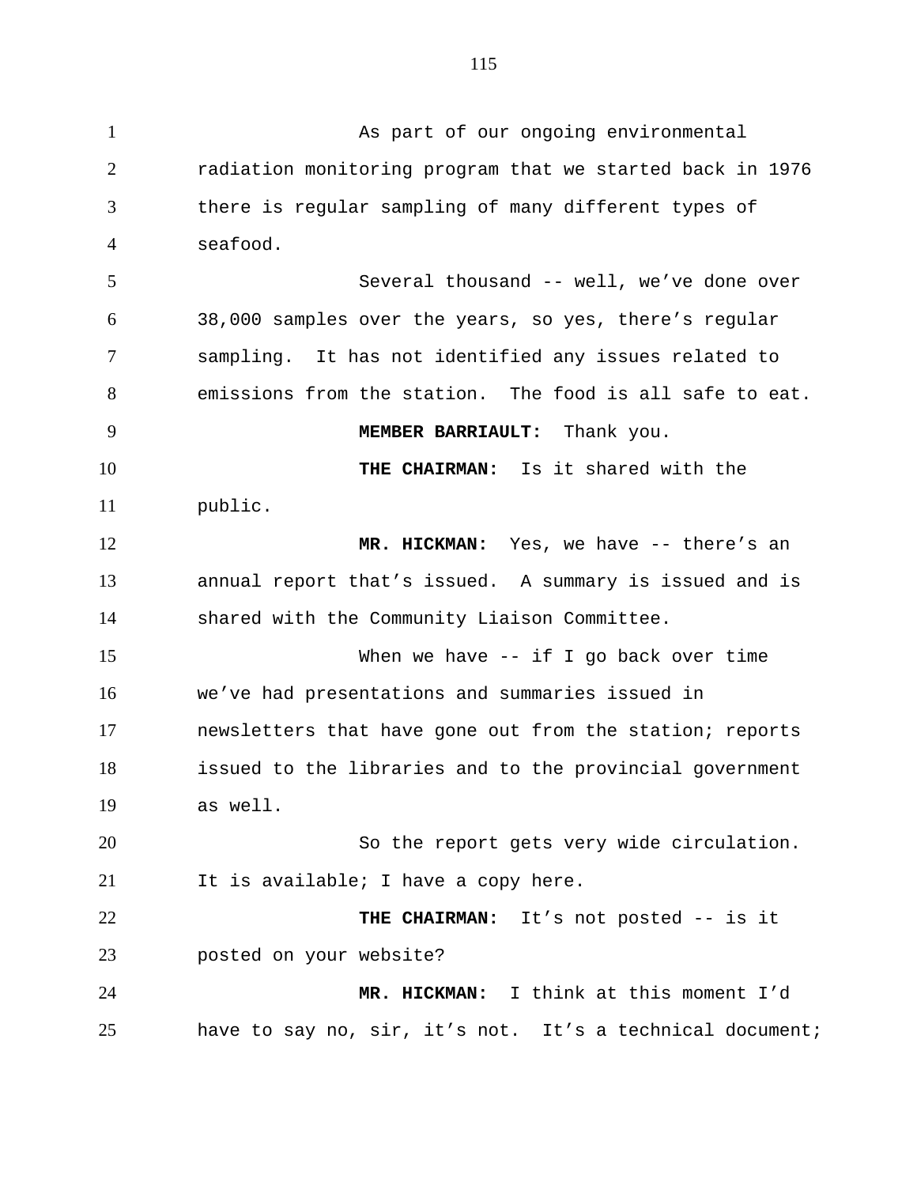As part of our ongoing environmental radiation monitoring program that we started back in 1976 there is regular sampling of many different types of seafood.

Several thousand -- well, we've done over 38,000 samples over the years, so yes, there's regular sampling. It has not identified any issues related to emissions from the station. The food is all safe to eat.

**MEMBER BARRIAULT:** Thank you.

**THE CHAIRMAN:** Is it shared with the public.

**MR. HICKMAN:** Yes, we have -- there's an annual report that's issued. A summary is issued and is shared with the Community Liaison Committee.

When we have -- if I go back over time we've had presentations and summaries issued in newsletters that have gone out from the station; reports issued to the libraries and to the provincial government as well.

So the report gets very wide circulation. It is available; I have a copy here.

**THE CHAIRMAN:** It's not posted -- is it posted on your website?

**MR. HICKMAN:** I think at this moment I'd have to say no, sir, it's not. It's a technical document;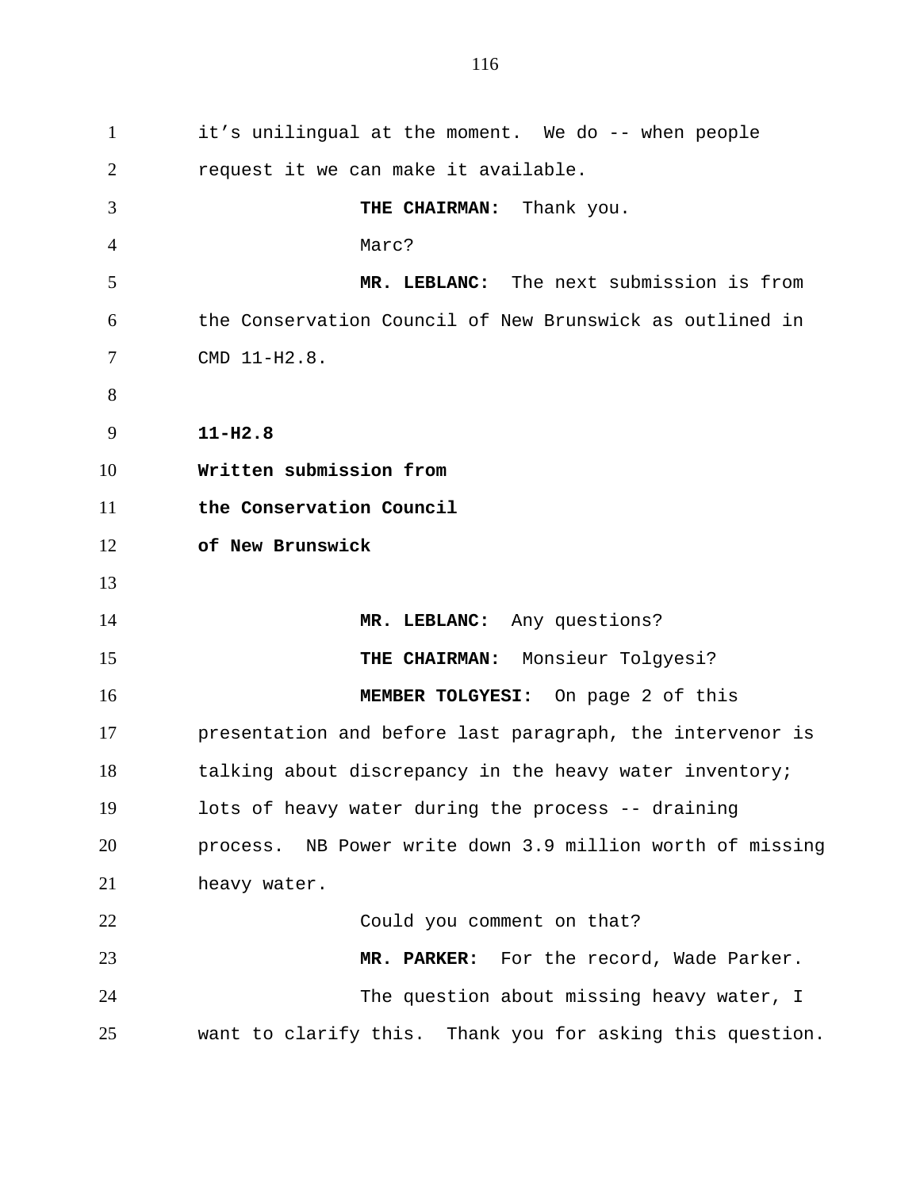it's unilingual at the moment. We do -- when people request it we can make it available.

**THE CHAIRMAN:** Thank you.

Marc?

**MR. LEBLANC:** The next submission is from the Conservation Council of New Brunswick as outlined in CMD 11-H2.8.

**11-H2.8**
**Written submission from**
**the Conservation Council**
**of New Brunswick**

**MR. LEBLANC:** Any questions?

**THE CHAIRMAN:** Monsieur Tolgyesi?

**MEMBER TOLGYESI:** On page 2 of this presentation and before last paragraph, the intervenor is talking about discrepancy in the heavy water inventory; lots of heavy water during the process -- draining process. NB Power write down 3.9 million worth of missing heavy water.

Could you comment on that?

**MR. PARKER:** For the record, Wade Parker.

The question about missing heavy water, I want to clarify this. Thank you for asking this question.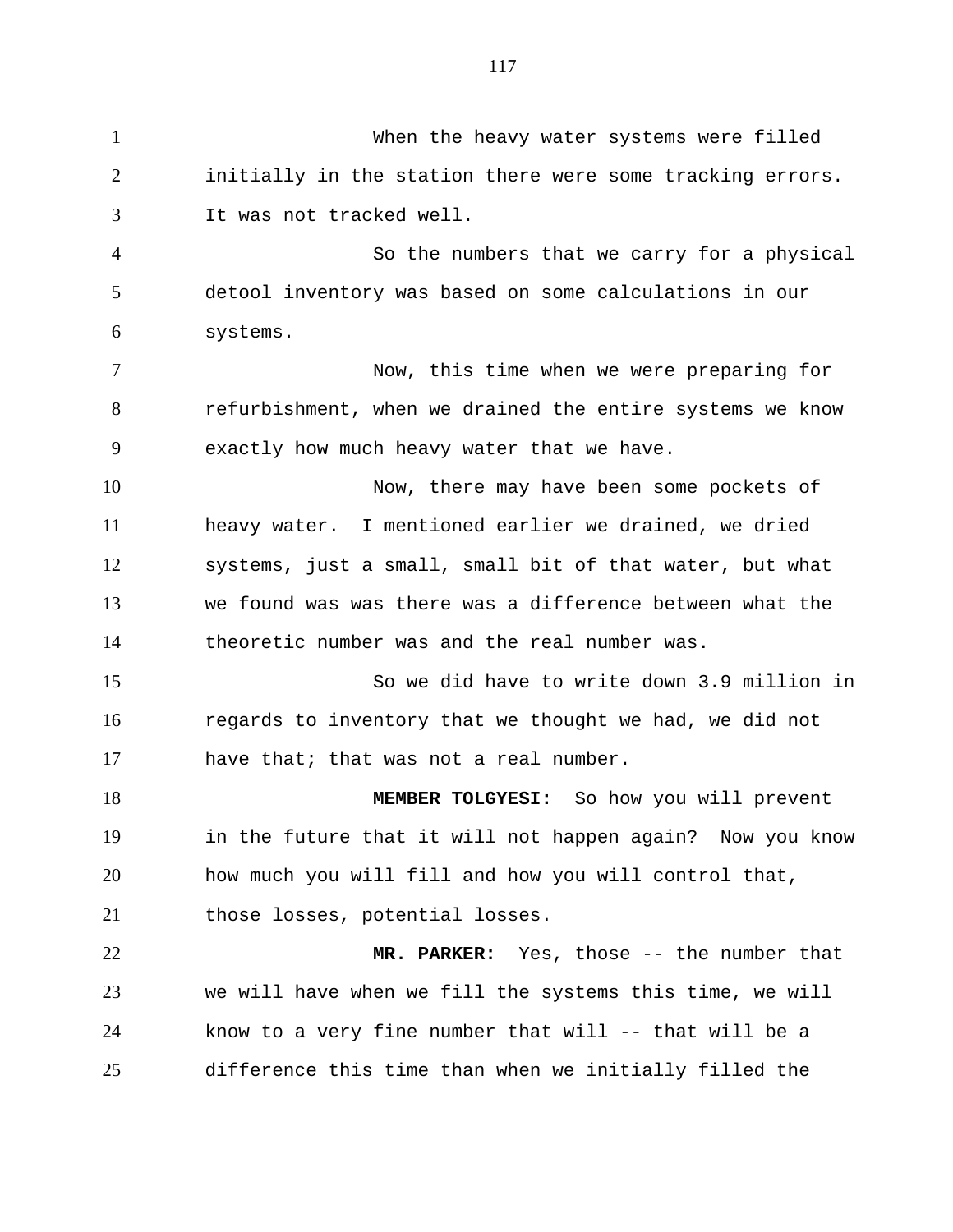When the heavy water systems were filled initially in the station there were some tracking errors. It was not tracked well.

So the numbers that we carry for a physical detool inventory was based on some calculations in our systems.

Now, this time when we were preparing for refurbishment, when we drained the entire systems we know exactly how much heavy water that we have.

Now, there may have been some pockets of heavy water. I mentioned earlier we drained, we dried systems, just a small, small bit of that water, but what we found was was there was a difference between what the theoretic number was and the real number was.

So we did have to write down 3.9 million in regards to inventory that we thought we had, we did not have that; that was not a real number.

**MEMBER TOLGYESI:** So how you will prevent in the future that it will not happen again? Now you know how much you will fill and how you will control that, those losses, potential losses.

**MR. PARKER:** Yes, those -- the number that we will have when we fill the systems this time, we will know to a very fine number that will -- that will be a difference this time than when we initially filled the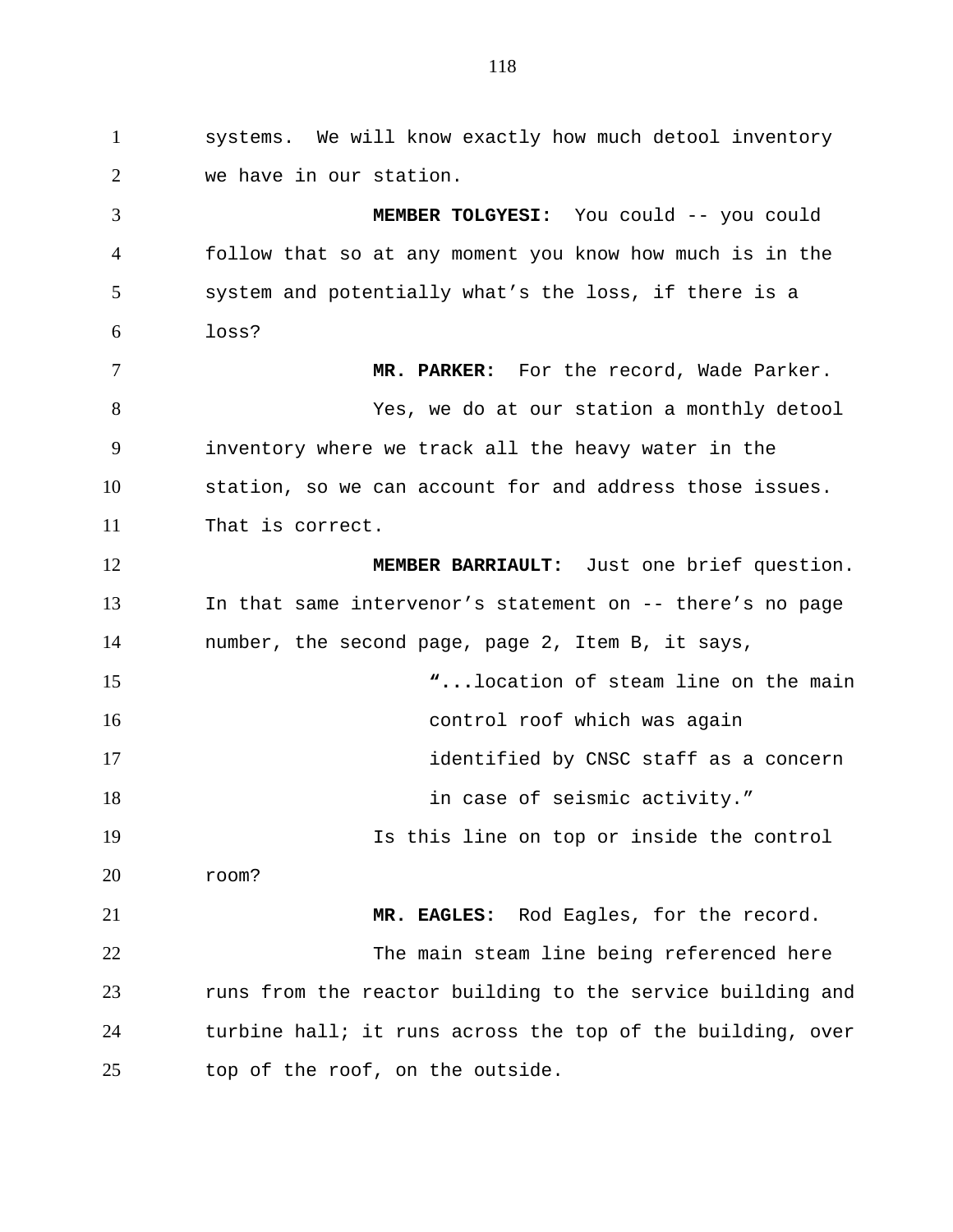systems. We will know exactly how much detool inventory we have in our station.

**MEMBER TOLGYESI:** You could -- you could follow that so at any moment you know how much is in the system and potentially what's the loss, if there is a loss?

**MR. PARKER:** For the record, Wade Parker.

Yes, we do at our station a monthly detool inventory where we track all the heavy water in the station, so we can account for and address those issues. That is correct.

**MEMBER BARRIAULT:** Just one brief question. In that same intervenor's statement on -- there's no page number, the second page, page 2, Item B, it says,

> "...location of steam line on the main control roof which was again identified by CNSC staff as a concern in case of seismic activity."

Is this line on top or inside the control room?

**MR. EAGLES:** Rod Eagles, for the record.

The main steam line being referenced here runs from the reactor building to the service building and turbine hall; it runs across the top of the building, over top of the roof, on the outside.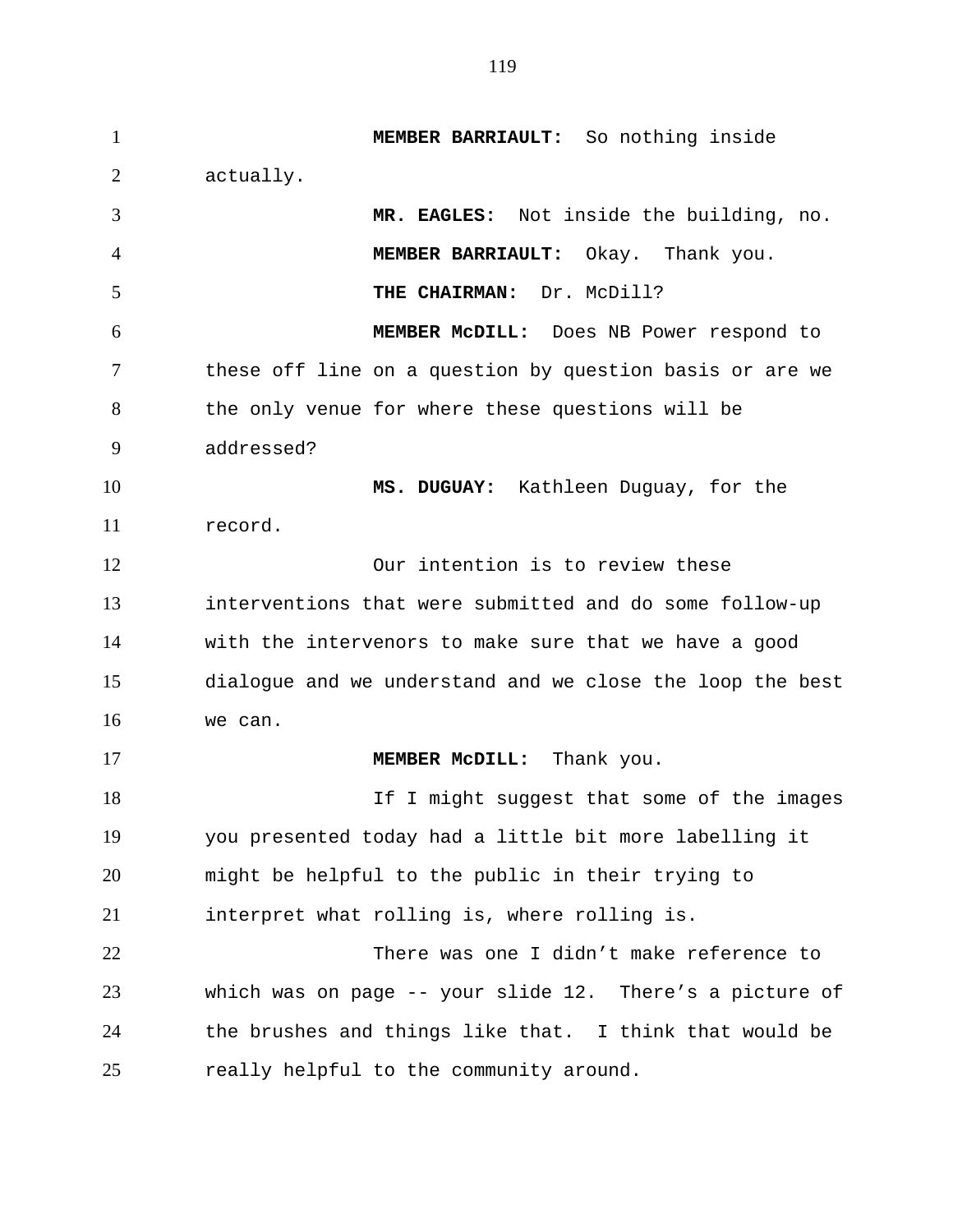**MEMBER BARRIAULT:** So nothing inside actually.

**MR. EAGLES:** Not inside the building, no.

**MEMBER BARRIAULT:** Okay. Thank you.

**THE CHAIRMAN:** Dr. McDill?

**MEMBER McDILL:** Does NB Power respond to these off line on a question by question basis or are we the only venue for where these questions will be addressed?

**MS. DUGUAY:** Kathleen Duguay, for the record.

Our intention is to review these interventions that were submitted and do some follow-up with the intervenors to make sure that we have a good dialogue and we understand and we close the loop the best we can.

**MEMBER McDILL:** Thank you.

If I might suggest that some of the images you presented today had a little bit more labelling it might be helpful to the public in their trying to interpret what rolling is, where rolling is.

There was one I didn't make reference to which was on page -- your slide 12. There's a picture of the brushes and things like that. I think that would be really helpful to the community around.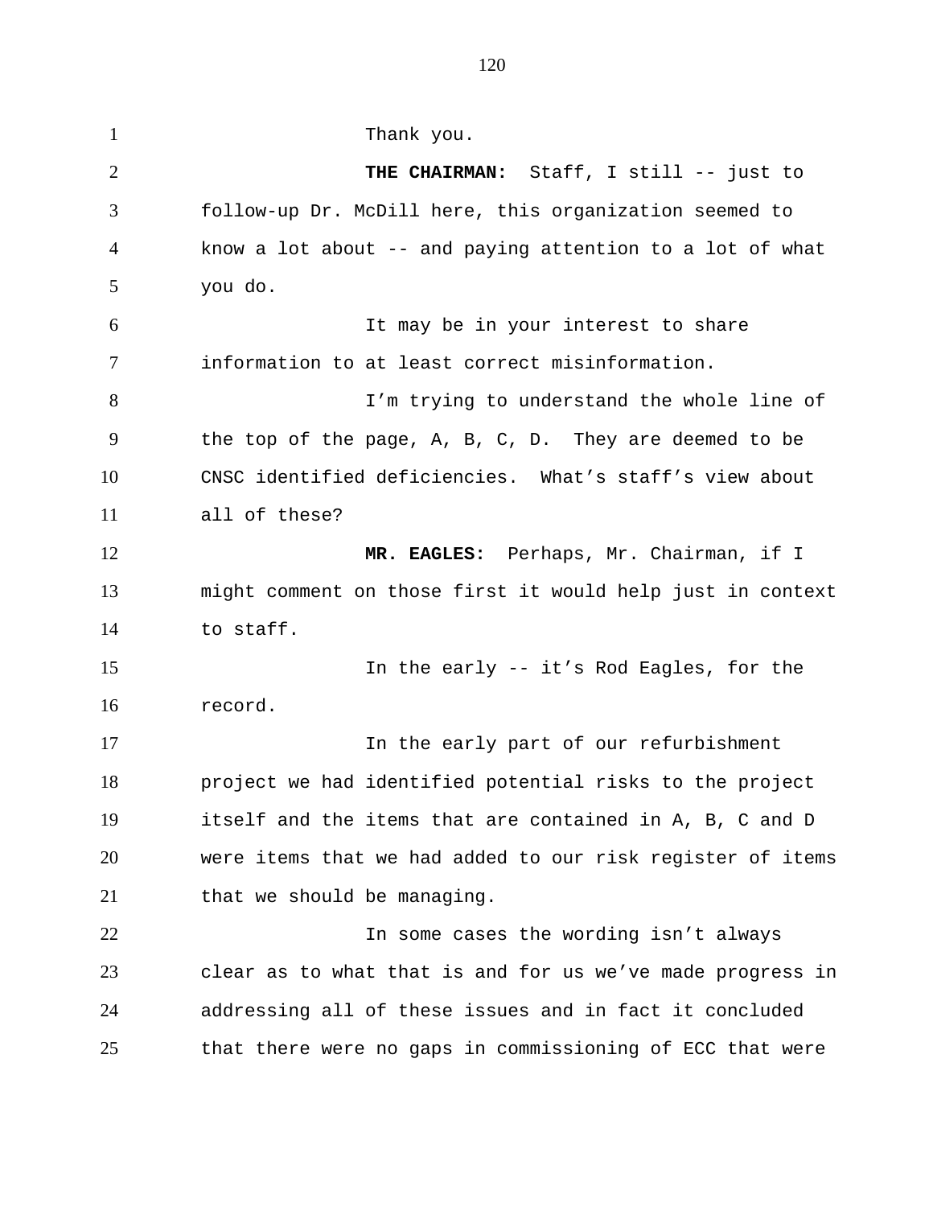Thank you.

**THE CHAIRMAN:** Staff, I still -- just to follow-up Dr. McDill here, this organization seemed to know a lot about -- and paying attention to a lot of what you do.

It may be in your interest to share information to at least correct misinformation.

I'm trying to understand the whole line of the top of the page, A, B, C, D. They are deemed to be CNSC identified deficiencies. What's staff's view about all of these?

**MR. EAGLES:** Perhaps, Mr. Chairman, if I might comment on those first it would help just in context to staff.

In the early -- it's Rod Eagles, for the record.

In the early part of our refurbishment project we had identified potential risks to the project itself and the items that are contained in A, B, C and D were items that we had added to our risk register of items that we should be managing.

In some cases the wording isn't always clear as to what that is and for us we've made progress in addressing all of these issues and in fact it concluded that there were no gaps in commissioning of ECC that were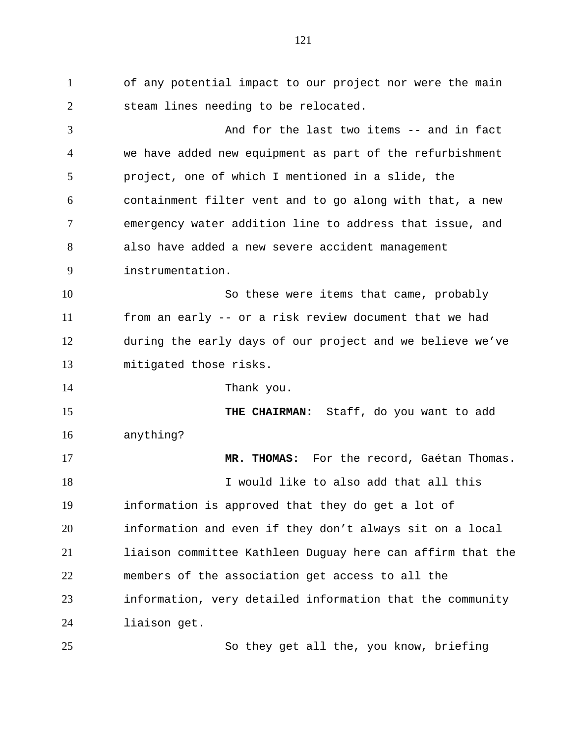of any potential impact to our project nor were the main steam lines needing to be relocated.

And for the last two items -- and in fact we have added new equipment as part of the refurbishment project, one of which I mentioned in a slide, the containment filter vent and to go along with that, a new emergency water addition line to address that issue, and also have added a new severe accident management instrumentation.

So these were items that came, probably from an early -- or a risk review document that we had during the early days of our project and we believe we've mitigated those risks.

Thank you.

**THE CHAIRMAN:** Staff, do you want to add anything?

**MR. THOMAS:** For the record, Gaétan Thomas.

I would like to also add that all this information is approved that they do get a lot of information and even if they don't always sit on a local liaison committee Kathleen Duguay here can affirm that the members of the association get access to all the information, very detailed information that the community liaison get.

So they get all the, you know, briefing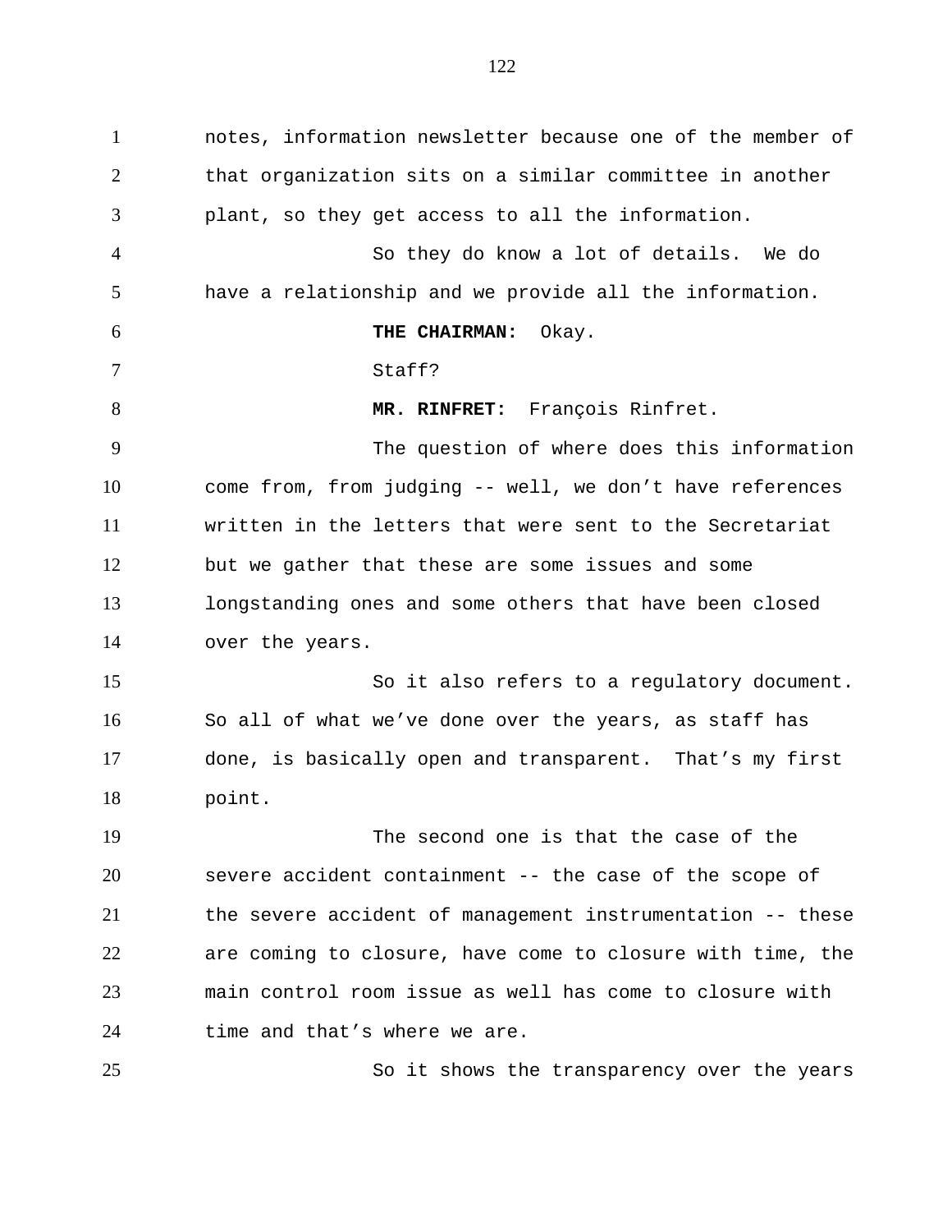notes, information newsletter because one of the member of that organization sits on a similar committee in another plant, so they get access to all the information.

So they do know a lot of details. We do have a relationship and we provide all the information.

**THE CHAIRMAN:** Okay.

Staff?

**MR. RINFRET:** François Rinfret.

The question of where does this information come from, from judging -- well, we don't have references written in the letters that were sent to the Secretariat but we gather that these are some issues and some longstanding ones and some others that have been closed over the years.

So it also refers to a regulatory document. So all of what we've done over the years, as staff has done, is basically open and transparent. That's my first point.

The second one is that the case of the severe accident containment -- the case of the scope of the severe accident of management instrumentation -- these are coming to closure, have come to closure with time, the main control room issue as well has come to closure with time and that's where we are.

So it shows the transparency over the years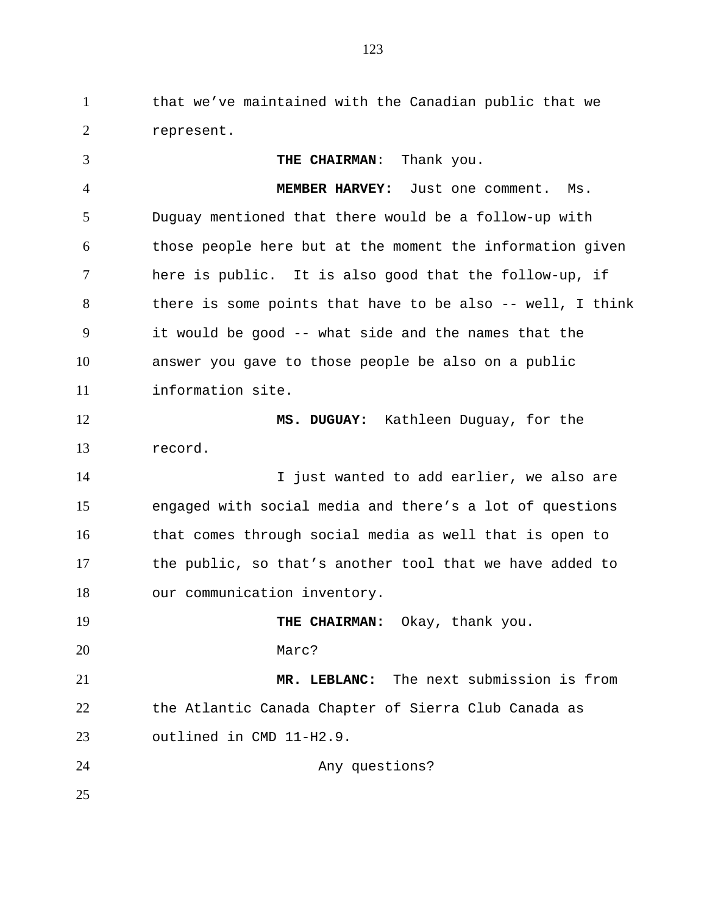that we've maintained with the Canadian public that we represent.

**THE CHAIRMAN**: Thank you.

**MEMBER HARVEY:** Just one comment. Ms. Duguay mentioned that there would be a follow-up with those people here but at the moment the information given here is public. It is also good that the follow-up, if there is some points that have to be also -- well, I think it would be good -- what side and the names that the answer you gave to those people be also on a public information site.

**MS. DUGUAY:** Kathleen Duguay, for the record.

I just wanted to add earlier, we also are engaged with social media and there's a lot of questions that comes through social media as well that is open to the public, so that's another tool that we have added to our communication inventory.

**THE CHAIRMAN:** Okay, thank you.

Marc?

**MR. LEBLANC:** The next submission is from the Atlantic Canada Chapter of Sierra Club Canada as outlined in CMD 11-H2.9.

Any questions?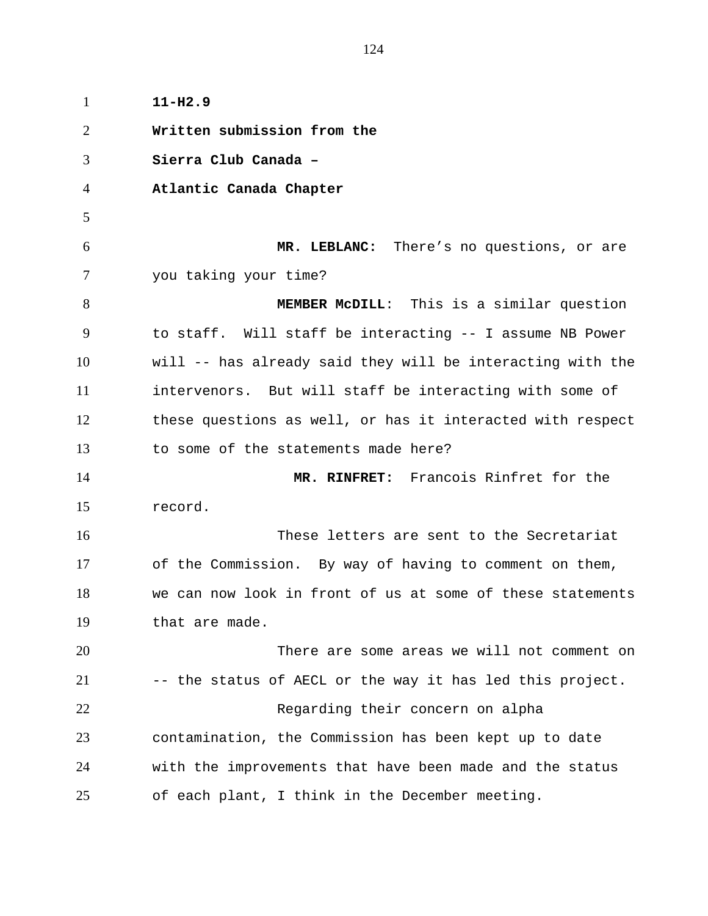**11-H2.9**

**Written submission from the**

**Sierra Club Canada –**

**Atlantic Canada Chapter**

**MR. LEBLANC:** There's no questions, or are you taking your time?

**MEMBER McDILL**: This is a similar question to staff. Will staff be interacting -- I assume NB Power will -- has already said they will be interacting with the intervenors. But will staff be interacting with some of these questions as well, or has it interacted with respect to some of the statements made here?

**MR. RINFRET:** Francois Rinfret for the record.

These letters are sent to the Secretariat of the Commission. By way of having to comment on them, we can now look in front of us at some of these statements that are made.

There are some areas we will not comment on -- the status of AECL or the way it has led this project.

Regarding their concern on alpha contamination, the Commission has been kept up to date with the improvements that have been made and the status of each plant, I think in the December meeting.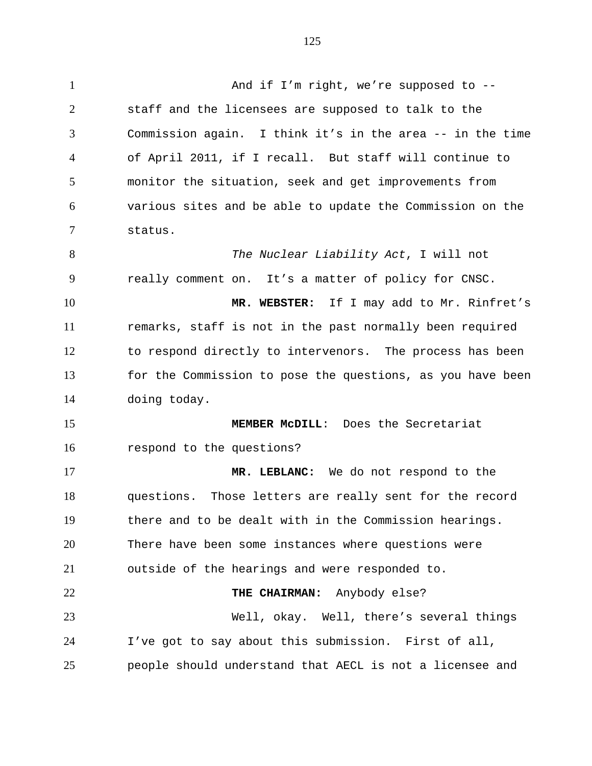And if I'm right, we're supposed to -- staff and the licensees are supposed to talk to the Commission again. I think it's in the area -- in the time of April 2011, if I recall. But staff will continue to monitor the situation, seek and get improvements from various sites and be able to update the Commission on the status.

*The Nuclear Liability Act*, I will not really comment on. It's a matter of policy for CNSC.

**MR. WEBSTER:** If I may add to Mr. Rinfret's remarks, staff is not in the past normally been required to respond directly to intervenors. The process has been for the Commission to pose the questions, as you have been doing today.

**MEMBER McDILL**: Does the Secretariat respond to the questions?

**MR. LEBLANC:** We do not respond to the questions. Those letters are really sent for the record there and to be dealt with in the Commission hearings. There have been some instances where questions were outside of the hearings and were responded to.

**THE CHAIRMAN:** Anybody else?

Well, okay. Well, there's several things I've got to say about this submission. First of all, people should understand that AECL is not a licensee and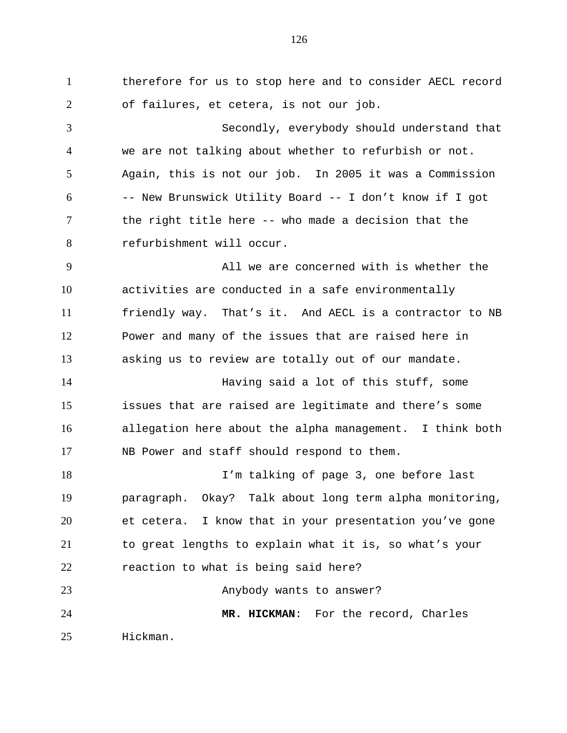therefore for us to stop here and to consider AECL record of failures, et cetera, is not our job.

Secondly, everybody should understand that we are not talking about whether to refurbish or not. Again, this is not our job. In 2005 it was a Commission -- New Brunswick Utility Board -- I don't know if I got the right title here -- who made a decision that the refurbishment will occur.

All we are concerned with is whether the activities are conducted in a safe environmentally friendly way. That's it. And AECL is a contractor to NB Power and many of the issues that are raised here in asking us to review are totally out of our mandate.

Having said a lot of this stuff, some issues that are raised are legitimate and there's some allegation here about the alpha management. I think both NB Power and staff should respond to them.

I'm talking of page 3, one before last paragraph. Okay? Talk about long term alpha monitoring, et cetera. I know that in your presentation you've gone to great lengths to explain what it is, so what's your reaction to what is being said here?

Anybody wants to answer?

**MR. HICKMAN**: For the record, Charles Hickman.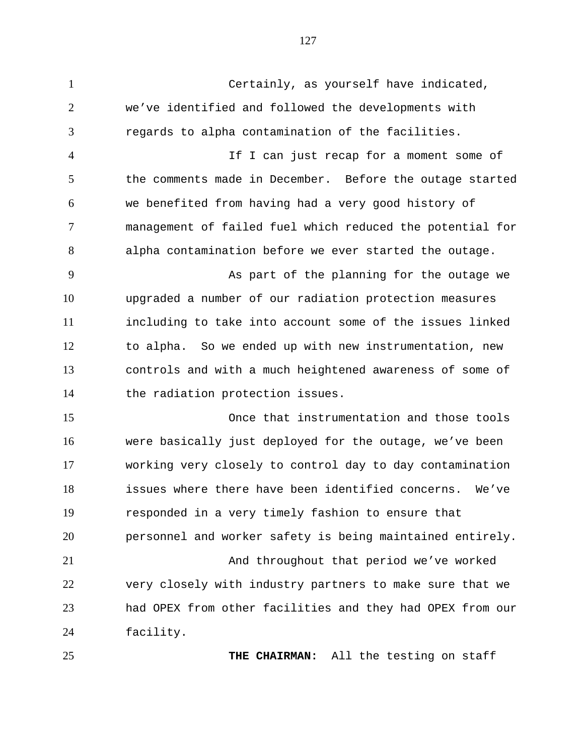Certainly, as yourself have indicated, we've identified and followed the developments with regards to alpha contamination of the facilities.

If I can just recap for a moment some of the comments made in December. Before the outage started we benefited from having had a very good history of management of failed fuel which reduced the potential for alpha contamination before we ever started the outage.

As part of the planning for the outage we upgraded a number of our radiation protection measures including to take into account some of the issues linked to alpha. So we ended up with new instrumentation, new controls and with a much heightened awareness of some of the radiation protection issues.

Once that instrumentation and those tools were basically just deployed for the outage, we've been working very closely to control day to day contamination issues where there have been identified concerns. We've responded in a very timely fashion to ensure that personnel and worker safety is being maintained entirely.

And throughout that period we've worked very closely with industry partners to make sure that we had OPEX from other facilities and they had OPEX from our facility.

**THE CHAIRMAN:** All the testing on staff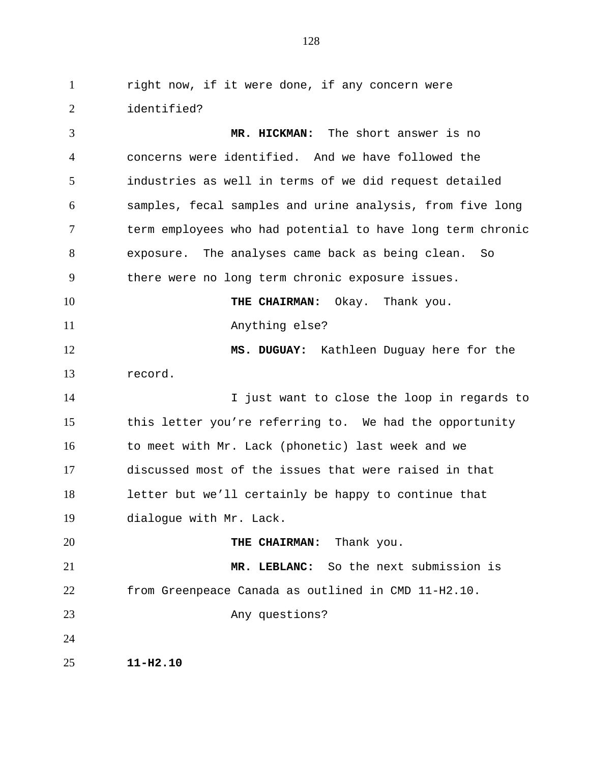right now, if it were done, if any concern were identified?

**MR. HICKMAN:** The short answer is no concerns were identified. And we have followed the industries as well in terms of we did request detailed samples, fecal samples and urine analysis, from five long term employees who had potential to have long term chronic exposure. The analyses came back as being clean. So there were no long term chronic exposure issues.

**THE CHAIRMAN:** Okay. Thank you.

Anything else?

**MS. DUGUAY:** Kathleen Duguay here for the record.

I just want to close the loop in regards to this letter you're referring to. We had the opportunity to meet with Mr. Lack (phonetic) last week and we discussed most of the issues that were raised in that letter but we'll certainly be happy to continue that dialogue with Mr. Lack.

**THE CHAIRMAN:** Thank you.

**MR. LEBLANC:** So the next submission is from Greenpeace Canada as outlined in CMD 11-H2.10.

Any questions?

**11-H2.10**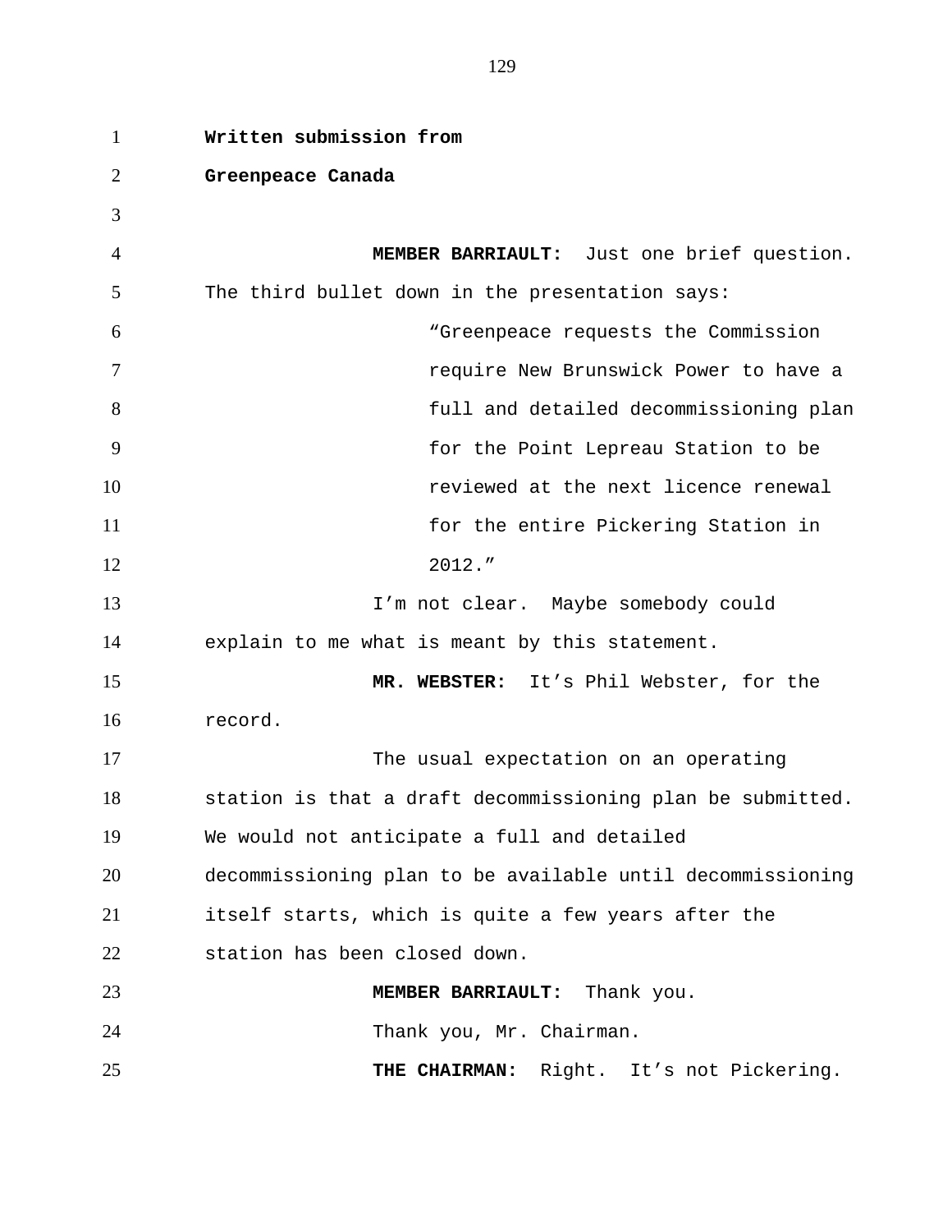**Written submission from**
**Greenpeace Canada**

**MEMBER BARRIAULT:** Just one brief question. The third bullet down in the presentation says:

> "Greenpeace requests the Commission require New Brunswick Power to have a full and detailed decommissioning plan for the Point Lepreau Station to be reviewed at the next licence renewal for the entire Pickering Station in 2012."

I'm not clear. Maybe somebody could explain to me what is meant by this statement.

**MR. WEBSTER:** It's Phil Webster, for the record.

The usual expectation on an operating station is that a draft decommissioning plan be submitted. We would not anticipate a full and detailed decommissioning plan to be available until decommissioning itself starts, which is quite a few years after the station has been closed down.

**MEMBER BARRIAULT:** Thank you.

Thank you, Mr. Chairman.

**THE CHAIRMAN:** Right. It's not Pickering.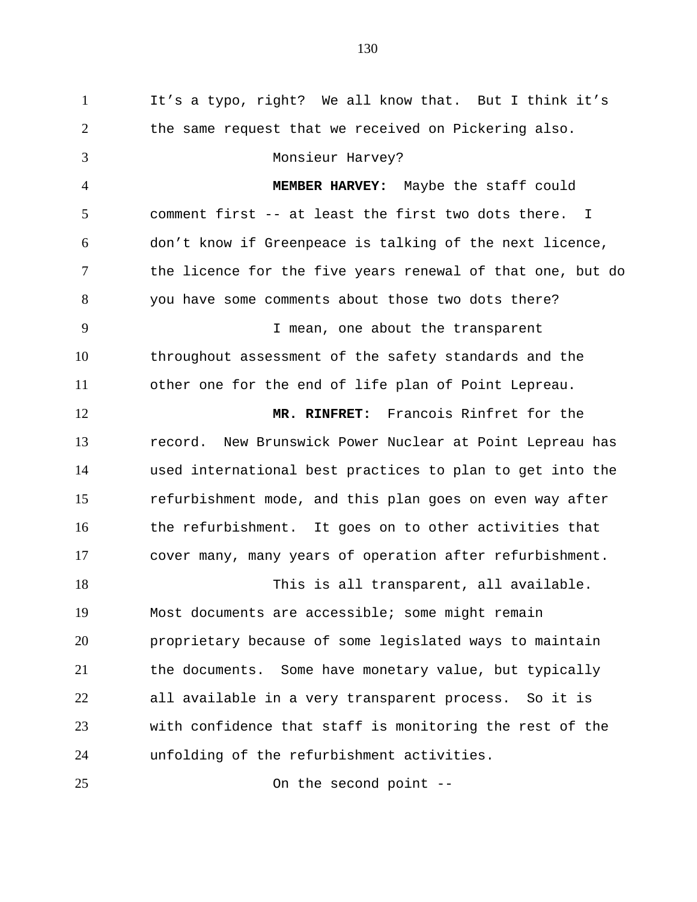It's a typo, right? We all know that. But I think it's the same request that we received on Pickering also.

Monsieur Harvey?

**MEMBER HARVEY:** Maybe the staff could comment first -- at least the first two dots there. I don't know if Greenpeace is talking of the next licence, the licence for the five years renewal of that one, but do you have some comments about those two dots there?

I mean, one about the transparent throughout assessment of the safety standards and the other one for the end of life plan of Point Lepreau.

**MR. RINFRET:** Francois Rinfret for the record. New Brunswick Power Nuclear at Point Lepreau has used international best practices to plan to get into the refurbishment mode, and this plan goes on even way after the refurbishment. It goes on to other activities that cover many, many years of operation after refurbishment.

This is all transparent, all available. Most documents are accessible; some might remain proprietary because of some legislated ways to maintain the documents. Some have monetary value, but typically all available in a very transparent process. So it is with confidence that staff is monitoring the rest of the unfolding of the refurbishment activities.

On the second point --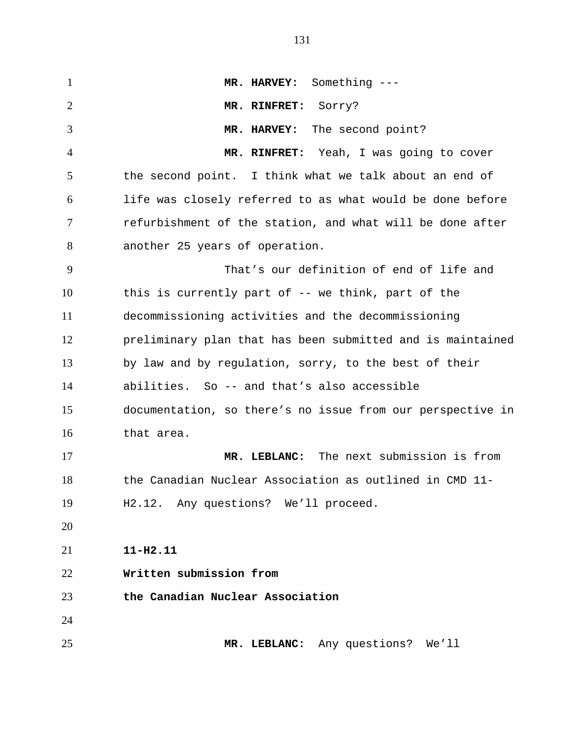**MR. HARVEY:** Something ---

**MR. RINFRET:** Sorry?

**MR. HARVEY:** The second point?

**MR. RINFRET:** Yeah, I was going to cover the second point. I think what we talk about an end of life was closely referred to as what would be done before refurbishment of the station, and what will be done after another 25 years of operation.

That's our definition of end of life and this is currently part of -- we think, part of the decommissioning activities and the decommissioning preliminary plan that has been submitted and is maintained by law and by regulation, sorry, to the best of their abilities. So -- and that's also accessible documentation, so there's no issue from our perspective in that area.

**MR. LEBLANC:** The next submission is from the Canadian Nuclear Association as outlined in CMD 11-H2.12. Any questions? We'll proceed.

**11-H2.11**

**Written submission from**

**the Canadian Nuclear Association**

**MR. LEBLANC:** Any questions? We'll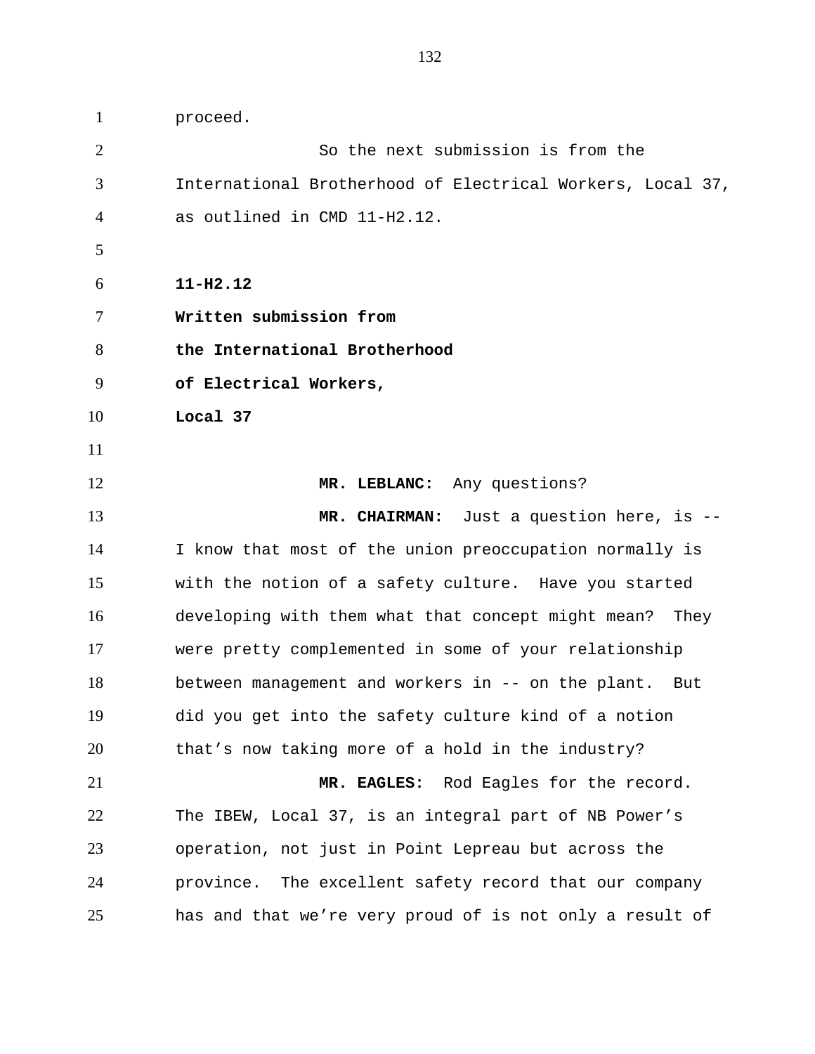proceed.

So the next submission is from the International Brotherhood of Electrical Workers, Local 37, as outlined in CMD 11-H2.12.

**11-H2.12**
**Written submission from**
**the International Brotherhood**
**of Electrical Workers,**
**Local 37**

**MR. LEBLANC:** Any questions?

**MR. CHAIRMAN:** Just a question here, is -- I know that most of the union preoccupation normally is with the notion of a safety culture. Have you started developing with them what that concept might mean? They were pretty complemented in some of your relationship between management and workers in -- on the plant. But did you get into the safety culture kind of a notion that's now taking more of a hold in the industry?

**MR. EAGLES:** Rod Eagles for the record. The IBEW, Local 37, is an integral part of NB Power's operation, not just in Point Lepreau but across the province. The excellent safety record that our company has and that we're very proud of is not only a result of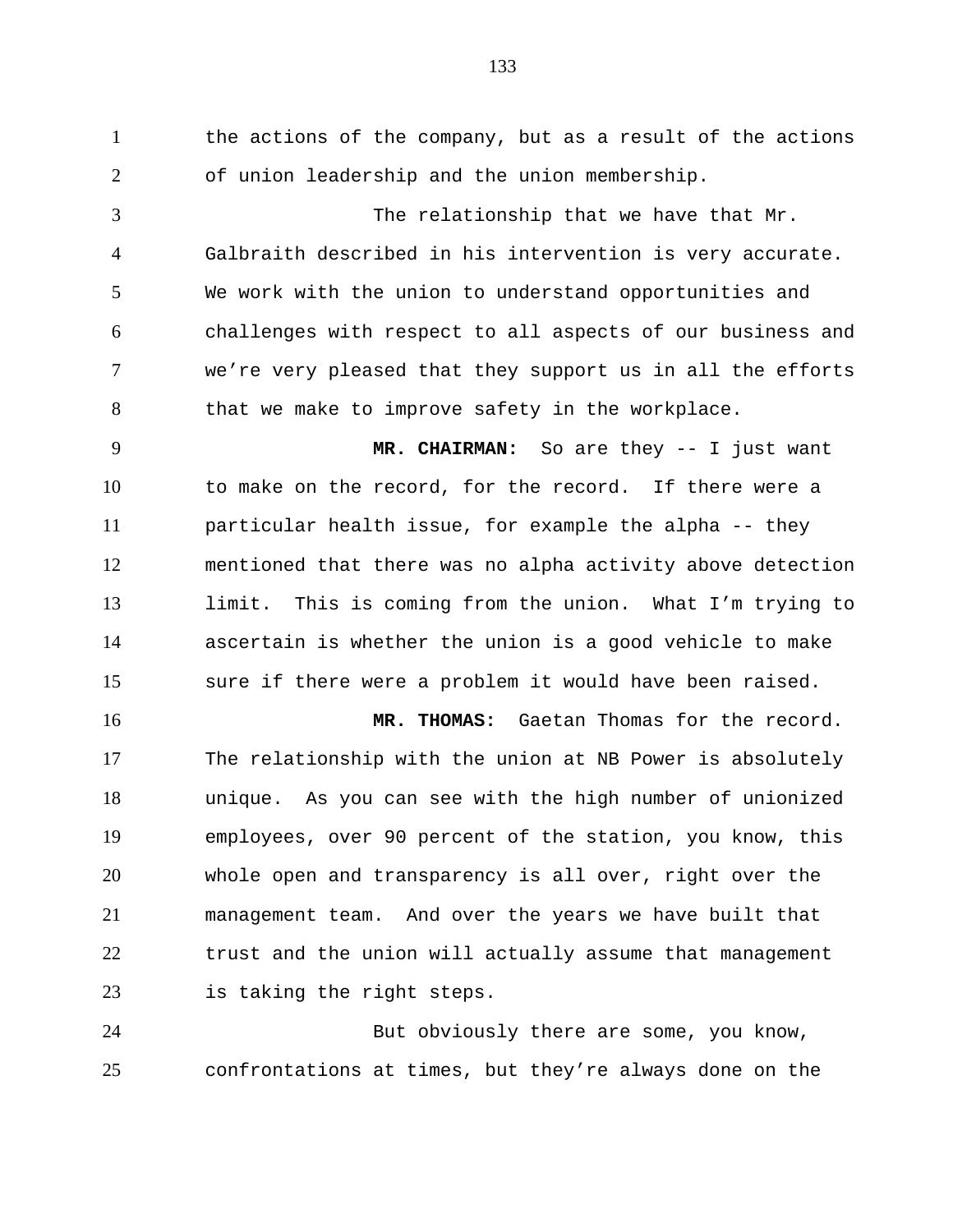the actions of the company, but as a result of the actions of union leadership and the union membership.

The relationship that we have that Mr. Galbraith described in his intervention is very accurate. We work with the union to understand opportunities and challenges with respect to all aspects of our business and we're very pleased that they support us in all the efforts that we make to improve safety in the workplace.

**MR. CHAIRMAN:** So are they -- I just want to make on the record, for the record. If there were a particular health issue, for example the alpha -- they mentioned that there was no alpha activity above detection limit. This is coming from the union. What I'm trying to ascertain is whether the union is a good vehicle to make sure if there were a problem it would have been raised.

**MR. THOMAS:** Gaetan Thomas for the record. The relationship with the union at NB Power is absolutely unique. As you can see with the high number of unionized employees, over 90 percent of the station, you know, this whole open and transparency is all over, right over the management team. And over the years we have built that trust and the union will actually assume that management is taking the right steps.

But obviously there are some, you know, confrontations at times, but they're always done on the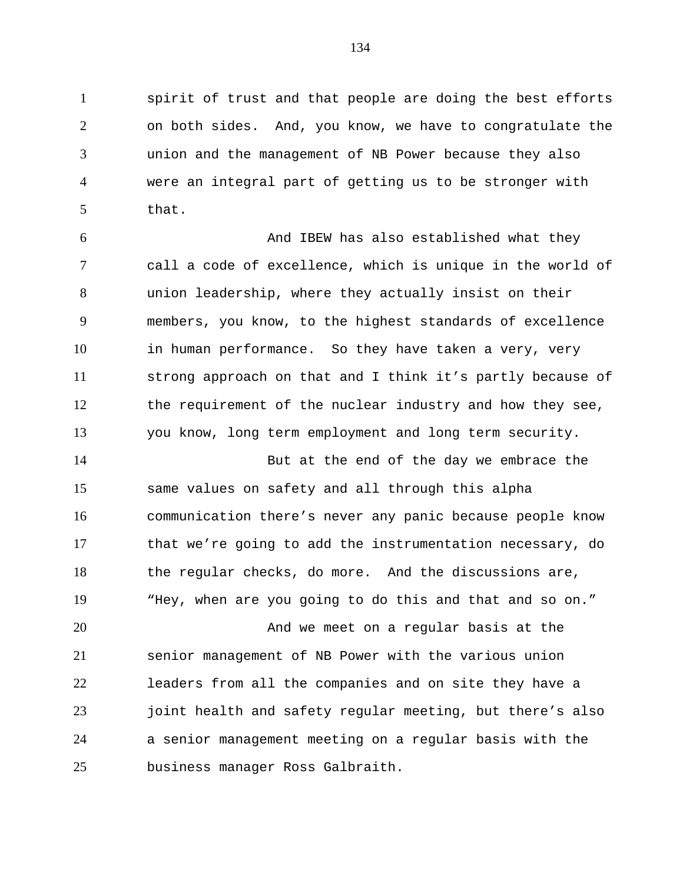spirit of trust and that people are doing the best efforts on both sides. And, you know, we have to congratulate the union and the management of NB Power because they also were an integral part of getting us to be stronger with that.

And IBEW has also established what they call a code of excellence, which is unique in the world of union leadership, where they actually insist on their members, you know, to the highest standards of excellence in human performance. So they have taken a very, very strong approach on that and I think it's partly because of the requirement of the nuclear industry and how they see, you know, long term employment and long term security.

But at the end of the day we embrace the same values on safety and all through this alpha communication there's never any panic because people know that we're going to add the instrumentation necessary, do the regular checks, do more. And the discussions are, "Hey, when are you going to do this and that and so on."

And we meet on a regular basis at the senior management of NB Power with the various union leaders from all the companies and on site they have a joint health and safety regular meeting, but there's also a senior management meeting on a regular basis with the business manager Ross Galbraith.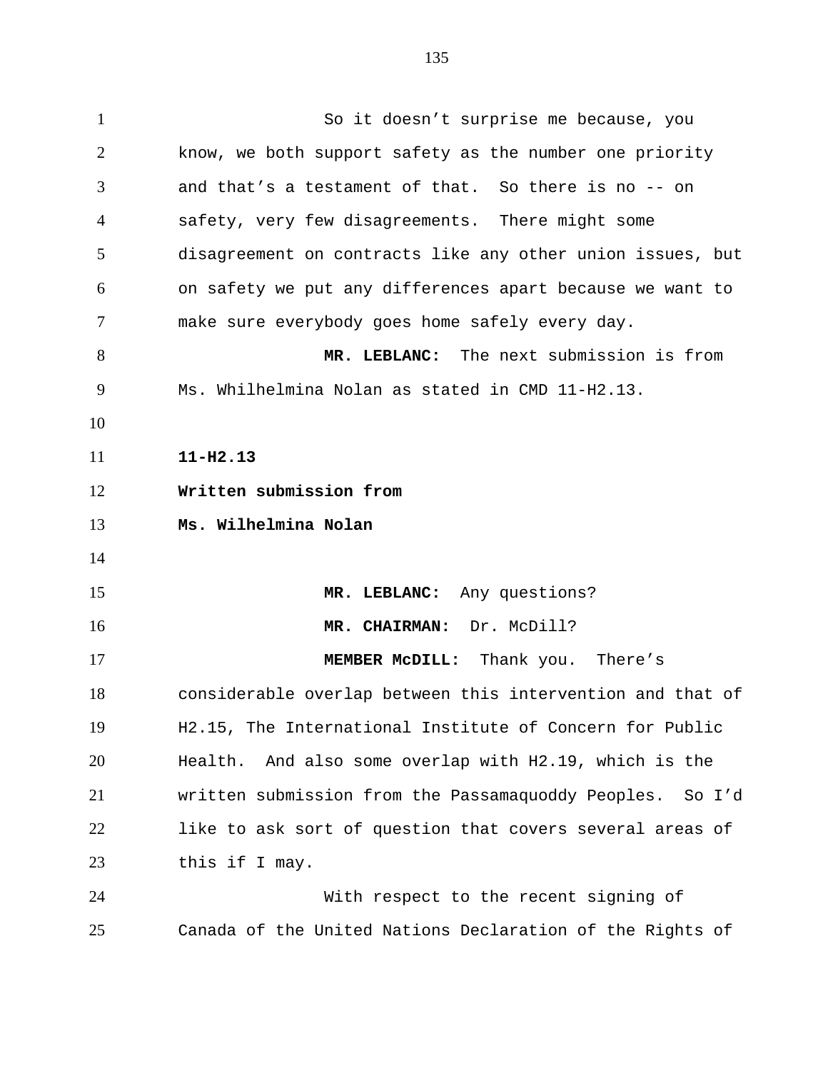So it doesn't surprise me because, you know, we both support safety as the number one priority and that's a testament of that. So there is no -- on safety, very few disagreements. There might some disagreement on contracts like any other union issues, but on safety we put any differences apart because we want to make sure everybody goes home safely every day.

**MR. LEBLANC:** The next submission is from Ms. Whilhelmina Nolan as stated in CMD 11-H2.13.

**11-H2.13**

**Written submission from**

**Ms. Wilhelmina Nolan**

**MR. LEBLANC:** Any questions?

**MR. CHAIRMAN:** Dr. McDill?

**MEMBER McDILL:** Thank you. There's considerable overlap between this intervention and that of H2.15, The International Institute of Concern for Public Health. And also some overlap with H2.19, which is the written submission from the Passamaquoddy Peoples. So I'd like to ask sort of question that covers several areas of this if I may.

With respect to the recent signing of Canada of the United Nations Declaration of the Rights of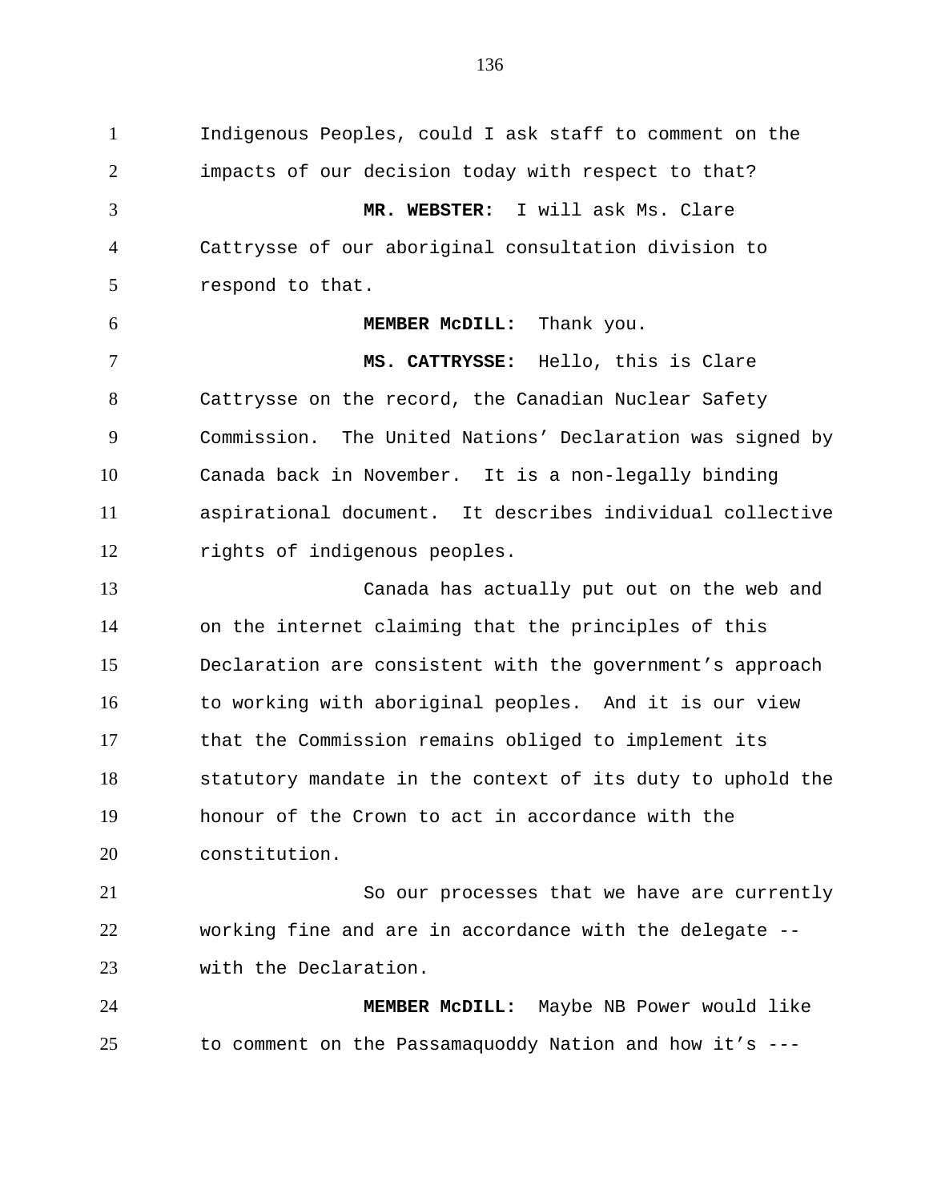Indigenous Peoples, could I ask staff to comment on the impacts of our decision today with respect to that?

**MR. WEBSTER:** I will ask Ms. Clare Cattrysse of our aboriginal consultation division to respond to that.

**MEMBER McDILL:** Thank you.

**MS. CATTRYSSE:** Hello, this is Clare Cattrysse on the record, the Canadian Nuclear Safety Commission. The United Nations' Declaration was signed by Canada back in November. It is a non-legally binding aspirational document. It describes individual collective rights of indigenous peoples.

Canada has actually put out on the web and on the internet claiming that the principles of this Declaration are consistent with the government's approach to working with aboriginal peoples. And it is our view that the Commission remains obliged to implement its statutory mandate in the context of its duty to uphold the honour of the Crown to act in accordance with the constitution.

So our processes that we have are currently working fine and are in accordance with the delegate -- with the Declaration.

**MEMBER McDILL:** Maybe NB Power would like to comment on the Passamaquoddy Nation and how it's ---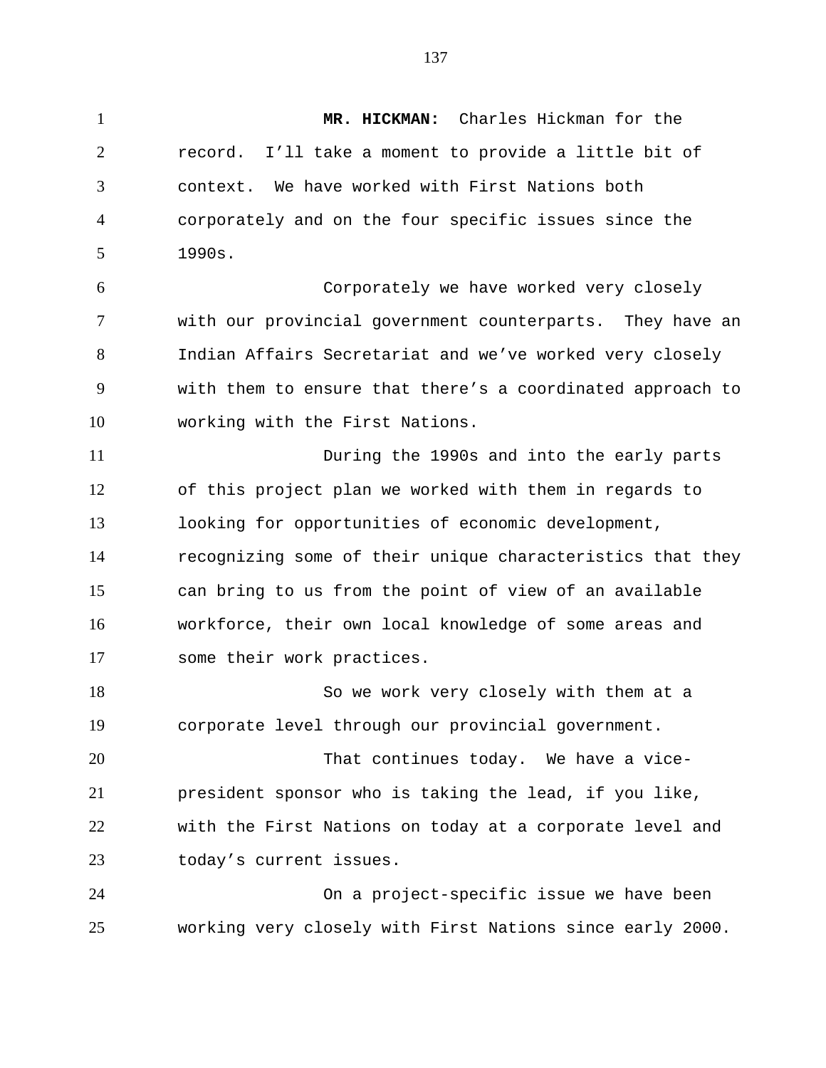**MR. HICKMAN:** Charles Hickman for the record. I'll take a moment to provide a little bit of context. We have worked with First Nations both corporately and on the four specific issues since the 1990s.

Corporately we have worked very closely with our provincial government counterparts. They have an Indian Affairs Secretariat and we've worked very closely with them to ensure that there's a coordinated approach to working with the First Nations.

During the 1990s and into the early parts of this project plan we worked with them in regards to looking for opportunities of economic development, recognizing some of their unique characteristics that they can bring to us from the point of view of an available workforce, their own local knowledge of some areas and some their work practices.

So we work very closely with them at a corporate level through our provincial government.

That continues today. We have a vice-president sponsor who is taking the lead, if you like, with the First Nations on today at a corporate level and today's current issues.

On a project-specific issue we have been working very closely with First Nations since early 2000.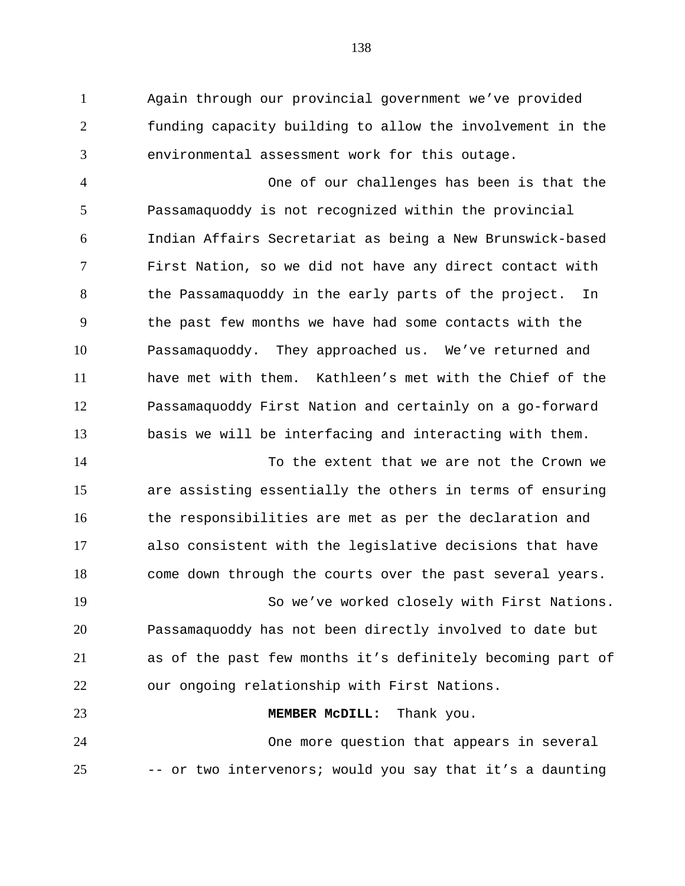Again through our provincial government we've provided funding capacity building to allow the involvement in the environmental assessment work for this outage.

One of our challenges has been is that the Passamaquoddy is not recognized within the provincial Indian Affairs Secretariat as being a New Brunswick-based First Nation, so we did not have any direct contact with the Passamaquoddy in the early parts of the project. In the past few months we have had some contacts with the Passamaquoddy. They approached us. We've returned and have met with them. Kathleen's met with the Chief of the Passamaquoddy First Nation and certainly on a go-forward basis we will be interfacing and interacting with them.

To the extent that we are not the Crown we are assisting essentially the others in terms of ensuring the responsibilities are met as per the declaration and also consistent with the legislative decisions that have come down through the courts over the past several years.

So we've worked closely with First Nations. Passamaquoddy has not been directly involved to date but as of the past few months it's definitely becoming part of our ongoing relationship with First Nations.

**MEMBER McDILL:** Thank you.

One more question that appears in several -- or two intervenors; would you say that it's a daunting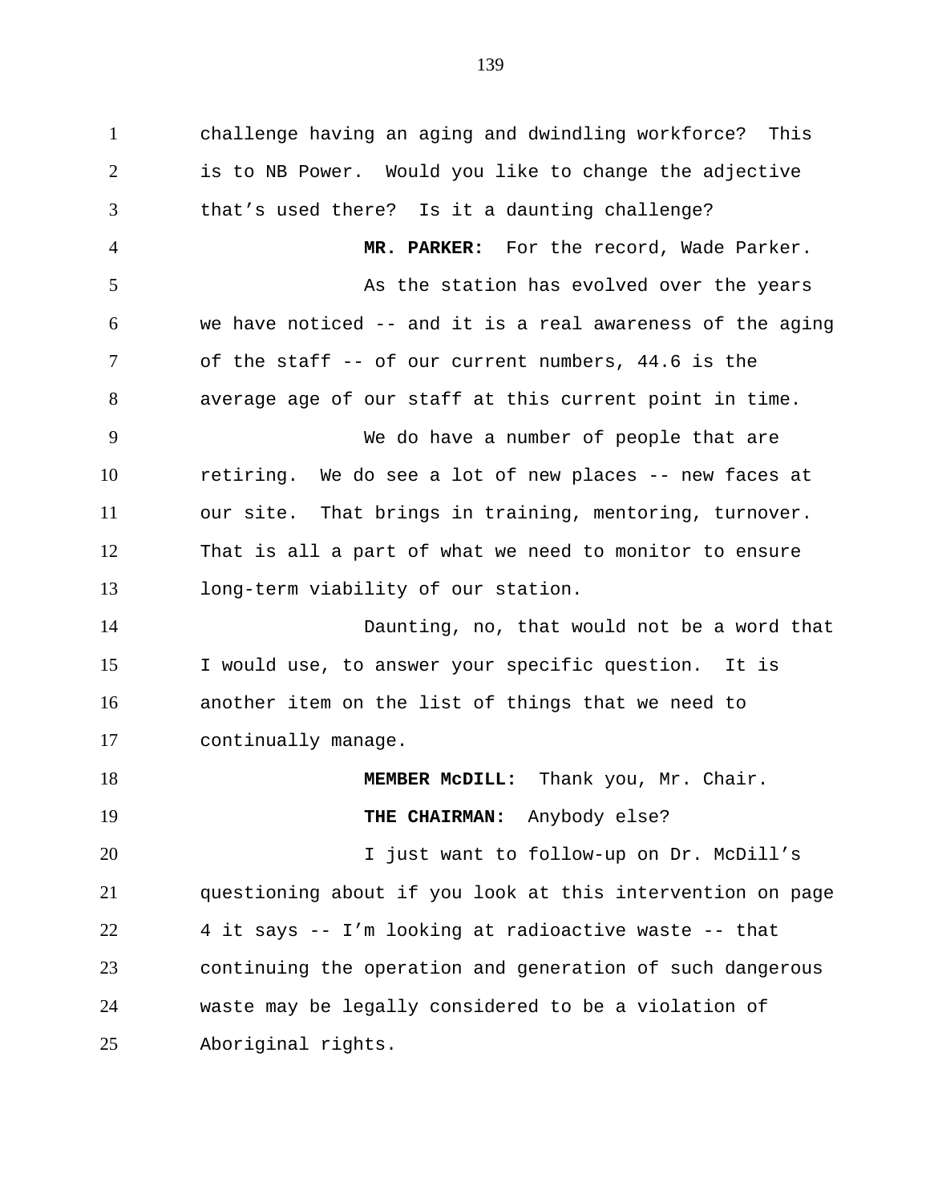challenge having an aging and dwindling workforce? This is to NB Power. Would you like to change the adjective that's used there? Is it a daunting challenge?

**MR. PARKER:** For the record, Wade Parker.

As the station has evolved over the years we have noticed -- and it is a real awareness of the aging of the staff -- of our current numbers, 44.6 is the average age of our staff at this current point in time.

We do have a number of people that are retiring. We do see a lot of new places -- new faces at our site. That brings in training, mentoring, turnover. That is all a part of what we need to monitor to ensure long-term viability of our station.

Daunting, no, that would not be a word that I would use, to answer your specific question. It is another item on the list of things that we need to continually manage.

**MEMBER McDILL:** Thank you, Mr. Chair.

**THE CHAIRMAN:** Anybody else?

I just want to follow-up on Dr. McDill's questioning about if you look at this intervention on page 4 it says -- I'm looking at radioactive waste -- that continuing the operation and generation of such dangerous waste may be legally considered to be a violation of Aboriginal rights.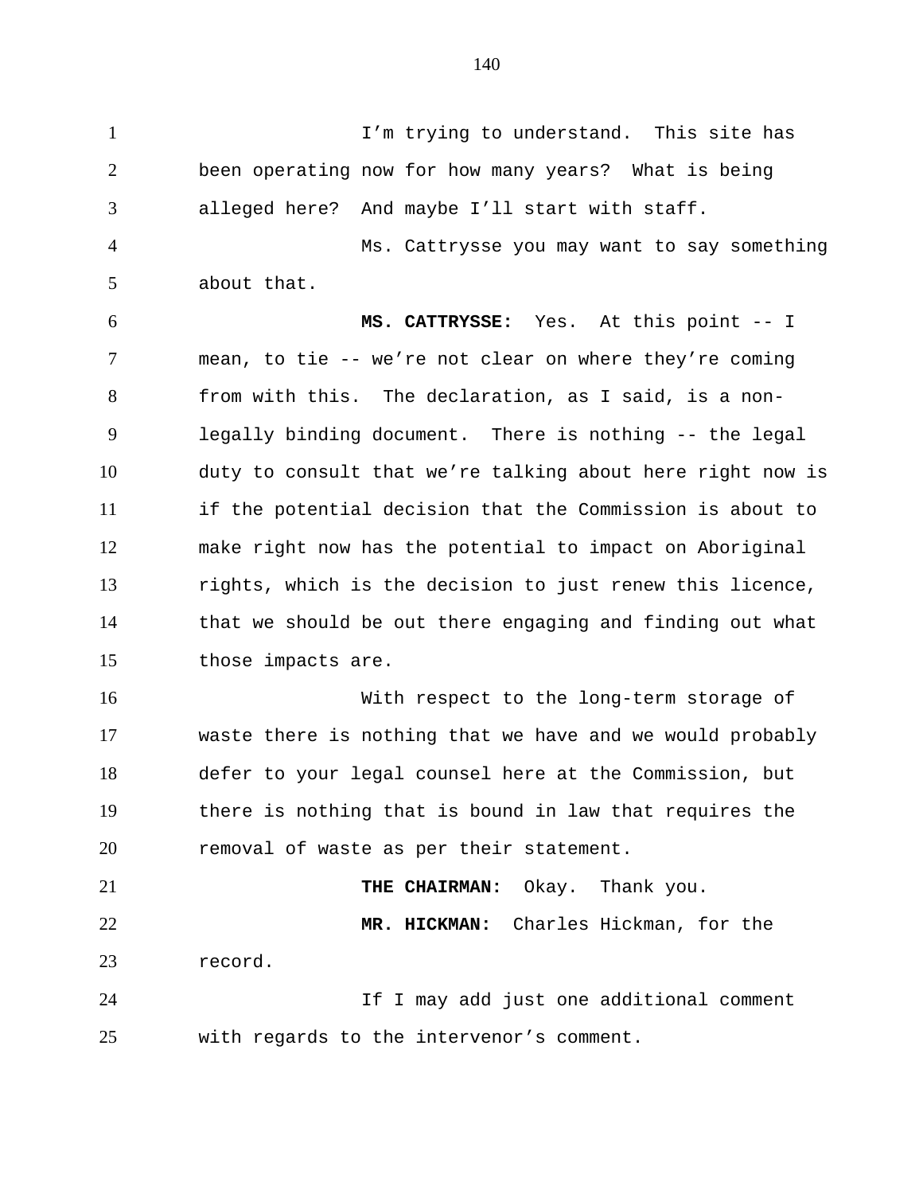I'm trying to understand. This site has been operating now for how many years? What is being alleged here? And maybe I'll start with staff.

Ms. Cattrysse you may want to say something about that.

**MS. CATTRYSSE:** Yes. At this point -- I mean, to tie -- we're not clear on where they're coming from with this. The declaration, as I said, is a non-legally binding document. There is nothing -- the legal duty to consult that we're talking about here right now is if the potential decision that the Commission is about to make right now has the potential to impact on Aboriginal rights, which is the decision to just renew this licence, that we should be out there engaging and finding out what those impacts are.

With respect to the long-term storage of waste there is nothing that we have and we would probably defer to your legal counsel here at the Commission, but there is nothing that is bound in law that requires the removal of waste as per their statement.

**THE CHAIRMAN:** Okay. Thank you.

**MR. HICKMAN:** Charles Hickman, for the record.

If I may add just one additional comment with regards to the intervenor's comment.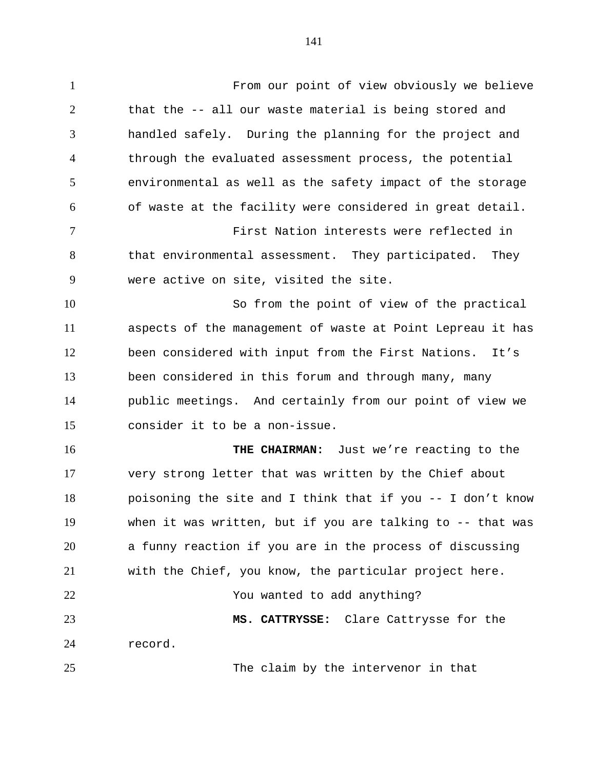From our point of view obviously we believe that the -- all our waste material is being stored and handled safely. During the planning for the project and through the evaluated assessment process, the potential environmental as well as the safety impact of the storage of waste at the facility were considered in great detail.

First Nation interests were reflected in that environmental assessment. They participated. They were active on site, visited the site.

So from the point of view of the practical aspects of the management of waste at Point Lepreau it has been considered with input from the First Nations. It's been considered in this forum and through many, many public meetings. And certainly from our point of view we consider it to be a non-issue.

**THE CHAIRMAN:** Just we're reacting to the very strong letter that was written by the Chief about poisoning the site and I think that if you -- I don't know when it was written, but if you are talking to -- that was a funny reaction if you are in the process of discussing with the Chief, you know, the particular project here.

You wanted to add anything?

**MS. CATTRYSSE:** Clare Cattrysse for the record.

The claim by the intervenor in that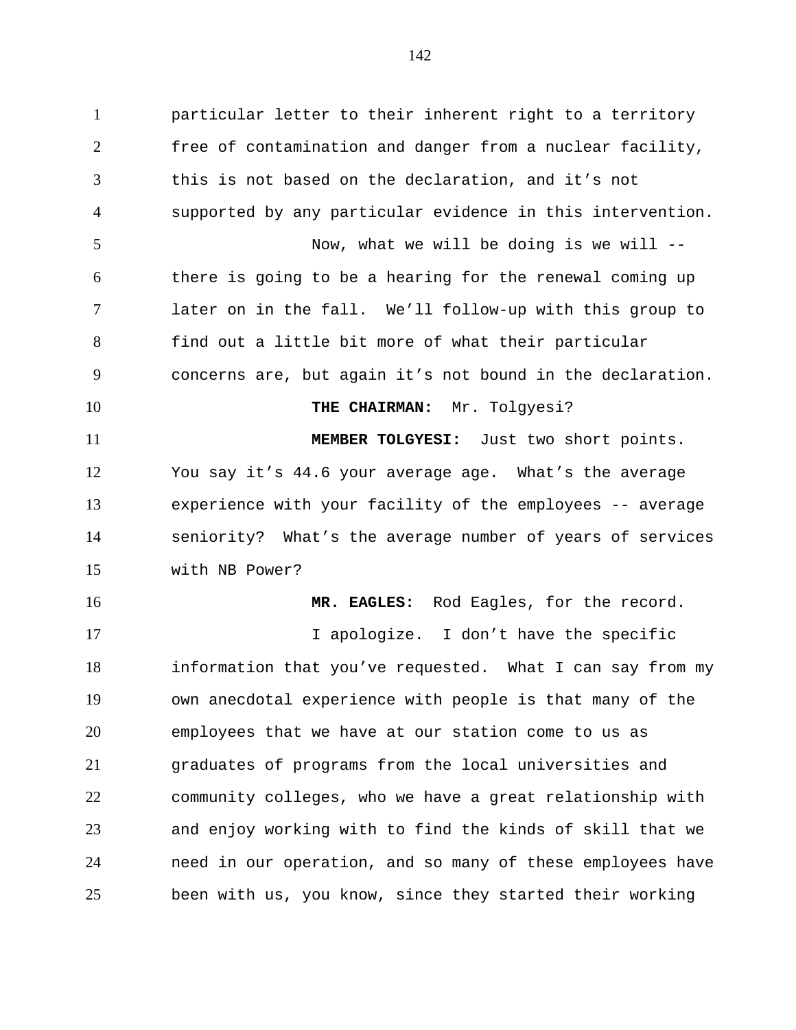particular letter to their inherent right to a territory free of contamination and danger from a nuclear facility, this is not based on the declaration, and it's not supported by any particular evidence in this intervention.

Now, what we will be doing is we will -- there is going to be a hearing for the renewal coming up later on in the fall. We'll follow-up with this group to find out a little bit more of what their particular concerns are, but again it's not bound in the declaration.

**THE CHAIRMAN:** Mr. Tolgyesi?

**MEMBER TOLGYESI:** Just two short points. You say it's 44.6 your average age. What's the average experience with your facility of the employees -- average seniority? What's the average number of years of services with NB Power?

**MR. EAGLES:** Rod Eagles, for the record.

I apologize. I don't have the specific information that you've requested. What I can say from my own anecdotal experience with people is that many of the employees that we have at our station come to us as graduates of programs from the local universities and community colleges, who we have a great relationship with and enjoy working with to find the kinds of skill that we need in our operation, and so many of these employees have been with us, you know, since they started their working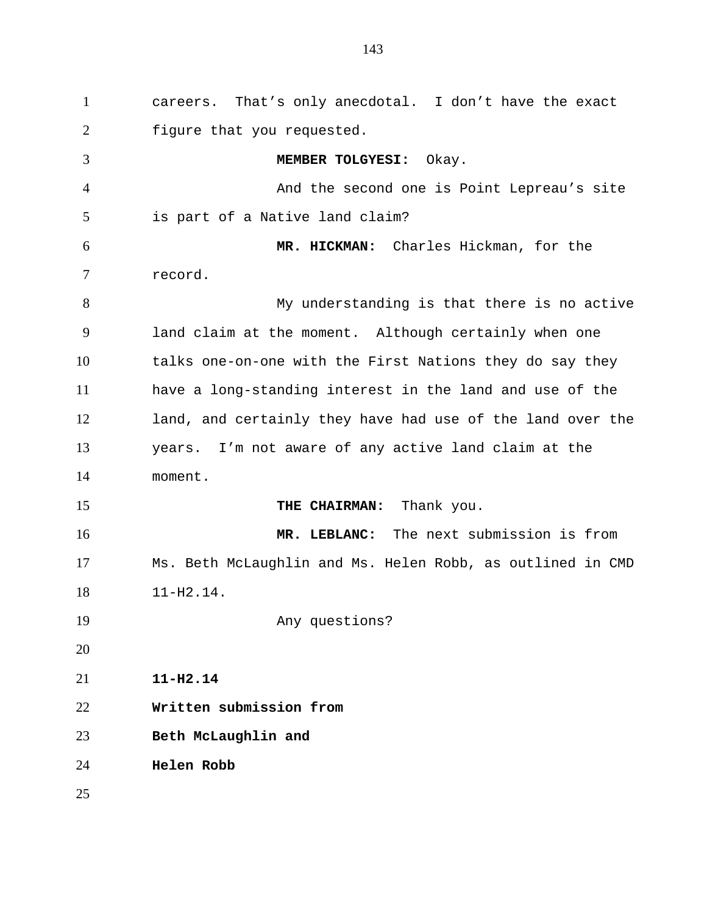careers. That's only anecdotal. I don't have the exact figure that you requested.

**MEMBER TOLGYESI:** Okay.

And the second one is Point Lepreau's site is part of a Native land claim?

**MR. HICKMAN:** Charles Hickman, for the record.

My understanding is that there is no active land claim at the moment. Although certainly when one talks one-on-one with the First Nations they do say they have a long-standing interest in the land and use of the land, and certainly they have had use of the land over the years. I'm not aware of any active land claim at the moment.

**THE CHAIRMAN:** Thank you.

**MR. LEBLANC:** The next submission is from Ms. Beth McLaughlin and Ms. Helen Robb, as outlined in CMD 11-H2.14.

Any questions?

**11-H2.14**

**Written submission from**

**Beth McLaughlin and**

**Helen Robb**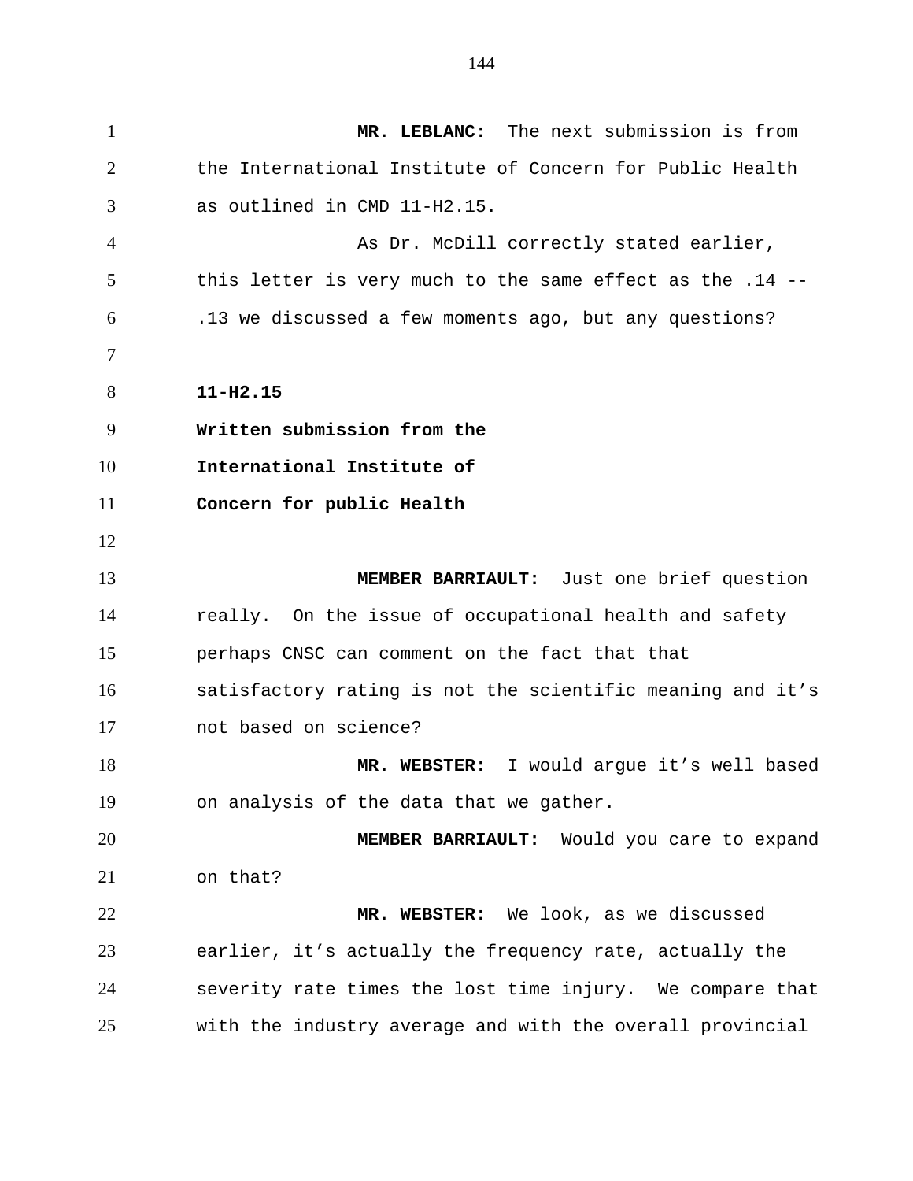**MR. LEBLANC:** The next submission is from the International Institute of Concern for Public Health as outlined in CMD 11-H2.15.

As Dr. McDill correctly stated earlier, this letter is very much to the same effect as the .14 -- .13 we discussed a few moments ago, but any questions?

**11-H2.15**
**Written submission from the**
**International Institute of**
**Concern for public Health**

**MEMBER BARRIAULT:** Just one brief question really. On the issue of occupational health and safety perhaps CNSC can comment on the fact that that satisfactory rating is not the scientific meaning and it's not based on science?

**MR. WEBSTER:** I would argue it's well based on analysis of the data that we gather.

**MEMBER BARRIAULT:** Would you care to expand on that?

**MR. WEBSTER:** We look, as we discussed earlier, it's actually the frequency rate, actually the severity rate times the lost time injury. We compare that with the industry average and with the overall provincial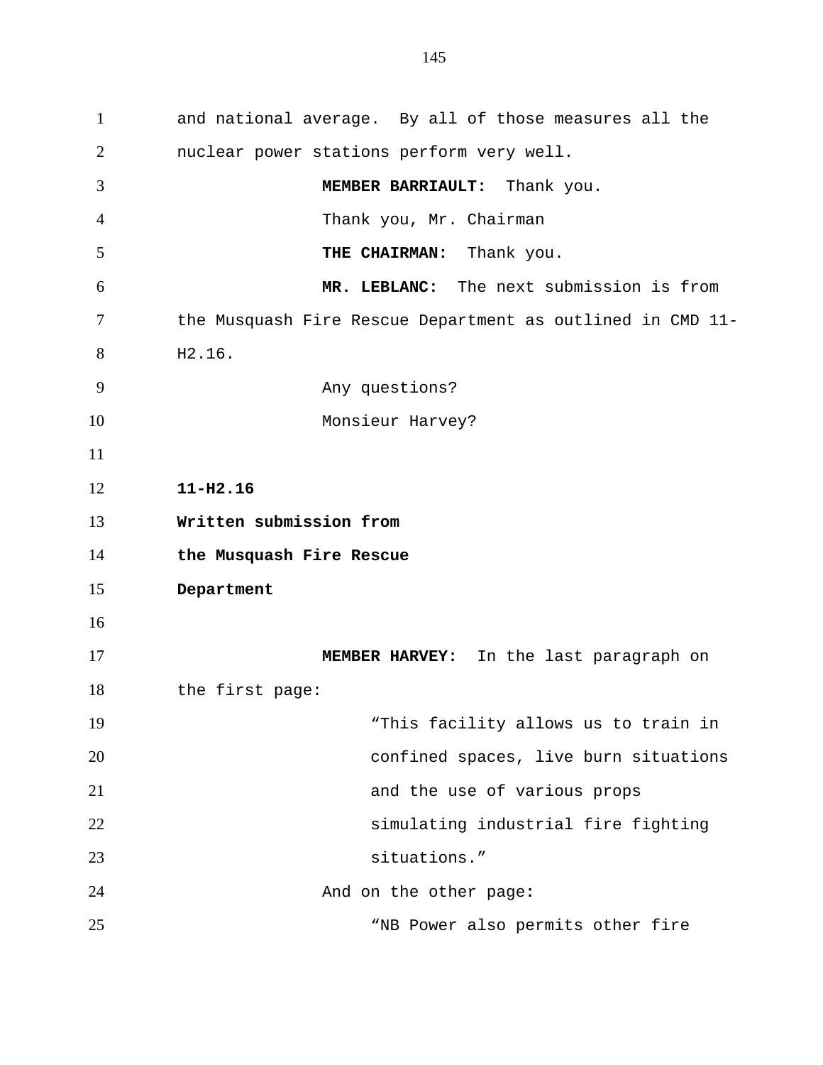and national average. By all of those measures all the nuclear power stations perform very well.

**MEMBER BARRIAULT:** Thank you.

Thank you, Mr. Chairman

**THE CHAIRMAN:** Thank you.

**MR. LEBLANC:** The next submission is from the Musquash Fire Rescue Department as outlined in CMD 11-H2.16.

Any questions?

Monsieur Harvey?

**11-H2.16**
**Written submission from**
**the Musquash Fire Rescue**
**Department**

**MEMBER HARVEY:** In the last paragraph on the first page:

> "This facility allows us to train in confined spaces, live burn situations and the use of various props simulating industrial fire fighting situations."

And on the other page:

> "NB Power also permits other fire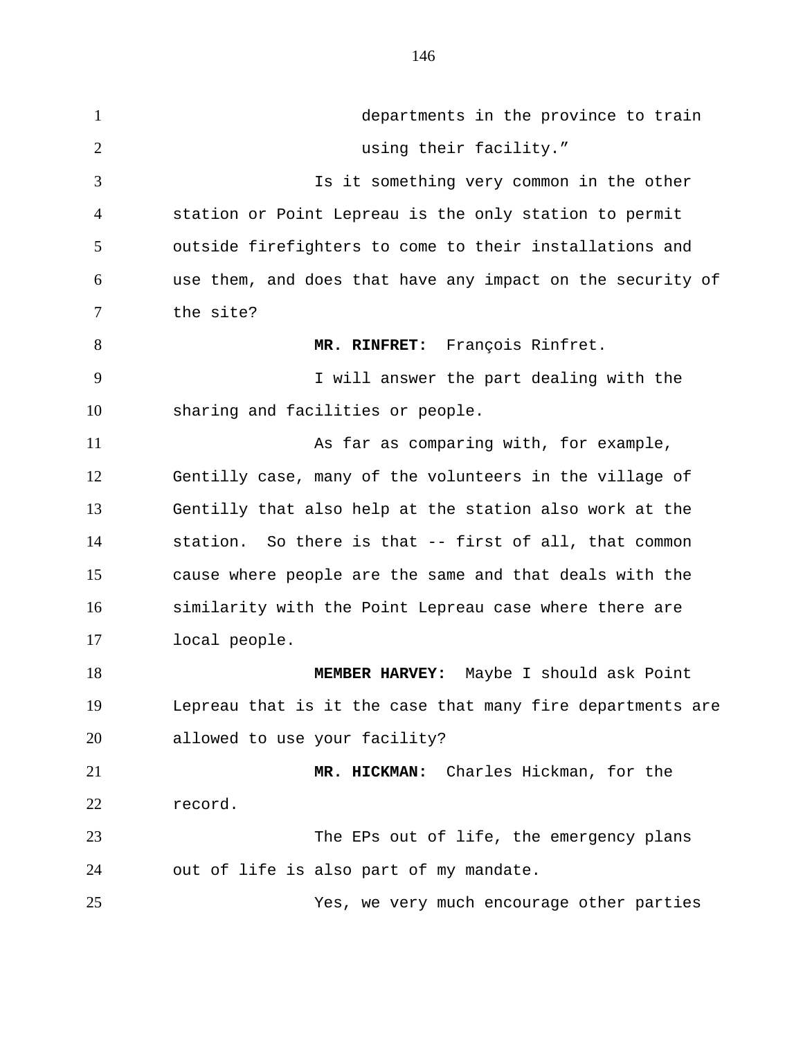departments in the province to train using their facility."

Is it something very common in the other station or Point Lepreau is the only station to permit outside firefighters to come to their installations and use them, and does that have any impact on the security of the site?

**MR. RINFRET:** François Rinfret.

I will answer the part dealing with the sharing and facilities or people.

As far as comparing with, for example, Gentilly case, many of the volunteers in the village of Gentilly that also help at the station also work at the station. So there is that -- first of all, that common cause where people are the same and that deals with the similarity with the Point Lepreau case where there are local people.

**MEMBER HARVEY:** Maybe I should ask Point Lepreau that is it the case that many fire departments are allowed to use your facility?

**MR. HICKMAN:** Charles Hickman, for the record.

The EPs out of life, the emergency plans out of life is also part of my mandate.

Yes, we very much encourage other parties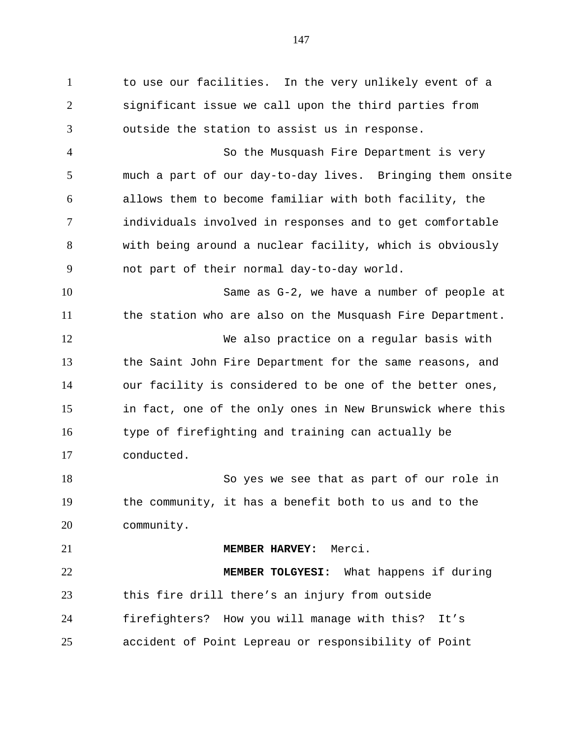to use our facilities. In the very unlikely event of a significant issue we call upon the third parties from outside the station to assist us in response.

So the Musquash Fire Department is very much a part of our day-to-day lives. Bringing them onsite allows them to become familiar with both facility, the individuals involved in responses and to get comfortable with being around a nuclear facility, which is obviously not part of their normal day-to-day world.

Same as G-2, we have a number of people at the station who are also on the Musquash Fire Department.

We also practice on a regular basis with the Saint John Fire Department for the same reasons, and our facility is considered to be one of the better ones, in fact, one of the only ones in New Brunswick where this type of firefighting and training can actually be conducted.

So yes we see that as part of our role in the community, it has a benefit both to us and to the community.

**MEMBER HARVEY:** Merci.

**MEMBER TOLGYESI:** What happens if during this fire drill there’s an injury from outside firefighters? How you will manage with this? It’s accident of Point Lepreau or responsibility of Point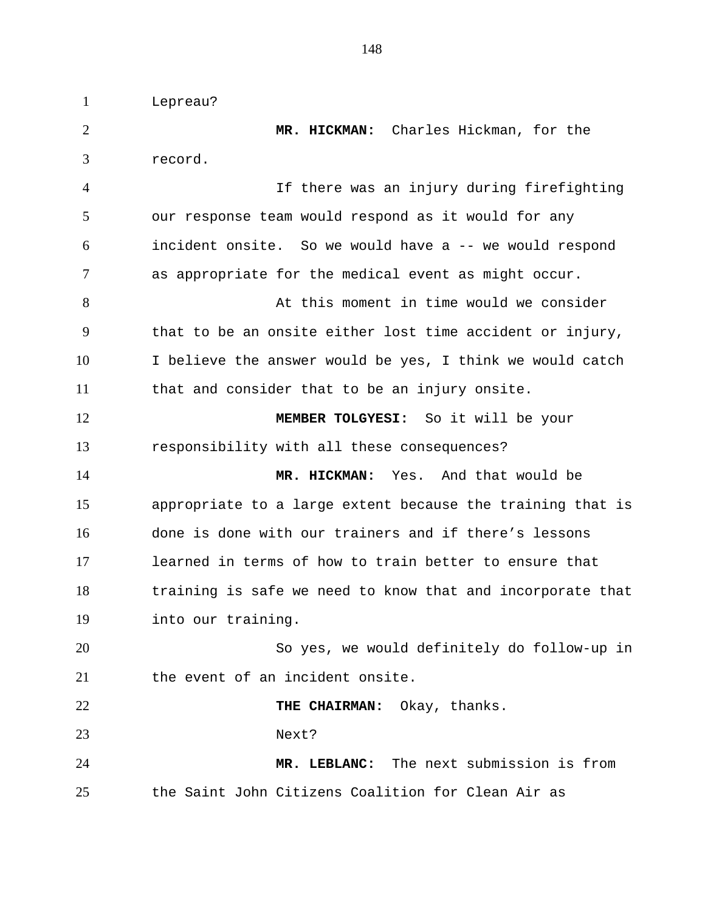Lepreau?

**MR. HICKMAN:** Charles Hickman, for the record.

If there was an injury during firefighting our response team would respond as it would for any incident onsite. So we would have a -- we would respond as appropriate for the medical event as might occur.

At this moment in time would we consider that to be an onsite either lost time accident or injury, I believe the answer would be yes, I think we would catch that and consider that to be an injury onsite.

**MEMBER TOLGYESI:** So it will be your responsibility with all these consequences?

**MR. HICKMAN:** Yes. And that would be appropriate to a large extent because the training that is done is done with our trainers and if there's lessons learned in terms of how to train better to ensure that training is safe we need to know that and incorporate that into our training.

So yes, we would definitely do follow-up in the event of an incident onsite.

**THE CHAIRMAN:** Okay, thanks.

Next?

**MR. LEBLANC:** The next submission is from the Saint John Citizens Coalition for Clean Air as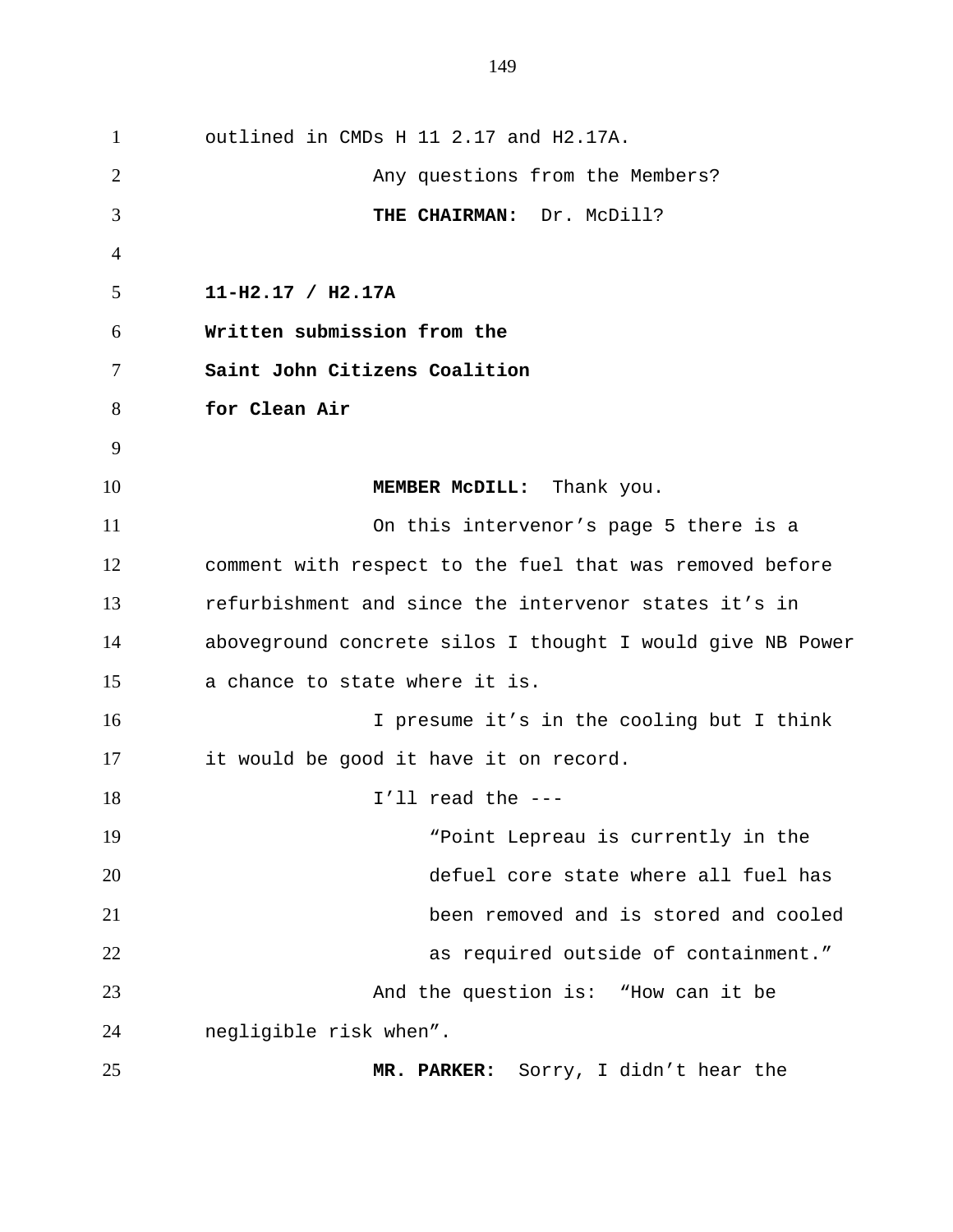outlined in CMDs H 11 2.17 and H2.17A.

Any questions from the Members?

**THE CHAIRMAN:** Dr. McDill?

**11-H2.17 / H2.17A**
**Written submission from the**
**Saint John Citizens Coalition**
**for Clean Air**

**MEMBER McDILL:** Thank you.

On this intervenor's page 5 there is a comment with respect to the fuel that was removed before refurbishment and since the intervenor states it's in aboveground concrete silos I thought I would give NB Power a chance to state where it is.

I presume it's in the cooling but I think it would be good it have it on record.

I'll read the ---

> "Point Lepreau is currently in the defuel core state where all fuel has been removed and is stored and cooled as required outside of containment."

And the question is: "How can it be negligible risk when".

**MR. PARKER:** Sorry, I didn't hear the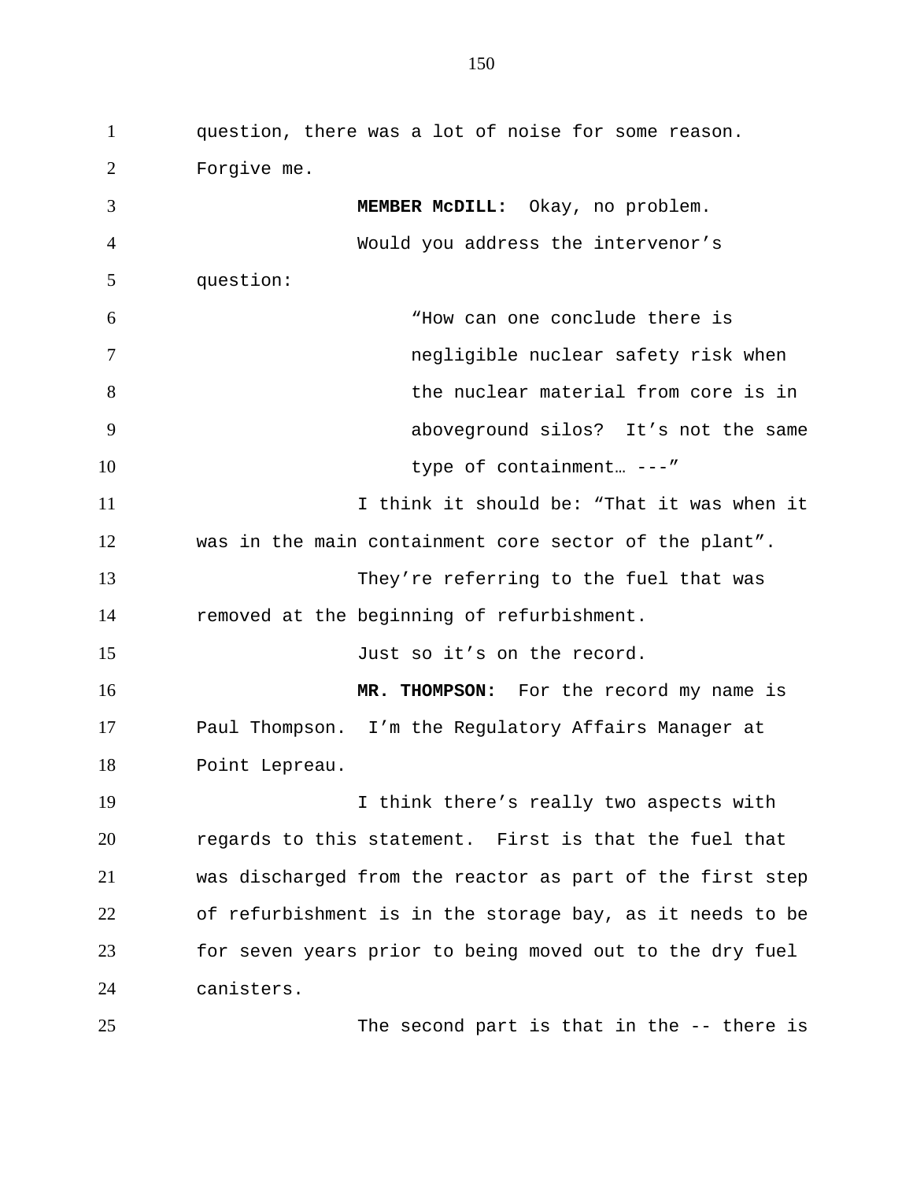question, there was a lot of noise for some reason. Forgive me.

**MEMBER McDILL:** Okay, no problem.

Would you address the intervenor's question:

> "How can one conclude there is negligible nuclear safety risk when the nuclear material from core is in aboveground silos? It's not the same type of containment… ---"

I think it should be: "That it was when it was in the main containment core sector of the plant".

They're referring to the fuel that was removed at the beginning of refurbishment.

Just so it's on the record.

**MR. THOMPSON:** For the record my name is Paul Thompson. I'm the Regulatory Affairs Manager at Point Lepreau.

I think there's really two aspects with regards to this statement. First is that the fuel that was discharged from the reactor as part of the first step of refurbishment is in the storage bay, as it needs to be for seven years prior to being moved out to the dry fuel canisters.

The second part is that in the -- there is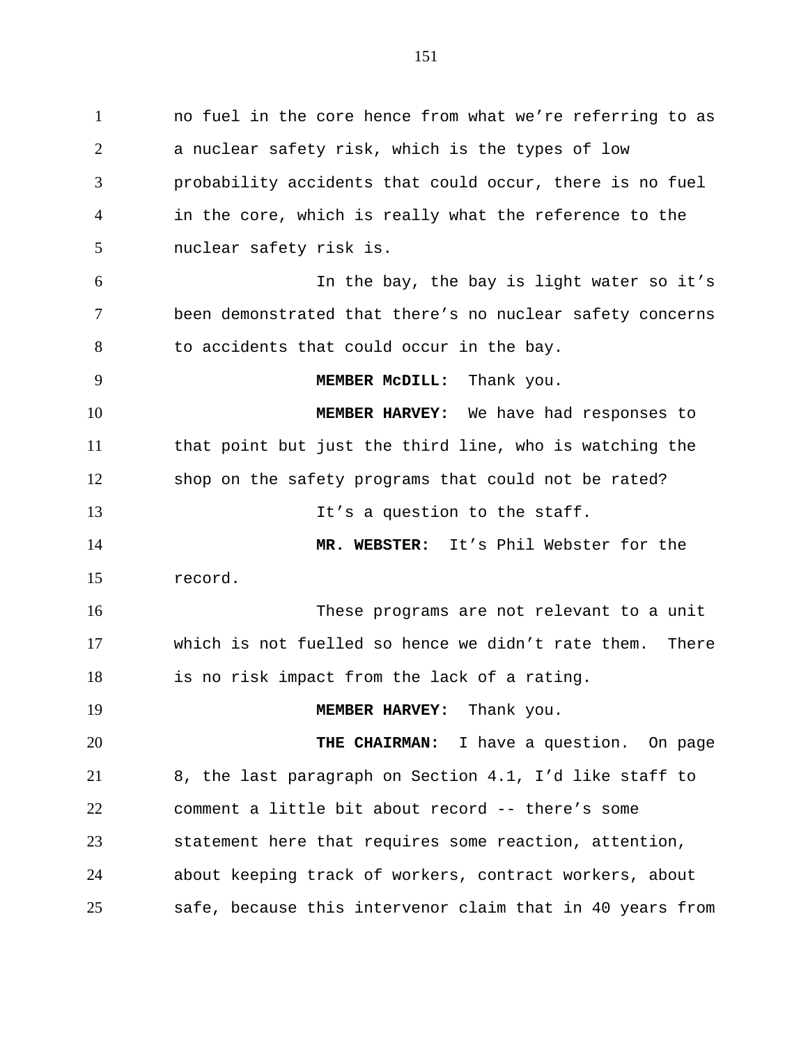no fuel in the core hence from what we're referring to as a nuclear safety risk, which is the types of low probability accidents that could occur, there is no fuel in the core, which is really what the reference to the nuclear safety risk is.

In the bay, the bay is light water so it's been demonstrated that there's no nuclear safety concerns to accidents that could occur in the bay.

**MEMBER McDILL:** Thank you.

**MEMBER HARVEY:** We have had responses to that point but just the third line, who is watching the shop on the safety programs that could not be rated?

It's a question to the staff.

**MR. WEBSTER:** It's Phil Webster for the record.

These programs are not relevant to a unit which is not fuelled so hence we didn't rate them. There is no risk impact from the lack of a rating.

**MEMBER HARVEY:** Thank you.

**THE CHAIRMAN:** I have a question. On page 8, the last paragraph on Section 4.1, I'd like staff to comment a little bit about record -- there's some statement here that requires some reaction, attention, about keeping track of workers, contract workers, about safe, because this intervenor claim that in 40 years from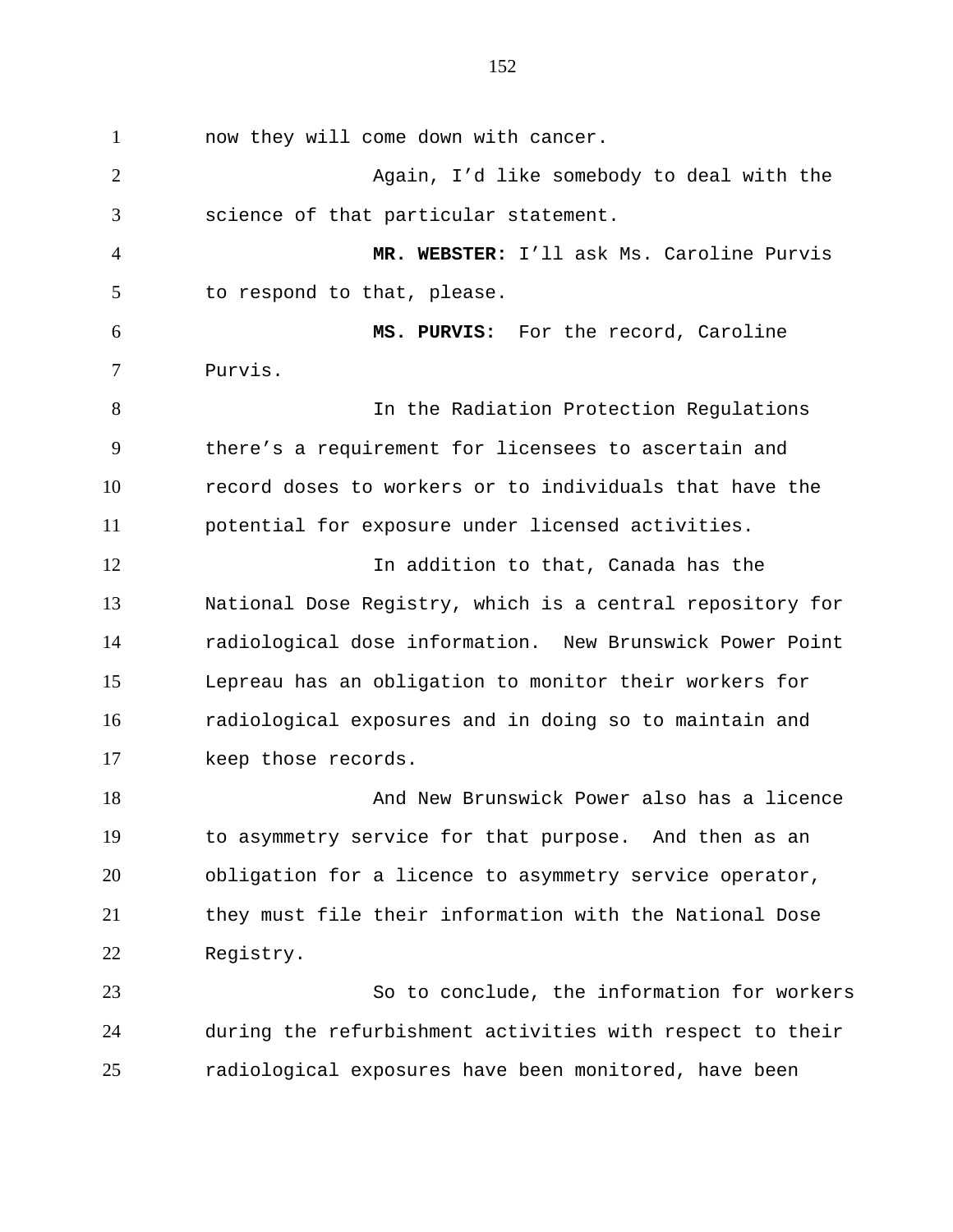now they will come down with cancer.

Again, I'd like somebody to deal with the science of that particular statement.

**MR. WEBSTER:** I'll ask Ms. Caroline Purvis to respond to that, please.

**MS. PURVIS:** For the record, Caroline Purvis.

In the Radiation Protection Regulations there's a requirement for licensees to ascertain and record doses to workers or to individuals that have the potential for exposure under licensed activities.

In addition to that, Canada has the National Dose Registry, which is a central repository for radiological dose information. New Brunswick Power Point Lepreau has an obligation to monitor their workers for radiological exposures and in doing so to maintain and keep those records.

And New Brunswick Power also has a licence to asymmetry service for that purpose. And then as an obligation for a licence to asymmetry service operator, they must file their information with the National Dose Registry.

So to conclude, the information for workers during the refurbishment activities with respect to their radiological exposures have been monitored, have been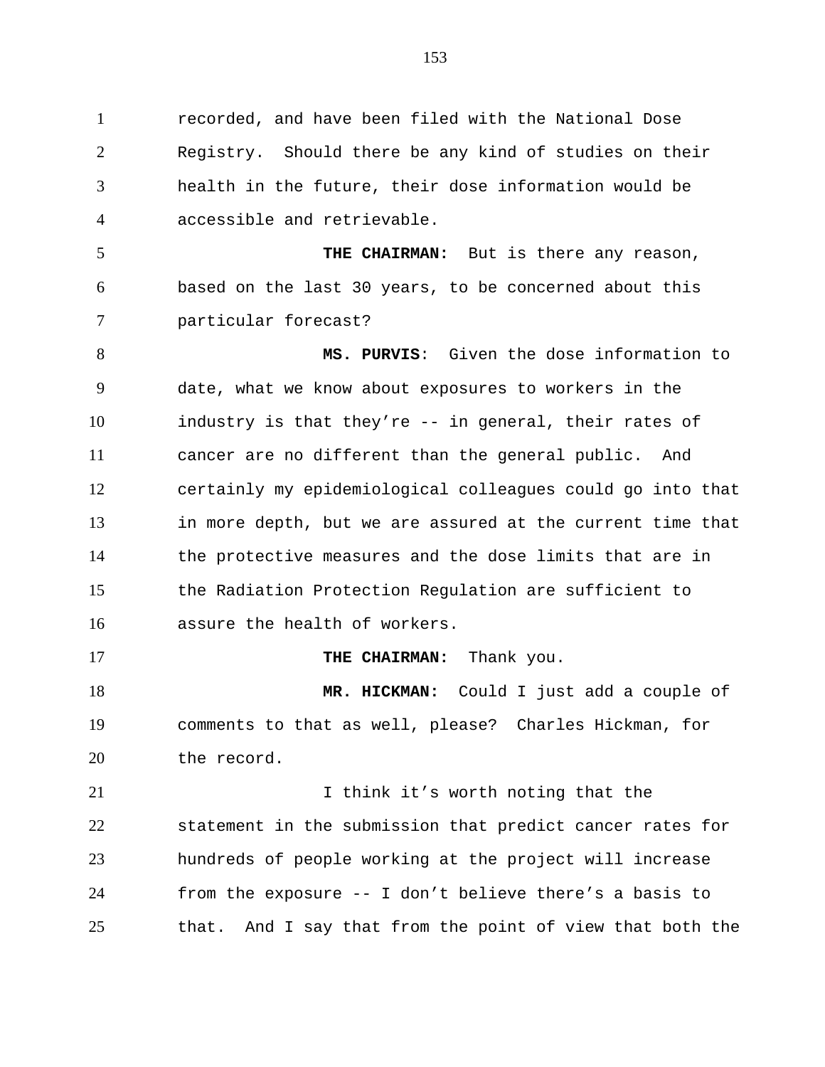recorded, and have been filed with the National Dose Registry. Should there be any kind of studies on their health in the future, their dose information would be accessible and retrievable.

**THE CHAIRMAN:** But is there any reason, based on the last 30 years, to be concerned about this particular forecast?

**MS. PURVIS**: Given the dose information to date, what we know about exposures to workers in the industry is that they're -- in general, their rates of cancer are no different than the general public. And certainly my epidemiological colleagues could go into that in more depth, but we are assured at the current time that the protective measures and the dose limits that are in the Radiation Protection Regulation are sufficient to assure the health of workers.

**THE CHAIRMAN:** Thank you.

**MR. HICKMAN:** Could I just add a couple of comments to that as well, please? Charles Hickman, for the record.

I think it's worth noting that the statement in the submission that predict cancer rates for hundreds of people working at the project will increase from the exposure -- I don't believe there's a basis to that. And I say that from the point of view that both the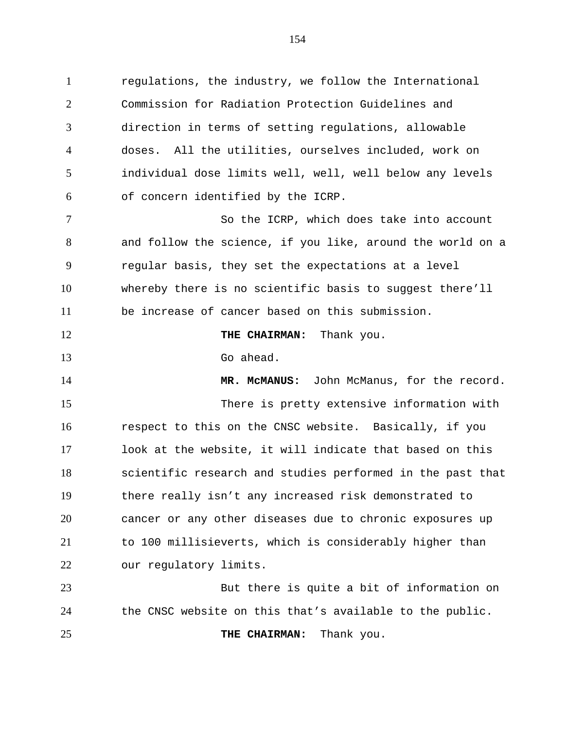regulations, the industry, we follow the International Commission for Radiation Protection Guidelines and direction in terms of setting regulations, allowable doses. All the utilities, ourselves included, work on individual dose limits well, well, well below any levels of concern identified by the ICRP.

So the ICRP, which does take into account and follow the science, if you like, around the world on a regular basis, they set the expectations at a level whereby there is no scientific basis to suggest there'll be increase of cancer based on this submission.

**THE CHAIRMAN:** Thank you.

Go ahead.

**MR. McMANUS:** John McManus, for the record.

There is pretty extensive information with respect to this on the CNSC website. Basically, if you look at the website, it will indicate that based on this scientific research and studies performed in the past that there really isn't any increased risk demonstrated to cancer or any other diseases due to chronic exposures up to 100 millisieverts, which is considerably higher than our regulatory limits.

But there is quite a bit of information on the CNSC website on this that's available to the public.

**THE CHAIRMAN:** Thank you.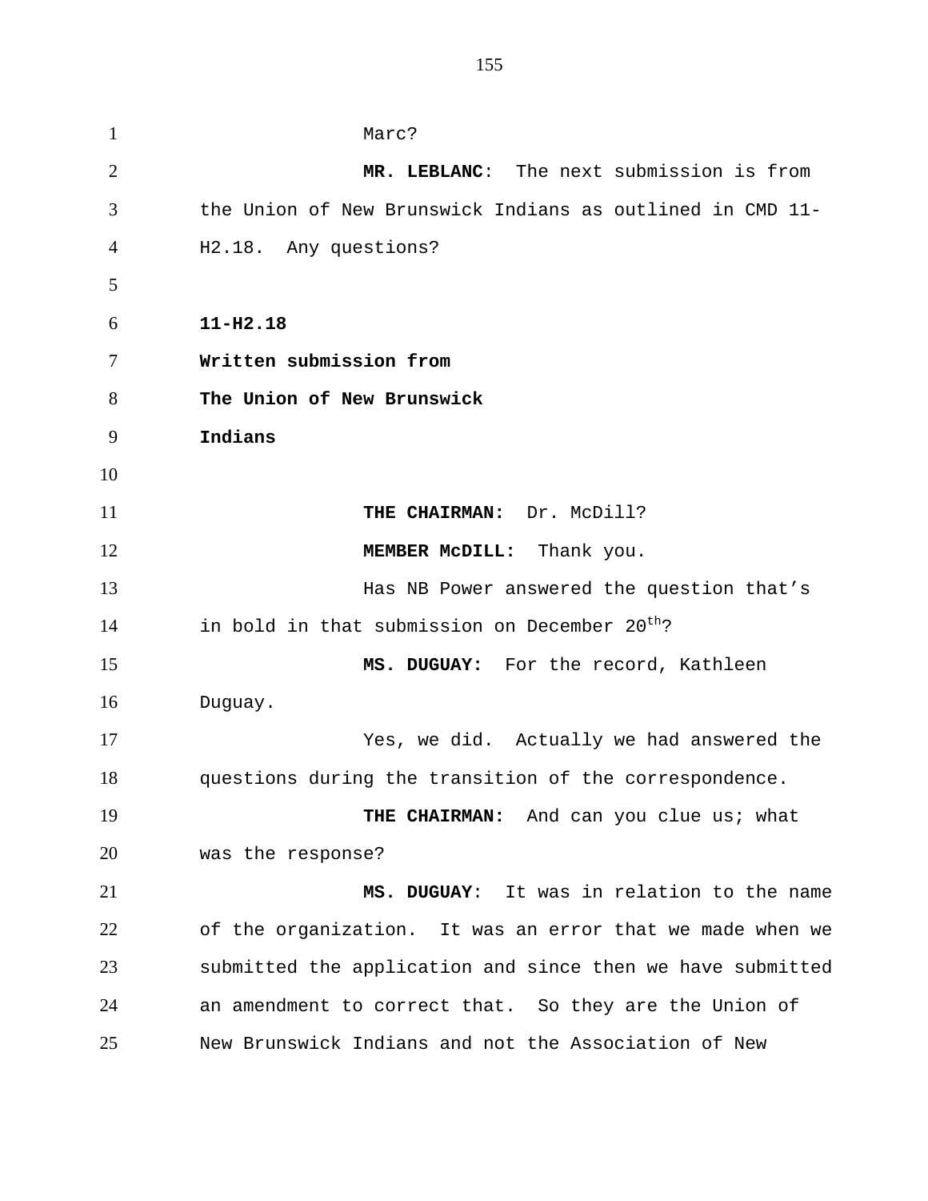Marc?

**MR. LEBLANC**: The next submission is from the Union of New Brunswick Indians as outlined in CMD 11-H2.18. Any questions?

**11-H2.18**
**Written submission from**
**The Union of New Brunswick**
**Indians**

**THE CHAIRMAN:** Dr. McDill?

**MEMBER McDILL:** Thank you.

Has NB Power answered the question that's in bold in that submission on December 20th?

**MS. DUGUAY:** For the record, Kathleen Duguay.

Yes, we did. Actually we had answered the questions during the transition of the correspondence.

**THE CHAIRMAN:** And can you clue us; what was the response?

**MS. DUGUAY**: It was in relation to the name of the organization. It was an error that we made when we submitted the application and since then we have submitted an amendment to correct that. So they are the Union of New Brunswick Indians and not the Association of New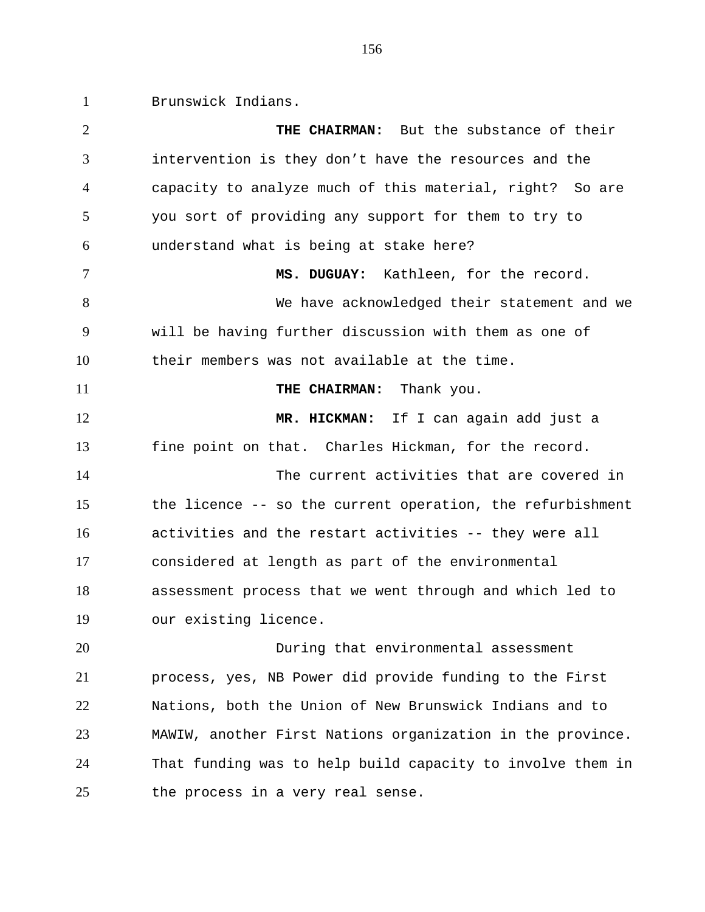Brunswick Indians.

**THE CHAIRMAN:** But the substance of their intervention is they don't have the resources and the capacity to analyze much of this material, right? So are you sort of providing any support for them to try to understand what is being at stake here?

**MS. DUGUAY:** Kathleen, for the record.

We have acknowledged their statement and we will be having further discussion with them as one of their members was not available at the time.

**THE CHAIRMAN:** Thank you.

**MR. HICKMAN:** If I can again add just a fine point on that. Charles Hickman, for the record.

The current activities that are covered in the licence -- so the current operation, the refurbishment activities and the restart activities -- they were all considered at length as part of the environmental assessment process that we went through and which led to our existing licence.

During that environmental assessment process, yes, NB Power did provide funding to the First Nations, both the Union of New Brunswick Indians and to MAWIW, another First Nations organization in the province. That funding was to help build capacity to involve them in the process in a very real sense.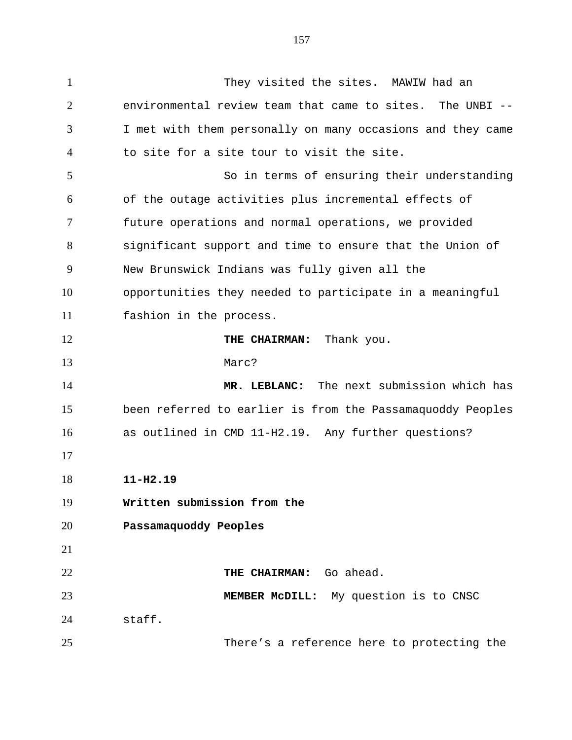They visited the sites. MAWIW had an environmental review team that came to sites. The UNBI -- I met with them personally on many occasions and they came to site for a site tour to visit the site.

So in terms of ensuring their understanding of the outage activities plus incremental effects of future operations and normal operations, we provided significant support and time to ensure that the Union of New Brunswick Indians was fully given all the opportunities they needed to participate in a meaningful fashion in the process.

**THE CHAIRMAN:** Thank you.

Marc?

**MR. LEBLANC:** The next submission which has been referred to earlier is from the Passamaquoddy Peoples as outlined in CMD 11-H2.19. Any further questions?

**11-H2.19**
**Written submission from the**
**Passamaquoddy Peoples**

**THE CHAIRMAN:** Go ahead.

**MEMBER McDILL:** My question is to CNSC staff.

There's a reference here to protecting the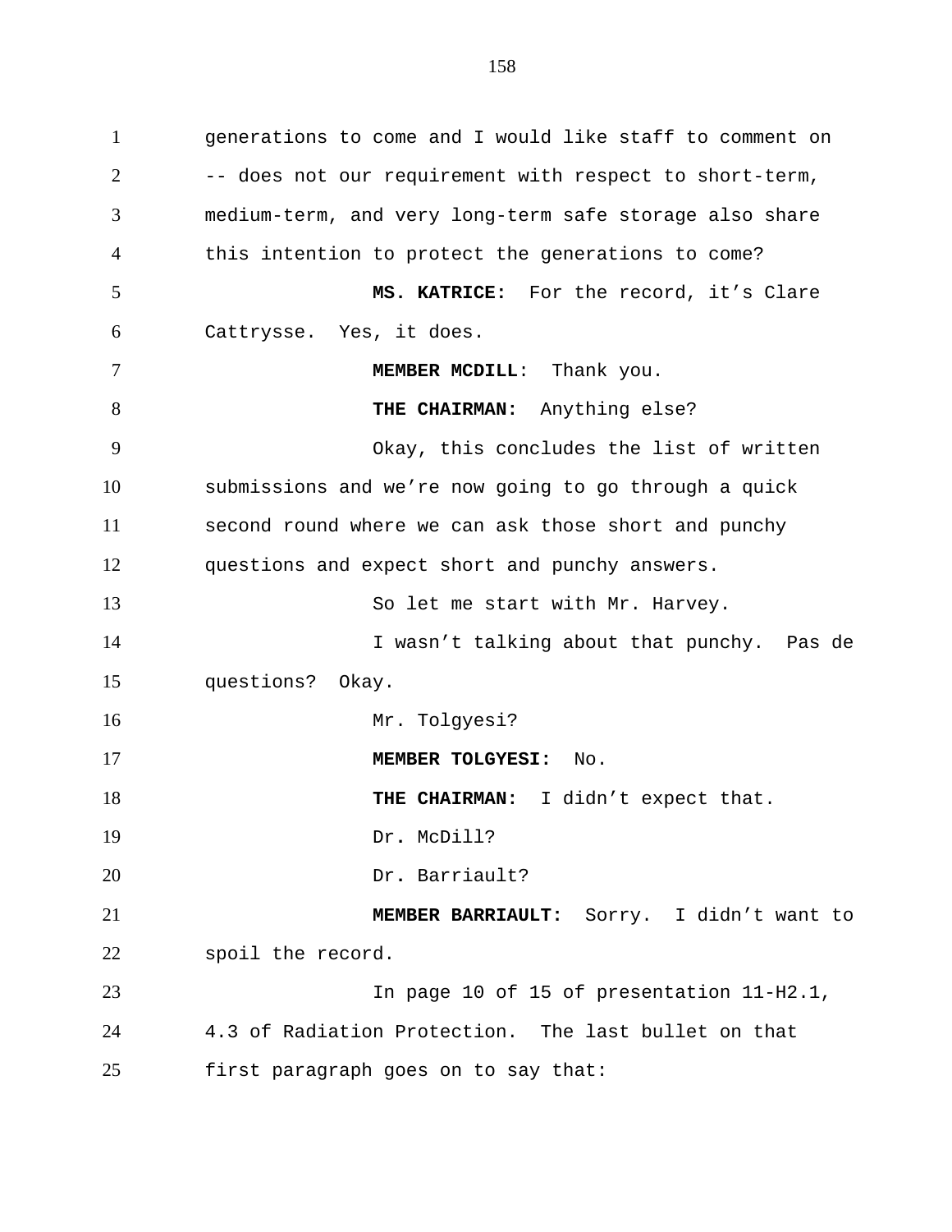generations to come and I would like staff to comment on -- does not our requirement with respect to short-term, medium-term, and very long-term safe storage also share this intention to protect the generations to come?

**MS. KATRICE:** For the record, it's Clare Cattrysse. Yes, it does.

**MEMBER MCDILL:** Thank you.

**THE CHAIRMAN:** Anything else?

Okay, this concludes the list of written submissions and we're now going to go through a quick second round where we can ask those short and punchy questions and expect short and punchy answers.

So let me start with Mr. Harvey.

I wasn't talking about that punchy. Pas de questions? Okay.

Mr. Tolgyesi?

**MEMBER TOLGYESI:** No.

**THE CHAIRMAN:** I didn't expect that.

Dr. McDill?

Dr. Barriault?

**MEMBER BARRIAULT:** Sorry. I didn't want to spoil the record.

In page 10 of 15 of presentation 11-H2.1, 4.3 of Radiation Protection. The last bullet on that first paragraph goes on to say that: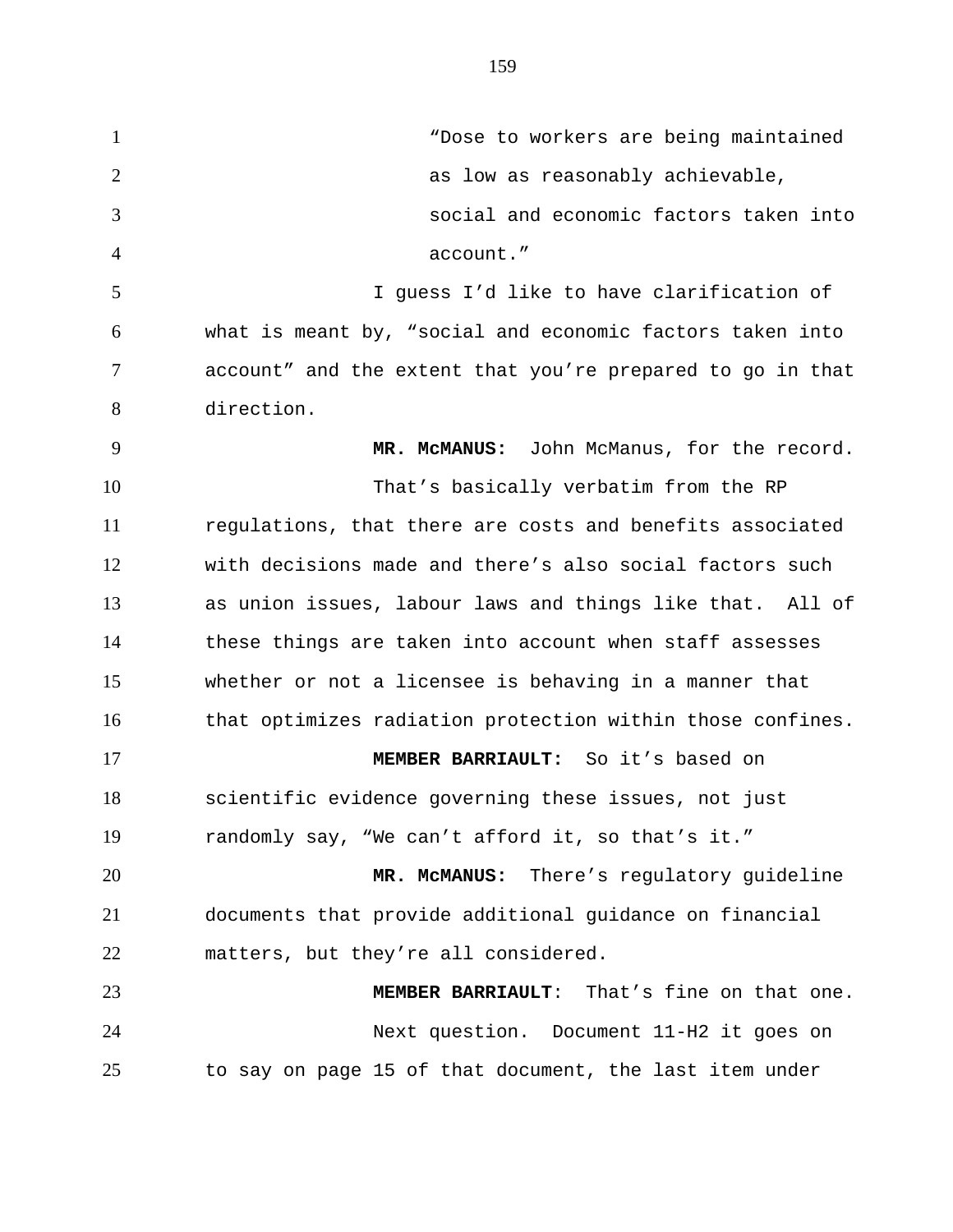"Dose to workers are being maintained as low as reasonably achievable, social and economic factors taken into account."

I guess I'd like to have clarification of what is meant by, "social and economic factors taken into account" and the extent that you're prepared to go in that direction.

**MR. McMANUS:** John McManus, for the record.

That's basically verbatim from the RP regulations, that there are costs and benefits associated with decisions made and there's also social factors such as union issues, labour laws and things like that. All of these things are taken into account when staff assesses whether or not a licensee is behaving in a manner that that optimizes radiation protection within those confines.

**MEMBER BARRIAULT:** So it's based on scientific evidence governing these issues, not just randomly say, "We can't afford it, so that's it."

**MR. McMANUS:** There's regulatory guideline documents that provide additional guidance on financial matters, but they're all considered.

**MEMBER BARRIAULT**: That's fine on that one.

Next question. Document 11-H2 it goes on to say on page 15 of that document, the last item under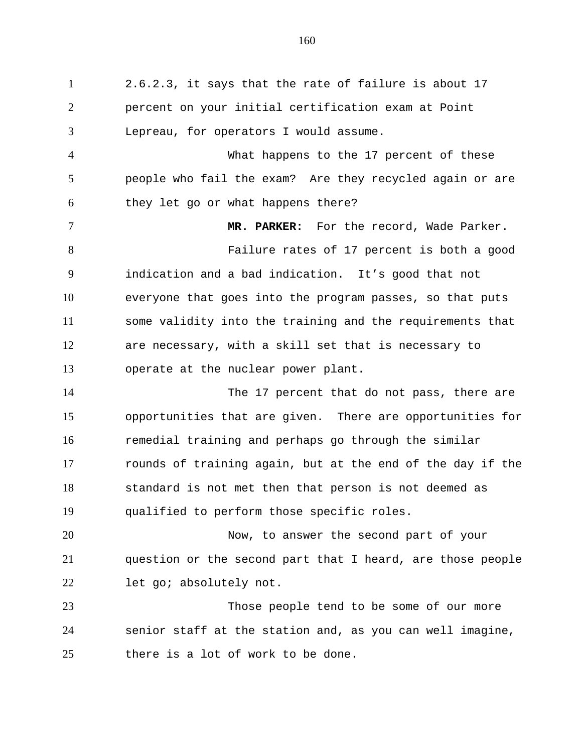2.6.2.3, it says that the rate of failure is about 17 percent on your initial certification exam at Point Lepreau, for operators I would assume.

What happens to the 17 percent of these people who fail the exam? Are they recycled again or are they let go or what happens there?

**MR. PARKER:** For the record, Wade Parker.

Failure rates of 17 percent is both a good indication and a bad indication. It's good that not everyone that goes into the program passes, so that puts some validity into the training and the requirements that are necessary, with a skill set that is necessary to operate at the nuclear power plant.

The 17 percent that do not pass, there are opportunities that are given. There are opportunities for remedial training and perhaps go through the similar rounds of training again, but at the end of the day if the standard is not met then that person is not deemed as qualified to perform those specific roles.

Now, to answer the second part of your question or the second part that I heard, are those people let go; absolutely not.

Those people tend to be some of our more senior staff at the station and, as you can well imagine, there is a lot of work to be done.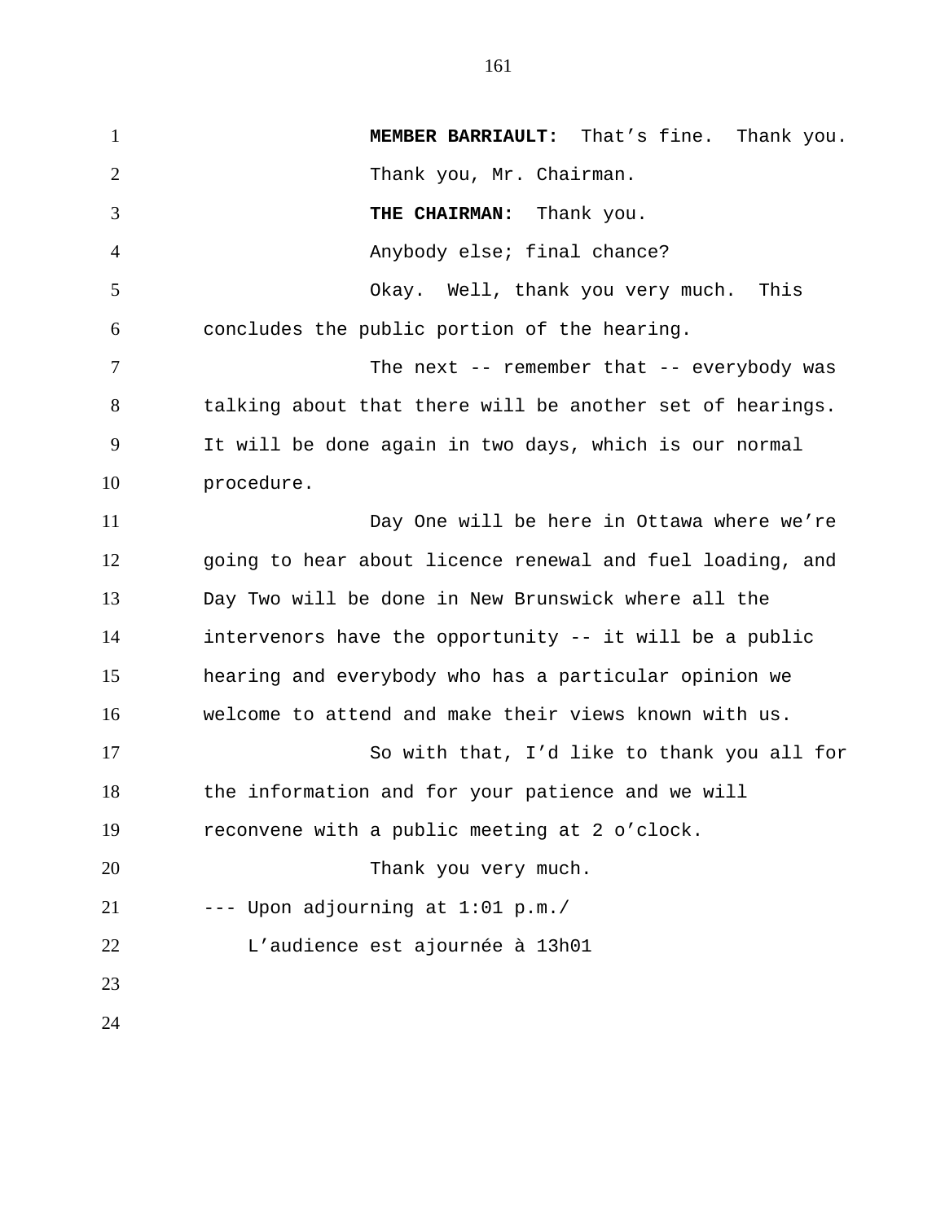**MEMBER BARRIAULT:** That’s fine. Thank you.

Thank you, Mr. Chairman.

**THE CHAIRMAN:** Thank you.

Anybody else; final chance?

Okay. Well, thank you very much. This concludes the public portion of the hearing.

The next -- remember that -- everybody was talking about that there will be another set of hearings. It will be done again in two days, which is our normal procedure.

Day One will be here in Ottawa where we’re going to hear about licence renewal and fuel loading, and Day Two will be done in New Brunswick where all the intervenors have the opportunity -- it will be a public hearing and everybody who has a particular opinion we welcome to attend and make their views known with us.

So with that, I’d like to thank you all for the information and for your patience and we will reconvene with a public meeting at 2 o’clock.

Thank you very much.

--- Upon adjourning at 1:01 p.m./

L’audience est ajournée à 13h01